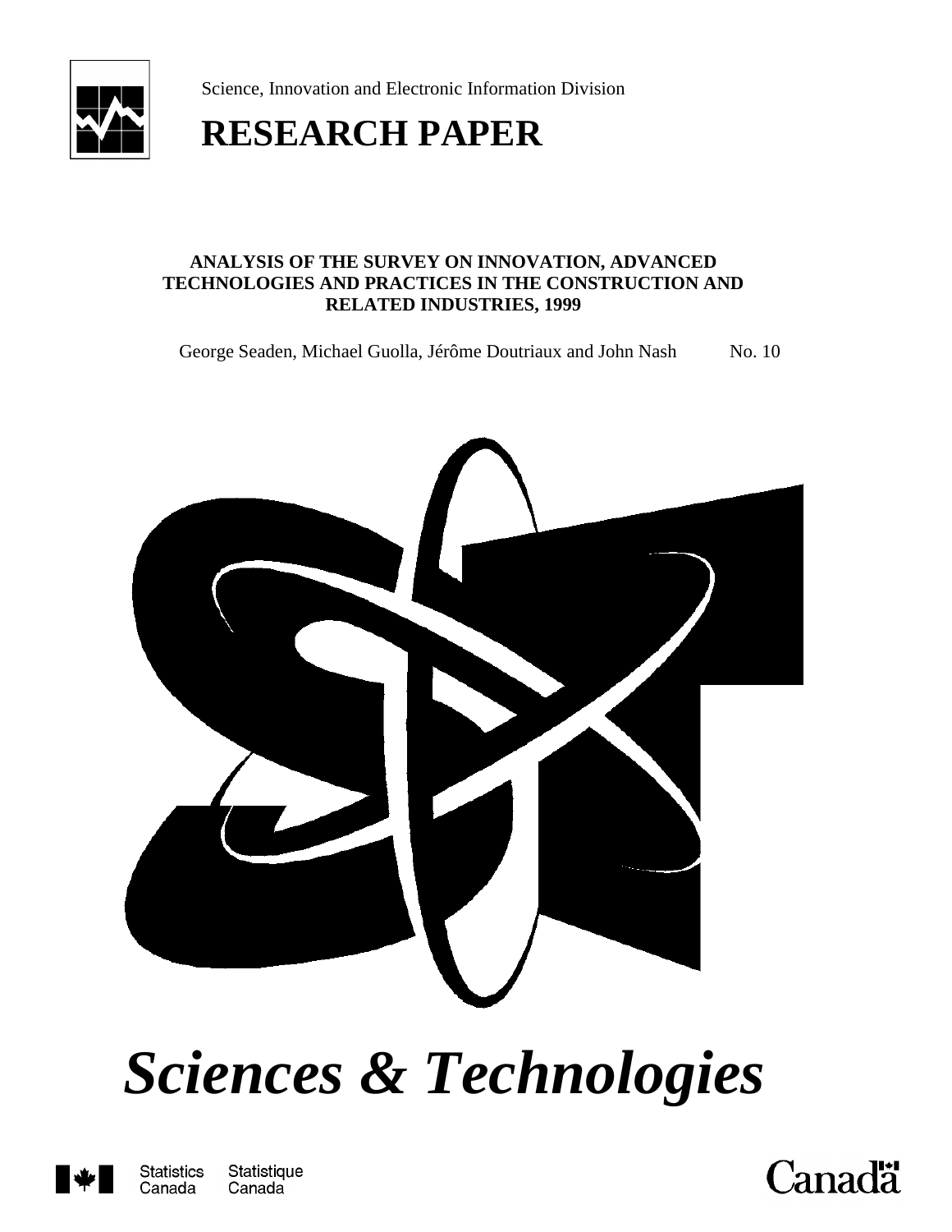Science, Innovation and Electronic Information Division

# RESEARCH PAPER

**ANALYSIS OF THE SURVEY ON INNOVATION, ADVANCED TECHNOLOGIES AND PRACTICES IN THE CONSTRUCTION AND RELATED INDUSTRIES, 1999**

George Seaden, Michael Guolla, Jérôme Doutriaux and John Nash

No. 10

*Sciences & Technologies*

Statistics Canada Statistique Canada

Canada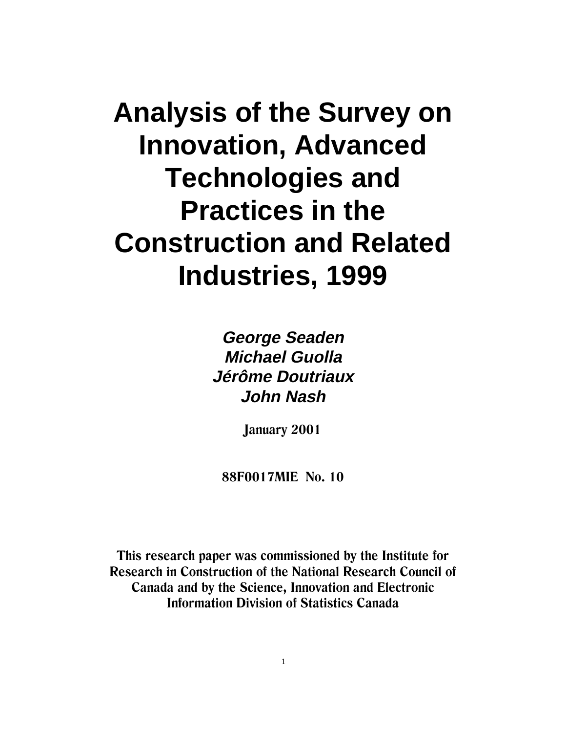# Analysis of the Survey on Innovation, Advanced Technologies and Practices in the Construction and Related Industries, 1999

***George Seaden***
***Michael Guolla***
***Jérôme Doutriaux***
***John Nash***

**January 2001**

**88F0017MIE No. 10**

**This research paper was commissioned by the Institute for Research in Construction of the National Research Council of Canada and by the Science, Innovation and Electronic Information Division of Statistics Canada**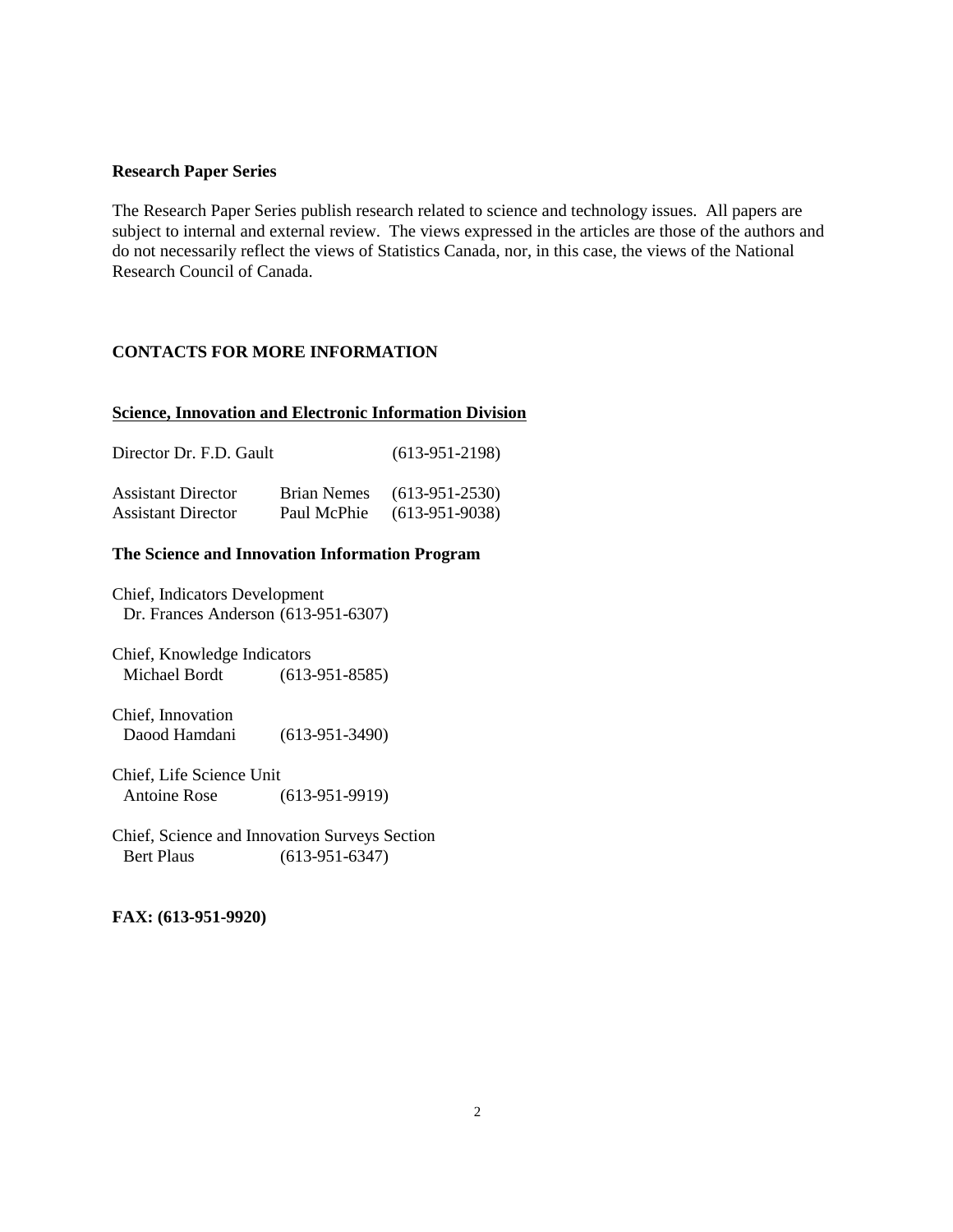**Research Paper Series**

The Research Paper Series publish research related to science and technology issues. All papers are subject to internal and external review. The views expressed in the articles are those of the authors and do not necessarily reflect the views of Statistics Canada, nor, in this case, the views of the National Research Council of Canada.

**CONTACTS FOR MORE INFORMATION**

**Science, Innovation and Electronic Information Division**

| Director Dr. F.D. Gault | | (613-951-2198) |
|---|---|---|
| Assistant Director | Brian Nemes | (613-951-2530) |
| Assistant Director | Paul McPhie | (613-951-9038) |

**The Science and Innovation Information Program**

Chief, Indicators Development
Dr. Frances Anderson (613-951-6307)

Chief, Knowledge Indicators
Michael Bordt (613-951-8585)

Chief, Innovation
Daood Hamdani (613-951-3490)

Chief, Life Science Unit
Antoine Rose (613-951-9919)

Chief, Science and Innovation Surveys Section
Bert Plaus (613-951-6347)

**FAX: (613-951-9920)**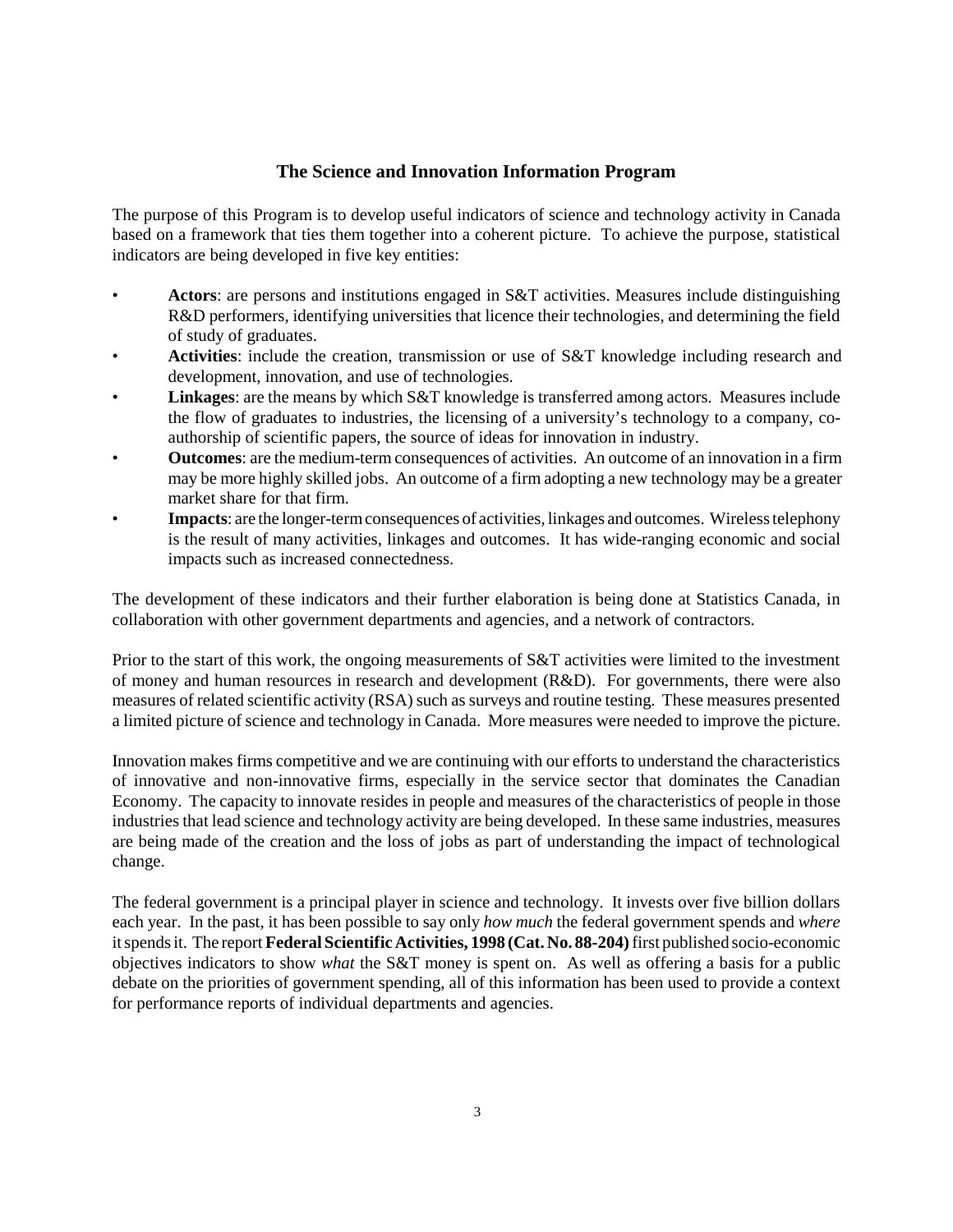## The Science and Innovation Information Program

The purpose of this Program is to develop useful indicators of science and technology activity in Canada based on a framework that ties them together into a coherent picture. To achieve the purpose, statistical indicators are being developed in five key entities:

- **Actors**: are persons and institutions engaged in S&T activities. Measures include distinguishing R&D performers, identifying universities that licence their technologies, and determining the field of study of graduates.
- **Activities**: include the creation, transmission or use of S&T knowledge including research and development, innovation, and use of technologies.
- **Linkages**: are the means by which S&T knowledge is transferred among actors. Measures include the flow of graduates to industries, the licensing of a university's technology to a company, co-authorship of scientific papers, the source of ideas for innovation in industry.
- **Outcomes**: are the medium-term consequences of activities. An outcome of an innovation in a firm may be more highly skilled jobs. An outcome of a firm adopting a new technology may be a greater market share for that firm.
- **Impacts**: are the longer-term consequences of activities, linkages and outcomes. Wireless telephony is the result of many activities, linkages and outcomes. It has wide-ranging economic and social impacts such as increased connectedness.

The development of these indicators and their further elaboration is being done at Statistics Canada, in collaboration with other government departments and agencies, and a network of contractors.

Prior to the start of this work, the ongoing measurements of S&T activities were limited to the investment of money and human resources in research and development (R&D). For governments, there were also measures of related scientific activity (RSA) such as surveys and routine testing. These measures presented a limited picture of science and technology in Canada. More measures were needed to improve the picture.

Innovation makes firms competitive and we are continuing with our efforts to understand the characteristics of innovative and non-innovative firms, especially in the service sector that dominates the Canadian Economy. The capacity to innovate resides in people and measures of the characteristics of people in those industries that lead science and technology activity are being developed. In these same industries, measures are being made of the creation and the loss of jobs as part of understanding the impact of technological change.

The federal government is a principal player in science and technology. It invests over five billion dollars each year. In the past, it has been possible to say only *how much* the federal government spends and *where* it spends it. The report **Federal Scientific Activities, 1998 (Cat. No. 88-204)** first published socio-economic objectives indicators to show *what* the S&T money is spent on. As well as offering a basis for a public debate on the priorities of government spending, all of this information has been used to provide a context for performance reports of individual departments and agencies.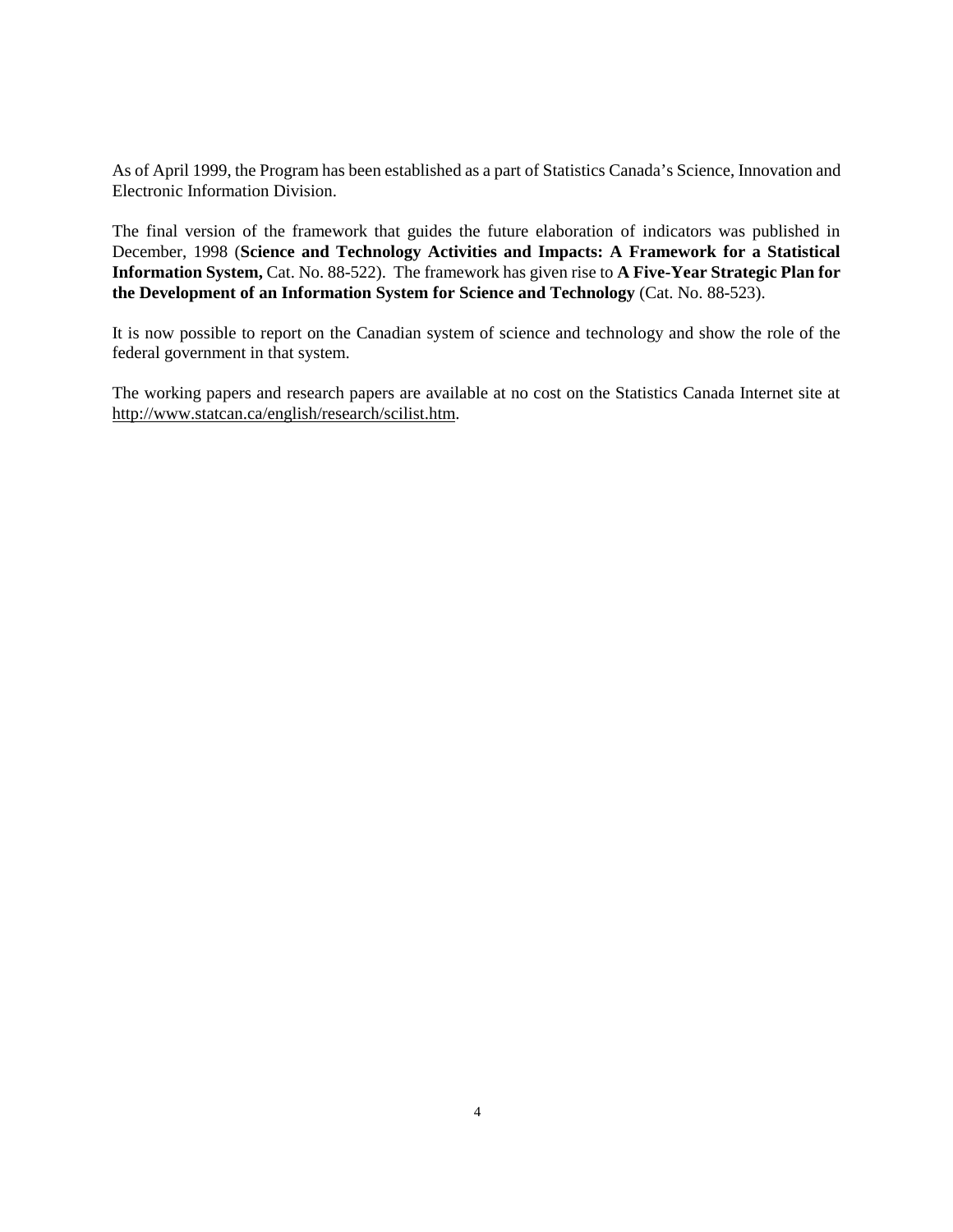As of April 1999, the Program has been established as a part of Statistics Canada's Science, Innovation and Electronic Information Division.

The final version of the framework that guides the future elaboration of indicators was published in December, 1998 (**Science and Technology Activities and Impacts: A Framework for a Statistical Information System,** Cat. No. 88-522). The framework has given rise to **A Five-Year Strategic Plan for the Development of an Information System for Science and Technology** (Cat. No. 88-523).

It is now possible to report on the Canadian system of science and technology and show the role of the federal government in that system.

The working papers and research papers are available at no cost on the Statistics Canada Internet site at http://www.statcan.ca/english/research/scilist.htm.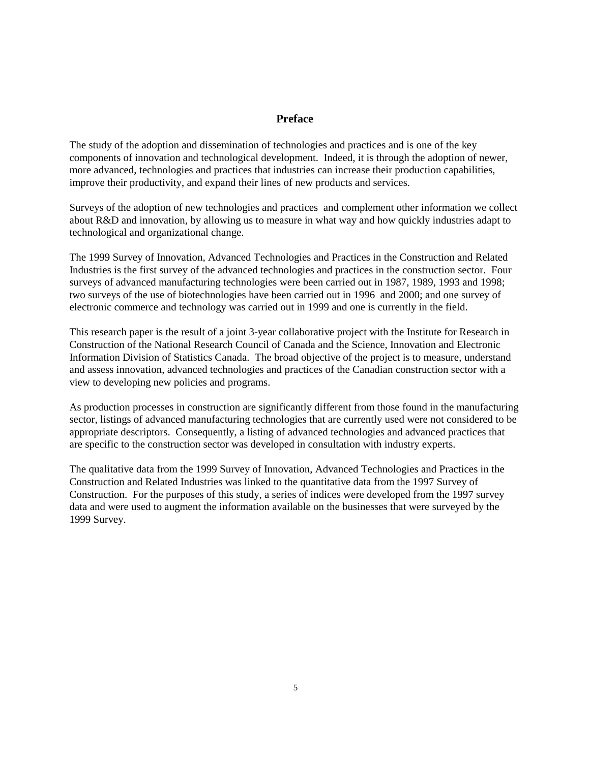## Preface

The study of the adoption and dissemination of technologies and practices and is one of the key components of innovation and technological development. Indeed, it is through the adoption of newer, more advanced, technologies and practices that industries can increase their production capabilities, improve their productivity, and expand their lines of new products and services.

Surveys of the adoption of new technologies and practices and complement other information we collect about R&D and innovation, by allowing us to measure in what way and how quickly industries adapt to technological and organizational change.

The 1999 Survey of Innovation, Advanced Technologies and Practices in the Construction and Related Industries is the first survey of the advanced technologies and practices in the construction sector. Four surveys of advanced manufacturing technologies were been carried out in 1987, 1989, 1993 and 1998; two surveys of the use of biotechnologies have been carried out in 1996 and 2000; and one survey of electronic commerce and technology was carried out in 1999 and one is currently in the field.

This research paper is the result of a joint 3-year collaborative project with the Institute for Research in Construction of the National Research Council of Canada and the Science, Innovation and Electronic Information Division of Statistics Canada. The broad objective of the project is to measure, understand and assess innovation, advanced technologies and practices of the Canadian construction sector with a view to developing new policies and programs.

As production processes in construction are significantly different from those found in the manufacturing sector, listings of advanced manufacturing technologies that are currently used were not considered to be appropriate descriptors. Consequently, a listing of advanced technologies and advanced practices that are specific to the construction sector was developed in consultation with industry experts.

The qualitative data from the 1999 Survey of Innovation, Advanced Technologies and Practices in the Construction and Related Industries was linked to the quantitative data from the 1997 Survey of Construction. For the purposes of this study, a series of indices were developed from the 1997 survey data and were used to augment the information available on the businesses that were surveyed by the 1999 Survey.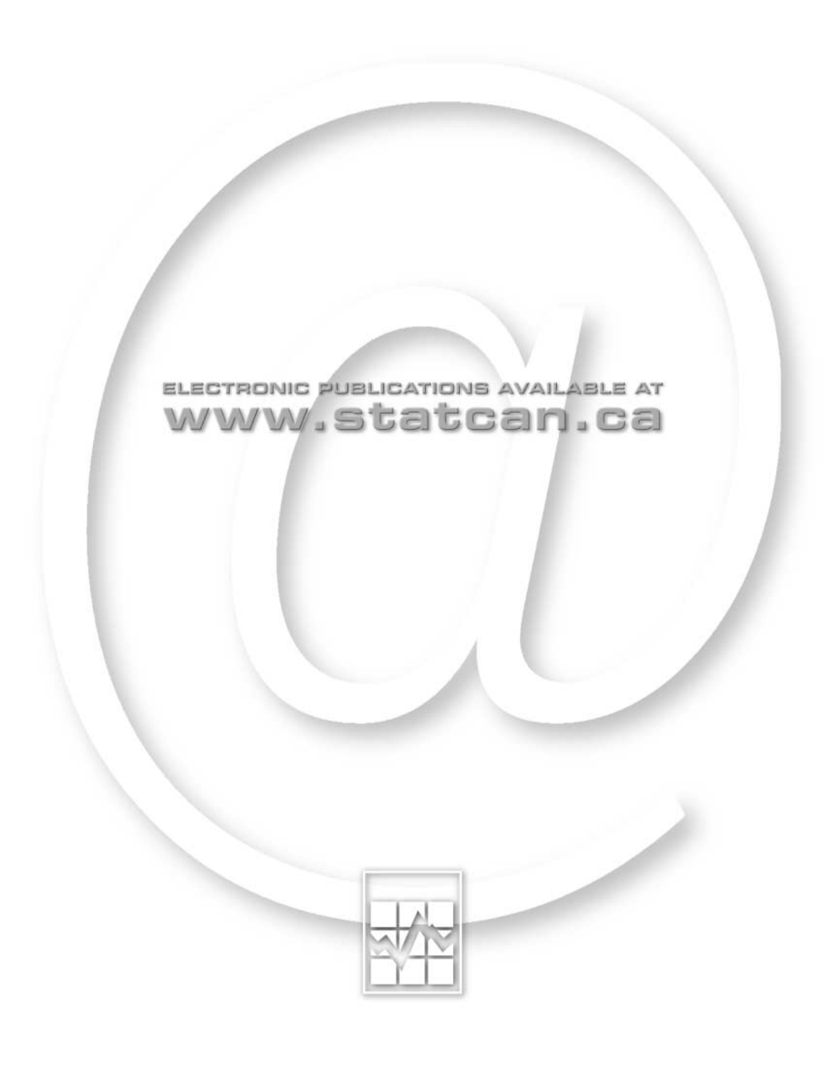ELECTRONIC PUBLICATIONS AVAILABLE AT

www.statcan.ca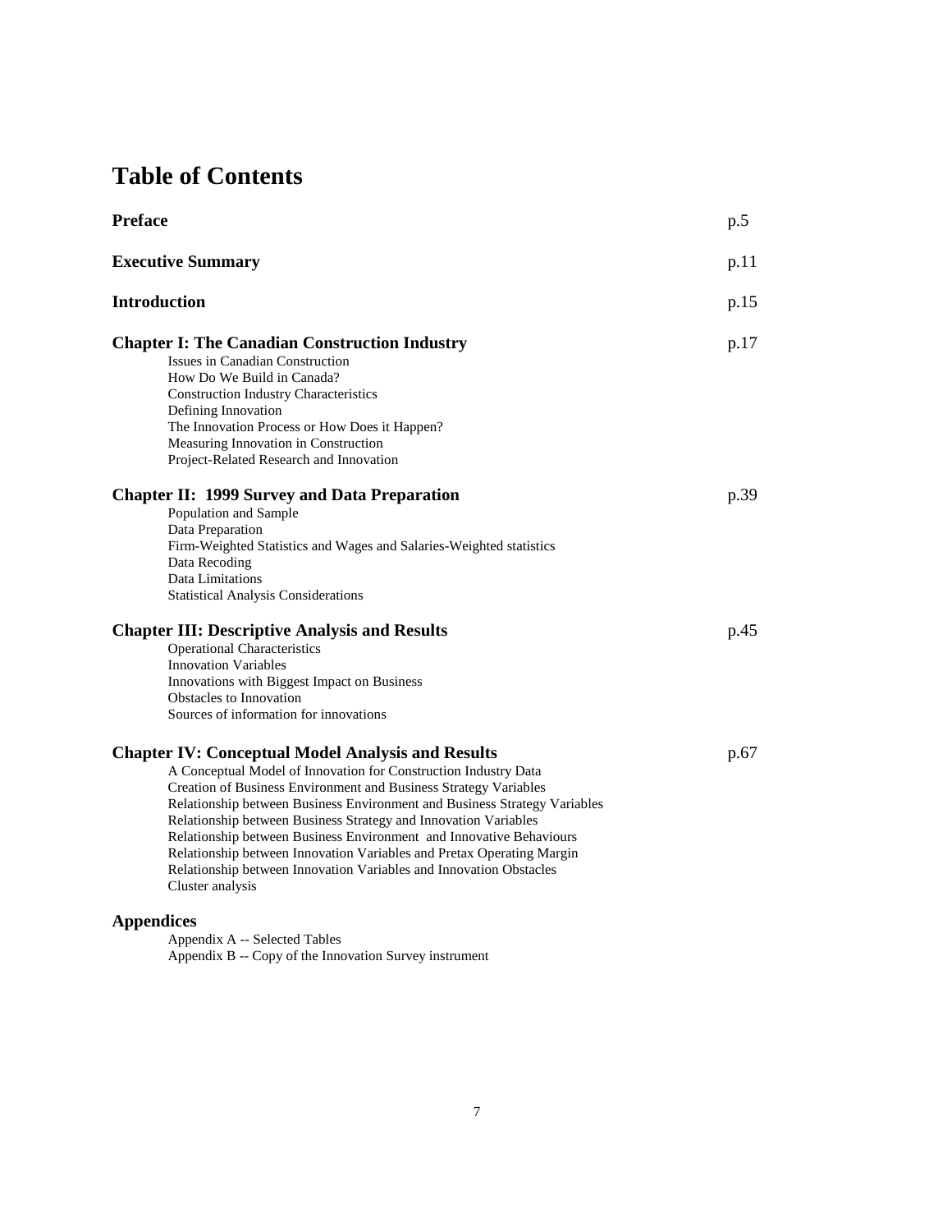# Table of Contents

| | |
|---|---|
| **Preface** | p.5 |
| **Executive Summary** | p.11 |
| **Introduction** | p.15 |
| **Chapter I: The Canadian Construction Industry** | p.17 |
| Issues in Canadian Construction | |
| How Do We Build in Canada? | |
| Construction Industry Characteristics | |
| Defining Innovation | |
| The Innovation Process or How Does it Happen? | |
| Measuring Innovation in Construction | |
| Project-Related Research and Innovation | |
| **Chapter II: 1999 Survey and Data Preparation** | p.39 |
| Population and Sample | |
| Data Preparation | |
| Firm-Weighted Statistics and Wages and Salaries-Weighted statistics | |
| Data Recoding | |
| Data Limitations | |
| Statistical Analysis Considerations | |
| **Chapter III: Descriptive Analysis and Results** | p.45 |
| Operational Characteristics | |
| Innovation Variables | |
| Innovations with Biggest Impact on Business | |
| Obstacles to Innovation | |
| Sources of information for innovations | |
| **Chapter IV: Conceptual Model Analysis and Results** | p.67 |
| A Conceptual Model of Innovation for Construction Industry Data | |
| Creation of Business Environment and Business Strategy Variables | |
| Relationship between Business Environment and Business Strategy Variables | |
| Relationship between Business Strategy and Innovation Variables | |
| Relationship between Business Environment and Innovative Behaviours | |
| Relationship between Innovation Variables and Pretax Operating Margin | |
| Relationship between Innovation Variables and Innovation Obstacles | |
| Cluster analysis | |
| **Appendices** | |
| Appendix A -- Selected Tables | |
| Appendix B -- Copy of the Innovation Survey instrument | |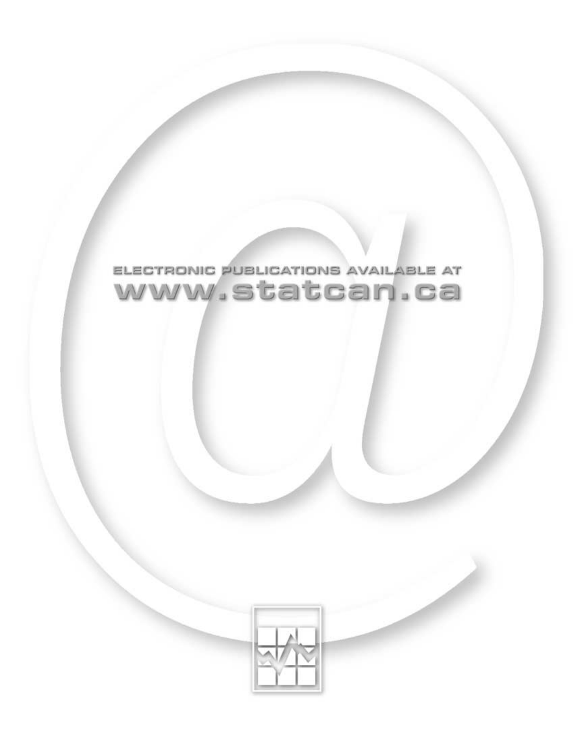ELECTRONIC PUBLICATIONS AVAILABLE AT

www.statcan.ca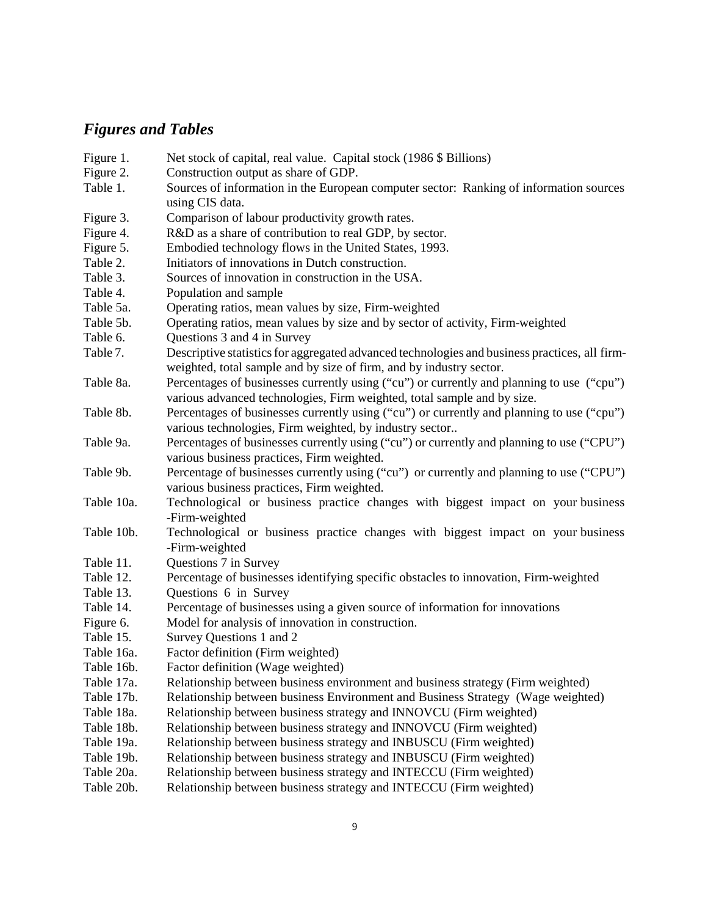## *Figures and Tables*

| | |
|---|---|
| Figure 1. | Net stock of capital, real value. Capital stock (1986 $ Billions) |
| Figure 2. | Construction output as share of GDP. |
| Table 1. | Sources of information in the European computer sector: Ranking of information sources using CIS data. |
| Figure 3. | Comparison of labour productivity growth rates. |
| Figure 4. | R&D as a share of contribution to real GDP, by sector. |
| Figure 5. | Embodied technology flows in the United States, 1993. |
| Table 2. | Initiators of innovations in Dutch construction. |
| Table 3. | Sources of innovation in construction in the USA. |
| Table 4. | Population and sample |
| Table 5a. | Operating ratios, mean values by size, Firm-weighted |
| Table 5b. | Operating ratios, mean values by size and by sector of activity, Firm-weighted |
| Table 6. | Questions 3 and 4 in Survey |
| Table 7. | Descriptive statistics for aggregated advanced technologies and business practices, all firm-weighted, total sample and by size of firm, and by industry sector. |
| Table 8a. | Percentages of businesses currently using ("cu") or currently and planning to use ("cpu") various advanced technologies, Firm weighted, total sample and by size. |
| Table 8b. | Percentages of businesses currently using ("cu") or currently and planning to use ("cpu") various technologies, Firm weighted, by industry sector.. |
| Table 9a. | Percentages of businesses currently using ("cu") or currently and planning to use ("CPU") various business practices, Firm weighted. |
| Table 9b. | Percentage of businesses currently using ("cu") or currently and planning to use ("CPU") various business practices, Firm weighted. |
| Table 10a. | Technological or business practice changes with biggest impact on your business -Firm-weighted |
| Table 10b. | Technological or business practice changes with biggest impact on your business -Firm-weighted |
| Table 11. | Questions 7 in Survey |
| Table 12. | Percentage of businesses identifying specific obstacles to innovation, Firm-weighted |
| Table 13. | Questions 6 in Survey |
| Table 14. | Percentage of businesses using a given source of information for innovations |
| Figure 6. | Model for analysis of innovation in construction. |
| Table 15. | Survey Questions 1 and 2 |
| Table 16a. | Factor definition (Firm weighted) |
| Table 16b. | Factor definition (Wage weighted) |
| Table 17a. | Relationship between business environment and business strategy (Firm weighted) |
| Table 17b. | Relationship between business Environment and Business Strategy (Wage weighted) |
| Table 18a. | Relationship between business strategy and INNOVCU (Firm weighted) |
| Table 18b. | Relationship between business strategy and INNOVCU (Firm weighted) |
| Table 19a. | Relationship between business strategy and INBUSCU (Firm weighted) |
| Table 19b. | Relationship between business strategy and INBUSCU (Firm weighted) |
| Table 20a. | Relationship between business strategy and INTECCU (Firm weighted) |
| Table 20b. | Relationship between business strategy and INTECCU (Firm weighted) |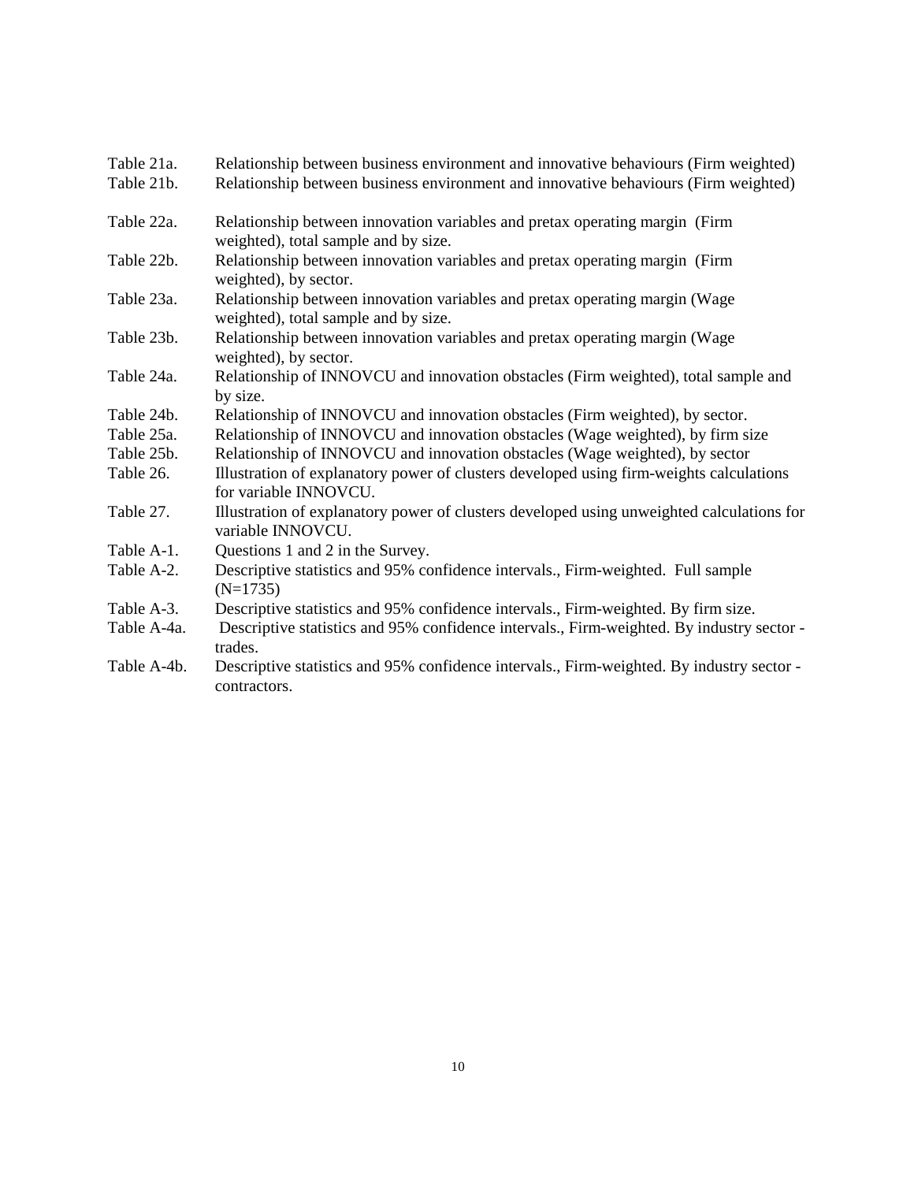Table 21a. Relationship between business environment and innovative behaviours (Firm weighted)
Table 21b. Relationship between business environment and innovative behaviours (Firm weighted)

Table 22a. Relationship between innovation variables and pretax operating margin (Firm weighted), total sample and by size.
Table 22b. Relationship between innovation variables and pretax operating margin (Firm weighted), by sector.
Table 23a. Relationship between innovation variables and pretax operating margin (Wage weighted), total sample and by size.
Table 23b. Relationship between innovation variables and pretax operating margin (Wage weighted), by sector.
Table 24a. Relationship of INNOVCU and innovation obstacles (Firm weighted), total sample and by size.
Table 24b. Relationship of INNOVCU and innovation obstacles (Firm weighted), by sector.
Table 25a. Relationship of INNOVCU and innovation obstacles (Wage weighted), by firm size
Table 25b. Relationship of INNOVCU and innovation obstacles (Wage weighted), by sector
Table 26. Illustration of explanatory power of clusters developed using firm-weights calculations for variable INNOVCU.
Table 27. Illustration of explanatory power of clusters developed using unweighted calculations for variable INNOVCU.
Table A-1. Questions 1 and 2 in the Survey.
Table A-2. Descriptive statistics and 95% confidence intervals., Firm-weighted. Full sample (N=1735)
Table A-3. Descriptive statistics and 95% confidence intervals., Firm-weighted. By firm size.
Table A-4a. Descriptive statistics and 95% confidence intervals., Firm-weighted. By industry sector - trades.
Table A-4b. Descriptive statistics and 95% confidence intervals., Firm-weighted. By industry sector - contractors.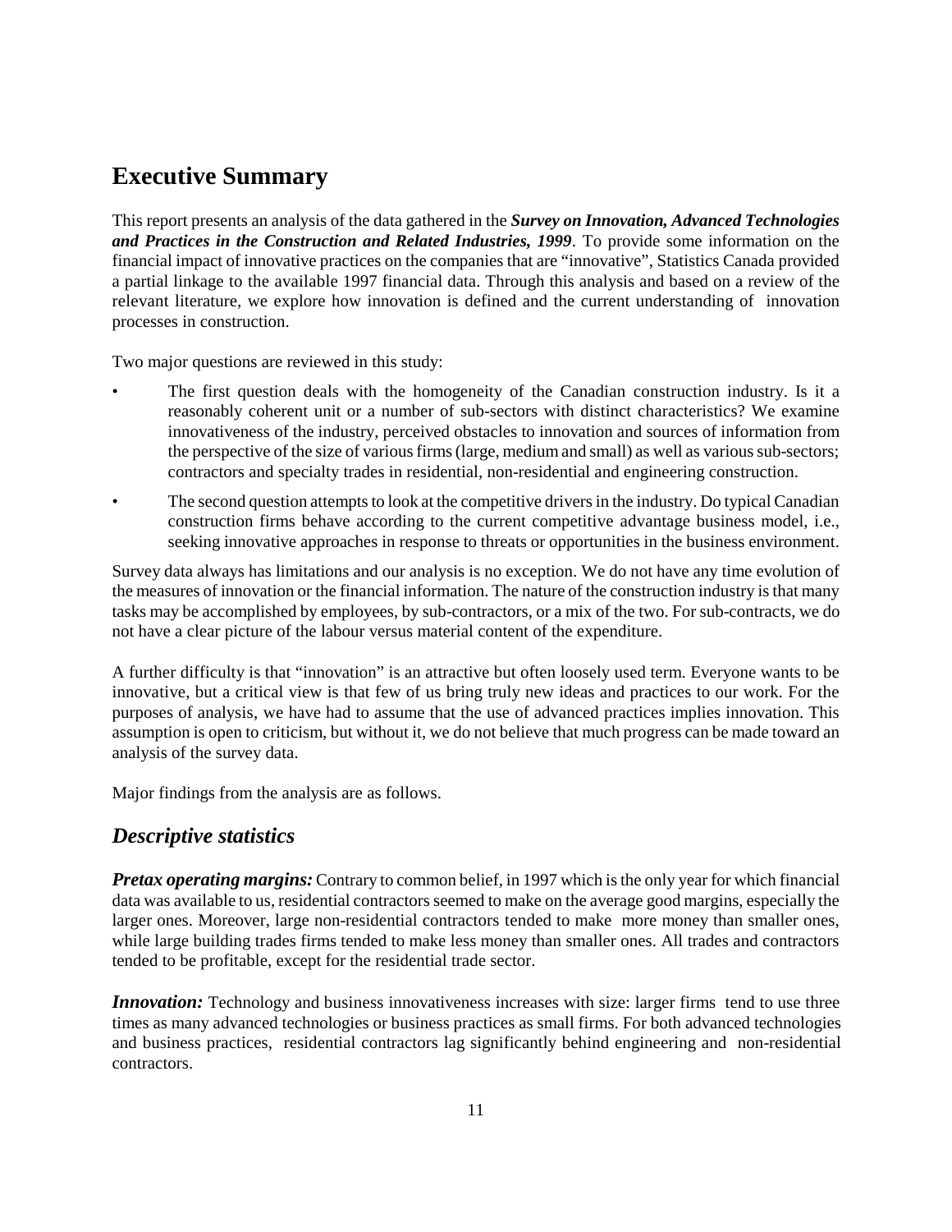## Executive Summary

This report presents an analysis of the data gathered in the ***Survey on Innovation, Advanced Technologies and Practices in the Construction and Related Industries, 1999***. To provide some information on the financial impact of innovative practices on the companies that are "innovative", Statistics Canada provided a partial linkage to the available 1997 financial data. Through this analysis and based on a review of the relevant literature, we explore how innovation is defined and the current understanding of innovation processes in construction.

Two major questions are reviewed in this study:

- The first question deals with the homogeneity of the Canadian construction industry. Is it a reasonably coherent unit or a number of sub-sectors with distinct characteristics? We examine innovativeness of the industry, perceived obstacles to innovation and sources of information from the perspective of the size of various firms (large, medium and small) as well as various sub-sectors; contractors and specialty trades in residential, non-residential and engineering construction.
- The second question attempts to look at the competitive drivers in the industry. Do typical Canadian construction firms behave according to the current competitive advantage business model, i.e., seeking innovative approaches in response to threats or opportunities in the business environment.

Survey data always has limitations and our analysis is no exception. We do not have any time evolution of the measures of innovation or the financial information. The nature of the construction industry is that many tasks may be accomplished by employees, by sub-contractors, or a mix of the two. For sub-contracts, we do not have a clear picture of the labour versus material content of the expenditure.

A further difficulty is that "innovation" is an attractive but often loosely used term. Everyone wants to be innovative, but a critical view is that few of us bring truly new ideas and practices to our work. For the purposes of analysis, we have had to assume that the use of advanced practices implies innovation. This assumption is open to criticism, but without it, we do not believe that much progress can be made toward an analysis of the survey data.

Major findings from the analysis are as follows.

### *Descriptive statistics*

***Pretax operating margins:*** Contrary to common belief, in 1997 which is the only year for which financial data was available to us, residential contractors seemed to make on the average good margins, especially the larger ones. Moreover, large non-residential contractors tended to make more money than smaller ones, while large building trades firms tended to make less money than smaller ones. All trades and contractors tended to be profitable, except for the residential trade sector.

***Innovation:*** Technology and business innovativeness increases with size: larger firms tend to use three times as many advanced technologies or business practices as small firms. For both advanced technologies and business practices, residential contractors lag significantly behind engineering and non-residential contractors.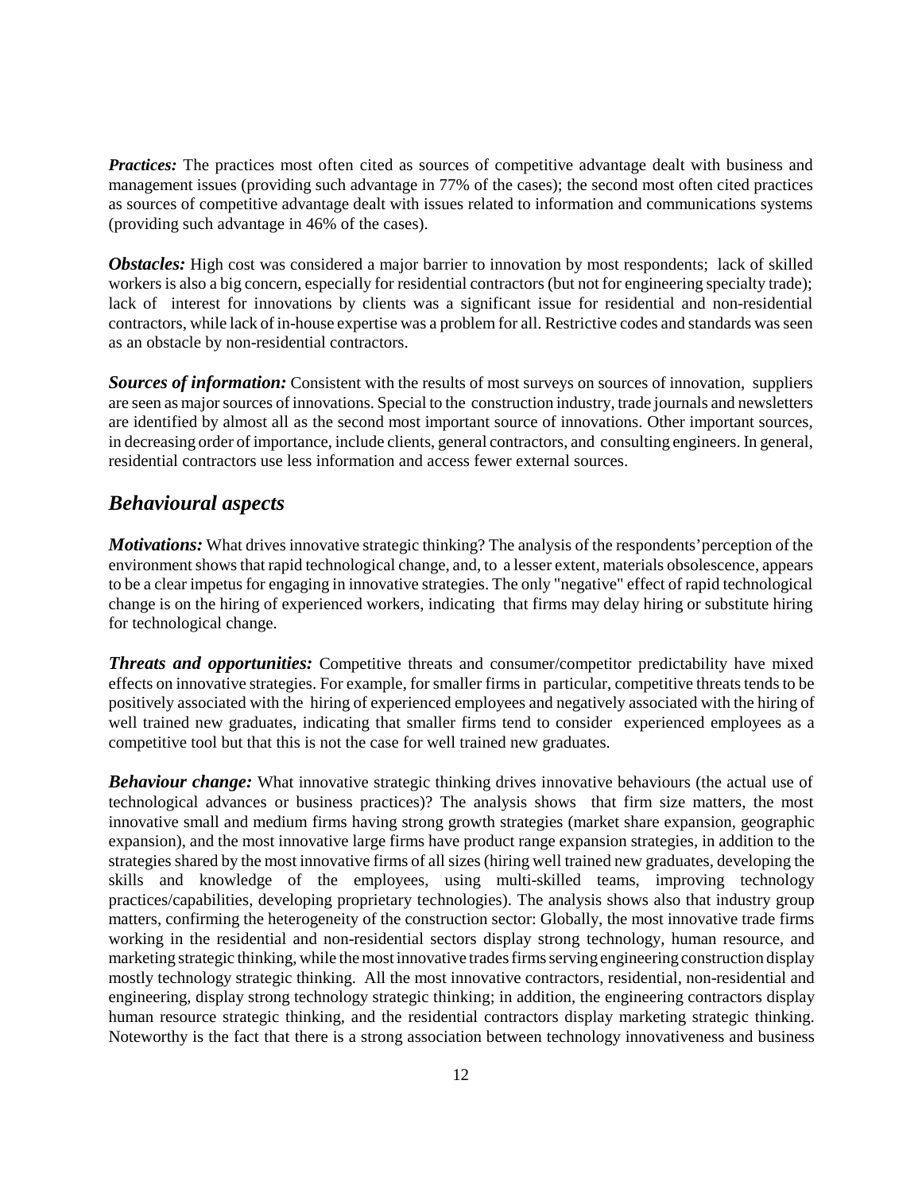***Practices:*** The practices most often cited as sources of competitive advantage dealt with business and management issues (providing such advantage in 77% of the cases); the second most often cited practices as sources of competitive advantage dealt with issues related to information and communications systems (providing such advantage in 46% of the cases).

***Obstacles:*** High cost was considered a major barrier to innovation by most respondents; lack of skilled workers is also a big concern, especially for residential contractors (but not for engineering specialty trade); lack of interest for innovations by clients was a significant issue for residential and non-residential contractors, while lack of in-house expertise was a problem for all. Restrictive codes and standards was seen as an obstacle by non-residential contractors.

***Sources of information:*** Consistent with the results of most surveys on sources of innovation, suppliers are seen as major sources of innovations. Special to the construction industry, trade journals and newsletters are identified by almost all as the second most important source of innovations. Other important sources, in decreasing order of importance, include clients, general contractors, and consulting engineers. In general, residential contractors use less information and access fewer external sources.

## *Behavioural aspects*

***Motivations:*** What drives innovative strategic thinking? The analysis of the respondents' perception of the environment shows that rapid technological change, and, to a lesser extent, materials obsolescence, appears to be a clear impetus for engaging in innovative strategies. The only "negative" effect of rapid technological change is on the hiring of experienced workers, indicating that firms may delay hiring or substitute hiring for technological change.

***Threats and opportunities:*** Competitive threats and consumer/competitor predictability have mixed effects on innovative strategies. For example, for smaller firms in particular, competitive threats tends to be positively associated with the hiring of experienced employees and negatively associated with the hiring of well trained new graduates, indicating that smaller firms tend to consider experienced employees as a competitive tool but that this is not the case for well trained new graduates.

***Behaviour change:*** What innovative strategic thinking drives innovative behaviours (the actual use of technological advances or business practices)? The analysis shows that firm size matters, the most innovative small and medium firms having strong growth strategies (market share expansion, geographic expansion), and the most innovative large firms have product range expansion strategies, in addition to the strategies shared by the most innovative firms of all sizes (hiring well trained new graduates, developing the skills and knowledge of the employees, using multi-skilled teams, improving technology practices/capabilities, developing proprietary technologies). The analysis shows also that industry group matters, confirming the heterogeneity of the construction sector: Globally, the most innovative trade firms working in the residential and non-residential sectors display strong technology, human resource, and marketing strategic thinking, while the most innovative trades firms serving engineering construction display mostly technology strategic thinking. All the most innovative contractors, residential, non-residential and engineering, display strong technology strategic thinking; in addition, the engineering contractors display human resource strategic thinking, and the residential contractors display marketing strategic thinking. Noteworthy is the fact that there is a strong association between technology innovativeness and business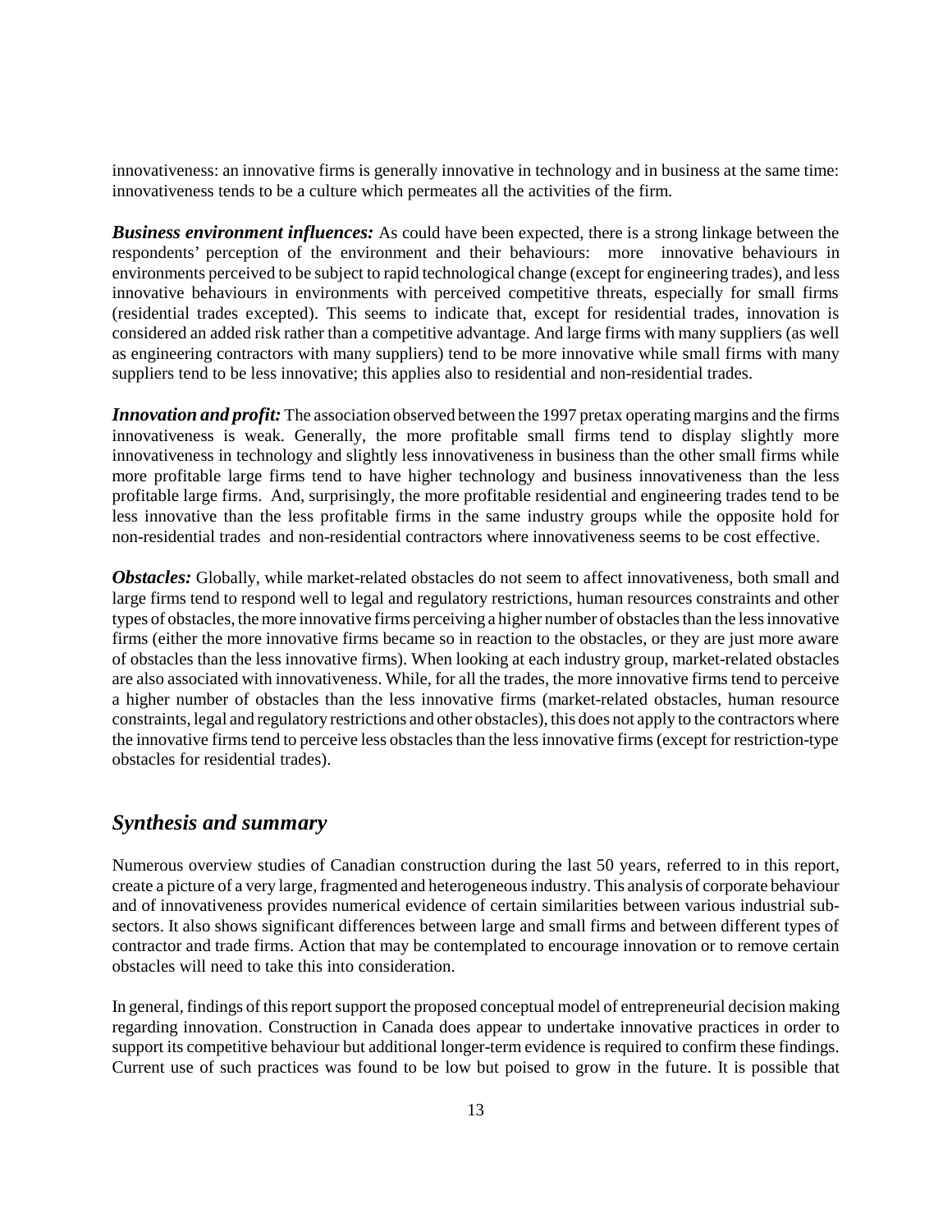innovativeness: an innovative firms is generally innovative in technology and in business at the same time: innovativeness tends to be a culture which permeates all the activities of the firm.

***Business environment influences:*** As could have been expected, there is a strong linkage between the respondents' perception of the environment and their behaviours: more innovative behaviours in environments perceived to be subject to rapid technological change (except for engineering trades), and less innovative behaviours in environments with perceived competitive threats, especially for small firms (residential trades excepted). This seems to indicate that, except for residential trades, innovation is considered an added risk rather than a competitive advantage. And large firms with many suppliers (as well as engineering contractors with many suppliers) tend to be more innovative while small firms with many suppliers tend to be less innovative; this applies also to residential and non-residential trades.

***Innovation and profit:*** The association observed between the 1997 pretax operating margins and the firms innovativeness is weak. Generally, the more profitable small firms tend to display slightly more innovativeness in technology and slightly less innovativeness in business than the other small firms while more profitable large firms tend to have higher technology and business innovativeness than the less profitable large firms. And, surprisingly, the more profitable residential and engineering trades tend to be less innovative than the less profitable firms in the same industry groups while the opposite hold for non-residential trades and non-residential contractors where innovativeness seems to be cost effective.

***Obstacles:*** Globally, while market-related obstacles do not seem to affect innovativeness, both small and large firms tend to respond well to legal and regulatory restrictions, human resources constraints and other types of obstacles, the more innovative firms perceiving a higher number of obstacles than the less innovative firms (either the more innovative firms became so in reaction to the obstacles, or they are just more aware of obstacles than the less innovative firms). When looking at each industry group, market-related obstacles are also associated with innovativeness. While, for all the trades, the more innovative firms tend to perceive a higher number of obstacles than the less innovative firms (market-related obstacles, human resource constraints, legal and regulatory restrictions and other obstacles), this does not apply to the contractors where the innovative firms tend to perceive less obstacles than the less innovative firms (except for restriction-type obstacles for residential trades).

## *Synthesis and summary*

Numerous overview studies of Canadian construction during the last 50 years, referred to in this report, create a picture of a very large, fragmented and heterogeneous industry. This analysis of corporate behaviour and of innovativeness provides numerical evidence of certain similarities between various industrial sub-sectors. It also shows significant differences between large and small firms and between different types of contractor and trade firms. Action that may be contemplated to encourage innovation or to remove certain obstacles will need to take this into consideration.

In general, findings of this report support the proposed conceptual model of entrepreneurial decision making regarding innovation. Construction in Canada does appear to undertake innovative practices in order to support its competitive behaviour but additional longer-term evidence is required to confirm these findings. Current use of such practices was found to be low but poised to grow in the future. It is possible that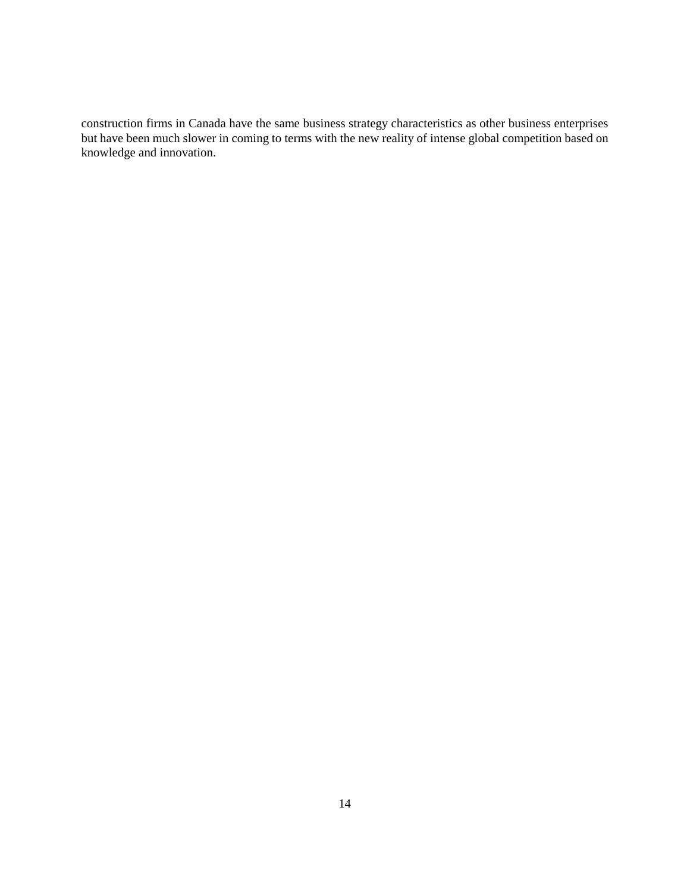construction firms in Canada have the same business strategy characteristics as other business enterprises but have been much slower in coming to terms with the new reality of intense global competition based on knowledge and innovation.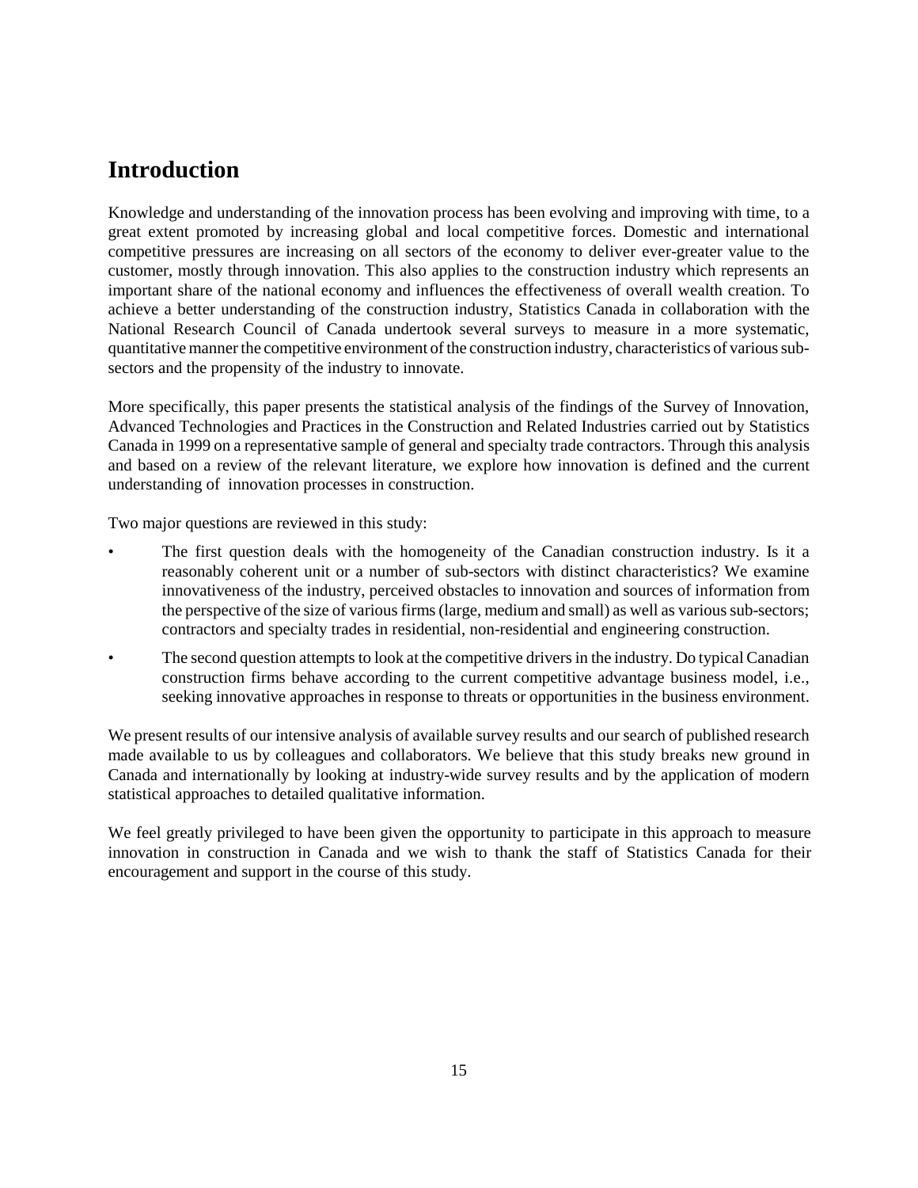# Introduction

Knowledge and understanding of the innovation process has been evolving and improving with time, to a great extent promoted by increasing global and local competitive forces. Domestic and international competitive pressures are increasing on all sectors of the economy to deliver ever-greater value to the customer, mostly through innovation. This also applies to the construction industry which represents an important share of the national economy and influences the effectiveness of overall wealth creation. To achieve a better understanding of the construction industry, Statistics Canada in collaboration with the National Research Council of Canada undertook several surveys to measure in a more systematic, quantitative manner the competitive environment of the construction industry, characteristics of various sub-sectors and the propensity of the industry to innovate.

More specifically, this paper presents the statistical analysis of the findings of the Survey of Innovation, Advanced Technologies and Practices in the Construction and Related Industries carried out by Statistics Canada in 1999 on a representative sample of general and specialty trade contractors. Through this analysis and based on a review of the relevant literature, we explore how innovation is defined and the current understanding of innovation processes in construction.

Two major questions are reviewed in this study:

- The first question deals with the homogeneity of the Canadian construction industry. Is it a reasonably coherent unit or a number of sub-sectors with distinct characteristics? We examine innovativeness of the industry, perceived obstacles to innovation and sources of information from the perspective of the size of various firms (large, medium and small) as well as various sub-sectors; contractors and specialty trades in residential, non-residential and engineering construction.
- The second question attempts to look at the competitive drivers in the industry. Do typical Canadian construction firms behave according to the current competitive advantage business model, i.e., seeking innovative approaches in response to threats or opportunities in the business environment.

We present results of our intensive analysis of available survey results and our search of published research made available to us by colleagues and collaborators. We believe that this study breaks new ground in Canada and internationally by looking at industry-wide survey results and by the application of modern statistical approaches to detailed qualitative information.

We feel greatly privileged to have been given the opportunity to participate in this approach to measure innovation in construction in Canada and we wish to thank the staff of Statistics Canada for their encouragement and support in the course of this study.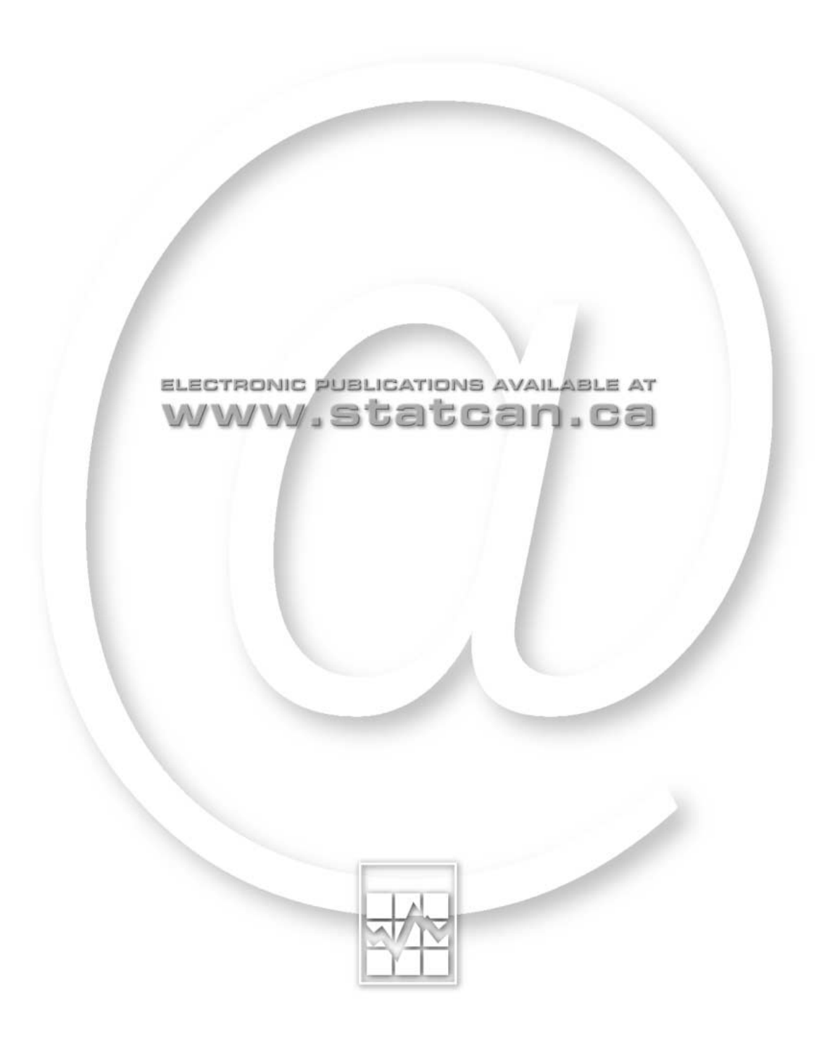ELECTRONIC PUBLICATIONS AVAILABLE AT

www.statcan.ca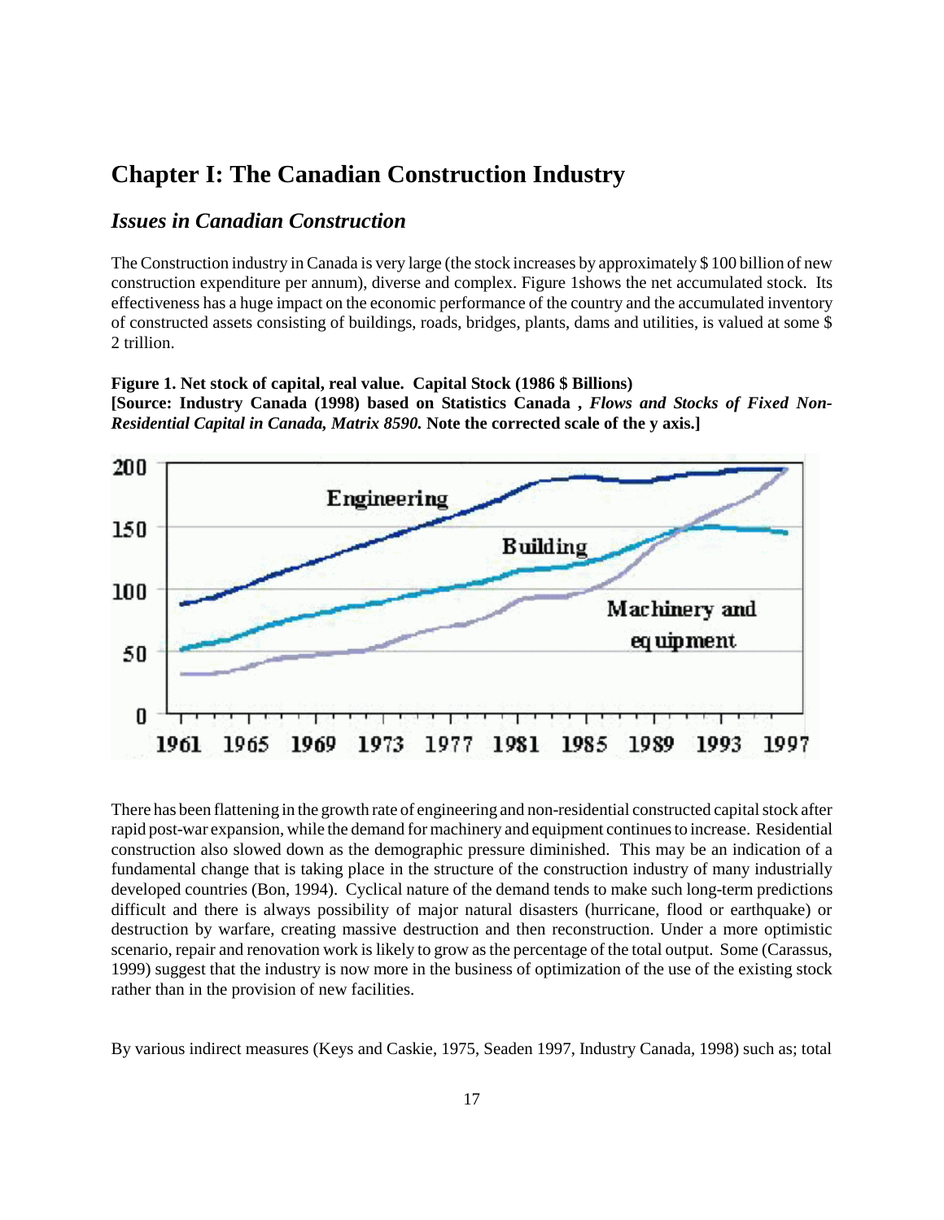# Chapter I: The Canadian Construction Industry

## *Issues in Canadian Construction*

The Construction industry in Canada is very large (the stock increases by approximately $ 100 billion of new construction expenditure per annum), diverse and complex. Figure 1shows the net accumulated stock. Its effectiveness has a huge impact on the economic performance of the country and the accumulated inventory of constructed assets consisting of buildings, roads, bridges, plants, dams and utilities, is valued at some $ 2 trillion.

**Figure 1. Net stock of capital, real value. Capital Stock (1986 $ Billions)**
**[Source: Industry Canada (1998) based on Statistics Canada , *Flows and Stocks of Fixed Non-Residential Capital in Canada, Matrix 8590.* Note the corrected scale of the y axis.]**

There has been flattening in the growth rate of engineering and non-residential constructed capital stock after rapid post-war expansion, while the demand for machinery and equipment continues to increase. Residential construction also slowed down as the demographic pressure diminished. This may be an indication of a fundamental change that is taking place in the structure of the construction industry of many industrially developed countries (Bon, 1994). Cyclical nature of the demand tends to make such long-term predictions difficult and there is always possibility of major natural disasters (hurricane, flood or earthquake) or destruction by warfare, creating massive destruction and then reconstruction. Under a more optimistic scenario, repair and renovation work is likely to grow as the percentage of the total output. Some (Carassus, 1999) suggest that the industry is now more in the business of optimization of the use of the existing stock rather than in the provision of new facilities.

By various indirect measures (Keys and Caskie, 1975, Seaden 1997, Industry Canada, 1998) such as; total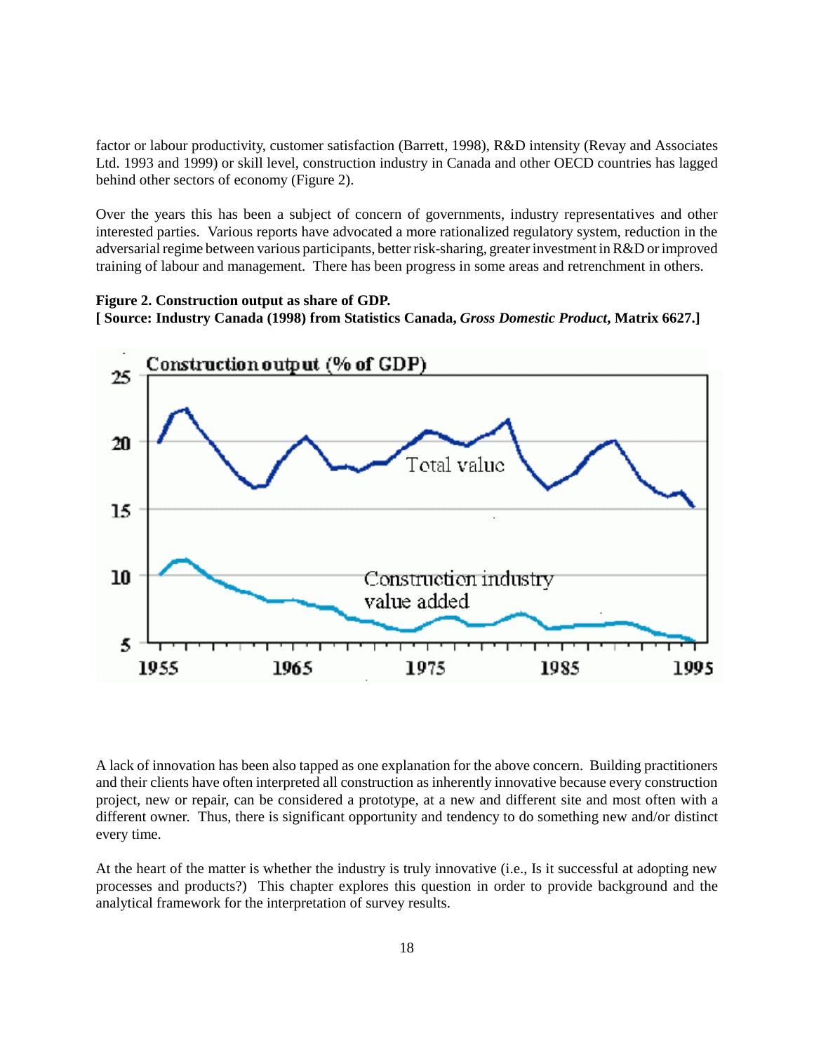factor or labour productivity, customer satisfaction (Barrett, 1998), R&D intensity (Revay and Associates Ltd. 1993 and 1999) or skill level, construction industry in Canada and other OECD countries has lagged behind other sectors of economy (Figure 2).

Over the years this has been a subject of concern of governments, industry representatives and other interested parties. Various reports have advocated a more rationalized regulatory system, reduction in the adversarial regime between various participants, better risk-sharing, greater investment in R&D or improved training of labour and management. There has been progress in some areas and retrenchment in others.

**Figure 2. Construction output as share of GDP.**
**[ Source: Industry Canada (1998) from Statistics Canada, *Gross Domestic Product*, Matrix 6627.]**

A lack of innovation has been also tapped as one explanation for the above concern. Building practitioners and their clients have often interpreted all construction as inherently innovative because every construction project, new or repair, can be considered a prototype, at a new and different site and most often with a different owner. Thus, there is significant opportunity and tendency to do something new and/or distinct every time.

At the heart of the matter is whether the industry is truly innovative (i.e., Is it successful at adopting new processes and products?) This chapter explores this question in order to provide background and the analytical framework for the interpretation of survey results.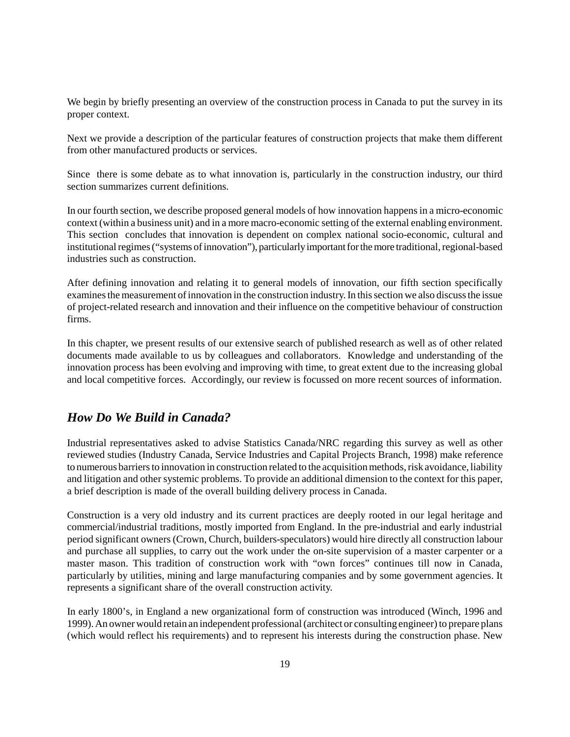We begin by briefly presenting an overview of the construction process in Canada to put the survey in its proper context.

Next we provide a description of the particular features of construction projects that make them different from other manufactured products or services.

Since there is some debate as to what innovation is, particularly in the construction industry, our third section summarizes current definitions.

In our fourth section, we describe proposed general models of how innovation happens in a micro-economic context (within a business unit) and in a more macro-economic setting of the external enabling environment. This section concludes that innovation is dependent on complex national socio-economic, cultural and institutional regimes ("systems of innovation"), particularly important for the more traditional, regional-based industries such as construction.

After defining innovation and relating it to general models of innovation, our fifth section specifically examines the measurement of innovation in the construction industry. In this section we also discuss the issue of project-related research and innovation and their influence on the competitive behaviour of construction firms.

In this chapter, we present results of our extensive search of published research as well as of other related documents made available to us by colleagues and collaborators. Knowledge and understanding of the innovation process has been evolving and improving with time, to great extent due to the increasing global and local competitive forces. Accordingly, our review is focussed on more recent sources of information.

## *How Do We Build in Canada?*

Industrial representatives asked to advise Statistics Canada/NRC regarding this survey as well as other reviewed studies (Industry Canada, Service Industries and Capital Projects Branch, 1998) make reference to numerous barriers to innovation in construction related to the acquisition methods, risk avoidance, liability and litigation and other systemic problems. To provide an additional dimension to the context for this paper, a brief description is made of the overall building delivery process in Canada.

Construction is a very old industry and its current practices are deeply rooted in our legal heritage and commercial/industrial traditions, mostly imported from England. In the pre-industrial and early industrial period significant owners (Crown, Church, builders-speculators) would hire directly all construction labour and purchase all supplies, to carry out the work under the on-site supervision of a master carpenter or a master mason. This tradition of construction work with "own forces" continues till now in Canada, particularly by utilities, mining and large manufacturing companies and by some government agencies. It represents a significant share of the overall construction activity.

In early 1800's, in England a new organizational form of construction was introduced (Winch, 1996 and 1999). An owner would retain an independent professional (architect or consulting engineer) to prepare plans (which would reflect his requirements) and to represent his interests during the construction phase. New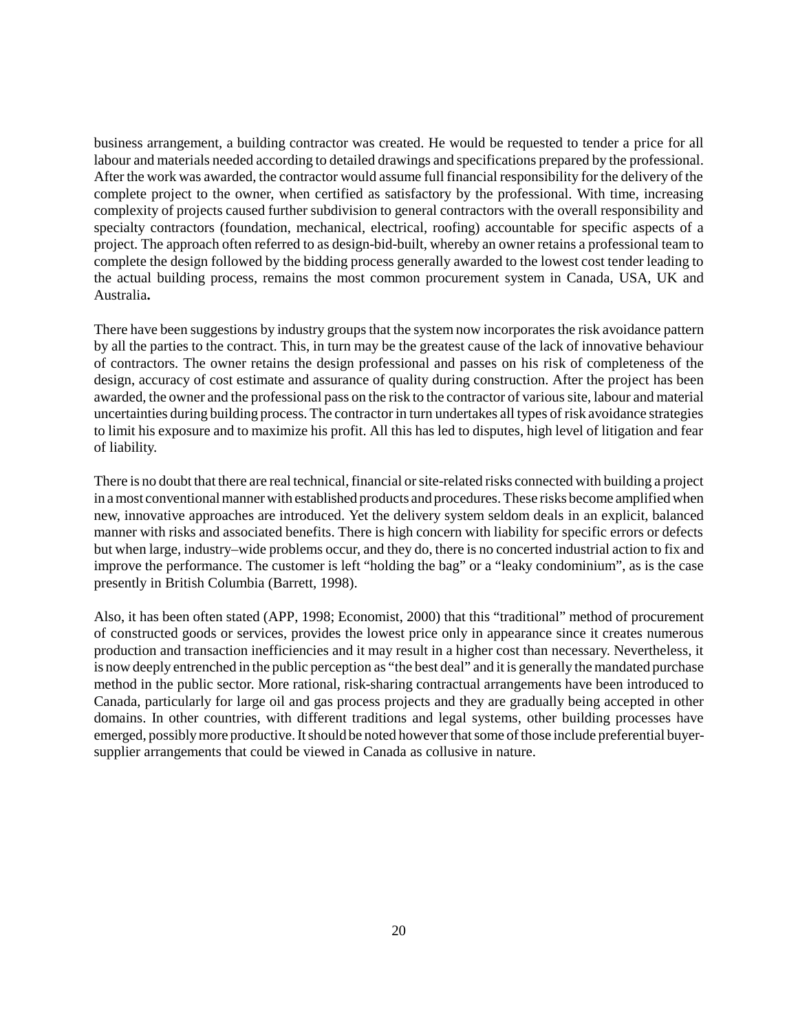business arrangement, a building contractor was created. He would be requested to tender a price for all labour and materials needed according to detailed drawings and specifications prepared by the professional. After the work was awarded, the contractor would assume full financial responsibility for the delivery of the complete project to the owner, when certified as satisfactory by the professional. With time, increasing complexity of projects caused further subdivision to general contractors with the overall responsibility and specialty contractors (foundation, mechanical, electrical, roofing) accountable for specific aspects of a project. The approach often referred to as design-bid-built, whereby an owner retains a professional team to complete the design followed by the bidding process generally awarded to the lowest cost tender leading to the actual building process, remains the most common procurement system in Canada, USA, UK and Australia**.**

There have been suggestions by industry groups that the system now incorporates the risk avoidance pattern by all the parties to the contract. This, in turn may be the greatest cause of the lack of innovative behaviour of contractors. The owner retains the design professional and passes on his risk of completeness of the design, accuracy of cost estimate and assurance of quality during construction. After the project has been awarded, the owner and the professional pass on the risk to the contractor of various site, labour and material uncertainties during building process. The contractor in turn undertakes all types of risk avoidance strategies to limit his exposure and to maximize his profit. All this has led to disputes, high level of litigation and fear of liability.

There is no doubt that there are real technical, financial or site-related risks connected with building a project in a most conventional manner with established products and procedures. These risks become amplified when new, innovative approaches are introduced. Yet the delivery system seldom deals in an explicit, balanced manner with risks and associated benefits. There is high concern with liability for specific errors or defects but when large, industry–wide problems occur, and they do, there is no concerted industrial action to fix and improve the performance. The customer is left "holding the bag" or a "leaky condominium", as is the case presently in British Columbia (Barrett, 1998).

Also, it has been often stated (APP, 1998; Economist, 2000) that this "traditional" method of procurement of constructed goods or services, provides the lowest price only in appearance since it creates numerous production and transaction inefficiencies and it may result in a higher cost than necessary. Nevertheless, it is now deeply entrenched in the public perception as "the best deal" and it is generally the mandated purchase method in the public sector. More rational, risk-sharing contractual arrangements have been introduced to Canada, particularly for large oil and gas process projects and they are gradually being accepted in other domains. In other countries, with different traditions and legal systems, other building processes have emerged, possibly more productive. It should be noted however that some of those include preferential buyer-supplier arrangements that could be viewed in Canada as collusive in nature.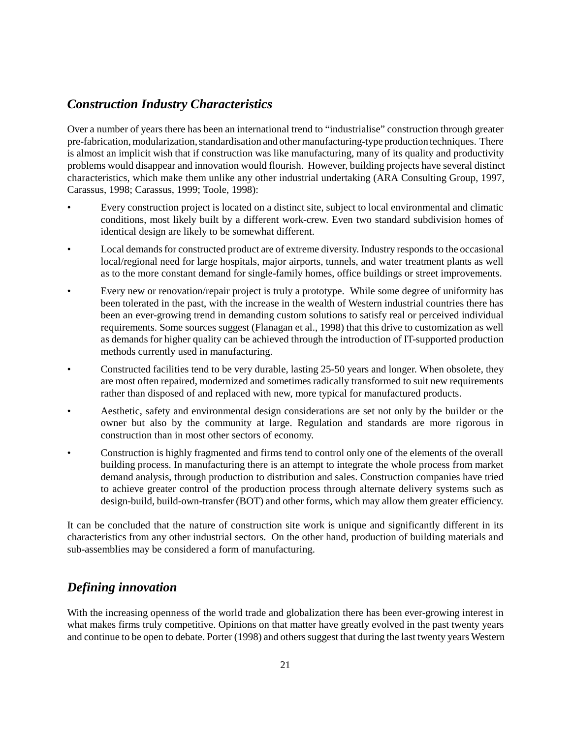## *Construction Industry Characteristics*

Over a number of years there has been an international trend to "industrialise" construction through greater pre-fabrication, modularization, standardisation and other manufacturing-type production techniques. There is almost an implicit wish that if construction was like manufacturing, many of its quality and productivity problems would disappear and innovation would flourish. However, building projects have several distinct characteristics, which make them unlike any other industrial undertaking (ARA Consulting Group, 1997, Carassus, 1998; Carassus, 1999; Toole, 1998):

- Every construction project is located on a distinct site, subject to local environmental and climatic conditions, most likely built by a different work-crew. Even two standard subdivision homes of identical design are likely to be somewhat different.
- Local demands for constructed product are of extreme diversity. Industry responds to the occasional local/regional need for large hospitals, major airports, tunnels, and water treatment plants as well as to the more constant demand for single-family homes, office buildings or street improvements.
- Every new or renovation/repair project is truly a prototype. While some degree of uniformity has been tolerated in the past, with the increase in the wealth of Western industrial countries there has been an ever-growing trend in demanding custom solutions to satisfy real or perceived individual requirements. Some sources suggest (Flanagan et al., 1998) that this drive to customization as well as demands for higher quality can be achieved through the introduction of IT-supported production methods currently used in manufacturing.
- Constructed facilities tend to be very durable, lasting 25-50 years and longer. When obsolete, they are most often repaired, modernized and sometimes radically transformed to suit new requirements rather than disposed of and replaced with new, more typical for manufactured products.
- Aesthetic, safety and environmental design considerations are set not only by the builder or the owner but also by the community at large. Regulation and standards are more rigorous in construction than in most other sectors of economy.
- Construction is highly fragmented and firms tend to control only one of the elements of the overall building process. In manufacturing there is an attempt to integrate the whole process from market demand analysis, through production to distribution and sales. Construction companies have tried to achieve greater control of the production process through alternate delivery systems such as design-build, build-own-transfer (BOT) and other forms, which may allow them greater efficiency.

It can be concluded that the nature of construction site work is unique and significantly different in its characteristics from any other industrial sectors. On the other hand, production of building materials and sub-assemblies may be considered a form of manufacturing.

## *Defining innovation*

With the increasing openness of the world trade and globalization there has been ever-growing interest in what makes firms truly competitive. Opinions on that matter have greatly evolved in the past twenty years and continue to be open to debate. Porter (1998) and others suggest that during the last twenty years Western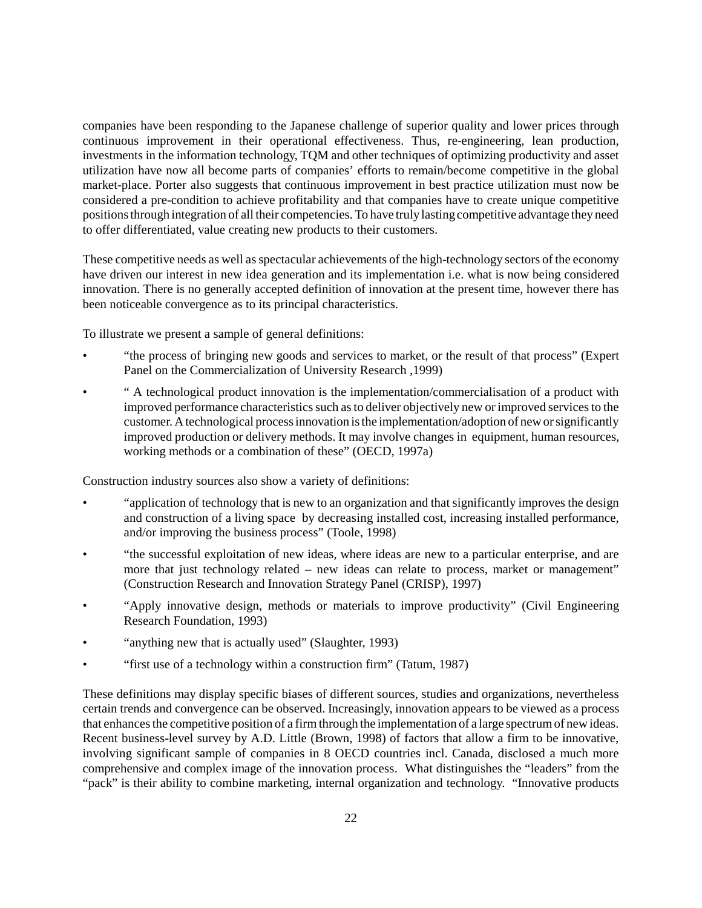companies have been responding to the Japanese challenge of superior quality and lower prices through continuous improvement in their operational effectiveness. Thus, re-engineering, lean production, investments in the information technology, TQM and other techniques of optimizing productivity and asset utilization have now all become parts of companies' efforts to remain/become competitive in the global market-place. Porter also suggests that continuous improvement in best practice utilization must now be considered a pre-condition to achieve profitability and that companies have to create unique competitive positions through integration of all their competencies. To have truly lasting competitive advantage they need to offer differentiated, value creating new products to their customers.

These competitive needs as well as spectacular achievements of the high-technology sectors of the economy have driven our interest in new idea generation and its implementation i.e. what is now being considered innovation. There is no generally accepted definition of innovation at the present time, however there has been noticeable convergence as to its principal characteristics.

To illustrate we present a sample of general definitions:

- "the process of bringing new goods and services to market, or the result of that process" (Expert Panel on the Commercialization of University Research ,1999)
- " A technological product innovation is the implementation/commercialisation of a product with improved performance characteristics such as to deliver objectively new or improved services to the customer. A technological process innovation is the implementation/adoption of new or significantly improved production or delivery methods. It may involve changes in equipment, human resources, working methods or a combination of these" (OECD, 1997a)

Construction industry sources also show a variety of definitions:

- "application of technology that is new to an organization and that significantly improves the design and construction of a living space by decreasing installed cost, increasing installed performance, and/or improving the business process" (Toole, 1998)
- "the successful exploitation of new ideas, where ideas are new to a particular enterprise, and are more that just technology related – new ideas can relate to process, market or management" (Construction Research and Innovation Strategy Panel (CRISP), 1997)
- "Apply innovative design, methods or materials to improve productivity" (Civil Engineering Research Foundation, 1993)
- "anything new that is actually used" (Slaughter, 1993)
- "first use of a technology within a construction firm" (Tatum, 1987)

These definitions may display specific biases of different sources, studies and organizations, nevertheless certain trends and convergence can be observed. Increasingly, innovation appears to be viewed as a process that enhances the competitive position of a firm through the implementation of a large spectrum of new ideas. Recent business-level survey by A.D. Little (Brown, 1998) of factors that allow a firm to be innovative, involving significant sample of companies in 8 OECD countries incl. Canada, disclosed a much more comprehensive and complex image of the innovation process. What distinguishes the "leaders" from the "pack" is their ability to combine marketing, internal organization and technology. "Innovative products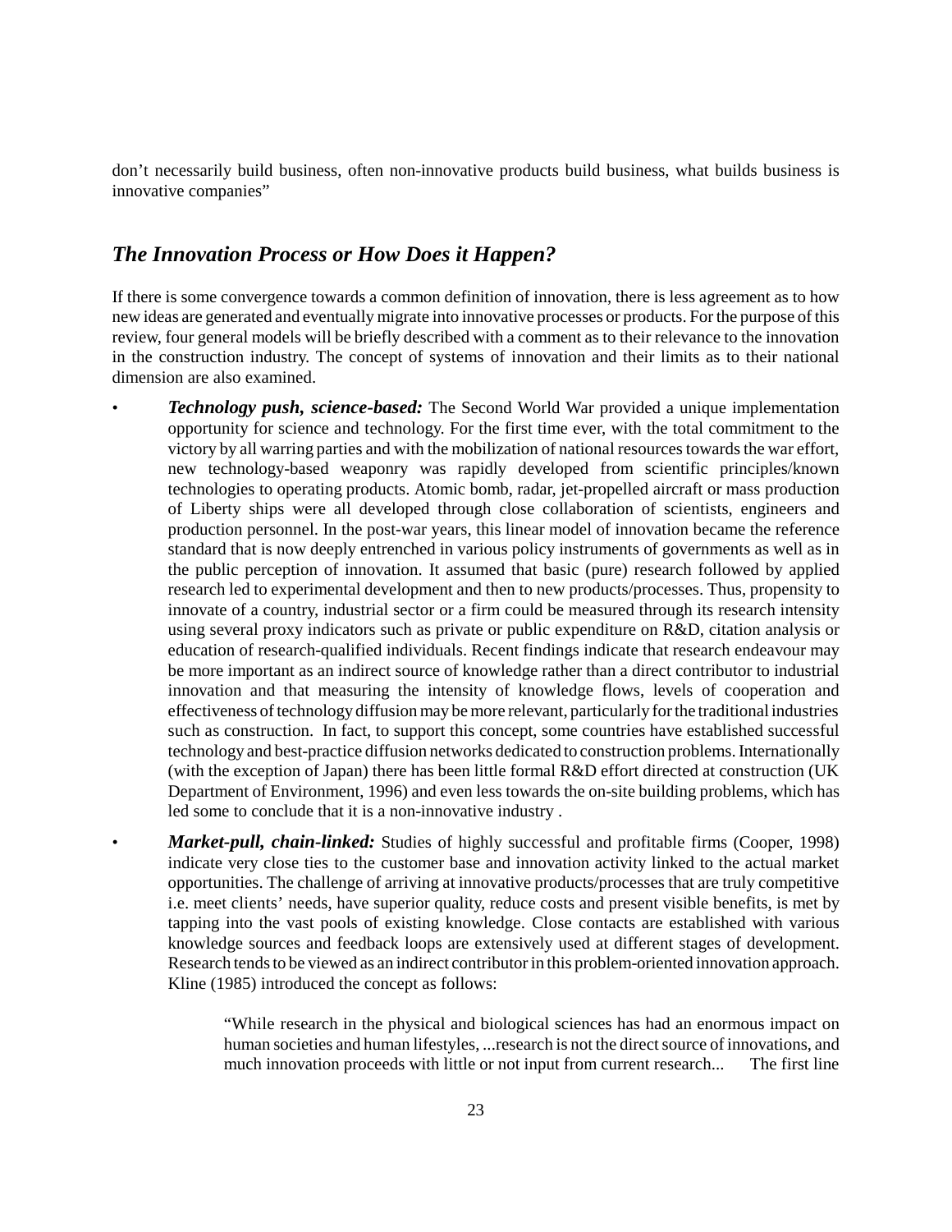don't necessarily build business, often non-innovative products build business, what builds business is innovative companies"

## *The Innovation Process or How Does it Happen?*

If there is some convergence towards a common definition of innovation, there is less agreement as to how new ideas are generated and eventually migrate into innovative processes or products. For the purpose of this review, four general models will be briefly described with a comment as to their relevance to the innovation in the construction industry. The concept of systems of innovation and their limits as to their national dimension are also examined.

- ***Technology push, science-based:*** The Second World War provided a unique implementation opportunity for science and technology. For the first time ever, with the total commitment to the victory by all warring parties and with the mobilization of national resources towards the war effort, new technology-based weaponry was rapidly developed from scientific principles/known technologies to operating products. Atomic bomb, radar, jet-propelled aircraft or mass production of Liberty ships were all developed through close collaboration of scientists, engineers and production personnel. In the post-war years, this linear model of innovation became the reference standard that is now deeply entrenched in various policy instruments of governments as well as in the public perception of innovation. It assumed that basic (pure) research followed by applied research led to experimental development and then to new products/processes. Thus, propensity to innovate of a country, industrial sector or a firm could be measured through its research intensity using several proxy indicators such as private or public expenditure on R&D, citation analysis or education of research-qualified individuals. Recent findings indicate that research endeavour may be more important as an indirect source of knowledge rather than a direct contributor to industrial innovation and that measuring the intensity of knowledge flows, levels of cooperation and effectiveness of technology diffusion may be more relevant, particularly for the traditional industries such as construction. In fact, to support this concept, some countries have established successful technology and best-practice diffusion networks dedicated to construction problems. Internationally (with the exception of Japan) there has been little formal R&D effort directed at construction (UK Department of Environment, 1996) and even less towards the on-site building problems, which has led some to conclude that it is a non-innovative industry .

- ***Market-pull, chain-linked:*** Studies of highly successful and profitable firms (Cooper, 1998) indicate very close ties to the customer base and innovation activity linked to the actual market opportunities. The challenge of arriving at innovative products/processes that are truly competitive i.e. meet clients' needs, have superior quality, reduce costs and present visible benefits, is met by tapping into the vast pools of existing knowledge. Close contacts are established with various knowledge sources and feedback loops are extensively used at different stages of development. Research tends to be viewed as an indirect contributor in this problem-oriented innovation approach. Kline (1985) introduced the concept as follows:

  > "While research in the physical and biological sciences has had an enormous impact on human societies and human lifestyles, ...research is not the direct source of innovations, and much innovation proceeds with little or not input from current research... The first line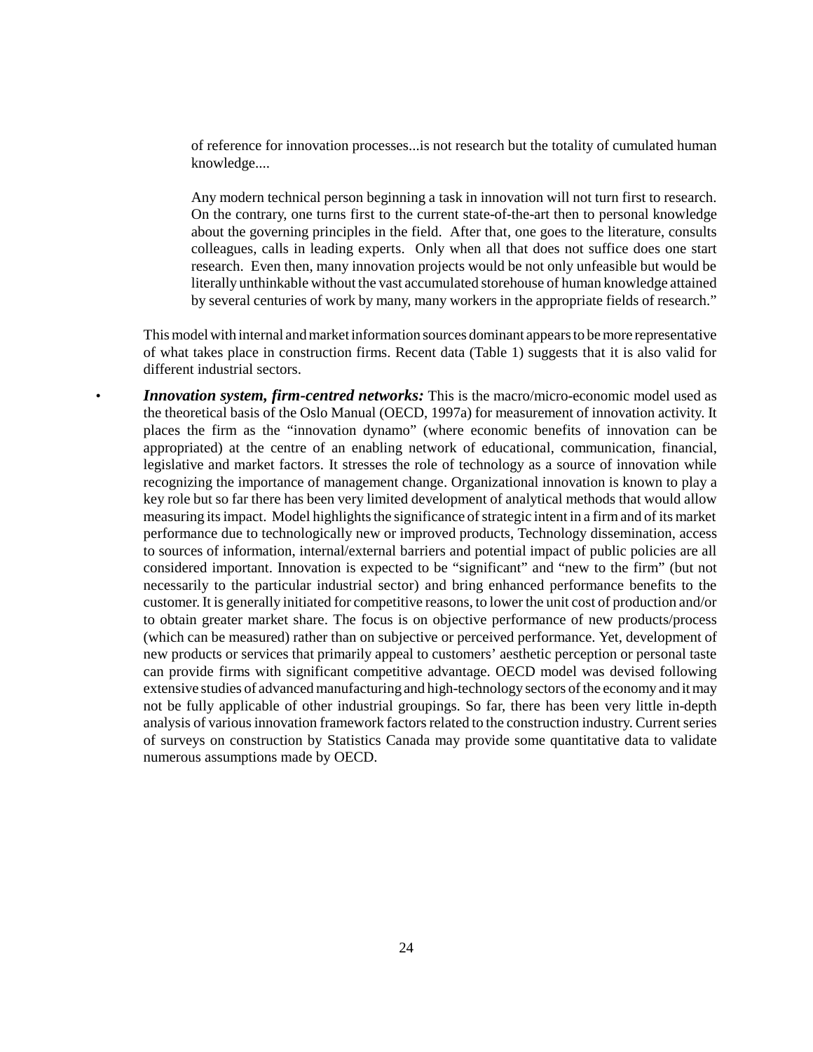> of reference for innovation processes...is not research but the totality of cumulated human knowledge....
>
> Any modern technical person beginning a task in innovation will not turn first to research. On the contrary, one turns first to the current state-of-the-art then to personal knowledge about the governing principles in the field. After that, one goes to the literature, consults colleagues, calls in leading experts. Only when all that does not suffice does one start research. Even then, many innovation projects would be not only unfeasible but would be literally unthinkable without the vast accumulated storehouse of human knowledge attained by several centuries of work by many, many workers in the appropriate fields of research."

This model with internal and market information sources dominant appears to be more representative of what takes place in construction firms. Recent data (Table 1) suggests that it is also valid for different industrial sectors.

- ***Innovation system, firm-centred networks:*** This is the macro/micro-economic model used as the theoretical basis of the Oslo Manual (OECD, 1997a) for measurement of innovation activity. It places the firm as the "innovation dynamo" (where economic benefits of innovation can be appropriated) at the centre of an enabling network of educational, communication, financial, legislative and market factors. It stresses the role of technology as a source of innovation while recognizing the importance of management change. Organizational innovation is known to play a key role but so far there has been very limited development of analytical methods that would allow measuring its impact. Model highlights the significance of strategic intent in a firm and of its market performance due to technologically new or improved products, Technology dissemination, access to sources of information, internal/external barriers and potential impact of public policies are all considered important. Innovation is expected to be "significant" and "new to the firm" (but not necessarily to the particular industrial sector) and bring enhanced performance benefits to the customer. It is generally initiated for competitive reasons, to lower the unit cost of production and/or to obtain greater market share. The focus is on objective performance of new products/process (which can be measured) rather than on subjective or perceived performance. Yet, development of new products or services that primarily appeal to customers' aesthetic perception or personal taste can provide firms with significant competitive advantage. OECD model was devised following extensive studies of advanced manufacturing and high-technology sectors of the economy and it may not be fully applicable of other industrial groupings. So far, there has been very little in-depth analysis of various innovation framework factors related to the construction industry. Current series of surveys on construction by Statistics Canada may provide some quantitative data to validate numerous assumptions made by OECD.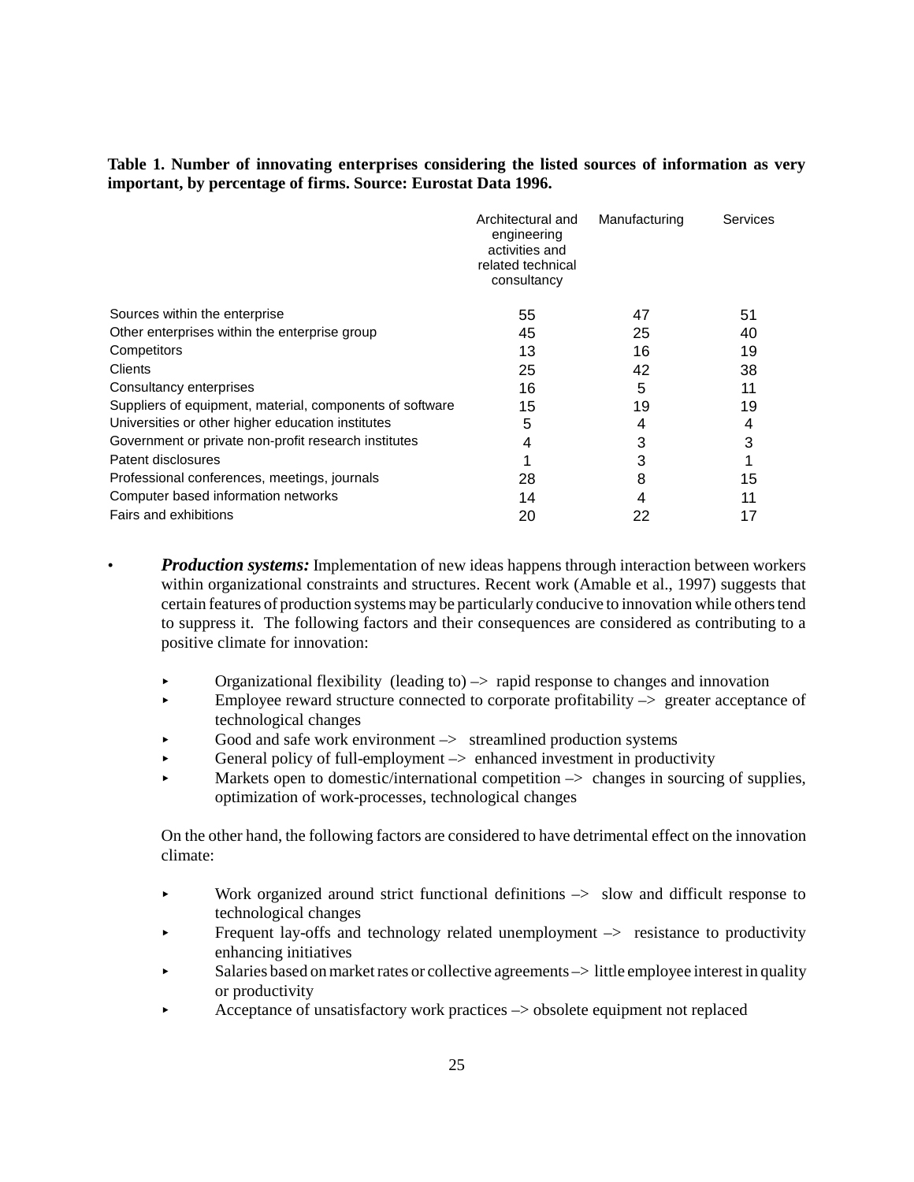**Table 1. Number of innovating enterprises considering the listed sources of information as very important, by percentage of firms. Source: Eurostat Data 1996.**

| | Architectural and engineering activities and related technical consultancy | Manufacturing | Services |
|---|---|---|---|
| Sources within the enterprise | 55 | 47 | 51 |
| Other enterprises within the enterprise group | 45 | 25 | 40 |
| Competitors | 13 | 16 | 19 |
| Clients | 25 | 42 | 38 |
| Consultancy enterprises | 16 | 5 | 11 |
| Suppliers of equipment, material, components of software | 15 | 19 | 19 |
| Universities or other higher education institutes | 5 | 4 | 4 |
| Government or private non-profit research institutes | 4 | 3 | 3 |
| Patent disclosures | 1 | 3 | 1 |
| Professional conferences, meetings, journals | 28 | 8 | 15 |
| Computer based information networks | 14 | 4 | 11 |
| Fairs and exhibitions | 20 | 22 | 17 |

- ***Production systems:*** Implementation of new ideas happens through interaction between workers within organizational constraints and structures. Recent work (Amable et al., 1997) suggests that certain features of production systems may be particularly conducive to innovation while others tend to suppress it. The following factors and their consequences are considered as contributing to a positive climate for innovation:

  - Organizational flexibility (leading to) –> rapid response to changes and innovation
  - Employee reward structure connected to corporate profitability –> greater acceptance of technological changes
  - Good and safe work environment –> streamlined production systems
  - General policy of full-employment –> enhanced investment in productivity
  - Markets open to domestic/international competition –> changes in sourcing of supplies, optimization of work-processes, technological changes

  On the other hand, the following factors are considered to have detrimental effect on the innovation climate:

  - Work organized around strict functional definitions –> slow and difficult response to technological changes
  - Frequent lay-offs and technology related unemployment –> resistance to productivity enhancing initiatives
  - Salaries based on market rates or collective agreements –> little employee interest in quality or productivity
  - Acceptance of unsatisfactory work practices –> obsolete equipment not replaced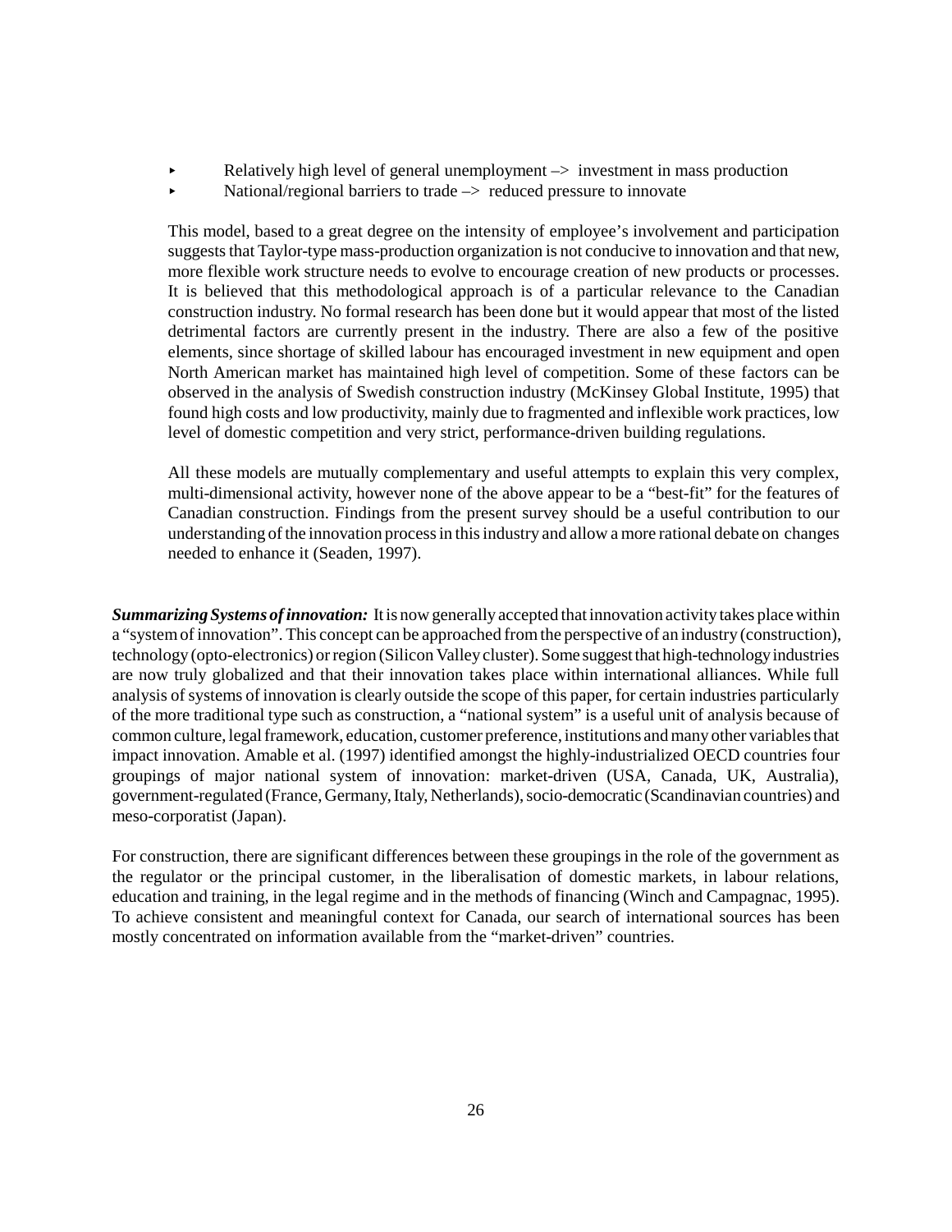- Relatively high level of general unemployment –> investment in mass production
- National/regional barriers to trade –> reduced pressure to innovate

This model, based to a great degree on the intensity of employee's involvement and participation suggests that Taylor-type mass-production organization is not conducive to innovation and that new, more flexible work structure needs to evolve to encourage creation of new products or processes. It is believed that this methodological approach is of a particular relevance to the Canadian construction industry. No formal research has been done but it would appear that most of the listed detrimental factors are currently present in the industry. There are also a few of the positive elements, since shortage of skilled labour has encouraged investment in new equipment and open North American market has maintained high level of competition. Some of these factors can be observed in the analysis of Swedish construction industry (McKinsey Global Institute, 1995) that found high costs and low productivity, mainly due to fragmented and inflexible work practices, low level of domestic competition and very strict, performance-driven building regulations.

All these models are mutually complementary and useful attempts to explain this very complex, multi-dimensional activity, however none of the above appear to be a "best-fit" for the features of Canadian construction. Findings from the present survey should be a useful contribution to our understanding of the innovation process in this industry and allow a more rational debate on changes needed to enhance it (Seaden, 1997).

***Summarizing Systems of innovation:*** It is now generally accepted that innovation activity takes place within a "system of innovation". This concept can be approached from the perspective of an industry (construction), technology (opto-electronics) or region (Silicon Valley cluster). Some suggest that high-technology industries are now truly globalized and that their innovation takes place within international alliances. While full analysis of systems of innovation is clearly outside the scope of this paper, for certain industries particularly of the more traditional type such as construction, a "national system" is a useful unit of analysis because of common culture, legal framework, education, customer preference, institutions and many other variables that impact innovation. Amable et al. (1997) identified amongst the highly-industrialized OECD countries four groupings of major national system of innovation: market-driven (USA, Canada, UK, Australia), government-regulated (France, Germany, Italy, Netherlands), socio-democratic (Scandinavian countries) and meso-corporatist (Japan).

For construction, there are significant differences between these groupings in the role of the government as the regulator or the principal customer, in the liberalisation of domestic markets, in labour relations, education and training, in the legal regime and in the methods of financing (Winch and Campagnac, 1995). To achieve consistent and meaningful context for Canada, our search of international sources has been mostly concentrated on information available from the "market-driven" countries.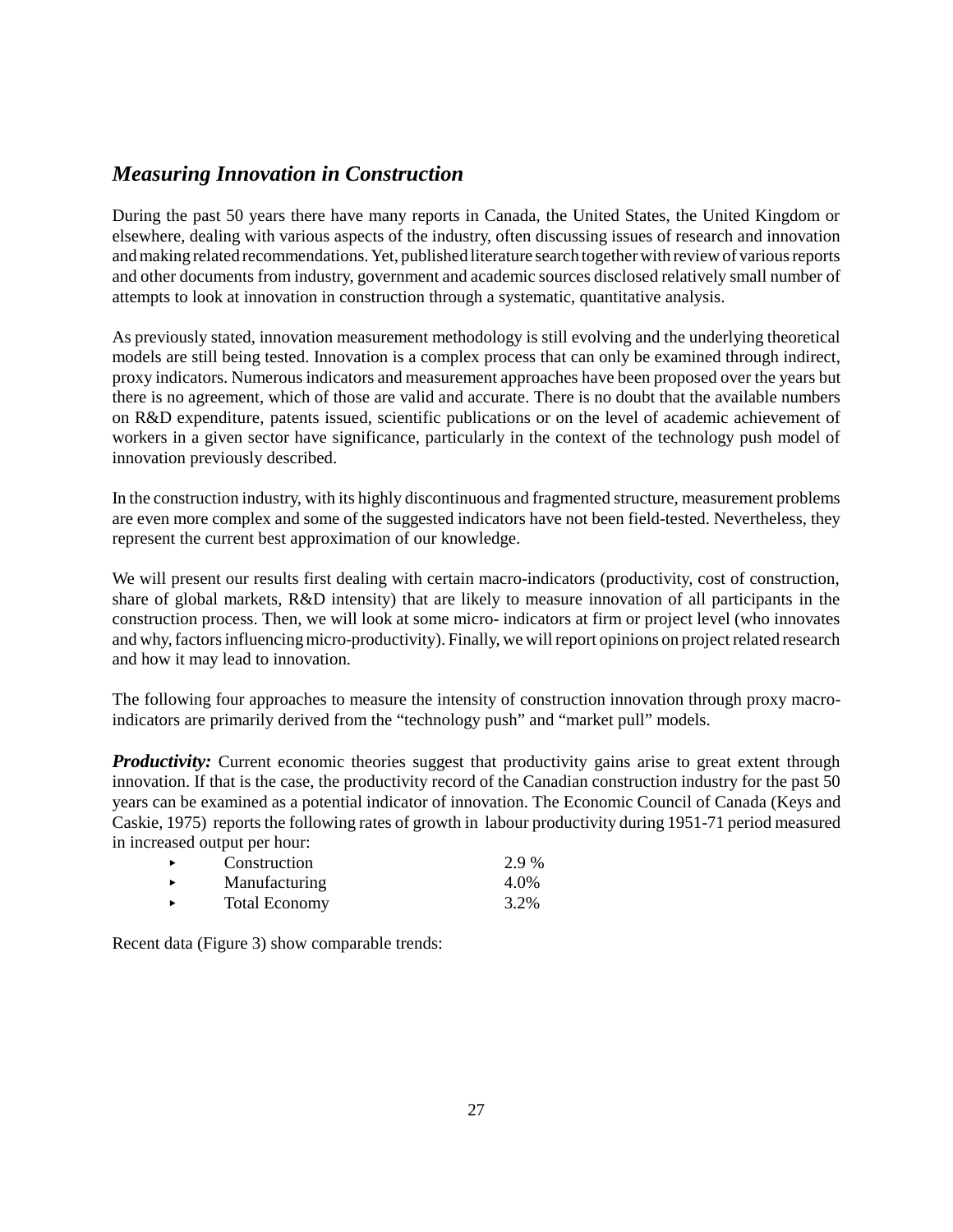## *Measuring Innovation in Construction*

During the past 50 years there have many reports in Canada, the United States, the United Kingdom or elsewhere, dealing with various aspects of the industry, often discussing issues of research and innovation and making related recommendations. Yet, published literature search together with review of various reports and other documents from industry, government and academic sources disclosed relatively small number of attempts to look at innovation in construction through a systematic, quantitative analysis.

As previously stated, innovation measurement methodology is still evolving and the underlying theoretical models are still being tested. Innovation is a complex process that can only be examined through indirect, proxy indicators. Numerous indicators and measurement approaches have been proposed over the years but there is no agreement, which of those are valid and accurate. There is no doubt that the available numbers on R&D expenditure, patents issued, scientific publications or on the level of academic achievement of workers in a given sector have significance, particularly in the context of the technology push model of innovation previously described.

In the construction industry, with its highly discontinuous and fragmented structure, measurement problems are even more complex and some of the suggested indicators have not been field-tested. Nevertheless, they represent the current best approximation of our knowledge.

We will present our results first dealing with certain macro-indicators (productivity, cost of construction, share of global markets, R&D intensity) that are likely to measure innovation of all participants in the construction process. Then, we will look at some micro- indicators at firm or project level (who innovates and why, factors influencing micro-productivity). Finally, we will report opinions on project related research and how it may lead to innovation.

The following four approaches to measure the intensity of construction innovation through proxy macro-indicators are primarily derived from the "technology push" and "market pull" models.

***Productivity:*** Current economic theories suggest that productivity gains arise to great extent through innovation. If that is the case, the productivity record of the Canadian construction industry for the past 50 years can be examined as a potential indicator of innovation. The Economic Council of Canada (Keys and Caskie, 1975) reports the following rates of growth in labour productivity during 1951-71 period measured in increased output per hour:

- Construction 2.9 %
- Manufacturing 4.0%
- Total Economy 3.2%

Recent data (Figure 3) show comparable trends: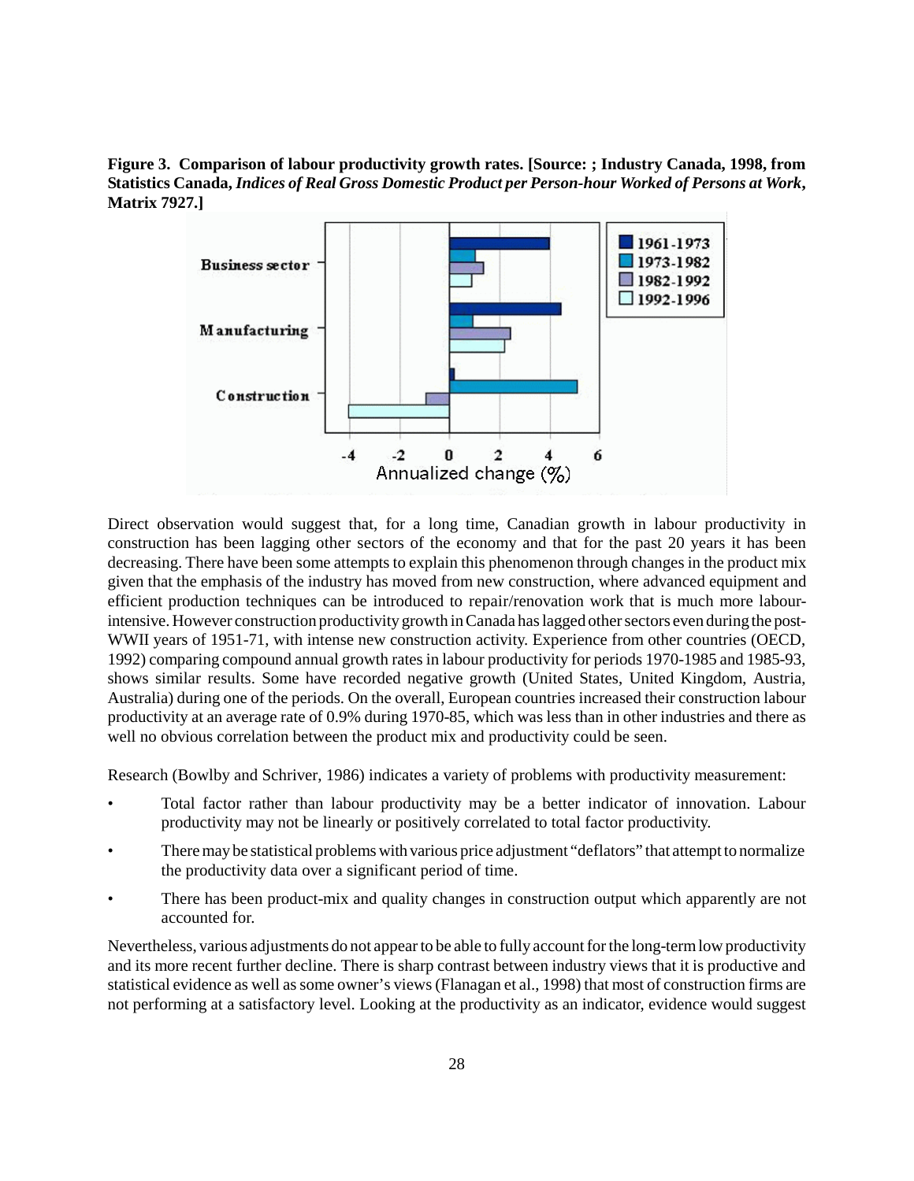**Figure 3. Comparison of labour productivity growth rates. [Source: ; Industry Canada, 1998, from Statistics Canada, *Indices of Real Gross Domestic Product per Person-hour Worked of Persons at Work*, Matrix 7927.]**

Direct observation would suggest that, for a long time, Canadian growth in labour productivity in construction has been lagging other sectors of the economy and that for the past 20 years it has been decreasing. There have been some attempts to explain this phenomenon through changes in the product mix given that the emphasis of the industry has moved from new construction, where advanced equipment and efficient production techniques can be introduced to repair/renovation work that is much more labour-intensive. However construction productivity growth in Canada has lagged other sectors even during the post-WWII years of 1951-71, with intense new construction activity. Experience from other countries (OECD, 1992) comparing compound annual growth rates in labour productivity for periods 1970-1985 and 1985-93, shows similar results. Some have recorded negative growth (United States, United Kingdom, Austria, Australia) during one of the periods. On the overall, European countries increased their construction labour productivity at an average rate of 0.9% during 1970-85, which was less than in other industries and there as well no obvious correlation between the product mix and productivity could be seen.

Research (Bowlby and Schriver, 1986) indicates a variety of problems with productivity measurement:

- Total factor rather than labour productivity may be a better indicator of innovation. Labour productivity may not be linearly or positively correlated to total factor productivity.
- There may be statistical problems with various price adjustment "deflators" that attempt to normalize the productivity data over a significant period of time.
- There has been product-mix and quality changes in construction output which apparently are not accounted for.

Nevertheless, various adjustments do not appear to be able to fully account for the long-term low productivity and its more recent further decline. There is sharp contrast between industry views that it is productive and statistical evidence as well as some owner's views (Flanagan et al., 1998) that most of construction firms are not performing at a satisfactory level. Looking at the productivity as an indicator, evidence would suggest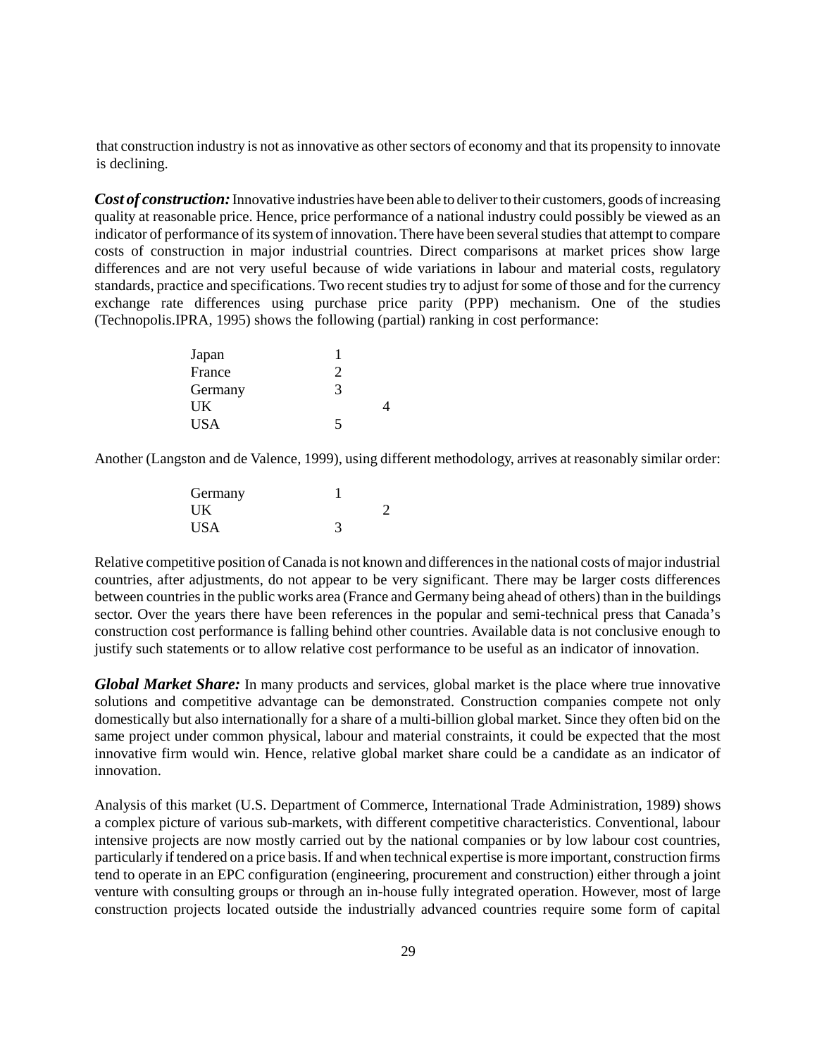that construction industry is not as innovative as other sectors of economy and that its propensity to innovate is declining.

***Cost of construction:*** Innovative industries have been able to deliver to their customers, goods of increasing quality at reasonable price. Hence, price performance of a national industry could possibly be viewed as an indicator of performance of its system of innovation. There have been several studies that attempt to compare costs of construction in major industrial countries. Direct comparisons at market prices show large differences and are not very useful because of wide variations in labour and material costs, regulatory standards, practice and specifications. Two recent studies try to adjust for some of those and for the currency exchange rate differences using purchase price parity (PPP) mechanism. One of the studies (Technopolis.IPRA, 1995) shows the following (partial) ranking in cost performance:

| | |
|---|---|
| Japan | 1 |
| France | 2 |
| Germany | 3 |
| UK | 4 |
| USA | 5 |

Another (Langston and de Valence, 1999), using different methodology, arrives at reasonably similar order:

| | |
|---|---|
| Germany | 1 |
| UK | 2 |
| USA | 3 |

Relative competitive position of Canada is not known and differences in the national costs of major industrial countries, after adjustments, do not appear to be very significant. There may be larger costs differences between countries in the public works area (France and Germany being ahead of others) than in the buildings sector. Over the years there have been references in the popular and semi-technical press that Canada's construction cost performance is falling behind other countries. Available data is not conclusive enough to justify such statements or to allow relative cost performance to be useful as an indicator of innovation.

***Global Market Share:*** In many products and services, global market is the place where true innovative solutions and competitive advantage can be demonstrated. Construction companies compete not only domestically but also internationally for a share of a multi-billion global market. Since they often bid on the same project under common physical, labour and material constraints, it could be expected that the most innovative firm would win. Hence, relative global market share could be a candidate as an indicator of innovation.

Analysis of this market (U.S. Department of Commerce, International Trade Administration, 1989) shows a complex picture of various sub-markets, with different competitive characteristics. Conventional, labour intensive projects are now mostly carried out by the national companies or by low labour cost countries, particularly if tendered on a price basis. If and when technical expertise is more important, construction firms tend to operate in an EPC configuration (engineering, procurement and construction) either through a joint venture with consulting groups or through an in-house fully integrated operation. However, most of large construction projects located outside the industrially advanced countries require some form of capital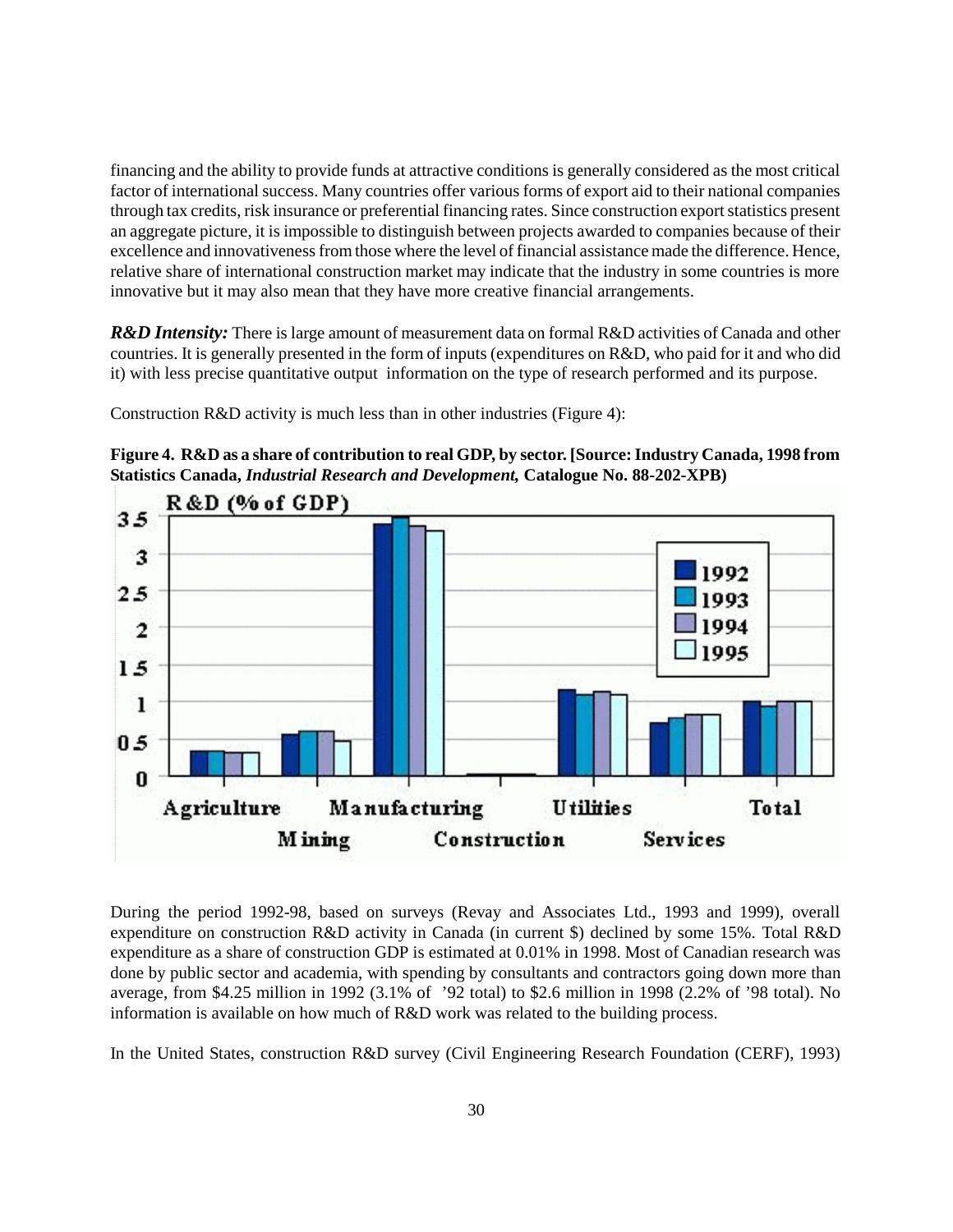financing and the ability to provide funds at attractive conditions is generally considered as the most critical factor of international success. Many countries offer various forms of export aid to their national companies through tax credits, risk insurance or preferential financing rates. Since construction export statistics present an aggregate picture, it is impossible to distinguish between projects awarded to companies because of their excellence and innovativeness from those where the level of financial assistance made the difference. Hence, relative share of international construction market may indicate that the industry in some countries is more innovative but it may also mean that they have more creative financial arrangements.

***R&D Intensity:*** There is large amount of measurement data on formal R&D activities of Canada and other countries. It is generally presented in the form of inputs (expenditures on R&D, who paid for it and who did it) with less precise quantitative output information on the type of research performed and its purpose.

Construction R&D activity is much less than in other industries (Figure 4):

**Figure 4. R&D as a share of contribution to real GDP, by sector. [Source: Industry Canada, 1998 from Statistics Canada, *Industrial Research and Development,* Catalogue No. 88-202-XPB)**

During the period 1992-98, based on surveys (Revay and Associates Ltd., 1993 and 1999), overall expenditure on construction R&D activity in Canada (in current $) declined by some 15%. Total R&D expenditure as a share of construction GDP is estimated at 0.01% in 1998. Most of Canadian research was done by public sector and academia, with spending by consultants and contractors going down more than average, from $4.25 million in 1992 (3.1% of '92 total) to $2.6 million in 1998 (2.2% of '98 total). No information is available on how much of R&D work was related to the building process.

In the United States, construction R&D survey (Civil Engineering Research Foundation (CERF), 1993)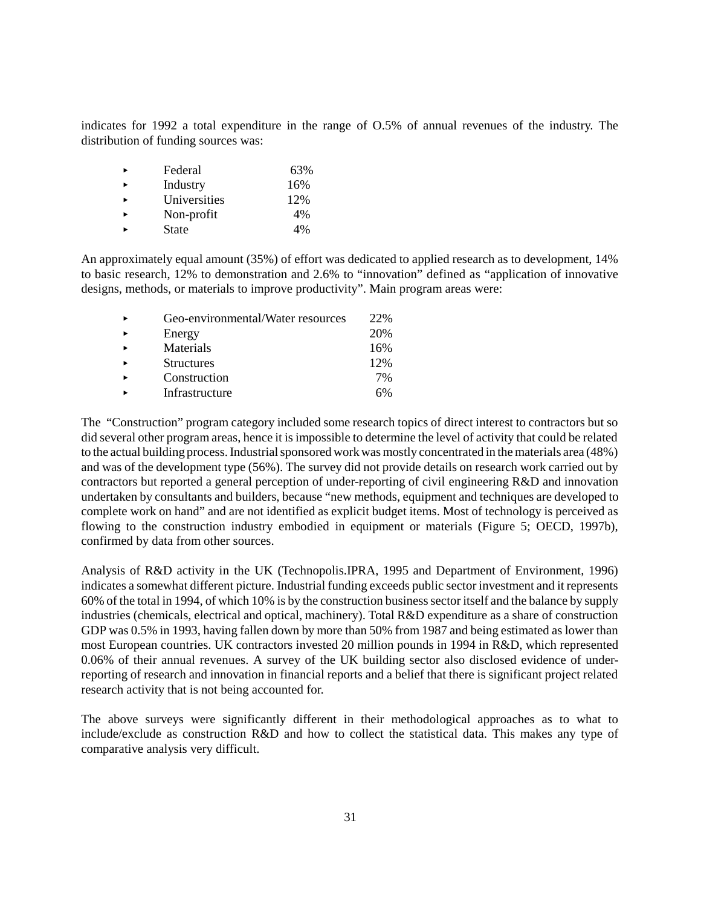indicates for 1992 a total expenditure in the range of O.5% of annual revenues of the industry. The distribution of funding sources was:

- Federal 63%
- Industry 16%
- Universities 12%
- Non-profit 4%
- State 4%

An approximately equal amount (35%) of effort was dedicated to applied research as to development, 14% to basic research, 12% to demonstration and 2.6% to "innovation" defined as "application of innovative designs, methods, or materials to improve productivity". Main program areas were:

- Geo-environmental/Water resources 22%
- Energy 20%
- Materials 16%
- Structures 12%
- Construction 7%
- Infrastructure 6%

The "Construction" program category included some research topics of direct interest to contractors but so did several other program areas, hence it is impossible to determine the level of activity that could be related to the actual building process. Industrial sponsored work was mostly concentrated in the materials area (48%) and was of the development type (56%). The survey did not provide details on research work carried out by contractors but reported a general perception of under-reporting of civil engineering R&D and innovation undertaken by consultants and builders, because "new methods, equipment and techniques are developed to complete work on hand" and are not identified as explicit budget items. Most of technology is perceived as flowing to the construction industry embodied in equipment or materials (Figure 5; OECD, 1997b), confirmed by data from other sources.

Analysis of R&D activity in the UK (Technopolis.IPRA, 1995 and Department of Environment, 1996) indicates a somewhat different picture. Industrial funding exceeds public sector investment and it represents 60% of the total in 1994, of which 10% is by the construction business sector itself and the balance by supply industries (chemicals, electrical and optical, machinery). Total R&D expenditure as a share of construction GDP was 0.5% in 1993, having fallen down by more than 50% from 1987 and being estimated as lower than most European countries. UK contractors invested 20 million pounds in 1994 in R&D, which represented 0.06% of their annual revenues. A survey of the UK building sector also disclosed evidence of under-reporting of research and innovation in financial reports and a belief that there is significant project related research activity that is not being accounted for.

The above surveys were significantly different in their methodological approaches as to what to include/exclude as construction R&D and how to collect the statistical data. This makes any type of comparative analysis very difficult.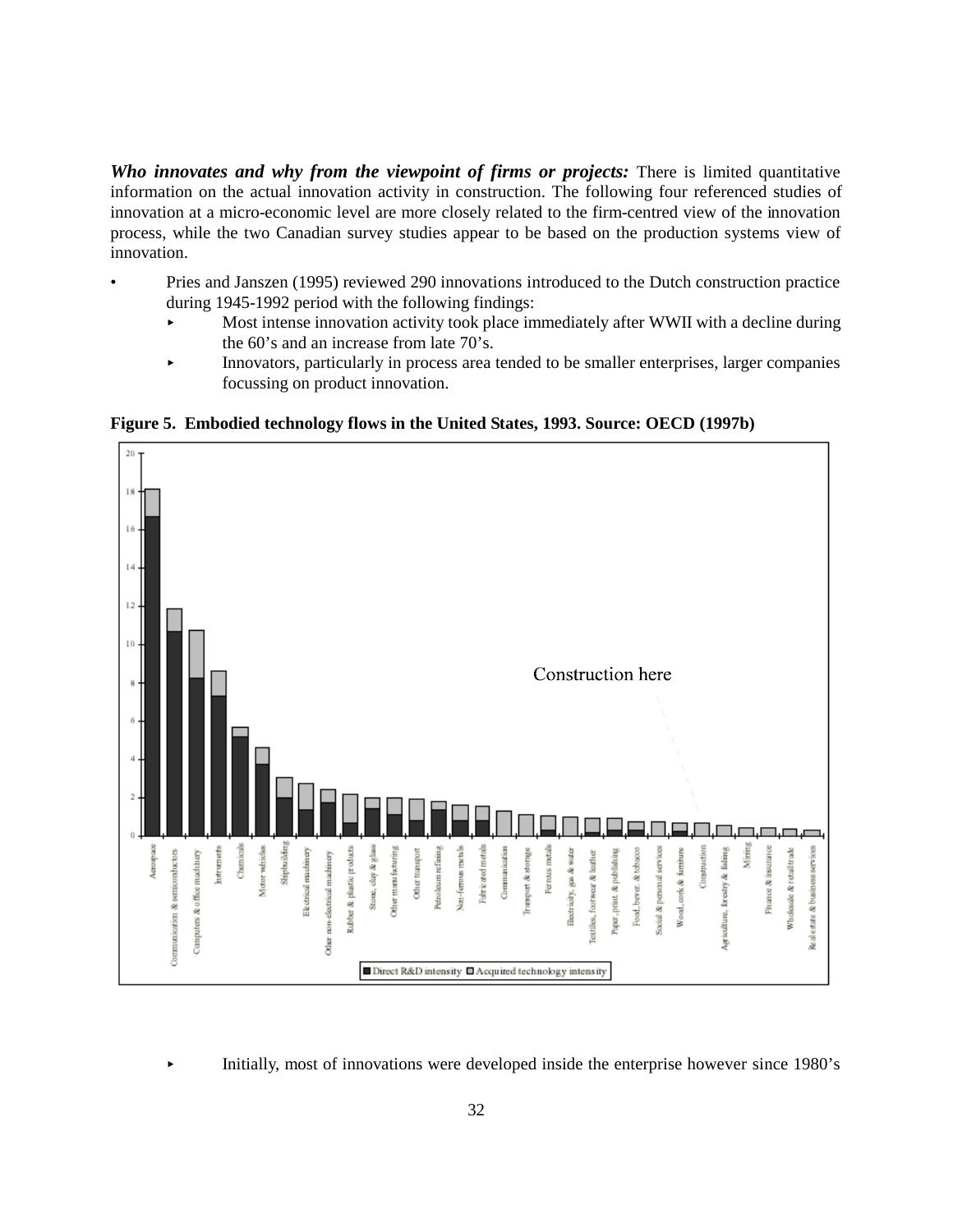***Who innovates and why from the viewpoint of firms or projects:*** There is limited quantitative information on the actual innovation activity in construction. The following four referenced studies of innovation at a micro-economic level are more closely related to the firm-centred view of the innovation process, while the two Canadian survey studies appear to be based on the production systems view of innovation.

- Pries and Janszen (1995) reviewed 290 innovations introduced to the Dutch construction practice during 1945-1992 period with the following findings:
  - Most intense innovation activity took place immediately after WWII with a decline during the 60's and an increase from late 70's.
  - Innovators, particularly in process area tended to be smaller enterprises, larger companies focussing on product innovation.

**Figure 5. Embodied technology flows in the United States, 1993. Source: OECD (1997b)**

  - Initially, most of innovations were developed inside the enterprise however since 1980's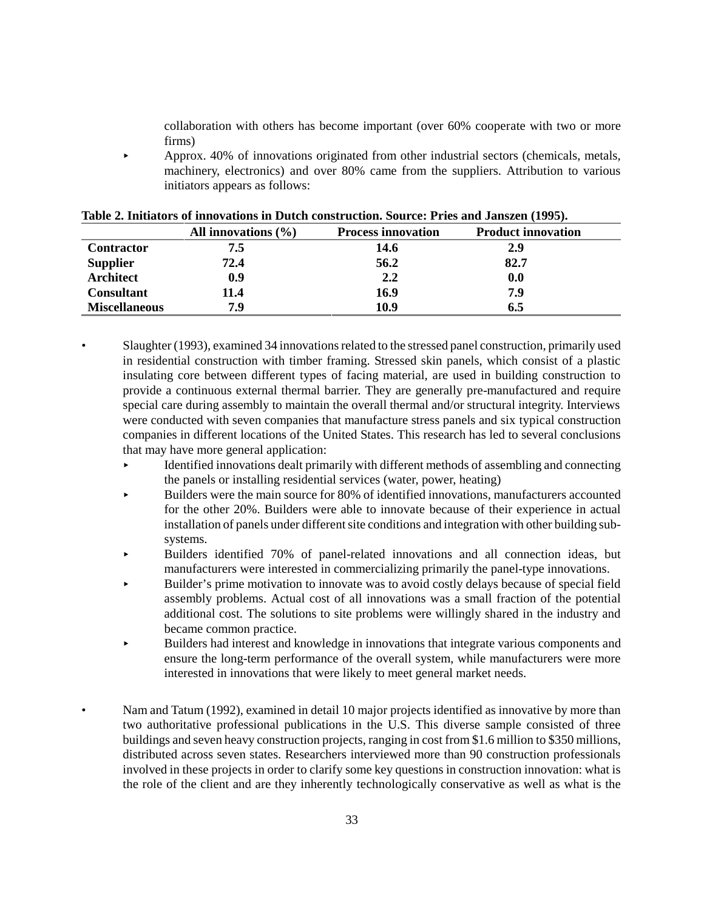collaboration with others has become important (over 60% cooperate with two or more firms)

  - Approx. 40% of innovations originated from other industrial sectors (chemicals, metals, machinery, electronics) and over 80% came from the suppliers. Attribution to various initiators appears as follows:

**Table 2. Initiators of innovations in Dutch construction. Source: Pries and Janszen (1995).**

| | All innovations (%) | Process innovation | Product innovation |
|---|---|---|---|
| **Contractor** | **7.5** | **14.6** | **2.9** |
| **Supplier** | **72.4** | **56.2** | **82.7** |
| **Architect** | **0.9** | **2.2** | **0.0** |
| **Consultant** | **11.4** | **16.9** | **7.9** |
| **Miscellaneous** | **7.9** | **10.9** | **6.5** |

- Slaughter (1993), examined 34 innovations related to the stressed panel construction, primarily used in residential construction with timber framing. Stressed skin panels, which consist of a plastic insulating core between different types of facing material, are used in building construction to provide a continuous external thermal barrier. They are generally pre-manufactured and require special care during assembly to maintain the overall thermal and/or structural integrity. Interviews were conducted with seven companies that manufacture stress panels and six typical construction companies in different locations of the United States. This research has led to several conclusions that may have more general application:
  - Identified innovations dealt primarily with different methods of assembling and connecting the panels or installing residential services (water, power, heating)
  - Builders were the main source for 80% of identified innovations, manufacturers accounted for the other 20%. Builders were able to innovate because of their experience in actual installation of panels under different site conditions and integration with other building sub-systems.
  - Builders identified 70% of panel-related innovations and all connection ideas, but manufacturers were interested in commercializing primarily the panel-type innovations.
  - Builder's prime motivation to innovate was to avoid costly delays because of special field assembly problems. Actual cost of all innovations was a small fraction of the potential additional cost. The solutions to site problems were willingly shared in the industry and became common practice.
  - Builders had interest and knowledge in innovations that integrate various components and ensure the long-term performance of the overall system, while manufacturers were more interested in innovations that were likely to meet general market needs.

- Nam and Tatum (1992), examined in detail 10 major projects identified as innovative by more than two authoritative professional publications in the U.S. This diverse sample consisted of three buildings and seven heavy construction projects, ranging in cost from $1.6 million to $350 millions, distributed across seven states. Researchers interviewed more than 90 construction professionals involved in these projects in order to clarify some key questions in construction innovation: what is the role of the client and are they inherently technologically conservative as well as what is the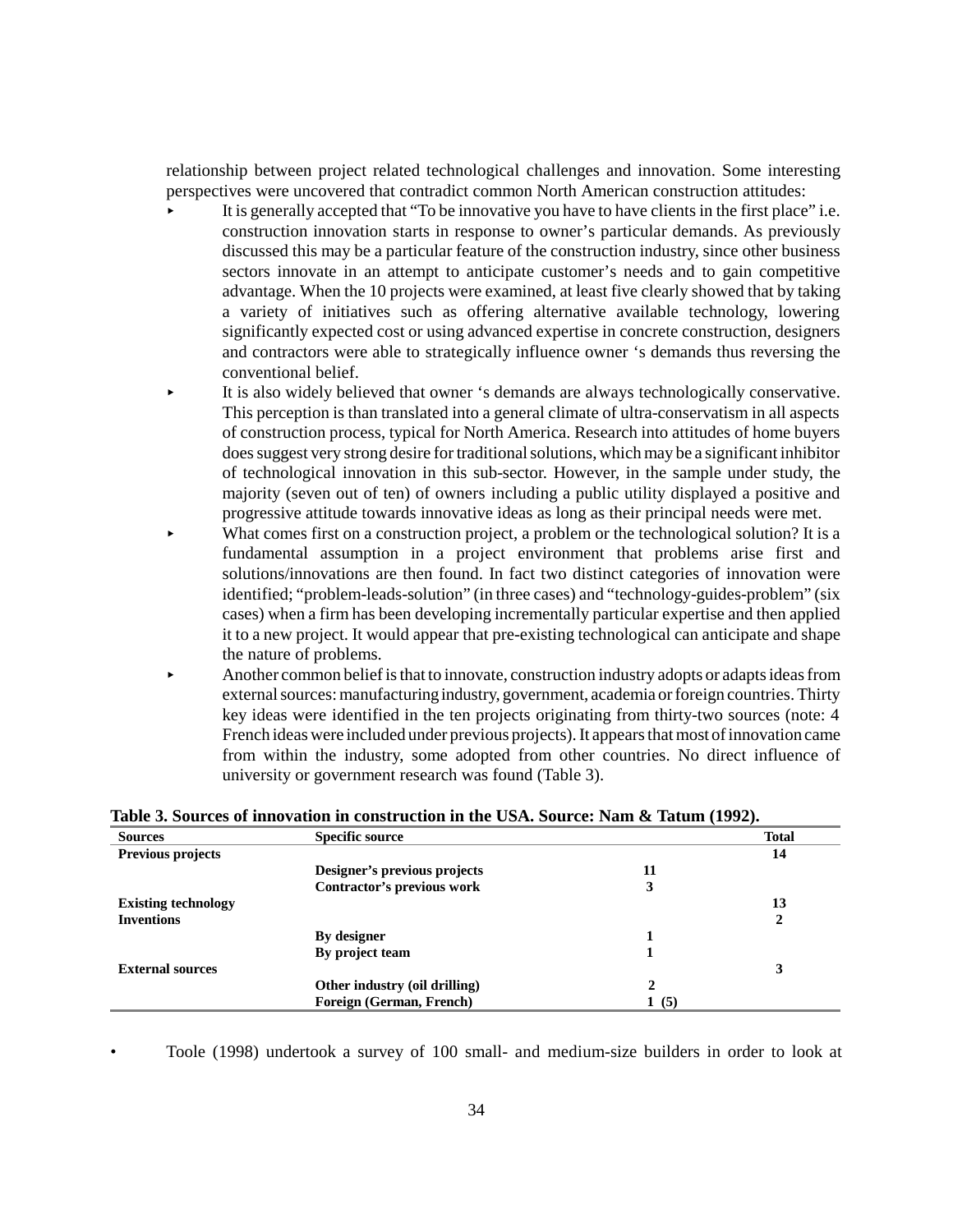relationship between project related technological challenges and innovation. Some interesting perspectives were uncovered that contradict common North American construction attitudes:

- It is generally accepted that "To be innovative you have to have clients in the first place" i.e. construction innovation starts in response to owner's particular demands. As previously discussed this may be a particular feature of the construction industry, since other business sectors innovate in an attempt to anticipate customer's needs and to gain competitive advantage. When the 10 projects were examined, at least five clearly showed that by taking a variety of initiatives such as offering alternative available technology, lowering significantly expected cost or using advanced expertise in concrete construction, designers and contractors were able to strategically influence owner 's demands thus reversing the conventional belief.
- It is also widely believed that owner 's demands are always technologically conservative. This perception is than translated into a general climate of ultra-conservatism in all aspects of construction process, typical for North America. Research into attitudes of home buyers does suggest very strong desire for traditional solutions, which may be a significant inhibitor of technological innovation in this sub-sector. However, in the sample under study, the majority (seven out of ten) of owners including a public utility displayed a positive and progressive attitude towards innovative ideas as long as their principal needs were met.
- What comes first on a construction project, a problem or the technological solution? It is a fundamental assumption in a project environment that problems arise first and solutions/innovations are then found. In fact two distinct categories of innovation were identified; "problem-leads-solution" (in three cases) and "technology-guides-problem" (six cases) when a firm has been developing incrementally particular expertise and then applied it to a new project. It would appear that pre-existing technological can anticipate and shape the nature of problems.
- Another common belief is that to innovate, construction industry adopts or adapts ideas from external sources: manufacturing industry, government, academia or foreign countries. Thirty key ideas were identified in the ten projects originating from thirty-two sources (note: 4 French ideas were included under previous projects). It appears that most of innovation came from within the industry, some adopted from other countries. No direct influence of university or government research was found (Table 3).

**Table 3. Sources of innovation in construction in the USA. Source: Nam & Tatum (1992).**

| Sources | Specific source | | Total |
|---|---|---|---|
| **Previous projects** | | | **14** |
| | **Designer's previous projects** | **11** | |
| | **Contractor's previous work** | **3** | |
| **Existing technology** | | | **13** |
| **Inventions** | | | **2** |
| | **By designer** | **1** | |
| | **By project team** | **1** | |
| **External sources** | | | **3** |
| | **Other industry (oil drilling)** | **2** | |
| | **Foreign (German, French)** | **1 (5)** | |

- Toole (1998) undertook a survey of 100 small- and medium-size builders in order to look at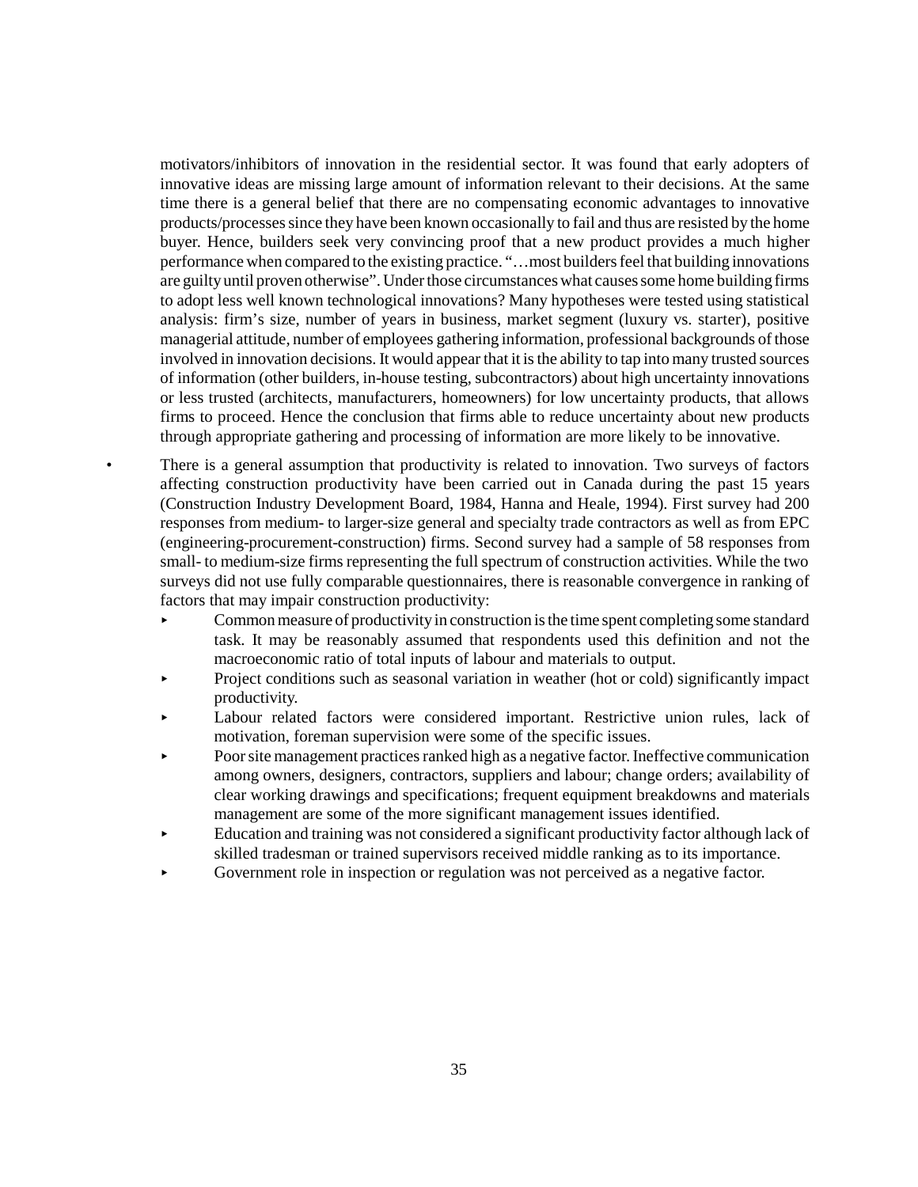motivators/inhibitors of innovation in the residential sector. It was found that early adopters of innovative ideas are missing large amount of information relevant to their decisions. At the same time there is a general belief that there are no compensating economic advantages to innovative products/processes since they have been known occasionally to fail and thus are resisted by the home buyer. Hence, builders seek very convincing proof that a new product provides a much higher performance when compared to the existing practice. "…most builders feel that building innovations are guilty until proven otherwise". Under those circumstances what causes some home building firms to adopt less well known technological innovations? Many hypotheses were tested using statistical analysis: firm's size, number of years in business, market segment (luxury vs. starter), positive managerial attitude, number of employees gathering information, professional backgrounds of those involved in innovation decisions. It would appear that it is the ability to tap into many trusted sources of information (other builders, in-house testing, subcontractors) about high uncertainty innovations or less trusted (architects, manufacturers, homeowners) for low uncertainty products, that allows firms to proceed. Hence the conclusion that firms able to reduce uncertainty about new products through appropriate gathering and processing of information are more likely to be innovative.

- There is a general assumption that productivity is related to innovation. Two surveys of factors affecting construction productivity have been carried out in Canada during the past 15 years (Construction Industry Development Board, 1984, Hanna and Heale, 1994). First survey had 200 responses from medium- to larger-size general and specialty trade contractors as well as from EPC (engineering-procurement-construction) firms. Second survey had a sample of 58 responses from small- to medium-size firms representing the full spectrum of construction activities. While the two surveys did not use fully comparable questionnaires, there is reasonable convergence in ranking of factors that may impair construction productivity:
  - Common measure of productivity in construction is the time spent completing some standard task. It may be reasonably assumed that respondents used this definition and not the macroeconomic ratio of total inputs of labour and materials to output.
  - Project conditions such as seasonal variation in weather (hot or cold) significantly impact productivity.
  - Labour related factors were considered important. Restrictive union rules, lack of motivation, foreman supervision were some of the specific issues.
  - Poor site management practices ranked high as a negative factor. Ineffective communication among owners, designers, contractors, suppliers and labour; change orders; availability of clear working drawings and specifications; frequent equipment breakdowns and materials management are some of the more significant management issues identified.
  - Education and training was not considered a significant productivity factor although lack of skilled tradesman or trained supervisors received middle ranking as to its importance.
  - Government role in inspection or regulation was not perceived as a negative factor.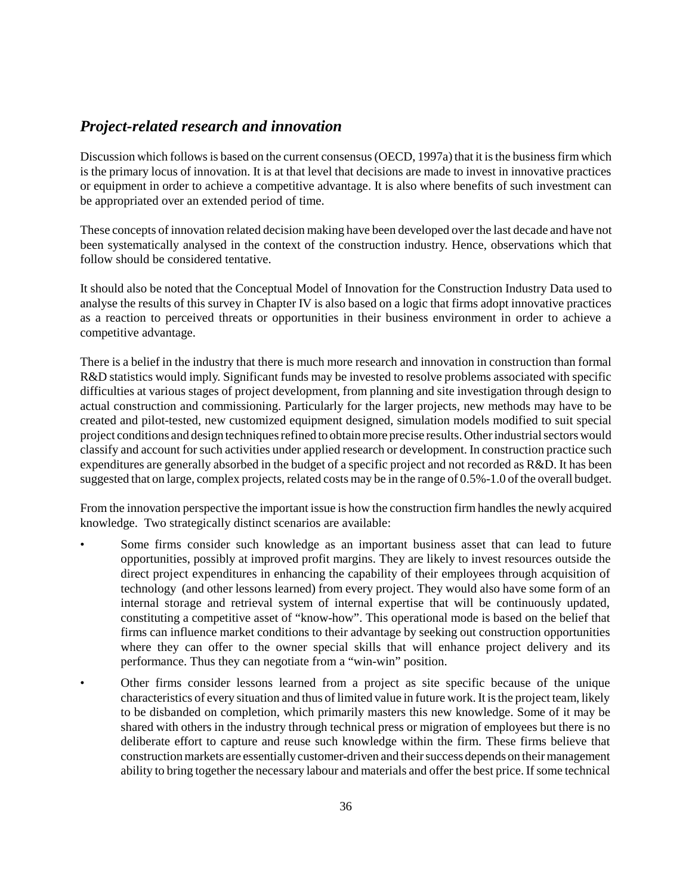## *Project-related research and innovation*

Discussion which follows is based on the current consensus (OECD, 1997a) that it is the business firm which is the primary locus of innovation. It is at that level that decisions are made to invest in innovative practices or equipment in order to achieve a competitive advantage. It is also where benefits of such investment can be appropriated over an extended period of time.

These concepts of innovation related decision making have been developed over the last decade and have not been systematically analysed in the context of the construction industry. Hence, observations which that follow should be considered tentative.

It should also be noted that the Conceptual Model of Innovation for the Construction Industry Data used to analyse the results of this survey in Chapter IV is also based on a logic that firms adopt innovative practices as a reaction to perceived threats or opportunities in their business environment in order to achieve a competitive advantage.

There is a belief in the industry that there is much more research and innovation in construction than formal R&D statistics would imply. Significant funds may be invested to resolve problems associated with specific difficulties at various stages of project development, from planning and site investigation through design to actual construction and commissioning. Particularly for the larger projects, new methods may have to be created and pilot-tested, new customized equipment designed, simulation models modified to suit special project conditions and design techniques refined to obtain more precise results. Other industrial sectors would classify and account for such activities under applied research or development. In construction practice such expenditures are generally absorbed in the budget of a specific project and not recorded as R&D. It has been suggested that on large, complex projects, related costs may be in the range of 0.5%-1.0 of the overall budget.

From the innovation perspective the important issue is how the construction firm handles the newly acquired knowledge. Two strategically distinct scenarios are available:

- Some firms consider such knowledge as an important business asset that can lead to future opportunities, possibly at improved profit margins. They are likely to invest resources outside the direct project expenditures in enhancing the capability of their employees through acquisition of technology (and other lessons learned) from every project. They would also have some form of an internal storage and retrieval system of internal expertise that will be continuously updated, constituting a competitive asset of "know-how". This operational mode is based on the belief that firms can influence market conditions to their advantage by seeking out construction opportunities where they can offer to the owner special skills that will enhance project delivery and its performance. Thus they can negotiate from a "win-win" position.
- Other firms consider lessons learned from a project as site specific because of the unique characteristics of every situation and thus of limited value in future work. It is the project team, likely to be disbanded on completion, which primarily masters this new knowledge. Some of it may be shared with others in the industry through technical press or migration of employees but there is no deliberate effort to capture and reuse such knowledge within the firm. These firms believe that construction markets are essentially customer-driven and their success depends on their management ability to bring together the necessary labour and materials and offer the best price. If some technical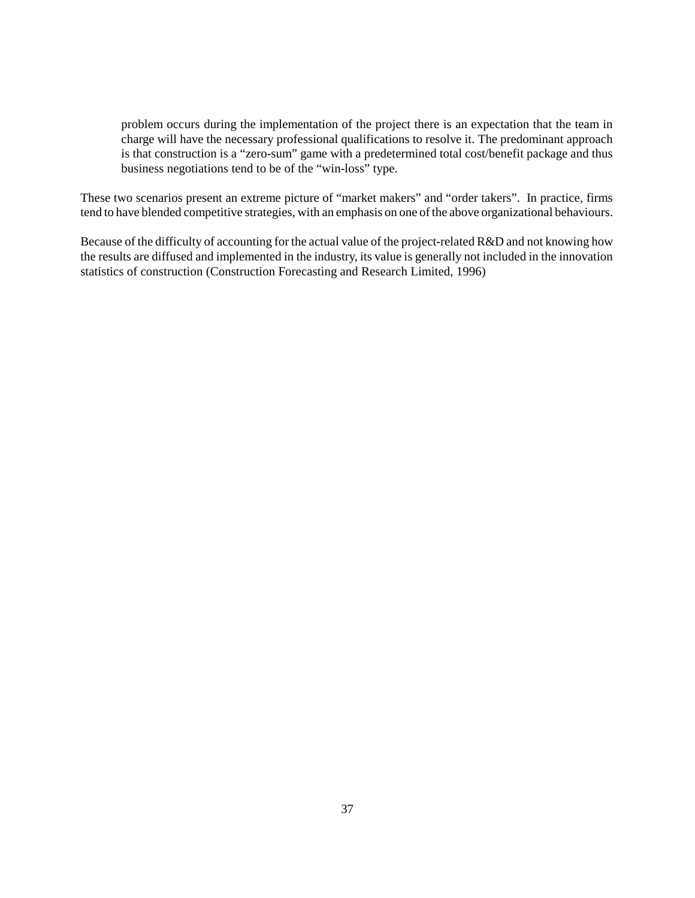> problem occurs during the implementation of the project there is an expectation that the team in charge will have the necessary professional qualifications to resolve it. The predominant approach is that construction is a "zero-sum" game with a predetermined total cost/benefit package and thus business negotiations tend to be of the "win-loss" type.

These two scenarios present an extreme picture of "market makers" and "order takers". In practice, firms tend to have blended competitive strategies, with an emphasis on one of the above organizational behaviours.

Because of the difficulty of accounting for the actual value of the project-related R&D and not knowing how the results are diffused and implemented in the industry, its value is generally not included in the innovation statistics of construction (Construction Forecasting and Research Limited, 1996)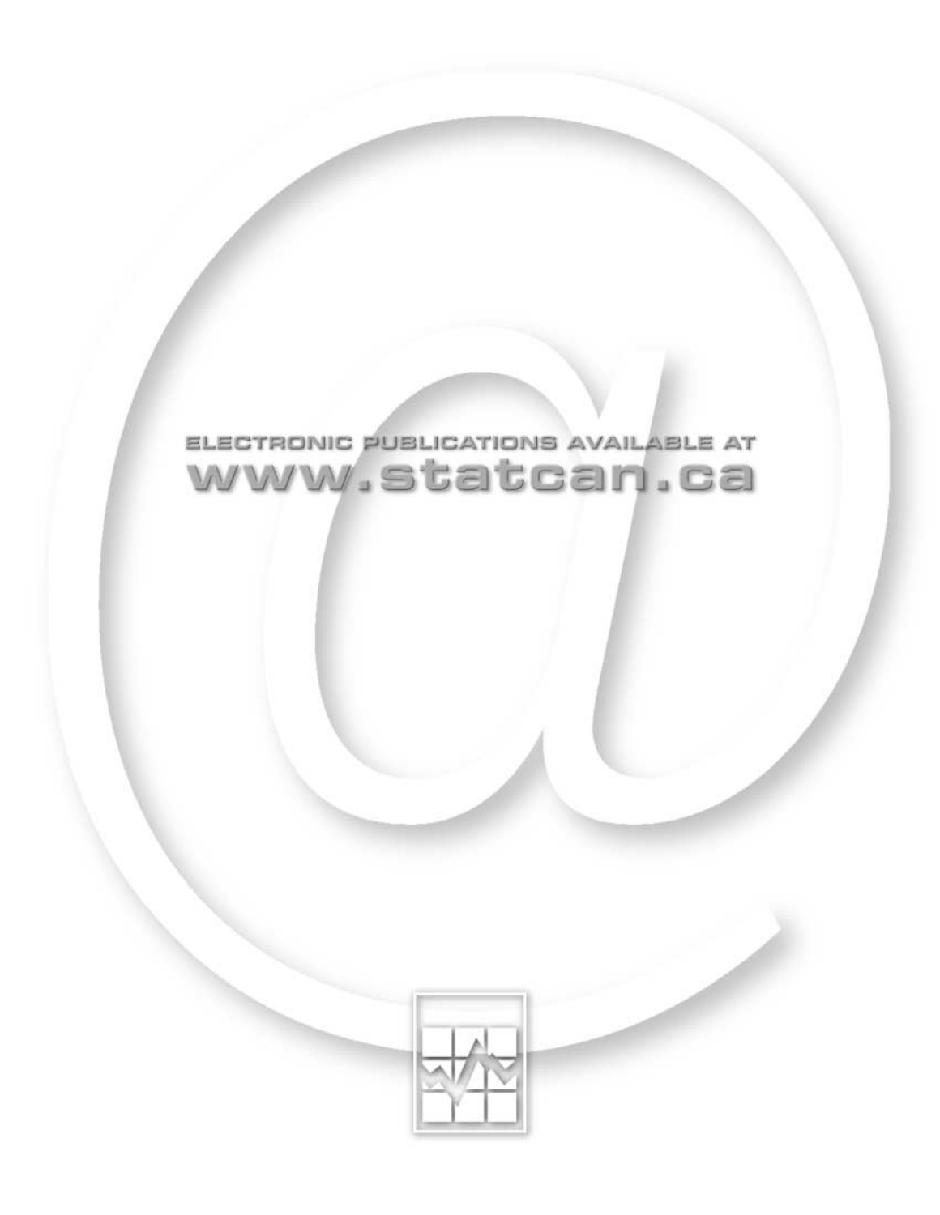ELECTRONIC PUBLICATIONS AVAILABLE AT

www.statcan.ca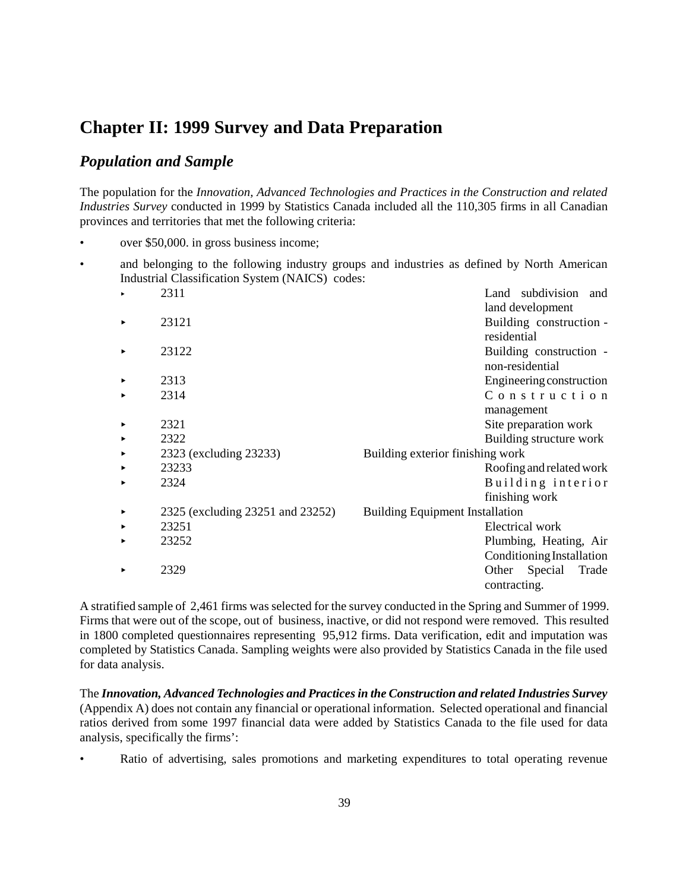# Chapter II: 1999 Survey and Data Preparation

## *Population and Sample*

The population for the *Innovation, Advanced Technologies and Practices in the Construction and related Industries Survey* conducted in 1999 by Statistics Canada included all the 110,305 firms in all Canadian provinces and territories that met the following criteria:

- over $50,000. in gross business income;
- and belonging to the following industry groups and industries as defined by North American Industrial Classification System (NAICS) codes:
  - 2311 Land subdivision and land development
  - 23121 Building construction - residential
  - 23122 Building construction - non-residential
  - 2313 Engineering construction
  - 2314 Construction management
  - 2321 Site preparation work
  - 2322 Building structure work
  - 2323 (excluding 23233) Building exterior finishing work
  - 23233 Roofing and related work
  - 2324 Building interior finishing work
  - 2325 (excluding 23251 and 23252) Building Equipment Installation
  - 23251 Electrical work
  - 23252 Plumbing, Heating, Air Conditioning Installation
  - 2329 Other Special Trade contracting.

A stratified sample of 2,461 firms was selected for the survey conducted in the Spring and Summer of 1999. Firms that were out of the scope, out of business, inactive, or did not respond were removed. This resulted in 1800 completed questionnaires representing 95,912 firms. Data verification, edit and imputation was completed by Statistics Canada. Sampling weights were also provided by Statistics Canada in the file used for data analysis.

The ***Innovation, Advanced Technologies and Practices in the Construction and related Industries Survey*** (Appendix A) does not contain any financial or operational information. Selected operational and financial ratios derived from some 1997 financial data were added by Statistics Canada to the file used for data analysis, specifically the firms':

- Ratio of advertising, sales promotions and marketing expenditures to total operating revenue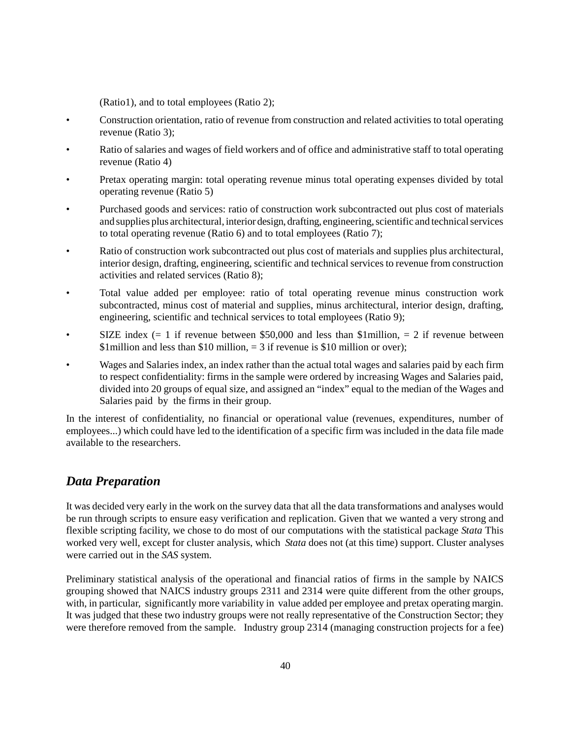(Ratio1), and to total employees (Ratio 2);

- Construction orientation, ratio of revenue from construction and related activities to total operating revenue (Ratio 3);
- Ratio of salaries and wages of field workers and of office and administrative staff to total operating revenue (Ratio 4)
- Pretax operating margin: total operating revenue minus total operating expenses divided by total operating revenue (Ratio 5)
- Purchased goods and services: ratio of construction work subcontracted out plus cost of materials and supplies plus architectural, interior design, drafting, engineering, scientific and technical services to total operating revenue (Ratio 6) and to total employees (Ratio 7);
- Ratio of construction work subcontracted out plus cost of materials and supplies plus architectural, interior design, drafting, engineering, scientific and technical services to revenue from construction activities and related services (Ratio 8);
- Total value added per employee: ratio of total operating revenue minus construction work subcontracted, minus cost of material and supplies, minus architectural, interior design, drafting, engineering, scientific and technical services to total employees (Ratio 9);
- SIZE index (= 1 if revenue between $50,000 and less than $1million, = 2 if revenue between $1million and less than $10 million, = 3 if revenue is $10 million or over);
- Wages and Salaries index, an index rather than the actual total wages and salaries paid by each firm to respect confidentiality: firms in the sample were ordered by increasing Wages and Salaries paid, divided into 20 groups of equal size, and assigned an "index" equal to the median of the Wages and Salaries paid by the firms in their group.

In the interest of confidentiality, no financial or operational value (revenues, expenditures, number of employees...) which could have led to the identification of a specific firm was included in the data file made available to the researchers.

## *Data Preparation*

It was decided very early in the work on the survey data that all the data transformations and analyses would be run through scripts to ensure easy verification and replication. Given that we wanted a very strong and flexible scripting facility, we chose to do most of our computations with the statistical package *Stata* This worked very well, except for cluster analysis, which *Stata* does not (at this time) support. Cluster analyses were carried out in the *SAS* system.

Preliminary statistical analysis of the operational and financial ratios of firms in the sample by NAICS grouping showed that NAICS industry groups 2311 and 2314 were quite different from the other groups, with, in particular, significantly more variability in value added per employee and pretax operating margin. It was judged that these two industry groups were not really representative of the Construction Sector; they were therefore removed from the sample. Industry group 2314 (managing construction projects for a fee)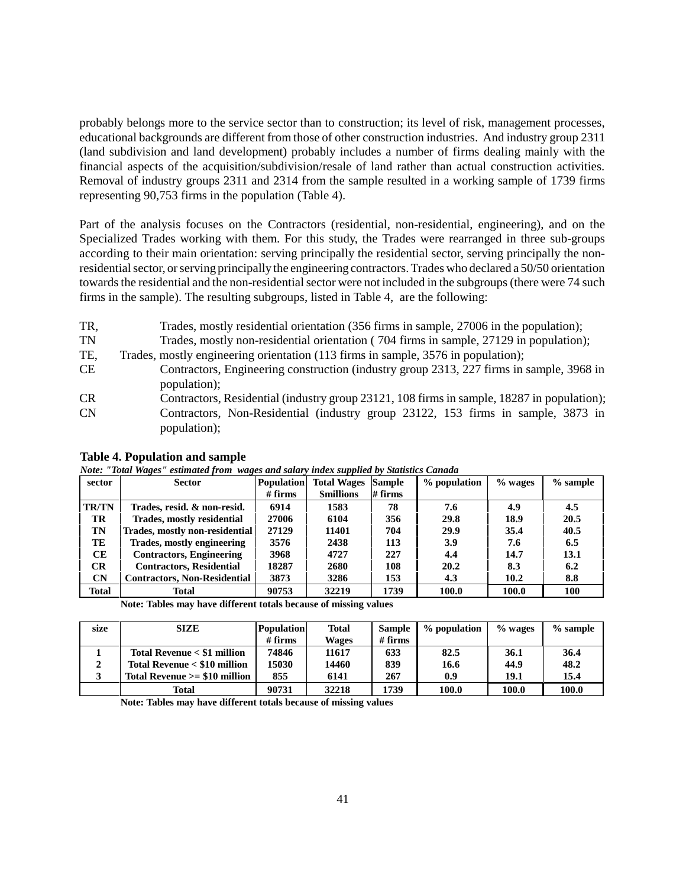probably belongs more to the service sector than to construction; its level of risk, management processes, educational backgrounds are different from those of other construction industries. And industry group 2311 (land subdivision and land development) probably includes a number of firms dealing mainly with the financial aspects of the acquisition/subdivision/resale of land rather than actual construction activities. Removal of industry groups 2311 and 2314 from the sample resulted in a working sample of 1739 firms representing 90,753 firms in the population (Table 4).

Part of the analysis focuses on the Contractors (residential, non-residential, engineering), and on the Specialized Trades working with them. For this study, the Trades were rearranged in three sub-groups according to their main orientation: serving principally the residential sector, serving principally the non-residential sector, or serving principally the engineering contractors. Trades who declared a 50/50 orientation towards the residential and the non-residential sector were not included in the subgroups (there were 74 such firms in the sample). The resulting subgroups, listed in Table 4, are the following:

- TR, Trades, mostly residential orientation (356 firms in sample, 27006 in the population);
- TN Trades, mostly non-residential orientation ( 704 firms in sample, 27129 in population);
- TE, Trades, mostly engineering orientation (113 firms in sample, 3576 in population);
- CE Contractors, Engineering construction (industry group 2313, 227 firms in sample, 3968 in population);
- CR Contractors, Residential (industry group 23121, 108 firms in sample, 18287 in population);
- CN Contractors, Non-Residential (industry group 23122, 153 firms in sample, 3873 in population);

**Table 4. Population and sample**

***Note: "Total Wages" estimated from wages and salary index supplied by Statistics Canada***

| sector | Sector | Population # firms | Total Wages $millions | Sample # firms | % population | % wages | % sample |
|---|---|---|---|---|---|---|---|
| TR/TN | Trades, resid. & non-resid. | 6914 | 1583 | 78 | 7.6 | 4.9 | 4.5 |
| TR | Trades, mostly residential | 27006 | 6104 | 356 | 29.8 | 18.9 | 20.5 |
| TN | Trades, mostly non-residential | 27129 | 11401 | 704 | 29.9 | 35.4 | 40.5 |
| TE | Trades, mostly engineering | 3576 | 2438 | 113 | 3.9 | 7.6 | 6.5 |
| CE | Contractors, Engineering | 3968 | 4727 | 227 | 4.4 | 14.7 | 13.1 |
| CR | Contractors, Residential | 18287 | 2680 | 108 | 20.2 | 8.3 | 6.2 |
| CN | Contractors, Non-Residential | 3873 | 3286 | 153 | 4.3 | 10.2 | 8.8 |
| Total | Total | 90753 | 32219 | 1739 | 100.0 | 100.0 | 100 |

**Note: Tables may have different totals because of missing values**

| size | SIZE | Population # firms | Total Wages | Sample # firms | % population | % wages | % sample |
|---|---|---|---|---|---|---|---|
| 1 | Total Revenue < $1 million | 74846 | 11617 | 633 | 82.5 | 36.1 | 36.4 |
| 2 | Total Revenue < $10 million | 15030 | 14460 | 839 | 16.6 | 44.9 | 48.2 |
| 3 | Total Revenue >= $10 million | 855 | 6141 | 267 | 0.9 | 19.1 | 15.4 |
| | Total | 90731 | 32218 | 1739 | 100.0 | 100.0 | 100.0 |

**Note: Tables may have different totals because of missing values**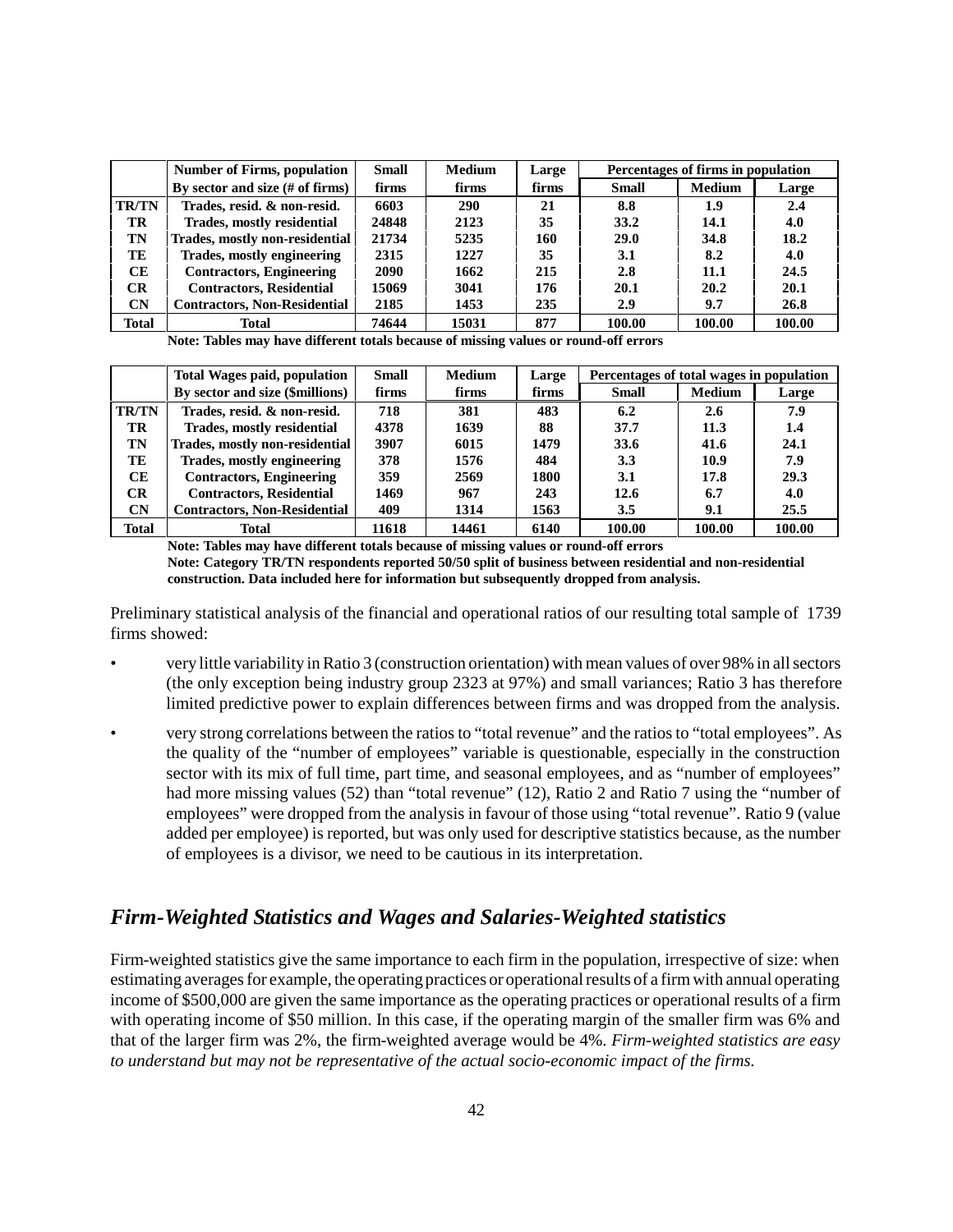| | Number of Firms, population | Small | Medium | Large | Percentages of firms in population | | |
|---|---|---|---|---|---|---|---|
| | By sector and size (# of firms) | firms | firms | firms | Small | Medium | Large |
| **TR/TN** | Trades, resid. & non-resid. | 6603 | 290 | 21 | 8.8 | 1.9 | 2.4 |
| **TR** | Trades, mostly residential | 24848 | 2123 | 35 | 33.2 | 14.1 | 4.0 |
| **TN** | Trades, mostly non-residential | 21734 | 5235 | 160 | 29.0 | 34.8 | 18.2 |
| **TE** | Trades, mostly engineering | 2315 | 1227 | 35 | 3.1 | 8.2 | 4.0 |
| **CE** | Contractors, Engineering | 2090 | 1662 | 215 | 2.8 | 11.1 | 24.5 |
| **CR** | Contractors, Residential | 15069 | 3041 | 176 | 20.1 | 20.2 | 20.1 |
| **CN** | Contractors, Non-Residential | 2185 | 1453 | 235 | 2.9 | 9.7 | 26.8 |
| **Total** | Total | 74644 | 15031 | 877 | 100.00 | 100.00 | 100.00 |

**Note: Tables may have different totals because of missing values or round-off errors**

| | Total Wages paid, population | Small | Medium | Large | Percentages of total wages in population | | |
|---|---|---|---|---|---|---|---|
| | By sector and size ($millions) | firms | firms | firms | Small | Medium | Large |
| **TR/TN** | Trades, resid. & non-resid. | 718 | 381 | 483 | 6.2 | 2.6 | 7.9 |
| **TR** | Trades, mostly residential | 4378 | 1639 | 88 | 37.7 | 11.3 | 1.4 |
| **TN** | Trades, mostly non-residential | 3907 | 6015 | 1479 | 33.6 | 41.6 | 24.1 |
| **TE** | Trades, mostly engineering | 378 | 1576 | 484 | 3.3 | 10.9 | 7.9 |
| **CE** | Contractors, Engineering | 359 | 2569 | 1800 | 3.1 | 17.8 | 29.3 |
| **CR** | Contractors, Residential | 1469 | 967 | 243 | 12.6 | 6.7 | 4.0 |
| **CN** | Contractors, Non-Residential | 409 | 1314 | 1563 | 3.5 | 9.1 | 25.5 |
| **Total** | Total | 11618 | 14461 | 6140 | 100.00 | 100.00 | 100.00 |

**Note: Tables may have different totals because of missing values or round-off errors**

**Note: Category TR/TN respondents reported 50/50 split of business between residential and non-residential construction. Data included here for information but subsequently dropped from analysis.**

Preliminary statistical analysis of the financial and operational ratios of our resulting total sample of 1739 firms showed:

- very little variability in Ratio 3 (construction orientation) with mean values of over 98% in all sectors (the only exception being industry group 2323 at 97%) and small variances; Ratio 3 has therefore limited predictive power to explain differences between firms and was dropped from the analysis.
- very strong correlations between the ratios to "total revenue" and the ratios to "total employees". As the quality of the "number of employees" variable is questionable, especially in the construction sector with its mix of full time, part time, and seasonal employees, and as "number of employees" had more missing values (52) than "total revenue" (12), Ratio 2 and Ratio 7 using the "number of employees" were dropped from the analysis in favour of those using "total revenue". Ratio 9 (value added per employee) is reported, but was only used for descriptive statistics because, as the number of employees is a divisor, we need to be cautious in its interpretation.

## *Firm-Weighted Statistics and Wages and Salaries-Weighted statistics*

Firm-weighted statistics give the same importance to each firm in the population, irrespective of size: when estimating averages for example, the operating practices or operational results of a firm with annual operating income of $500,000 are given the same importance as the operating practices or operational results of a firm with operating income of $50 million. In this case, if the operating margin of the smaller firm was 6% and that of the larger firm was 2%, the firm-weighted average would be 4%. *Firm-weighted statistics are easy to understand but may not be representative of the actual socio-economic impact of the firms.*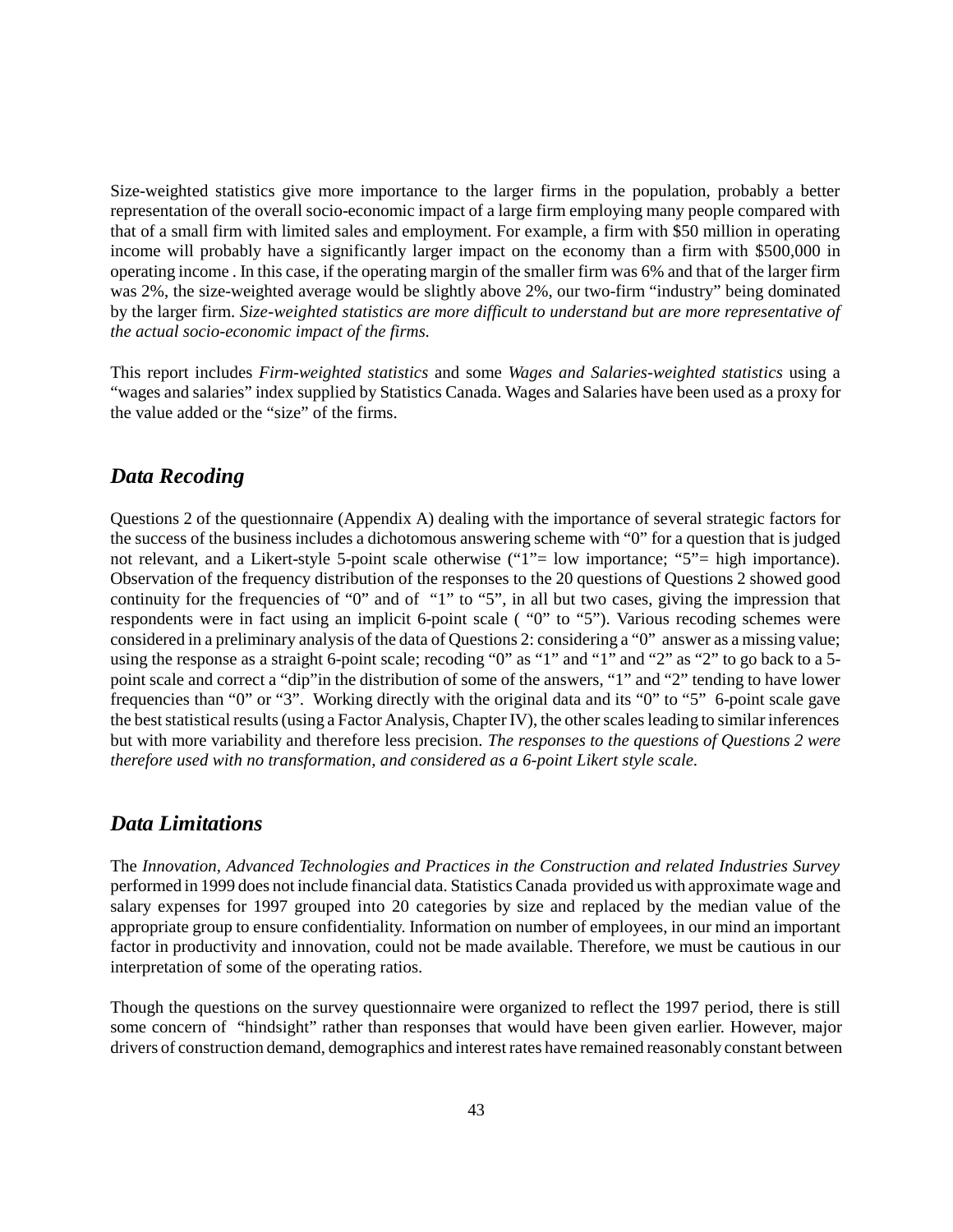Size-weighted statistics give more importance to the larger firms in the population, probably a better representation of the overall socio-economic impact of a large firm employing many people compared with that of a small firm with limited sales and employment. For example, a firm with $50 million in operating income will probably have a significantly larger impact on the economy than a firm with $500,000 in operating income . In this case, if the operating margin of the smaller firm was 6% and that of the larger firm was 2%, the size-weighted average would be slightly above 2%, our two-firm "industry" being dominated by the larger firm. *Size-weighted statistics are more difficult to understand but are more representative of the actual socio-economic impact of the firms.*

This report includes *Firm-weighted statistics* and some *Wages and Salaries-weighted statistics* using a "wages and salaries" index supplied by Statistics Canada. Wages and Salaries have been used as a proxy for the value added or the "size" of the firms.

## Data Recoding

Questions 2 of the questionnaire (Appendix A) dealing with the importance of several strategic factors for the success of the business includes a dichotomous answering scheme with "0" for a question that is judged not relevant, and a Likert-style 5-point scale otherwise ("1"= low importance; "5"= high importance). Observation of the frequency distribution of the responses to the 20 questions of Questions 2 showed good continuity for the frequencies of "0" and of "1" to "5", in all but two cases, giving the impression that respondents were in fact using an implicit 6-point scale ( "0" to "5"). Various recoding schemes were considered in a preliminary analysis of the data of Questions 2: considering a "0" answer as a missing value; using the response as a straight 6-point scale; recoding "0" as "1" and "1" and "2" as "2" to go back to a 5-point scale and correct a "dip"in the distribution of some of the answers, "1" and "2" tending to have lower frequencies than "0" or "3". Working directly with the original data and its "0" to "5" 6-point scale gave the best statistical results (using a Factor Analysis, Chapter IV), the other scales leading to similar inferences but with more variability and therefore less precision. *The responses to the questions of Questions 2 were therefore used with no transformation, and considered as a 6-point Likert style scale.*

## Data Limitations

The *Innovation, Advanced Technologies and Practices in the Construction and related Industries Survey* performed in 1999 does not include financial data. Statistics Canada provided us with approximate wage and salary expenses for 1997 grouped into 20 categories by size and replaced by the median value of the appropriate group to ensure confidentiality. Information on number of employees, in our mind an important factor in productivity and innovation, could not be made available. Therefore, we must be cautious in our interpretation of some of the operating ratios.

Though the questions on the survey questionnaire were organized to reflect the 1997 period, there is still some concern of "hindsight" rather than responses that would have been given earlier. However, major drivers of construction demand, demographics and interest rates have remained reasonably constant between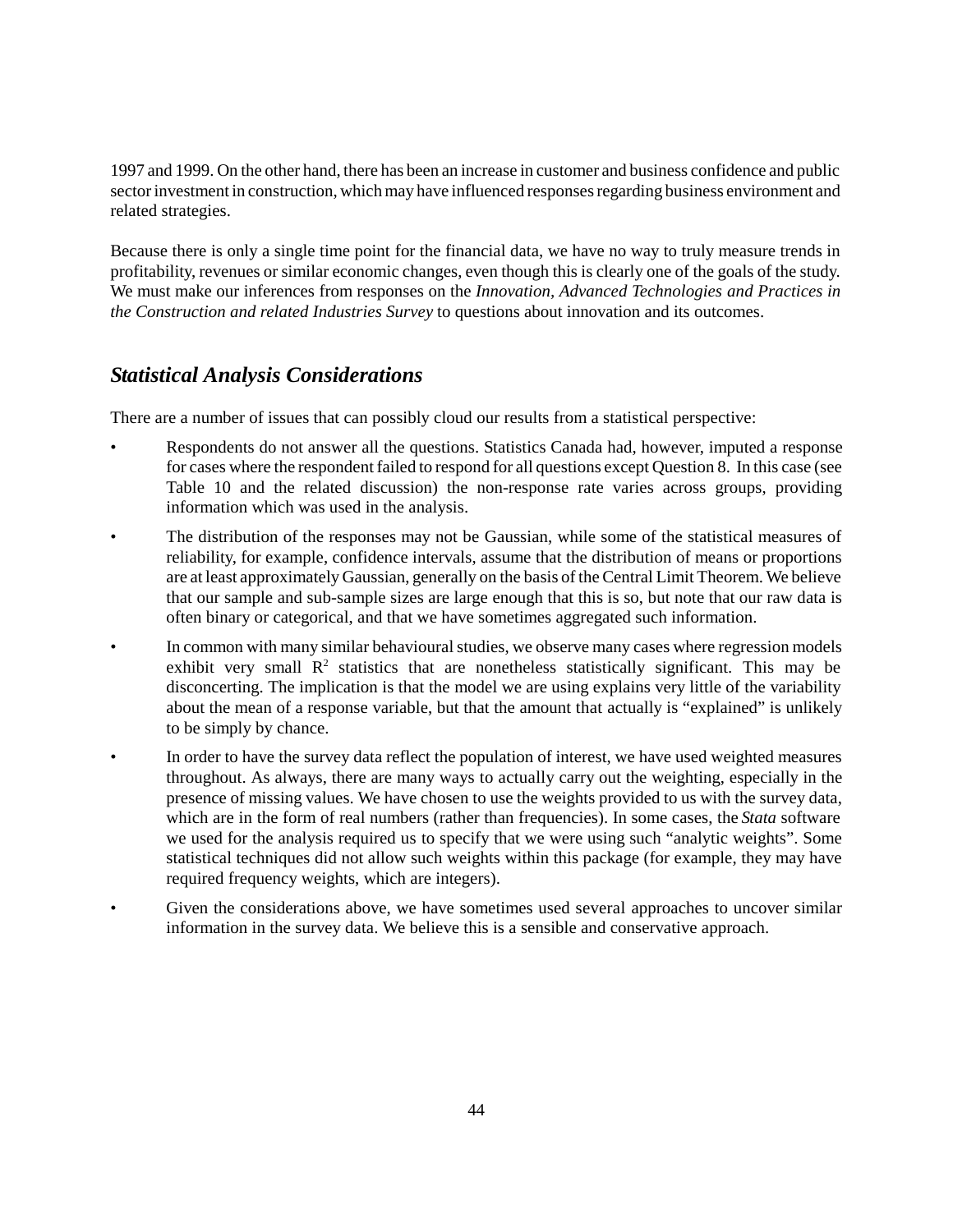1997 and 1999. On the other hand, there has been an increase in customer and business confidence and public sector investment in construction, which may have influenced responses regarding business environment and related strategies.

Because there is only a single time point for the financial data, we have no way to truly measure trends in profitability, revenues or similar economic changes, even though this is clearly one of the goals of the study. We must make our inferences from responses on the *Innovation, Advanced Technologies and Practices in the Construction and related Industries Survey* to questions about innovation and its outcomes.

## *Statistical Analysis Considerations*

There are a number of issues that can possibly cloud our results from a statistical perspective:

- Respondents do not answer all the questions. Statistics Canada had, however, imputed a response for cases where the respondent failed to respond for all questions except Question 8. In this case (see Table 10 and the related discussion) the non-response rate varies across groups, providing information which was used in the analysis.
- The distribution of the responses may not be Gaussian, while some of the statistical measures of reliability, for example, confidence intervals, assume that the distribution of means or proportions are at least approximately Gaussian, generally on the basis of the Central Limit Theorem. We believe that our sample and sub-sample sizes are large enough that this is so, but note that our raw data is often binary or categorical, and that we have sometimes aggregated such information.
- In common with many similar behavioural studies, we observe many cases where regression models exhibit very small $R^2$ statistics that are nonetheless statistically significant. This may be disconcerting. The implication is that the model we are using explains very little of the variability about the mean of a response variable, but that the amount that actually is "explained" is unlikely to be simply by chance.
- In order to have the survey data reflect the population of interest, we have used weighted measures throughout. As always, there are many ways to actually carry out the weighting, especially in the presence of missing values. We have chosen to use the weights provided to us with the survey data, which are in the form of real numbers (rather than frequencies). In some cases, the *Stata* software we used for the analysis required us to specify that we were using such "analytic weights". Some statistical techniques did not allow such weights within this package (for example, they may have required frequency weights, which are integers).
- Given the considerations above, we have sometimes used several approaches to uncover similar information in the survey data. We believe this is a sensible and conservative approach.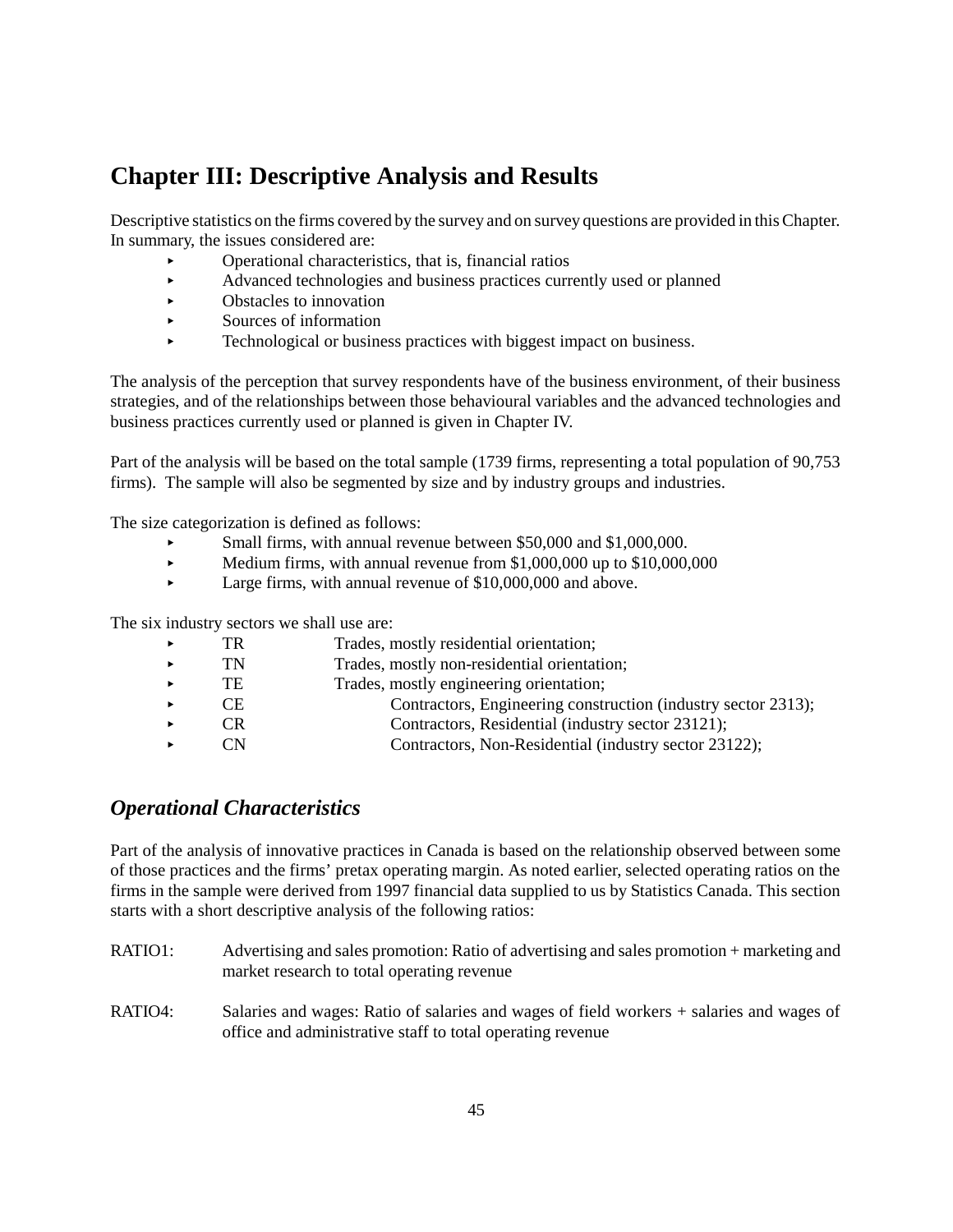# Chapter III: Descriptive Analysis and Results

Descriptive statistics on the firms covered by the survey and on survey questions are provided in this Chapter. In summary, the issues considered are:

- Operational characteristics, that is, financial ratios
- Advanced technologies and business practices currently used or planned
- Obstacles to innovation
- Sources of information
- Technological or business practices with biggest impact on business.

The analysis of the perception that survey respondents have of the business environment, of their business strategies, and of the relationships between those behavioural variables and the advanced technologies and business practices currently used or planned is given in Chapter IV.

Part of the analysis will be based on the total sample (1739 firms, representing a total population of 90,753 firms). The sample will also be segmented by size and by industry groups and industries.

The size categorization is defined as follows:

- Small firms, with annual revenue between $50,000 and $1,000,000.
- Medium firms, with annual revenue from $1,000,000 up to $10,000,000
- Large firms, with annual revenue of $10,000,000 and above.

The six industry sectors we shall use are:

- TR Trades, mostly residential orientation;
- TN Trades, mostly non-residential orientation;
- TE Trades, mostly engineering orientation;
- CE Contractors, Engineering construction (industry sector 2313);
- CR Contractors, Residential (industry sector 23121);
- CN Contractors, Non-Residential (industry sector 23122);

## *Operational Characteristics*

Part of the analysis of innovative practices in Canada is based on the relationship observed between some of those practices and the firms' pretax operating margin. As noted earlier, selected operating ratios on the firms in the sample were derived from 1997 financial data supplied to us by Statistics Canada. This section starts with a short descriptive analysis of the following ratios:

RATIO1: Advertising and sales promotion: Ratio of advertising and sales promotion + marketing and market research to total operating revenue

RATIO4: Salaries and wages: Ratio of salaries and wages of field workers + salaries and wages of office and administrative staff to total operating revenue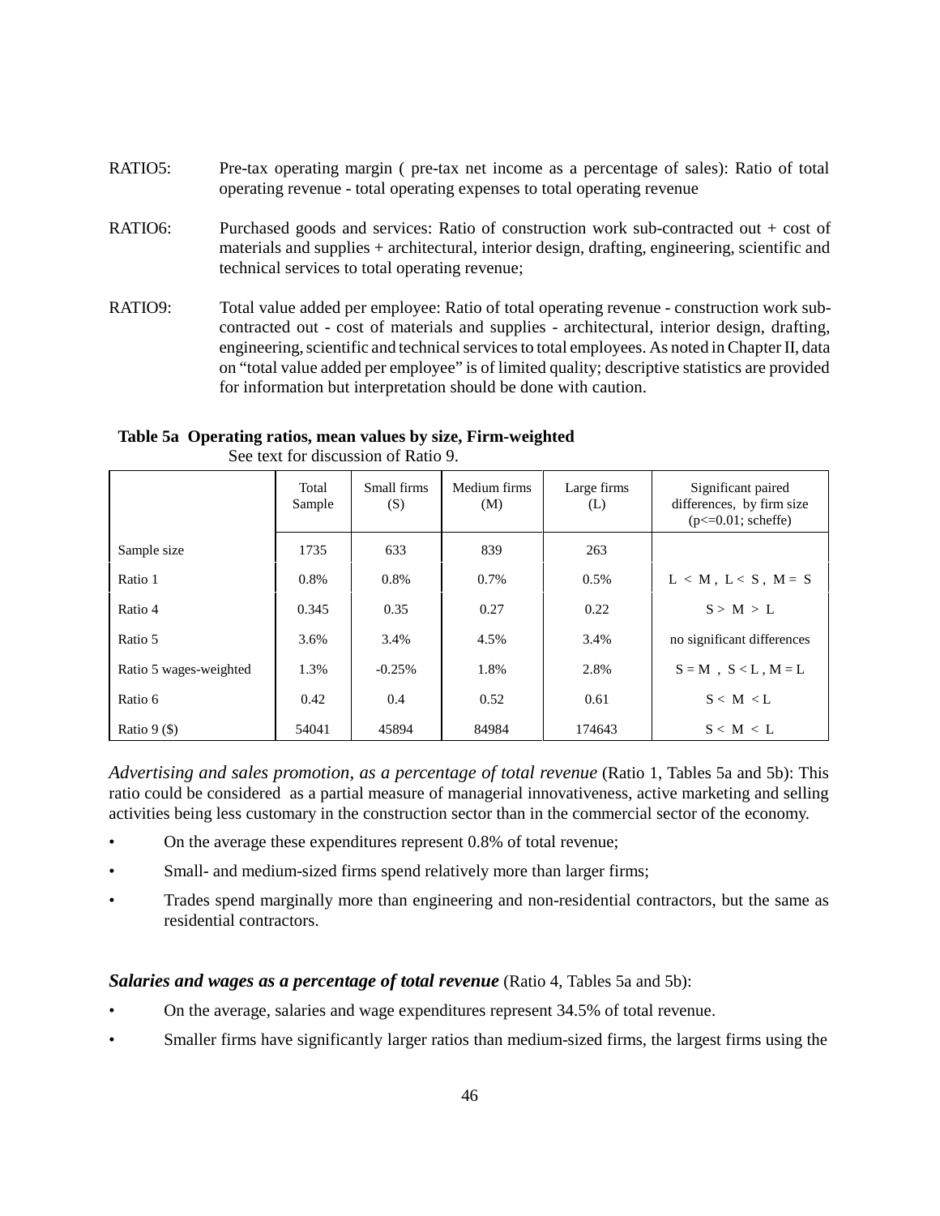RATIO5: Pre-tax operating margin ( pre-tax net income as a percentage of sales): Ratio of total operating revenue - total operating expenses to total operating revenue

RATIO6: Purchased goods and services: Ratio of construction work sub-contracted out + cost of materials and supplies + architectural, interior design, drafting, engineering, scientific and technical services to total operating revenue;

RATIO9: Total value added per employee: Ratio of total operating revenue - construction work sub-contracted out - cost of materials and supplies - architectural, interior design, drafting, engineering, scientific and technical services to total employees. As noted in Chapter II, data on "total value added per employee" is of limited quality; descriptive statistics are provided for information but interpretation should be done with caution.

**Table 5a Operating ratios, mean values by size, Firm-weighted**
See text for discussion of Ratio 9.

| | Total Sample | Small firms (S) | Medium firms (M) | Large firms (L) | Significant paired differences, by firm size ($p<=0.01$; scheffe) |
|---|---|---|---|---|---|
| Sample size | 1735 | 633 | 839 | 263 | |
| Ratio 1 | 0.8% | 0.8% | 0.7% | 0.5% | L < M , L < S , M = S |
| Ratio 4 | 0.345 | 0.35 | 0.27 | 0.22 | S > M > L |
| Ratio 5 | 3.6% | 3.4% | 4.5% | 3.4% | no significant differences |
| Ratio 5 wages-weighted | 1.3% | -0.25% | 1.8% | 2.8% | S = M , S < L , M = L |
| Ratio 6 | 0.42 | 0.4 | 0.52 | 0.61 | S < M < L |
| Ratio 9 ($) | 54041 | 45894 | 84984 | 174643 | S < M < L |

*Advertising and sales promotion, as a percentage of total revenue* (Ratio 1, Tables 5a and 5b): This ratio could be considered as a partial measure of managerial innovativeness, active marketing and selling activities being less customary in the construction sector than in the commercial sector of the economy.

- On the average these expenditures represent 0.8% of total revenue;
- Small- and medium-sized firms spend relatively more than larger firms;
- Trades spend marginally more than engineering and non-residential contractors, but the same as residential contractors.

***Salaries and wages as a percentage of total revenue*** (Ratio 4, Tables 5a and 5b):

- On the average, salaries and wage expenditures represent 34.5% of total revenue.
- Smaller firms have significantly larger ratios than medium-sized firms, the largest firms using the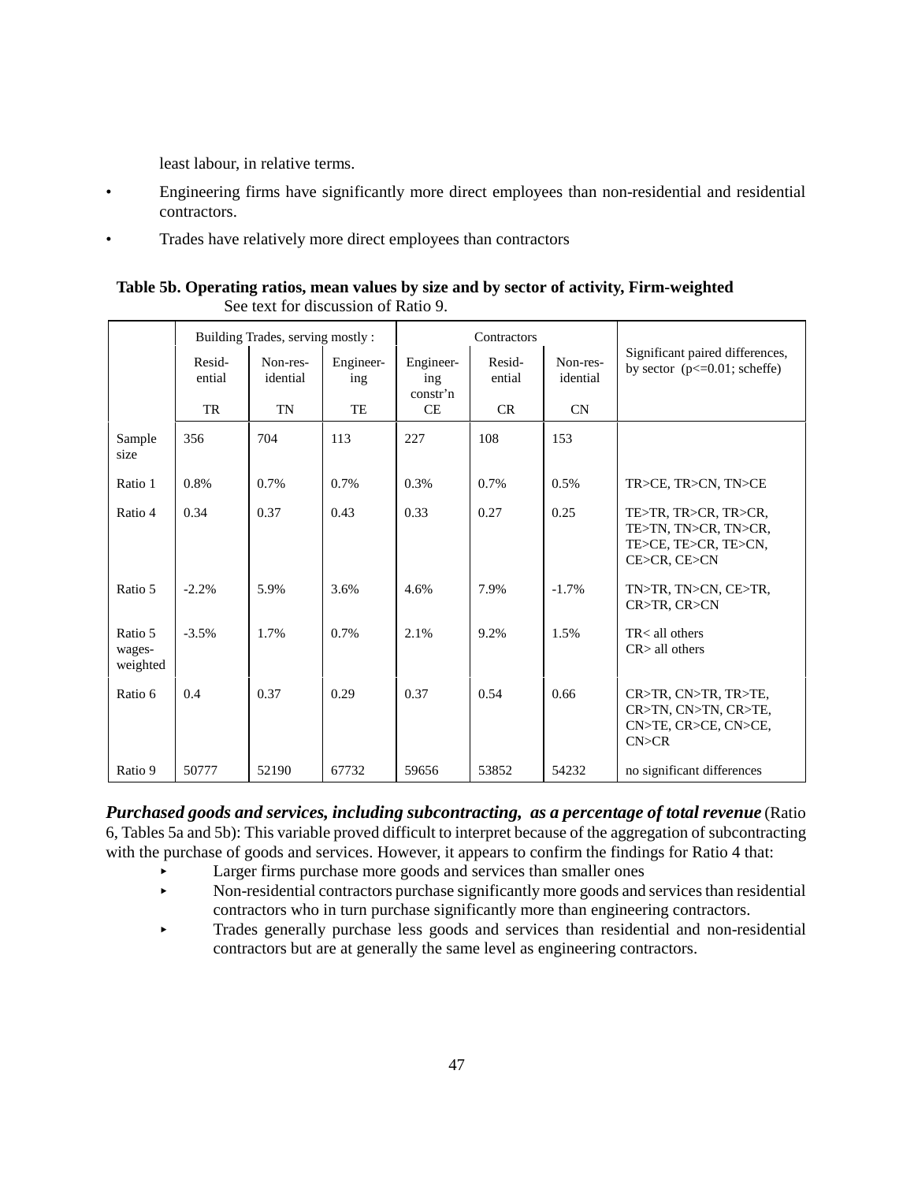least labour, in relative terms.

- Engineering firms have significantly more direct employees than non-residential and residential contractors.
- Trades have relatively more direct employees than contractors

**Table 5b. Operating ratios, mean values by size and by sector of activity, Firm-weighted**
See text for discussion of Ratio 9.

| | Building Trades, serving mostly : | | | Contractors | | | Significant paired differences, by sector (p<=0.01; scheffe) |
|---|---|---|---|---|---|---|---|
| | Resid-ential TR | Non-res-idential TN | Engineer-ing TE | Engineer-ing constr'n CE | Resid-ential CR | Non-res-idential CN | |
| Sample size | 356 | 704 | 113 | 227 | 108 | 153 | |
| Ratio 1 | 0.8% | 0.7% | 0.7% | 0.3% | 0.7% | 0.5% | TR>CE, TR>CN, TN>CE |
| Ratio 4 | 0.34 | 0.37 | 0.43 | 0.33 | 0.27 | 0.25 | TE>TR, TR>CR, TR>CR, TE>TN, TN>CR, TN>CR, TE>CE, TE>CR, TE>CN, CE>CR, CE>CN |
| Ratio 5 | -2.2% | 5.9% | 3.6% | 4.6% | 7.9% | -1.7% | TN>TR, TN>CN, CE>TR, CR>TR, CR>CN |
| Ratio 5 wages-weighted | -3.5% | 1.7% | 0.7% | 2.1% | 9.2% | 1.5% | TR< all others CR> all others |
| Ratio 6 | 0.4 | 0.37 | 0.29 | 0.37 | 0.54 | 0.66 | CR>TR, CN>TR, TR>TE, CR>TN, CN>TN, CR>TE, CN>TE, CR>CE, CN>CE, CN>CR |
| Ratio 9 | 50777 | 52190 | 67732 | 59656 | 53852 | 54232 | no significant differences |

***Purchased goods and services, including subcontracting, as a percentage of total revenue*** (Ratio 6, Tables 5a and 5b): This variable proved difficult to interpret because of the aggregation of subcontracting with the purchase of goods and services. However, it appears to confirm the findings for Ratio 4 that:

- Larger firms purchase more goods and services than smaller ones
- Non-residential contractors purchase significantly more goods and services than residential contractors who in turn purchase significantly more than engineering contractors.
- Trades generally purchase less goods and services than residential and non-residential contractors but are at generally the same level as engineering contractors.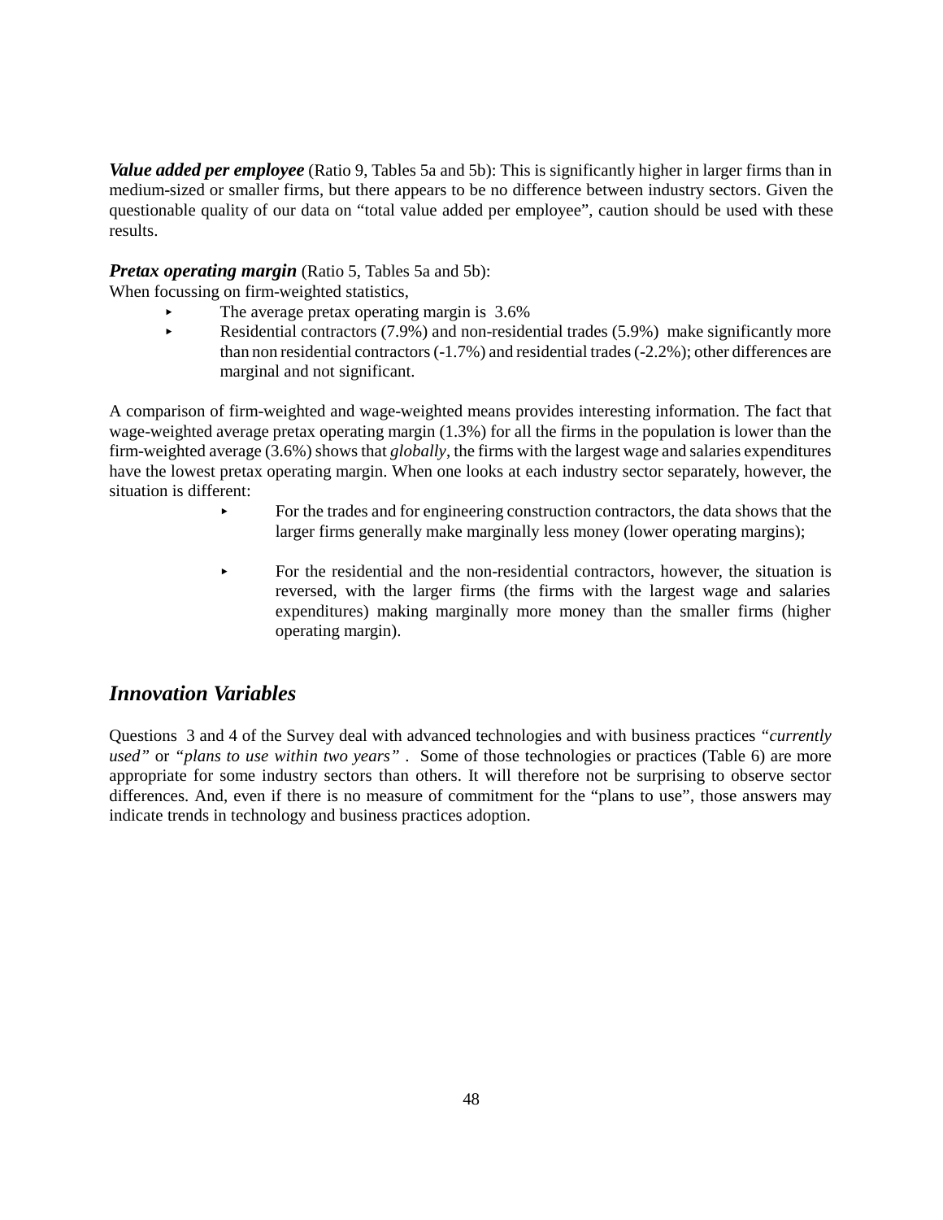***Value added per employee*** (Ratio 9, Tables 5a and 5b): This is significantly higher in larger firms than in medium-sized or smaller firms, but there appears to be no difference between industry sectors. Given the questionable quality of our data on "total value added per employee", caution should be used with these results.

***Pretax operating margin*** (Ratio 5, Tables 5a and 5b):
When focussing on firm-weighted statistics,

- The average pretax operating margin is 3.6%
- Residential contractors (7.9%) and non-residential trades (5.9%) make significantly more than non residential contractors (-1.7%) and residential trades (-2.2%); other differences are marginal and not significant.

A comparison of firm-weighted and wage-weighted means provides interesting information. The fact that wage-weighted average pretax operating margin (1.3%) for all the firms in the population is lower than the firm-weighted average (3.6%) shows that *globally*, the firms with the largest wage and salaries expenditures have the lowest pretax operating margin. When one looks at each industry sector separately, however, the situation is different:

- For the trades and for engineering construction contractors, the data shows that the larger firms generally make marginally less money (lower operating margins);

- For the residential and the non-residential contractors, however, the situation is reversed, with the larger firms (the firms with the largest wage and salaries expenditures) making marginally more money than the smaller firms (higher operating margin).

## *Innovation Variables*

Questions 3 and 4 of the Survey deal with advanced technologies and with business practices *"currently used"* or *"plans to use within two years"* . Some of those technologies or practices (Table 6) are more appropriate for some industry sectors than others. It will therefore not be surprising to observe sector differences. And, even if there is no measure of commitment for the "plans to use", those answers may indicate trends in technology and business practices adoption.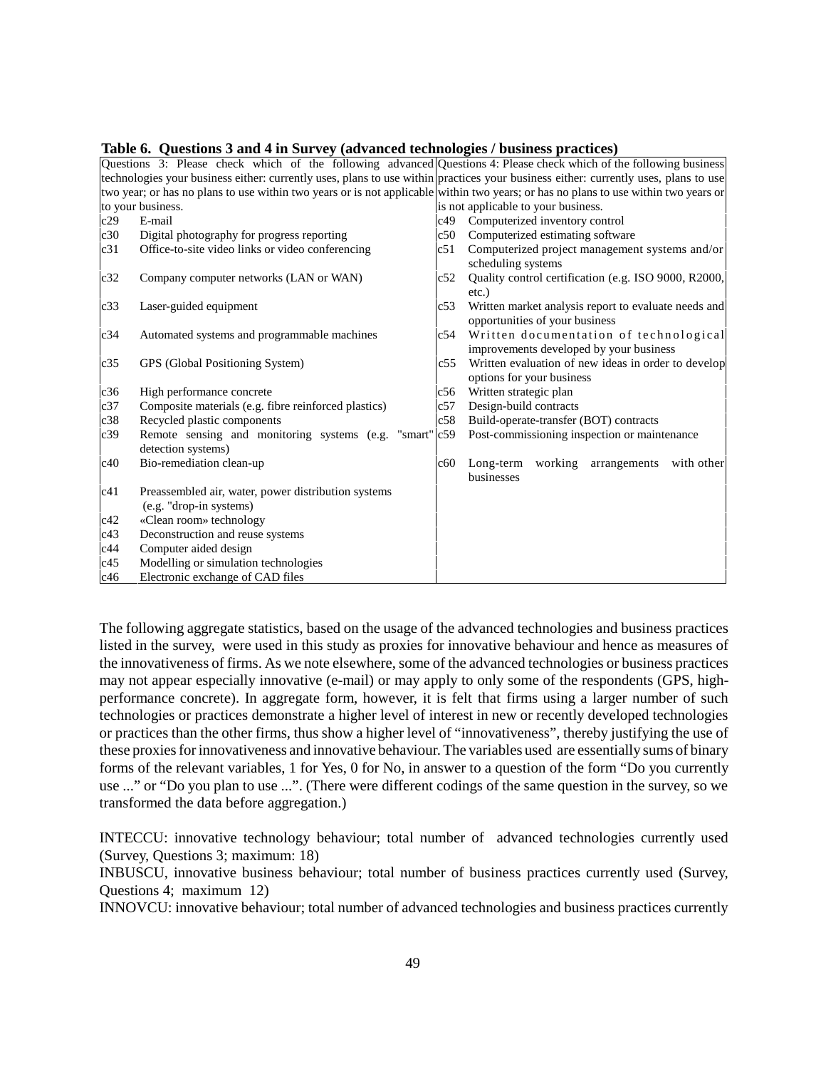**Table 6. Questions 3 and 4 in Survey (advanced technologies / business practices)**

| Questions 3: Please check which of the following advanced technologies your business either: currently uses, plans to use within two year; or has no plans to use within two years or is not applicable to your business. | | Questions 4: Please check which of the following business practices your business either: currently uses, plans to use within two years; or has no plans to use within two years or is not applicable to your business. | |
|---|---|---|---|
| c29 | E-mail | c49 | Computerized inventory control |
| c30 | Digital photography for progress reporting | c50 | Computerized estimating software |
| c31 | Office-to-site video links or video conferencing | c51 | Computerized project management systems and/or scheduling systems |
| c32 | Company computer networks (LAN or WAN) | c52 | Quality control certification (e.g. ISO 9000, R2000, etc.) |
| c33 | Laser-guided equipment | c53 | Written market analysis report to evaluate needs and opportunities of your business |
| c34 | Automated systems and programmable machines | c54 | Written documentation of technological improvements developed by your business |
| c35 | GPS (Global Positioning System) | c55 | Written evaluation of new ideas in order to develop options for your business |
| c36 | High performance concrete | c56 | Written strategic plan |
| c37 | Composite materials (e.g. fibre reinforced plastics) | c57 | Design-build contracts |
| c38 | Recycled plastic components | c58 | Build-operate-transfer (BOT) contracts |
| c39 | Remote sensing and monitoring systems (e.g. "smart" detection systems) | c59 | Post-commissioning inspection or maintenance |
| c40 | Bio-remediation clean-up | c60 | Long-term working arrangements with other businesses |
| c41 | Preassembled air, water, power distribution systems (e.g. "drop-in systems) | | |
| c42 | «Clean room» technology | | |
| c43 | Deconstruction and reuse systems | | |
| c44 | Computer aided design | | |
| c45 | Modelling or simulation technologies | | |
| c46 | Electronic exchange of CAD files | | |

The following aggregate statistics, based on the usage of the advanced technologies and business practices listed in the survey, were used in this study as proxies for innovative behaviour and hence as measures of the innovativeness of firms. As we note elsewhere, some of the advanced technologies or business practices may not appear especially innovative (e-mail) or may apply to only some of the respondents (GPS, high-performance concrete). In aggregate form, however, it is felt that firms using a larger number of such technologies or practices demonstrate a higher level of interest in new or recently developed technologies or practices than the other firms, thus show a higher level of "innovativeness", thereby justifying the use of these proxies for innovativeness and innovative behaviour. The variables used are essentially sums of binary forms of the relevant variables, 1 for Yes, 0 for No, in answer to a question of the form "Do you currently use ..." or "Do you plan to use ...". (There were different codings of the same question in the survey, so we transformed the data before aggregation.)

INTECCU: innovative technology behaviour; total number of advanced technologies currently used (Survey, Questions 3; maximum: 18)
INBUSCU, innovative business behaviour; total number of business practices currently used (Survey, Questions 4; maximum 12)
INNOVCU: innovative behaviour; total number of advanced technologies and business practices currently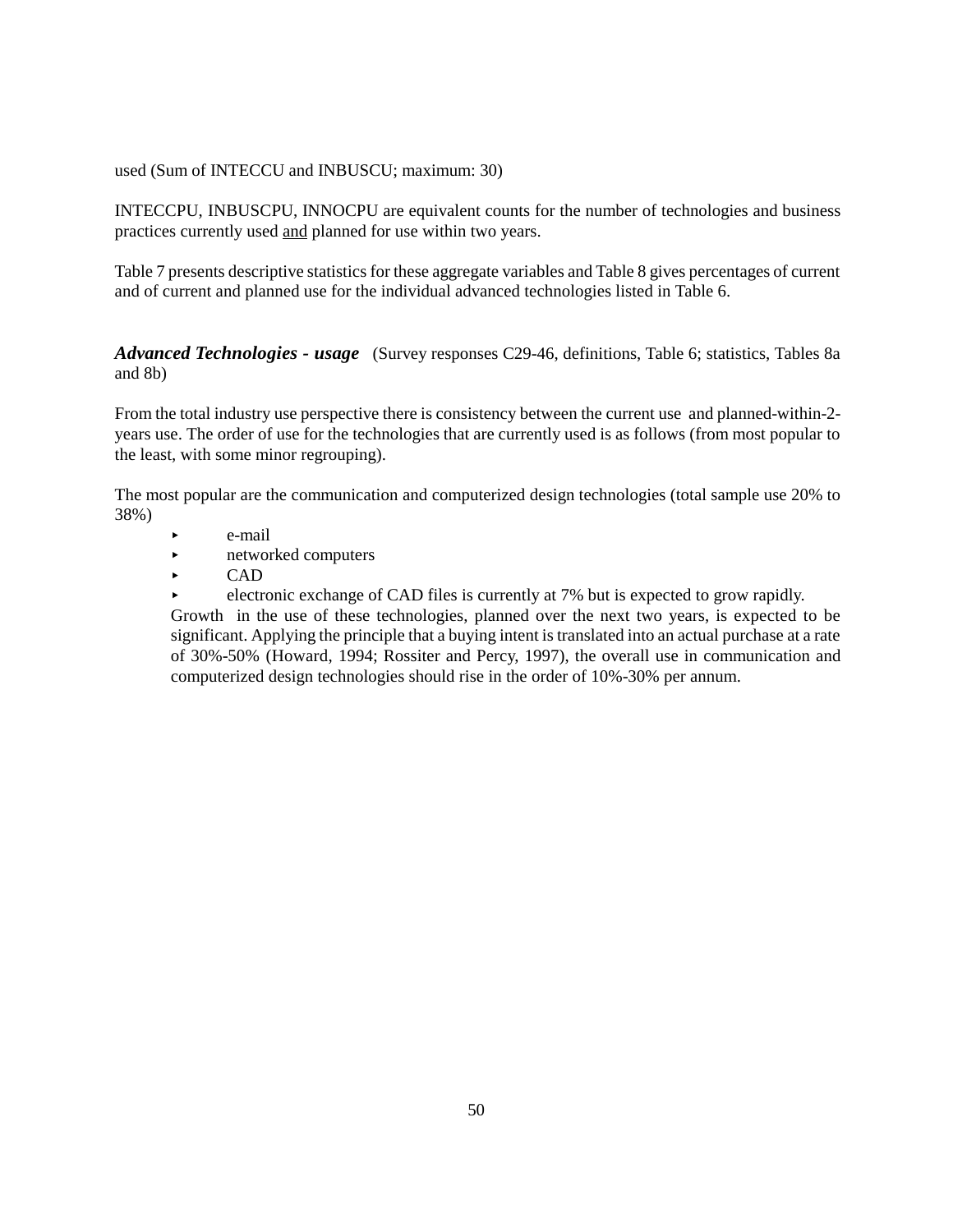used (Sum of INTECCU and INBUSCU; maximum: 30)

INTECCPU, INBUSCPU, INNOCPU are equivalent counts for the number of technologies and business practices currently used <u>and</u> planned for use within two years.

Table 7 presents descriptive statistics for these aggregate variables and Table 8 gives percentages of current and of current and planned use for the individual advanced technologies listed in Table 6.

***Advanced Technologies - usage*** (Survey responses C29-46, definitions, Table 6; statistics, Tables 8a and 8b)

From the total industry use perspective there is consistency between the current use and planned-within-2-years use. The order of use for the technologies that are currently used is as follows (from most popular to the least, with some minor regrouping).

The most popular are the communication and computerized design technologies (total sample use 20% to 38%)

- e-mail
- networked computers
- CAD
- electronic exchange of CAD files is currently at 7% but is expected to grow rapidly.

Growth in the use of these technologies, planned over the next two years, is expected to be significant. Applying the principle that a buying intent is translated into an actual purchase at a rate of 30%-50% (Howard, 1994; Rossiter and Percy, 1997), the overall use in communication and computerized design technologies should rise in the order of 10%-30% per annum.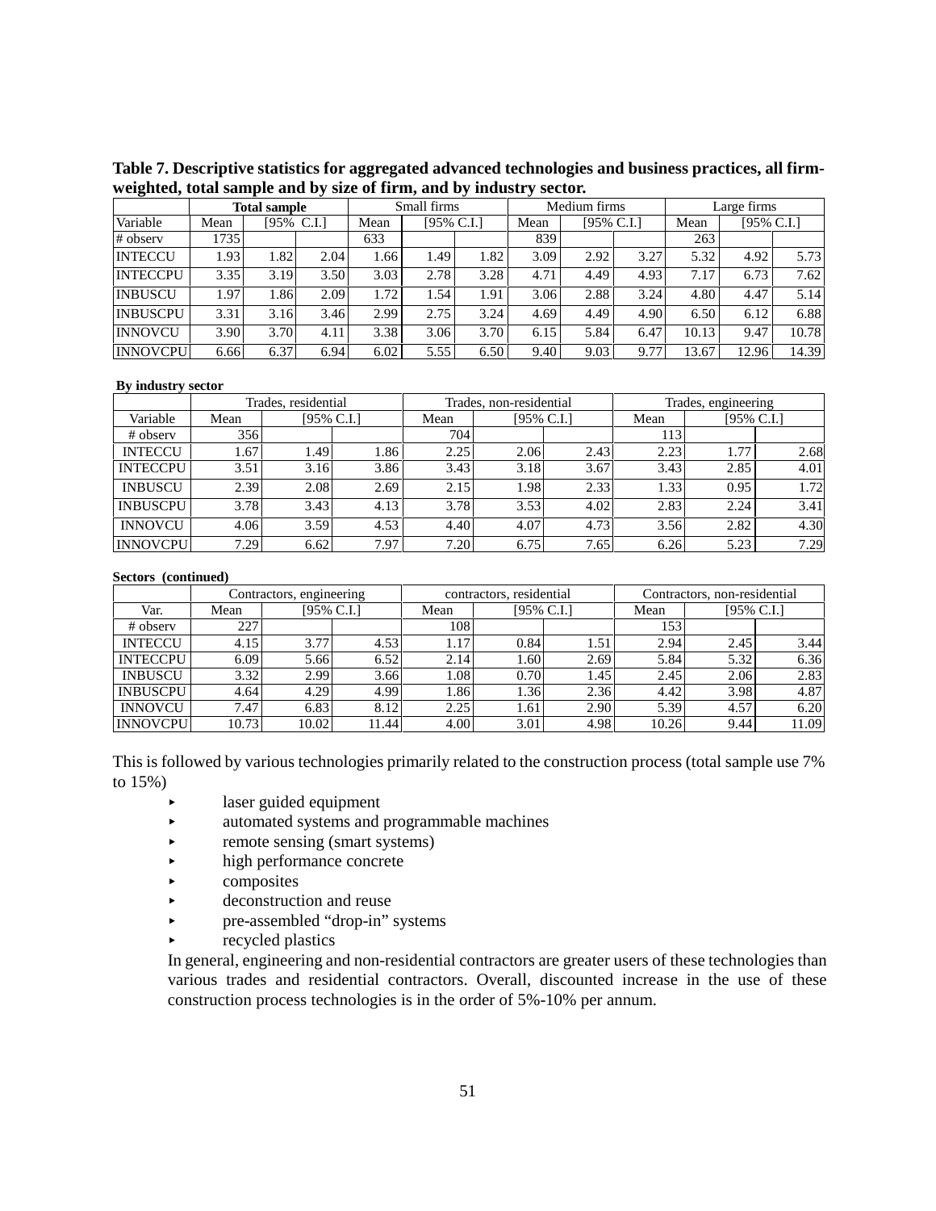**Table 7. Descriptive statistics for aggregated advanced technologies and business practices, all firm-weighted, total sample and by size of firm, and by industry sector.**

| | **Total sample** | | | Small firms | | | Medium firms | | | Large firms | | |
|---|---|---|---|---|---|---|---|---|---|---|---|---|
| Variable | Mean | [95% C.I.] | | Mean | [95% C.I.] | | Mean | [95% C.I.] | | Mean | [95% C.I.] | |
| # observ | 1735 | | | 633 | | | 839 | | | 263 | | |
| INTECCU | 1.93 | 1.82 | 2.04 | 1.66 | 1.49 | 1.82 | 3.09 | 2.92 | 3.27 | 5.32 | 4.92 | 5.73 |
| INTECCPU | 3.35 | 3.19 | 3.50 | 3.03 | 2.78 | 3.28 | 4.71 | 4.49 | 4.93 | 7.17 | 6.73 | 7.62 |
| INBUSCU | 1.97 | 1.86 | 2.09 | 1.72 | 1.54 | 1.91 | 3.06 | 2.88 | 3.24 | 4.80 | 4.47 | 5.14 |
| INBUSCPU | 3.31 | 3.16 | 3.46 | 2.99 | 2.75 | 3.24 | 4.69 | 4.49 | 4.90 | 6.50 | 6.12 | 6.88 |
| INNOVCU | 3.90 | 3.70 | 4.11 | 3.38 | 3.06 | 3.70 | 6.15 | 5.84 | 6.47 | 10.13 | 9.47 | 10.78 |
| INNOVCPU | 6.66 | 6.37 | 6.94 | 6.02 | 5.55 | 6.50 | 9.40 | 9.03 | 9.77 | 13.67 | 12.96 | 14.39 |

**By industry sector**

| | Trades, residential | | | Trades, non-residential | | | Trades, engineering | | |
|---|---|---|---|---|---|---|---|---|---|
| Variable | Mean | [95% C.I.] | | Mean | [95% C.I.] | | Mean | [95% C.I.] | |
| # observ | 356 | | | 704 | | | 113 | | |
| INTECCU | 1.67 | 1.49 | 1.86 | 2.25 | 2.06 | 2.43 | 2.23 | 1.77 | 2.68 |
| INTECCPU | 3.51 | 3.16 | 3.86 | 3.43 | 3.18 | 3.67 | 3.43 | 2.85 | 4.01 |
| INBUSCU | 2.39 | 2.08 | 2.69 | 2.15 | 1.98 | 2.33 | 1.33 | 0.95 | 1.72 |
| INBUSCPU | 3.78 | 3.43 | 4.13 | 3.78 | 3.53 | 4.02 | 2.83 | 2.24 | 3.41 |
| INNOVCU | 4.06 | 3.59 | 4.53 | 4.40 | 4.07 | 4.73 | 3.56 | 2.82 | 4.30 |
| INNOVCPU | 7.29 | 6.62 | 7.97 | 7.20 | 6.75 | 7.65 | 6.26 | 5.23 | 7.29 |

**Sectors (continued)**

| | Contractors, engineering | | | contractors, residential | | | Contractors, non-residential | | |
|---|---|---|---|---|---|---|---|---|---|
| Var. | Mean | [95% C.I.] | | Mean | [95% C.I.] | | Mean | [95% C.I.] | |
| # observ | 227 | | | 108 | | | 153 | | |
| INTECCU | 4.15 | 3.77 | 4.53 | 1.17 | 0.84 | 1.51 | 2.94 | 2.45 | 3.44 |
| INTECCPU | 6.09 | 5.66 | 6.52 | 2.14 | 1.60 | 2.69 | 5.84 | 5.32 | 6.36 |
| INBUSCU | 3.32 | 2.99 | 3.66 | 1.08 | 0.70 | 1.45 | 2.45 | 2.06 | 2.83 |
| INBUSCPU | 4.64 | 4.29 | 4.99 | 1.86 | 1.36 | 2.36 | 4.42 | 3.98 | 4.87 |
| INNOVCU | 7.47 | 6.83 | 8.12 | 2.25 | 1.61 | 2.90 | 5.39 | 4.57 | 6.20 |
| INNOVCPU | 10.73 | 10.02 | 11.44 | 4.00 | 3.01 | 4.98 | 10.26 | 9.44 | 11.09 |

This is followed by various technologies primarily related to the construction process (total sample use 7% to 15%)

- laser guided equipment
- automated systems and programmable machines
- remote sensing (smart systems)
- high performance concrete
- composites
- deconstruction and reuse
- pre-assembled "drop-in" systems
- recycled plastics

In general, engineering and non-residential contractors are greater users of these technologies than various trades and residential contractors. Overall, discounted increase in the use of these construction process technologies is in the order of 5%-10% per annum.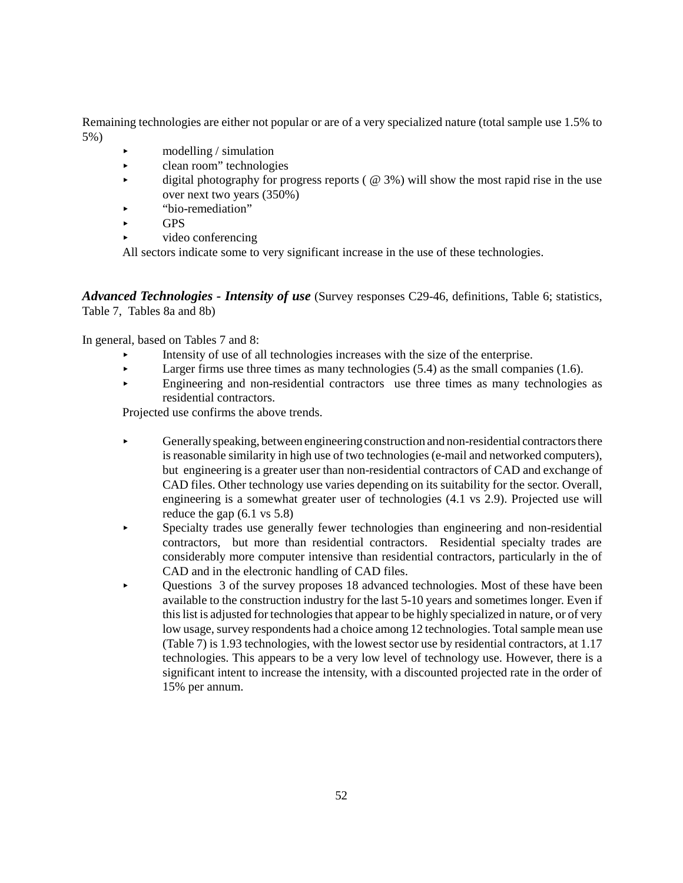Remaining technologies are either not popular or are of a very specialized nature (total sample use 1.5% to 5%)

- modelling / simulation
- clean room" technologies
- digital photography for progress reports ( @ 3%) will show the most rapid rise in the use over next two years (350%)
- "bio-remediation"
- GPS
- video conferencing

All sectors indicate some to very significant increase in the use of these technologies.

***Advanced Technologies - Intensity of use*** (Survey responses C29-46, definitions, Table 6; statistics, Table 7, Tables 8a and 8b)

In general, based on Tables 7 and 8:

- Intensity of use of all technologies increases with the size of the enterprise.
- Larger firms use three times as many technologies (5.4) as the small companies (1.6).
- Engineering and non-residential contractors use three times as many technologies as residential contractors.

Projected use confirms the above trends.

- Generally speaking, between engineering construction and non-residential contractors there is reasonable similarity in high use of two technologies (e-mail and networked computers), but engineering is a greater user than non-residential contractors of CAD and exchange of CAD files. Other technology use varies depending on its suitability for the sector. Overall, engineering is a somewhat greater user of technologies (4.1 vs 2.9). Projected use will reduce the gap (6.1 vs 5.8)
- Specialty trades use generally fewer technologies than engineering and non-residential contractors, but more than residential contractors. Residential specialty trades are considerably more computer intensive than residential contractors, particularly in the of CAD and in the electronic handling of CAD files.
- Questions 3 of the survey proposes 18 advanced technologies. Most of these have been available to the construction industry for the last 5-10 years and sometimes longer. Even if this list is adjusted for technologies that appear to be highly specialized in nature, or of very low usage, survey respondents had a choice among 12 technologies. Total sample mean use (Table 7) is 1.93 technologies, with the lowest sector use by residential contractors, at 1.17 technologies. This appears to be a very low level of technology use. However, there is a significant intent to increase the intensity, with a discounted projected rate in the order of 15% per annum.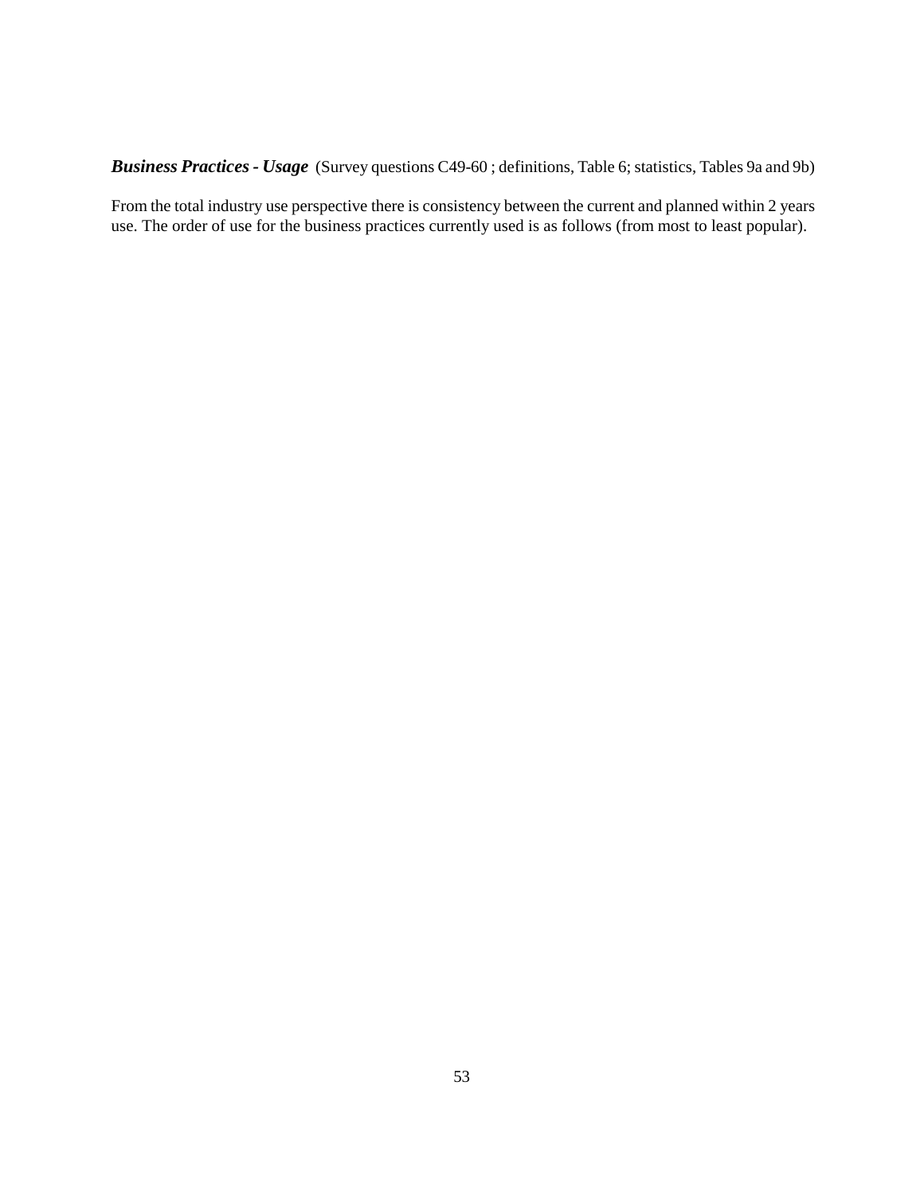***Business Practices - Usage*** (Survey questions C49-60 ; definitions, Table 6; statistics, Tables 9a and 9b)

From the total industry use perspective there is consistency between the current and planned within 2 years use. The order of use for the business practices currently used is as follows (from most to least popular).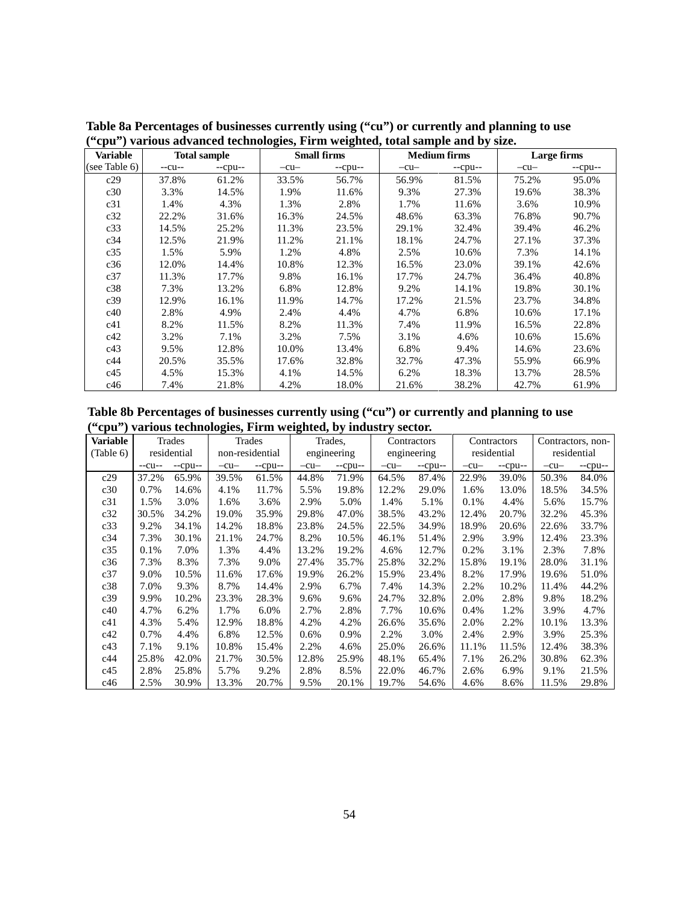**Table 8a Percentages of businesses currently using ("cu") or currently and planning to use ("cpu") various advanced technologies, Firm weighted, total sample and by size.**

| Variable | Total sample | | Small firms | | Medium firms | | Large firms | |
|---|---|---|---|---|---|---|---|---|
| (see Table 6) | --cu-- | --cpu-- | –cu– | --cpu-- | –cu– | --cpu-- | –cu– | --cpu-- |
| c29 | 37.8% | 61.2% | 33.5% | 56.7% | 56.9% | 81.5% | 75.2% | 95.0% |
| c30 | 3.3% | 14.5% | 1.9% | 11.6% | 9.3% | 27.3% | 19.6% | 38.3% |
| c31 | 1.4% | 4.3% | 1.3% | 2.8% | 1.7% | 11.6% | 3.6% | 10.9% |
| c32 | 22.2% | 31.6% | 16.3% | 24.5% | 48.6% | 63.3% | 76.8% | 90.7% |
| c33 | 14.5% | 25.2% | 11.3% | 23.5% | 29.1% | 32.4% | 39.4% | 46.2% |
| c34 | 12.5% | 21.9% | 11.2% | 21.1% | 18.1% | 24.7% | 27.1% | 37.3% |
| c35 | 1.5% | 5.9% | 1.2% | 4.8% | 2.5% | 10.6% | 7.3% | 14.1% |
| c36 | 12.0% | 14.4% | 10.8% | 12.3% | 16.5% | 23.0% | 39.1% | 42.6% |
| c37 | 11.3% | 17.7% | 9.8% | 16.1% | 17.7% | 24.7% | 36.4% | 40.8% |
| c38 | 7.3% | 13.2% | 6.8% | 12.8% | 9.2% | 14.1% | 19.8% | 30.1% |
| c39 | 12.9% | 16.1% | 11.9% | 14.7% | 17.2% | 21.5% | 23.7% | 34.8% |
| c40 | 2.8% | 4.9% | 2.4% | 4.4% | 4.7% | 6.8% | 10.6% | 17.1% |
| c41 | 8.2% | 11.5% | 8.2% | 11.3% | 7.4% | 11.9% | 16.5% | 22.8% |
| c42 | 3.2% | 7.1% | 3.2% | 7.5% | 3.1% | 4.6% | 10.6% | 15.6% |
| c43 | 9.5% | 12.8% | 10.0% | 13.4% | 6.8% | 9.4% | 14.6% | 23.6% |
| c44 | 20.5% | 35.5% | 17.6% | 32.8% | 32.7% | 47.3% | 55.9% | 66.9% |
| c45 | 4.5% | 15.3% | 4.1% | 14.5% | 6.2% | 18.3% | 13.7% | 28.5% |
| c46 | 7.4% | 21.8% | 4.2% | 18.0% | 21.6% | 38.2% | 42.7% | 61.9% |

**Table 8b Percentages of businesses currently using ("cu") or currently and planning to use ("cpu") various technologies, Firm weighted, by industry sector.**

| Variable | Trades residential | | Trades non-residential | | Trades, engineering | | Contractors engineering | | Contractors residential | | Contractors, non-residential | |
|---|---|---|---|---|---|---|---|---|---|---|---|---|
| (Table 6) | --cu-- | --cpu-- | –cu– | --cpu-- | –cu– | --cpu-- | –cu– | --cpu-- | –cu– | --cpu-- | –cu– | --cpu-- |
| c29 | 37.2% | 65.9% | 39.5% | 61.5% | 44.8% | 71.9% | 64.5% | 87.4% | 22.9% | 39.0% | 50.3% | 84.0% |
| c30 | 0.7% | 14.6% | 4.1% | 11.7% | 5.5% | 19.8% | 12.2% | 29.0% | 1.6% | 13.0% | 18.5% | 34.5% |
| c31 | 1.5% | 3.0% | 1.6% | 3.6% | 2.9% | 5.0% | 1.4% | 5.1% | 0.1% | 4.4% | 5.6% | 15.7% |
| c32 | 30.5% | 34.2% | 19.0% | 35.9% | 29.8% | 47.0% | 38.5% | 43.2% | 12.4% | 20.7% | 32.2% | 45.3% |
| c33 | 9.2% | 34.1% | 14.2% | 18.8% | 23.8% | 24.5% | 22.5% | 34.9% | 18.9% | 20.6% | 22.6% | 33.7% |
| c34 | 7.3% | 30.1% | 21.1% | 24.7% | 8.2% | 10.5% | 46.1% | 51.4% | 2.9% | 3.9% | 12.4% | 23.3% |
| c35 | 0.1% | 7.0% | 1.3% | 4.4% | 13.2% | 19.2% | 4.6% | 12.7% | 0.2% | 3.1% | 2.3% | 7.8% |
| c36 | 7.3% | 8.3% | 7.3% | 9.0% | 27.4% | 35.7% | 25.8% | 32.2% | 15.8% | 19.1% | 28.0% | 31.1% |
| c37 | 9.0% | 10.5% | 11.6% | 17.6% | 19.9% | 26.2% | 15.9% | 23.4% | 8.2% | 17.9% | 19.6% | 51.0% |
| c38 | 7.0% | 9.3% | 8.7% | 14.4% | 2.9% | 6.7% | 7.4% | 14.3% | 2.2% | 10.2% | 11.4% | 44.2% |
| c39 | 9.9% | 10.2% | 23.3% | 28.3% | 9.6% | 9.6% | 24.7% | 32.8% | 2.0% | 2.8% | 9.8% | 18.2% |
| c40 | 4.7% | 6.2% | 1.7% | 6.0% | 2.7% | 2.8% | 7.7% | 10.6% | 0.4% | 1.2% | 3.9% | 4.7% |
| c41 | 4.3% | 5.4% | 12.9% | 18.8% | 4.2% | 4.2% | 26.6% | 35.6% | 2.0% | 2.2% | 10.1% | 13.3% |
| c42 | 0.7% | 4.4% | 6.8% | 12.5% | 0.6% | 0.9% | 2.2% | 3.0% | 2.4% | 2.9% | 3.9% | 25.3% |
| c43 | 7.1% | 9.1% | 10.8% | 15.4% | 2.2% | 4.6% | 25.0% | 26.6% | 11.1% | 11.5% | 12.4% | 38.3% |
| c44 | 25.8% | 42.0% | 21.7% | 30.5% | 12.8% | 25.9% | 48.1% | 65.4% | 7.1% | 26.2% | 30.8% | 62.3% |
| c45 | 2.8% | 25.8% | 5.7% | 9.2% | 2.8% | 8.5% | 22.0% | 46.7% | 2.6% | 6.9% | 9.1% | 21.5% |
| c46 | 2.5% | 30.9% | 13.3% | 20.7% | 9.5% | 20.1% | 19.7% | 54.6% | 4.6% | 8.6% | 11.5% | 29.8% |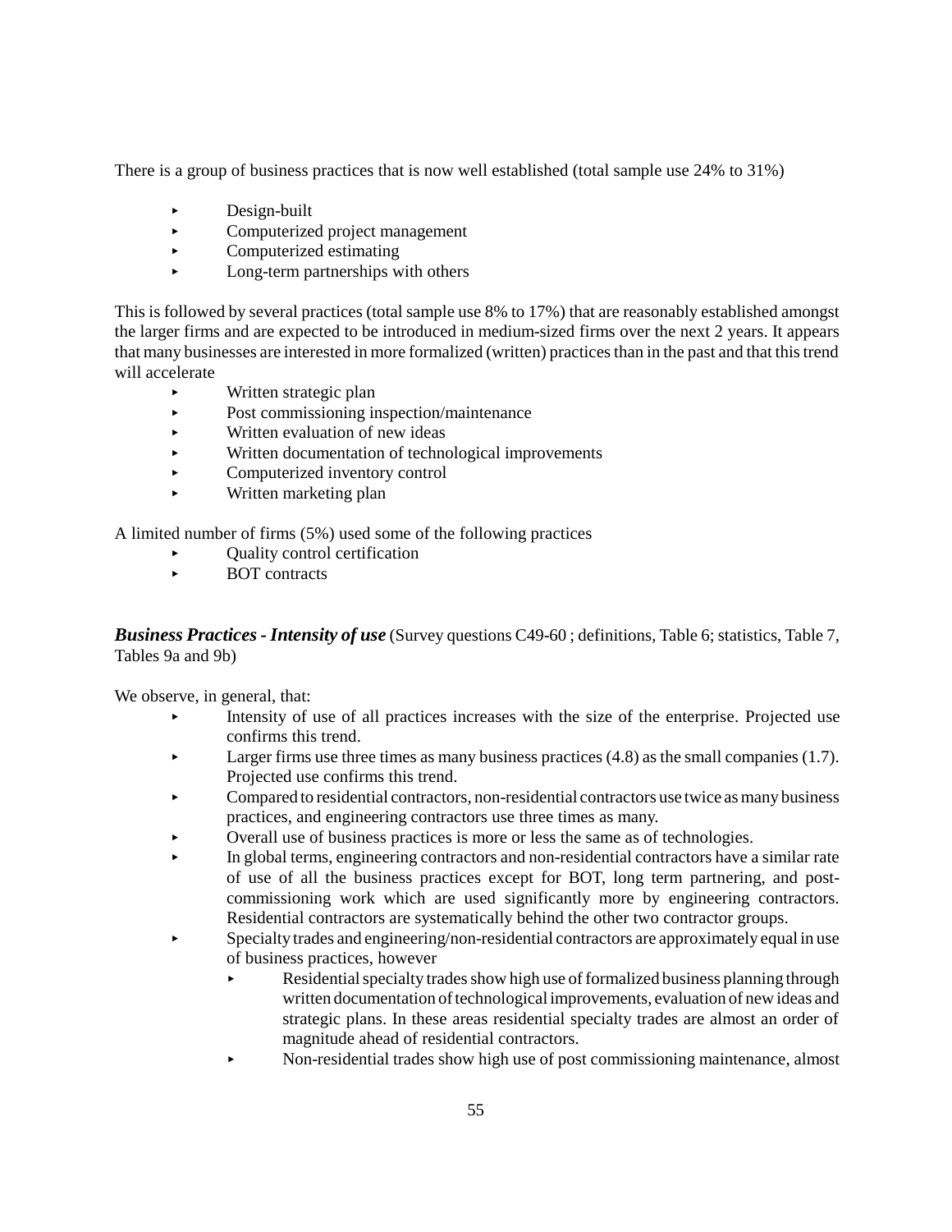There is a group of business practices that is now well established (total sample use 24% to 31%)

- Design-built
- Computerized project management
- Computerized estimating
- Long-term partnerships with others

This is followed by several practices (total sample use 8% to 17%) that are reasonably established amongst the larger firms and are expected to be introduced in medium-sized firms over the next 2 years. It appears that many businesses are interested in more formalized (written) practices than in the past and that this trend will accelerate

- Written strategic plan
- Post commissioning inspection/maintenance
- Written evaluation of new ideas
- Written documentation of technological improvements
- Computerized inventory control
- Written marketing plan

A limited number of firms (5%) used some of the following practices

- Quality control certification
- BOT contracts

***Business Practices - Intensity of use*** (Survey questions C49-60 ; definitions, Table 6; statistics, Table 7, Tables 9a and 9b)

We observe, in general, that:

- Intensity of use of all practices increases with the size of the enterprise. Projected use confirms this trend.
- Larger firms use three times as many business practices (4.8) as the small companies (1.7). Projected use confirms this trend.
- Compared to residential contractors, non-residential contractors use twice as many business practices, and engineering contractors use three times as many.
- Overall use of business practices is more or less the same as of technologies.
- In global terms, engineering contractors and non-residential contractors have a similar rate of use of all the business practices except for BOT, long term partnering, and post-commissioning work which are used significantly more by engineering contractors. Residential contractors are systematically behind the other two contractor groups.
- Specialty trades and engineering/non-residential contractors are approximately equal in use of business practices, however
  - Residential specialty trades show high use of formalized business planning through written documentation of technological improvements, evaluation of new ideas and strategic plans. In these areas residential specialty trades are almost an order of magnitude ahead of residential contractors.
  - Non-residential trades show high use of post commissioning maintenance, almost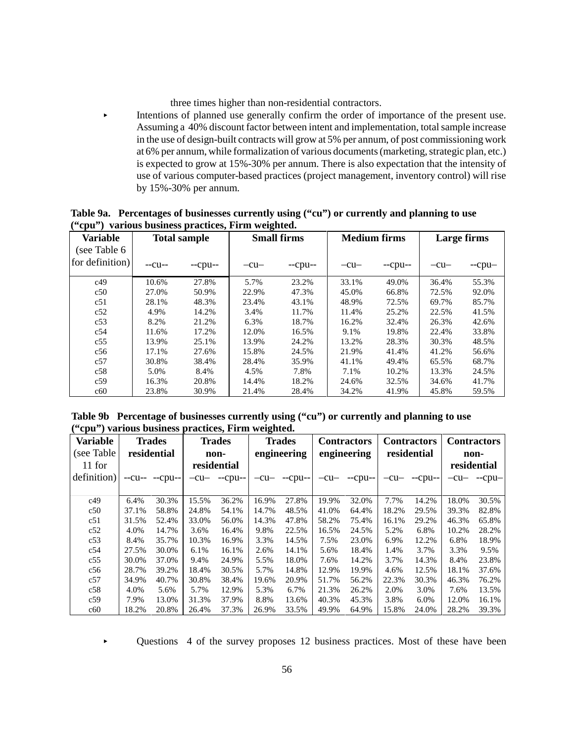three times higher than non-residential contractors.

- Intentions of planned use generally confirm the order of importance of the present use. Assuming a 40% discount factor between intent and implementation, total sample increase in the use of design-built contracts will grow at 5% per annum, of post commissioning work at 6% per annum, while formalization of various documents (marketing, strategic plan, etc.) is expected to grow at 15%-30% per annum. There is also expectation that the intensity of use of various computer-based practices (project management, inventory control) will rise by 15%-30% per annum.

**Table 9a. Percentages of businesses currently using ("cu") or currently and planning to use ("cpu") various business practices, Firm weighted.**

| Variable (see Table 6 for definition) | Total sample | | Small firms | | Medium firms | | Large firms | |
|---|---|---|---|---|---|---|---|---|
| | --cu-- | --cpu-- | –cu– | --cpu-- | –cu– | --cpu-- | –cu– | --cpu– |
| c49 | 10.6% | 27.8% | 5.7% | 23.2% | 33.1% | 49.0% | 36.4% | 55.3% |
| c50 | 27.0% | 50.9% | 22.9% | 47.3% | 45.0% | 66.8% | 72.5% | 92.0% |
| c51 | 28.1% | 48.3% | 23.4% | 43.1% | 48.9% | 72.5% | 69.7% | 85.7% |
| c52 | 4.9% | 14.2% | 3.4% | 11.7% | 11.4% | 25.2% | 22.5% | 41.5% |
| c53 | 8.2% | 21.2% | 6.3% | 18.7% | 16.2% | 32.4% | 26.3% | 42.6% |
| c54 | 11.6% | 17.2% | 12.0% | 16.5% | 9.1% | 19.8% | 22.4% | 33.8% |
| c55 | 13.9% | 25.1% | 13.9% | 24.2% | 13.2% | 28.3% | 30.3% | 48.5% |
| c56 | 17.1% | 27.6% | 15.8% | 24.5% | 21.9% | 41.4% | 41.2% | 56.6% |
| c57 | 30.8% | 38.4% | 28.4% | 35.9% | 41.1% | 49.4% | 65.5% | 68.7% |
| c58 | 5.0% | 8.4% | 4.5% | 7.8% | 7.1% | 10.2% | 13.3% | 24.5% |
| c59 | 16.3% | 20.8% | 14.4% | 18.2% | 24.6% | 32.5% | 34.6% | 41.7% |
| c60 | 23.8% | 30.9% | 21.4% | 28.4% | 34.2% | 41.9% | 45.8% | 59.5% |

**Table 9b Percentage of businesses currently using ("cu") or currently and planning to use ("cpu") various business practices, Firm weighted.**

| Variable (see Table 11 for definition) | Trades residential | | Trades non-residential | | Trades engineering | | Contractors engineering | | Contractors residential | | Contractors non-residential | |
|---|---|---|---|---|---|---|---|---|---|---|---|---|
| | --cu-- | --cpu-- | –cu– | --cpu-- | –cu– | --cpu-- | –cu– | --cpu-- | –cu– | --cpu-- | –cu– | --cpu– |
| c49 | 6.4% | 30.3% | 15.5% | 36.2% | 16.9% | 27.8% | 19.9% | 32.0% | 7.7% | 14.2% | 18.0% | 30.5% |
| c50 | 37.1% | 58.8% | 24.8% | 54.1% | 14.7% | 48.5% | 41.0% | 64.4% | 18.2% | 29.5% | 39.3% | 82.8% |
| c51 | 31.5% | 52.4% | 33.0% | 56.0% | 14.3% | 47.8% | 58.2% | 75.4% | 16.1% | 29.2% | 46.3% | 65.8% |
| c52 | 4.0% | 14.7% | 3.6% | 16.4% | 9.8% | 22.5% | 16.5% | 24.5% | 5.2% | 6.8% | 10.2% | 28.2% |
| c53 | 8.4% | 35.7% | 10.3% | 16.9% | 3.3% | 14.5% | 7.5% | 23.0% | 6.9% | 12.2% | 6.8% | 18.9% |
| c54 | 27.5% | 30.0% | 6.1% | 16.1% | 2.6% | 14.1% | 5.6% | 18.4% | 1.4% | 3.7% | 3.3% | 9.5% |
| c55 | 30.0% | 37.0% | 9.4% | 24.9% | 5.5% | 18.0% | 7.6% | 14.2% | 3.7% | 14.3% | 8.4% | 23.8% |
| c56 | 28.7% | 39.2% | 18.4% | 30.5% | 5.7% | 14.8% | 12.9% | 19.9% | 4.6% | 12.5% | 18.1% | 37.6% |
| c57 | 34.9% | 40.7% | 30.8% | 38.4% | 19.6% | 20.9% | 51.7% | 56.2% | 22.3% | 30.3% | 46.3% | 76.2% |
| c58 | 4.0% | 5.6% | 5.7% | 12.9% | 5.3% | 6.7% | 21.3% | 26.2% | 2.0% | 3.0% | 7.6% | 13.5% |
| c59 | 7.9% | 13.0% | 31.3% | 37.9% | 8.8% | 13.6% | 40.3% | 45.3% | 3.8% | 6.0% | 12.0% | 16.1% |
| c60 | 18.2% | 20.8% | 26.4% | 37.3% | 26.9% | 33.5% | 49.9% | 64.9% | 15.8% | 24.0% | 28.2% | 39.3% |

- Questions 4 of the survey proposes 12 business practices. Most of these have been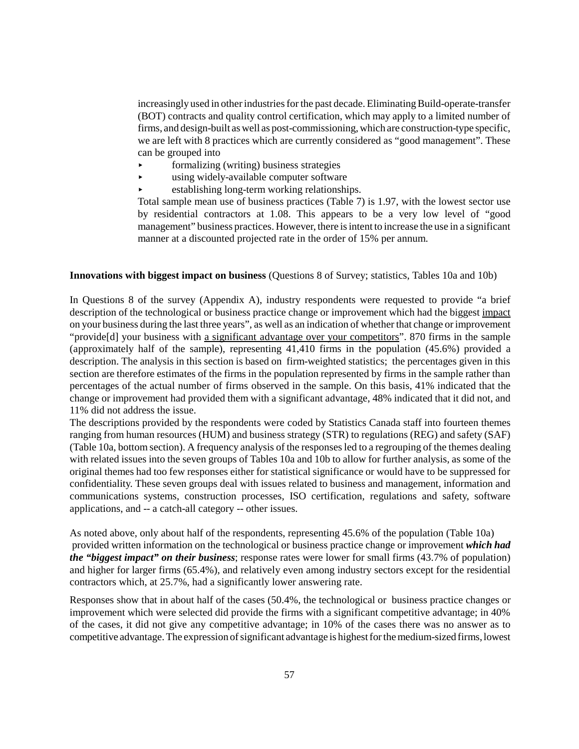increasingly used in other industries for the past decade. Eliminating Build-operate-transfer (BOT) contracts and quality control certification, which may apply to a limited number of firms, and design-built as well as post-commissioning, which are construction-type specific, we are left with 8 practices which are currently considered as "good management". These can be grouped into

- formalizing (writing) business strategies
- using widely-available computer software
- establishing long-term working relationships.

Total sample mean use of business practices (Table 7) is 1.97, with the lowest sector use by residential contractors at 1.08. This appears to be a very low level of "good management" business practices. However, there is intent to increase the use in a significant manner at a discounted projected rate in the order of 15% per annum.

**Innovations with biggest impact on business** (Questions 8 of Survey; statistics, Tables 10a and 10b)

In Questions 8 of the survey (Appendix A), industry respondents were requested to provide "a brief description of the technological or business practice change or improvement which had the biggest impact on your business during the last three years", as well as an indication of whether that change or improvement "provide[d] your business with a significant advantage over your competitors". 870 firms in the sample (approximately half of the sample), representing 41,410 firms in the population (45.6%) provided a description. The analysis in this section is based on firm-weighted statistics; the percentages given in this section are therefore estimates of the firms in the population represented by firms in the sample rather than percentages of the actual number of firms observed in the sample. On this basis, 41% indicated that the change or improvement had provided them with a significant advantage, 48% indicated that it did not, and 11% did not address the issue.

The descriptions provided by the respondents were coded by Statistics Canada staff into fourteen themes ranging from human resources (HUM) and business strategy (STR) to regulations (REG) and safety (SAF) (Table 10a, bottom section). A frequency analysis of the responses led to a regrouping of the themes dealing with related issues into the seven groups of Tables 10a and 10b to allow for further analysis, as some of the original themes had too few responses either for statistical significance or would have to be suppressed for confidentiality. These seven groups deal with issues related to business and management, information and communications systems, construction processes, ISO certification, regulations and safety, software applications, and -- a catch-all category -- other issues.

As noted above, only about half of the respondents, representing 45.6% of the population (Table 10a) provided written information on the technological or business practice change or improvement ***which had the "biggest impact" on their business***; response rates were lower for small firms (43.7% of population) and higher for larger firms (65.4%), and relatively even among industry sectors except for the residential contractors which, at 25.7%, had a significantly lower answering rate.

Responses show that in about half of the cases (50.4%, the technological or business practice changes or improvement which were selected did provide the firms with a significant competitive advantage; in 40% of the cases, it did not give any competitive advantage; in 10% of the cases there was no answer as to competitive advantage. The expression of significant advantage is highest for the medium-sized firms, lowest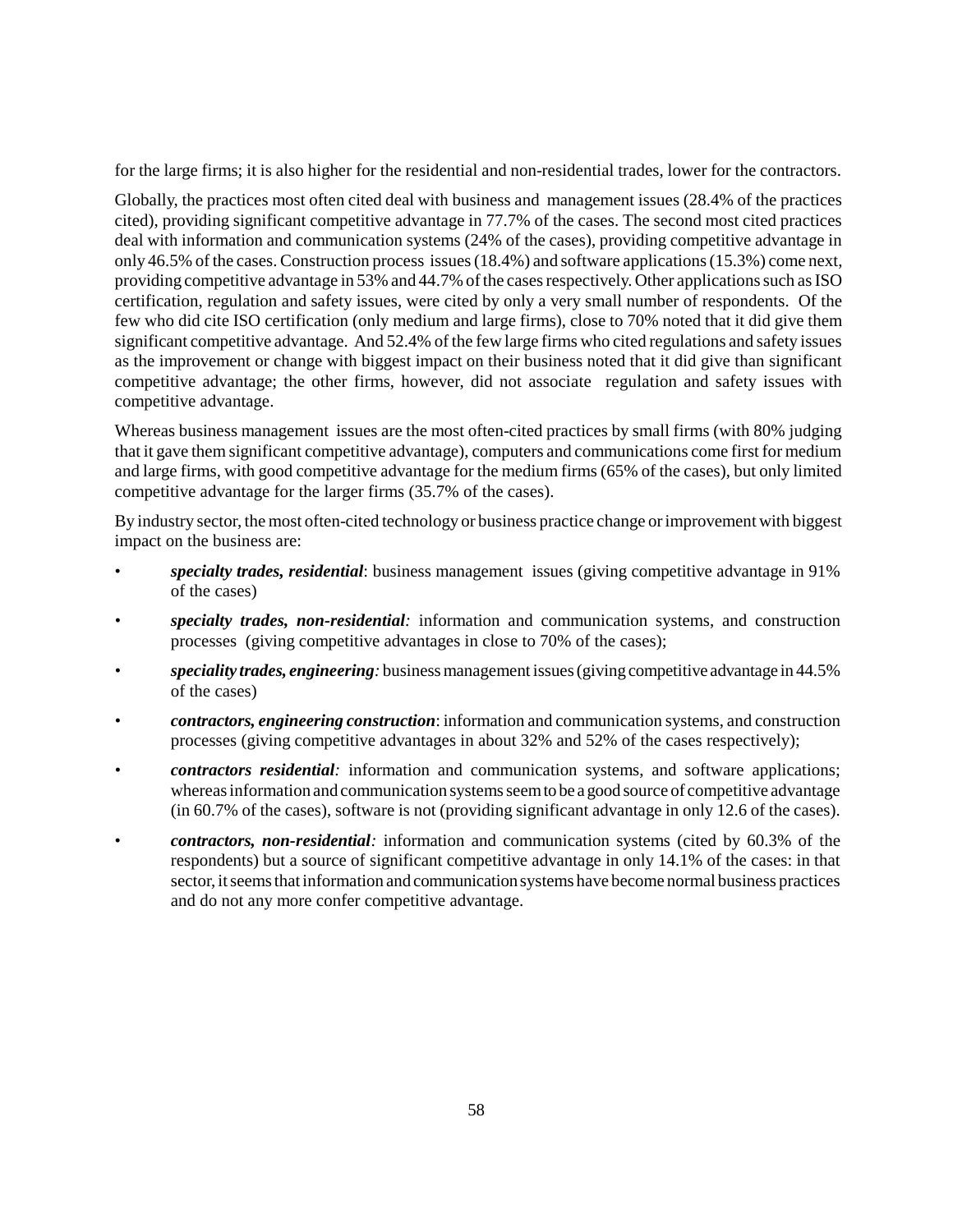for the large firms; it is also higher for the residential and non-residential trades, lower for the contractors.

Globally, the practices most often cited deal with business and management issues (28.4% of the practices cited), providing significant competitive advantage in 77.7% of the cases. The second most cited practices deal with information and communication systems (24% of the cases), providing competitive advantage in only 46.5% of the cases. Construction process issues (18.4%) and software applications (15.3%) come next, providing competitive advantage in 53% and 44.7% of the cases respectively. Other applications such as ISO certification, regulation and safety issues, were cited by only a very small number of respondents. Of the few who did cite ISO certification (only medium and large firms), close to 70% noted that it did give them significant competitive advantage. And 52.4% of the few large firms who cited regulations and safety issues as the improvement or change with biggest impact on their business noted that it did give than significant competitive advantage; the other firms, however, did not associate regulation and safety issues with competitive advantage.

Whereas business management issues are the most often-cited practices by small firms (with 80% judging that it gave them significant competitive advantage), computers and communications come first for medium and large firms, with good competitive advantage for the medium firms (65% of the cases), but only limited competitive advantage for the larger firms (35.7% of the cases).

By industry sector, the most often-cited technology or business practice change or improvement with biggest impact on the business are:

- ***specialty trades, residential***: business management issues (giving competitive advantage in 91% of the cases)
- ***specialty trades, non-residential:*** information and communication systems, and construction processes (giving competitive advantages in close to 70% of the cases);
- ***speciality trades, engineering:*** business management issues (giving competitive advantage in 44.5% of the cases)
- ***contractors, engineering construction***: information and communication systems, and construction processes (giving competitive advantages in about 32% and 52% of the cases respectively);
- ***contractors residential:*** information and communication systems, and software applications; whereas information and communication systems seem to be a good source of competitive advantage (in 60.7% of the cases), software is not (providing significant advantage in only 12.6 of the cases).
- ***contractors, non-residential:*** information and communication systems (cited by 60.3% of the respondents) but a source of significant competitive advantage in only 14.1% of the cases: in that sector, it seems that information and communication systems have become normal business practices and do not any more confer competitive advantage.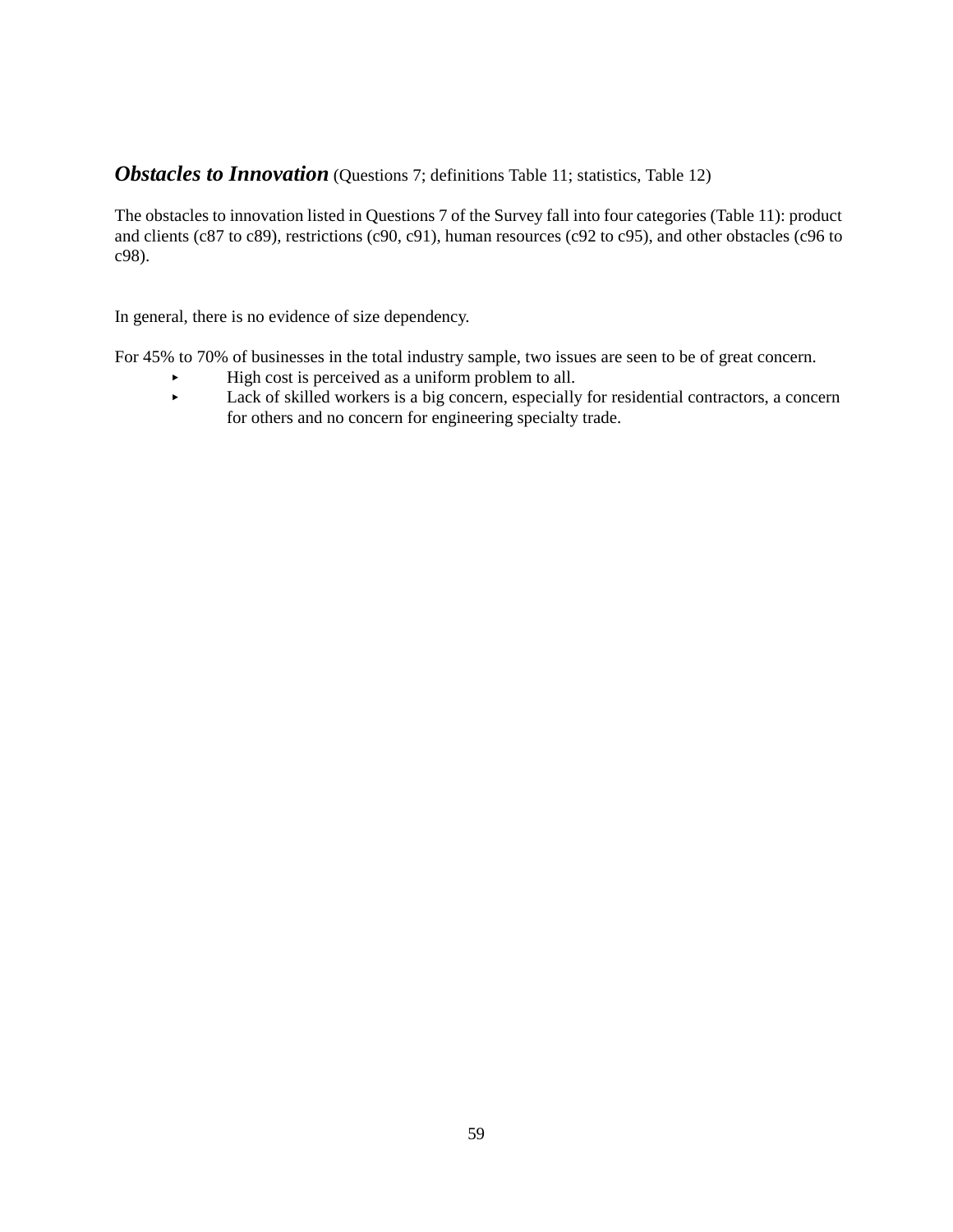***Obstacles to Innovation*** (Questions 7; definitions Table 11; statistics, Table 12)

The obstacles to innovation listed in Questions 7 of the Survey fall into four categories (Table 11): product and clients (c87 to c89), restrictions (c90, c91), human resources (c92 to c95), and other obstacles (c96 to c98).

In general, there is no evidence of size dependency.

For 45% to 70% of businesses in the total industry sample, two issues are seen to be of great concern.

- High cost is perceived as a uniform problem to all.
- Lack of skilled workers is a big concern, especially for residential contractors, a concern for others and no concern for engineering specialty trade.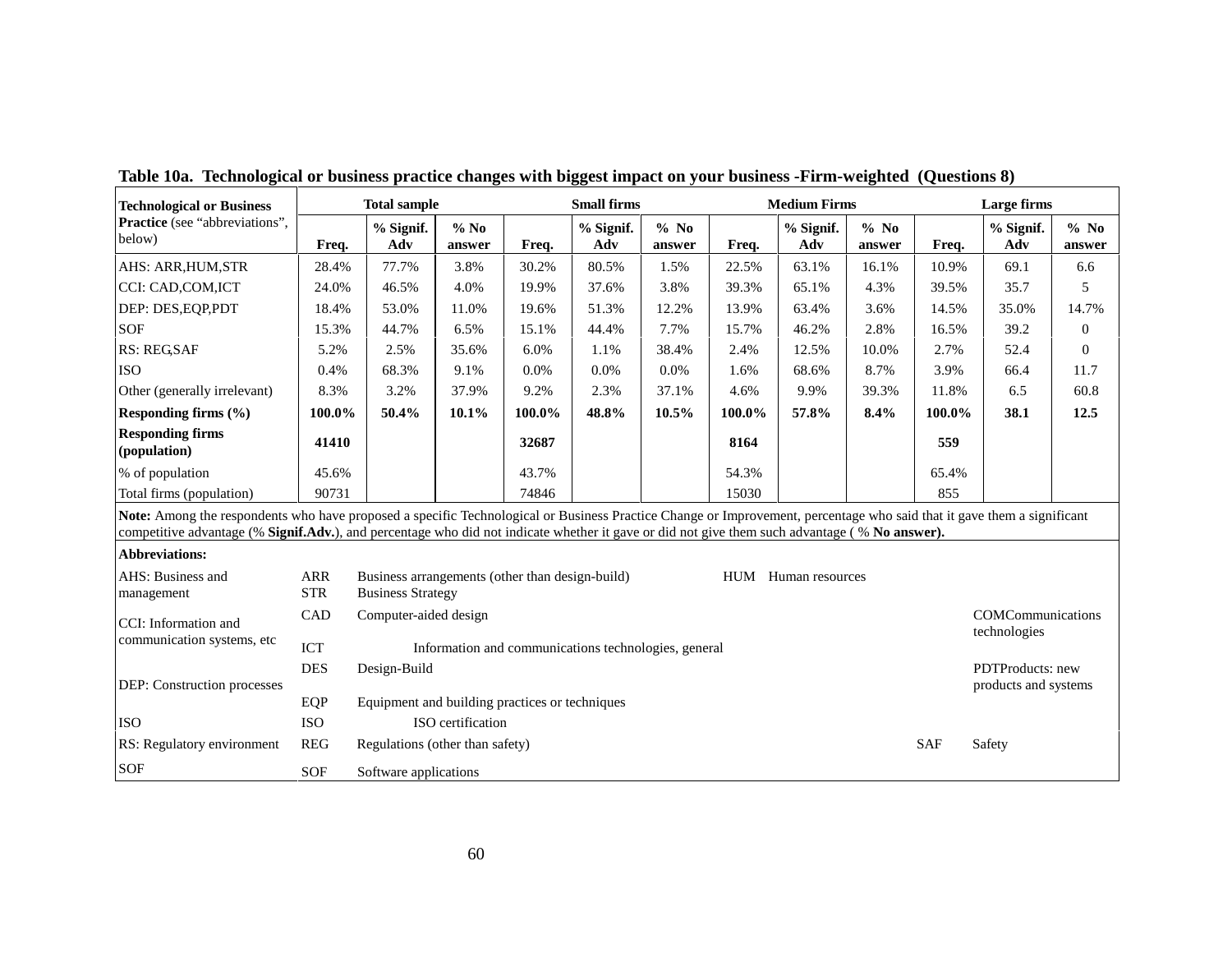**Table 10a. Technological or business practice changes with biggest impact on your business -Firm-weighted (Questions 8)**

| Technological or Business Practice (see "abbreviations", below) | Total sample | | | Small firms | | | Medium Firms | | | Large firms | | |
|---|---|---|---|---|---|---|---|---|---|---|---|---|
| | Freq. | % Signif. Adv | % No answer | Freq. | % Signif. Adv | % No answer | Freq. | % Signif. Adv | % No answer | Freq. | % Signif. Adv | % No answer |
| AHS: ARR,HUM,STR | 28.4% | 77.7% | 3.8% | 30.2% | 80.5% | 1.5% | 22.5% | 63.1% | 16.1% | 10.9% | 69.1 | 6.6 |
| CCI: CAD,COM,ICT | 24.0% | 46.5% | 4.0% | 19.9% | 37.6% | 3.8% | 39.3% | 65.1% | 4.3% | 39.5% | 35.7 | 5 |
| DEP: DES,EQP,PDT | 18.4% | 53.0% | 11.0% | 19.6% | 51.3% | 12.2% | 13.9% | 63.4% | 3.6% | 14.5% | 35.0% | 14.7% |
| SOF | 15.3% | 44.7% | 6.5% | 15.1% | 44.4% | 7.7% | 15.7% | 46.2% | 2.8% | 16.5% | 39.2 | 0 |
| RS: REG,SAF | 5.2% | 2.5% | 35.6% | 6.0% | 1.1% | 38.4% | 2.4% | 12.5% | 10.0% | 2.7% | 52.4 | 0 |
| ISO | 0.4% | 68.3% | 9.1% | 0.0% | 0.0% | 0.0% | 1.6% | 68.6% | 8.7% | 3.9% | 66.4 | 11.7 |
| Other (generally irrelevant) | 8.3% | 3.2% | 37.9% | 9.2% | 2.3% | 37.1% | 4.6% | 9.9% | 39.3% | 11.8% | 6.5 | 60.8 |
| **Responding firms (%)** | **100.0%** | **50.4%** | **10.1%** | **100.0%** | **48.8%** | **10.5%** | **100.0%** | **57.8%** | **8.4%** | **100.0%** | **38.1** | **12.5** |
| **Responding firms (population)** | **41410** | | | **32687** | | | **8164** | | | **559** | | |
| % of population | 45.6% | | | 43.7% | | | 54.3% | | | 65.4% | | |
| Total firms (population) | 90731 | | | 74846 | | | 15030 | | | 855 | | |

**Note:** Among the respondents who have proposed a specific Technological or Business Practice Change or Improvement, percentage who said that it gave them a significant competitive advantage (% **Signif.Adv.**), and percentage who did not indicate whether it gave or did not give them such advantage ( % **No answer).**

**Abbreviations:**

| Category | Code | Description | Code | Description |
|---|---|---|---|---|
| AHS: Business and management | ARR | Business arrangements (other than design-build) | HUM | Human resources |
| | STR | Business Strategy | | |
| CCI: Information and communication systems, etc | CAD | Computer-aided design | COM | Communications technologies |
| | ICT | Information and communications technologies, general | | |
| DEP: Construction processes | DES | Design-Build | PDT | Products: new products and systems |
| | EQP | Equipment and building practices or techniques | | |
| ISO | ISO | ISO certification | | |
| RS: Regulatory environment | REG | Regulations (other than safety) | SAF | Safety |
| SOF | SOF | Software applications | | |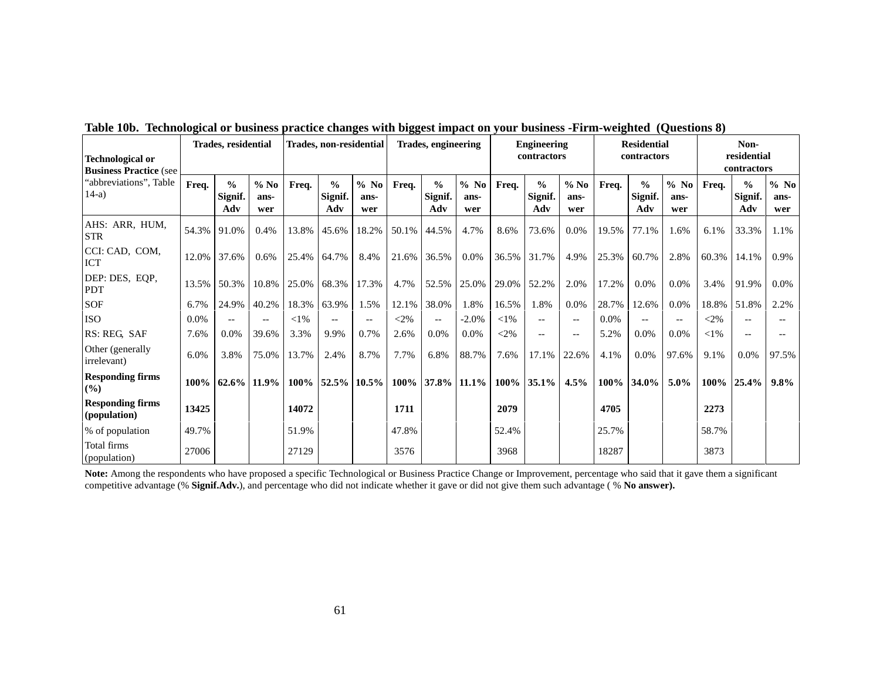**Table 10b. Technological or business practice changes with biggest impact on your business -Firm-weighted (Questions 8)**

| Technological or Business Practice (see "abbreviations", Table 14-a) | Trades, residential | | | Trades, non-residential | | | Trades, engineering | | | Engineering contractors | | | Residential contractors | | | Non-residential contractors | | |
|---|---|---|---|---|---|---|---|---|---|---|---|---|---|---|---|---|---|---|
| | Freq. | % Signif. Adv | % No answer | Freq. | % Signif. Adv | % No answer | Freq. | % Signif. Adv | % No answer | Freq. | % Signif. Adv | % No answer | Freq. | % Signif. Adv | % No answer | Freq. | % Signif. Adv | % No answer |
| AHS: ARR, HUM, STR | 54.3% | 91.0% | 0.4% | 13.8% | 45.6% | 18.2% | 50.1% | 44.5% | 4.7% | 8.6% | 73.6% | 0.0% | 19.5% | 77.1% | 1.6% | 6.1% | 33.3% | 1.1% |
| CCI: CAD, COM, ICT | 12.0% | 37.6% | 0.6% | 25.4% | 64.7% | 8.4% | 21.6% | 36.5% | 0.0% | 36.5% | 31.7% | 4.9% | 25.3% | 60.7% | 2.8% | 60.3% | 14.1% | 0.9% |
| DEP: DES, EQP, PDT | 13.5% | 50.3% | 10.8% | 25.0% | 68.3% | 17.3% | 4.7% | 52.5% | 25.0% | 29.0% | 52.2% | 2.0% | 17.2% | 0.0% | 0.0% | 3.4% | 91.9% | 0.0% |
| SOF | 6.7% | 24.9% | 40.2% | 18.3% | 63.9% | 1.5% | 12.1% | 38.0% | 1.8% | 16.5% | 1.8% | 0.0% | 28.7% | 12.6% | 0.0% | 18.8% | 51.8% | 2.2% |
| ISO | 0.0% | -- | -- | <1% | -- | -- | <2% | -- | -2.0% | <1% | -- | -- | 0.0% | -- | -- | <2% | -- | -- |
| RS: REG, SAF | 7.6% | 0.0% | 39.6% | 3.3% | 9.9% | 0.7% | 2.6% | 0.0% | 0.0% | <2% | -- | -- | 5.2% | 0.0% | 0.0% | <1% | -- | -- |
| Other (generally irrelevant) | 6.0% | 3.8% | 75.0% | 13.7% | 2.4% | 8.7% | 7.7% | 6.8% | 88.7% | 7.6% | 17.1% | 22.6% | 4.1% | 0.0% | 97.6% | 9.1% | 0.0% | 97.5% |
| **Responding firms (%)** | **100%** | **62.6%** | **11.9%** | **100%** | **52.5%** | **10.5%** | **100%** | **37.8%** | **11.1%** | **100%** | **35.1%** | **4.5%** | **100%** | **34.0%** | **5.0%** | **100%** | **25.4%** | **9.8%** |
| **Responding firms (population)** | **13425** | | | **14072** | | | **1711** | | | **2079** | | | **4705** | | | **2273** | | |
| % of population | 49.7% | | | 51.9% | | | 47.8% | | | 52.4% | | | 25.7% | | | 58.7% | | |
| Total firms (population) | 27006 | | | 27129 | | | 3576 | | | 3968 | | | 18287 | | | 3873 | | |

**Note:** Among the respondents who have proposed a specific Technological or Business Practice Change or Improvement, percentage who said that it gave them a significant competitive advantage (% **Signif.Adv.**), and percentage who did not indicate whether it gave or did not give them such advantage ( % **No answer).**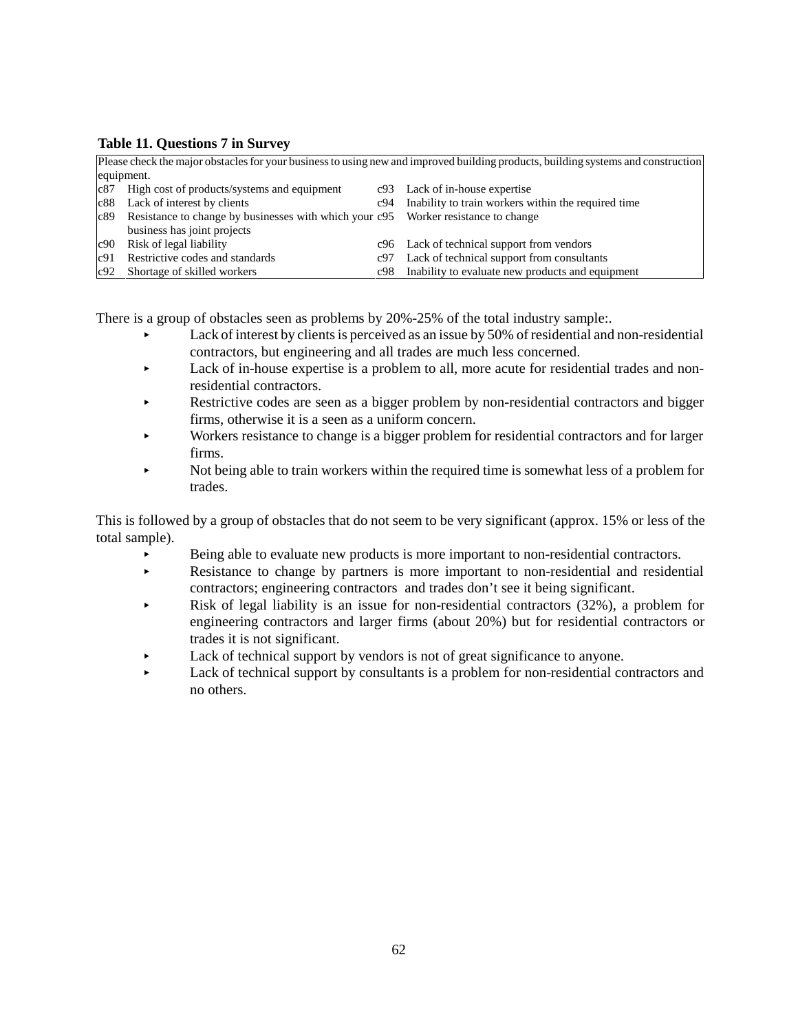**Table 11. Questions 7 in Survey**

| Please check the major obstacles for your business to using new and improved building products, building systems and construction equipment. | | | |
|---|---|---|---|
| c87 | High cost of products/systems and equipment | c93 | Lack of in-house expertise |
| c88 | Lack of interest by clients | c94 | Inability to train workers within the required time |
| c89 | Resistance to change by businesses with which your business has joint projects | c95 | Worker resistance to change |
| c90 | Risk of legal liability | c96 | Lack of technical support from vendors |
| c91 | Restrictive codes and standards | c97 | Lack of technical support from consultants |
| c92 | Shortage of skilled workers | c98 | Inability to evaluate new products and equipment |

There is a group of obstacles seen as problems by 20%-25% of the total industry sample:.

- Lack of interest by clients is perceived as an issue by 50% of residential and non-residential contractors, but engineering and all trades are much less concerned.
- Lack of in-house expertise is a problem to all, more acute for residential trades and non-residential contractors.
- Restrictive codes are seen as a bigger problem by non-residential contractors and bigger firms, otherwise it is a seen as a uniform concern.
- Workers resistance to change is a bigger problem for residential contractors and for larger firms.
- Not being able to train workers within the required time is somewhat less of a problem for trades.

This is followed by a group of obstacles that do not seem to be very significant (approx. 15% or less of the total sample).

- Being able to evaluate new products is more important to non-residential contractors.
- Resistance to change by partners is more important to non-residential and residential contractors; engineering contractors and trades don't see it being significant.
- Risk of legal liability is an issue for non-residential contractors (32%), a problem for engineering contractors and larger firms (about 20%) but for residential contractors or trades it is not significant.
- Lack of technical support by vendors is not of great significance to anyone.
- Lack of technical support by consultants is a problem for non-residential contractors and no others.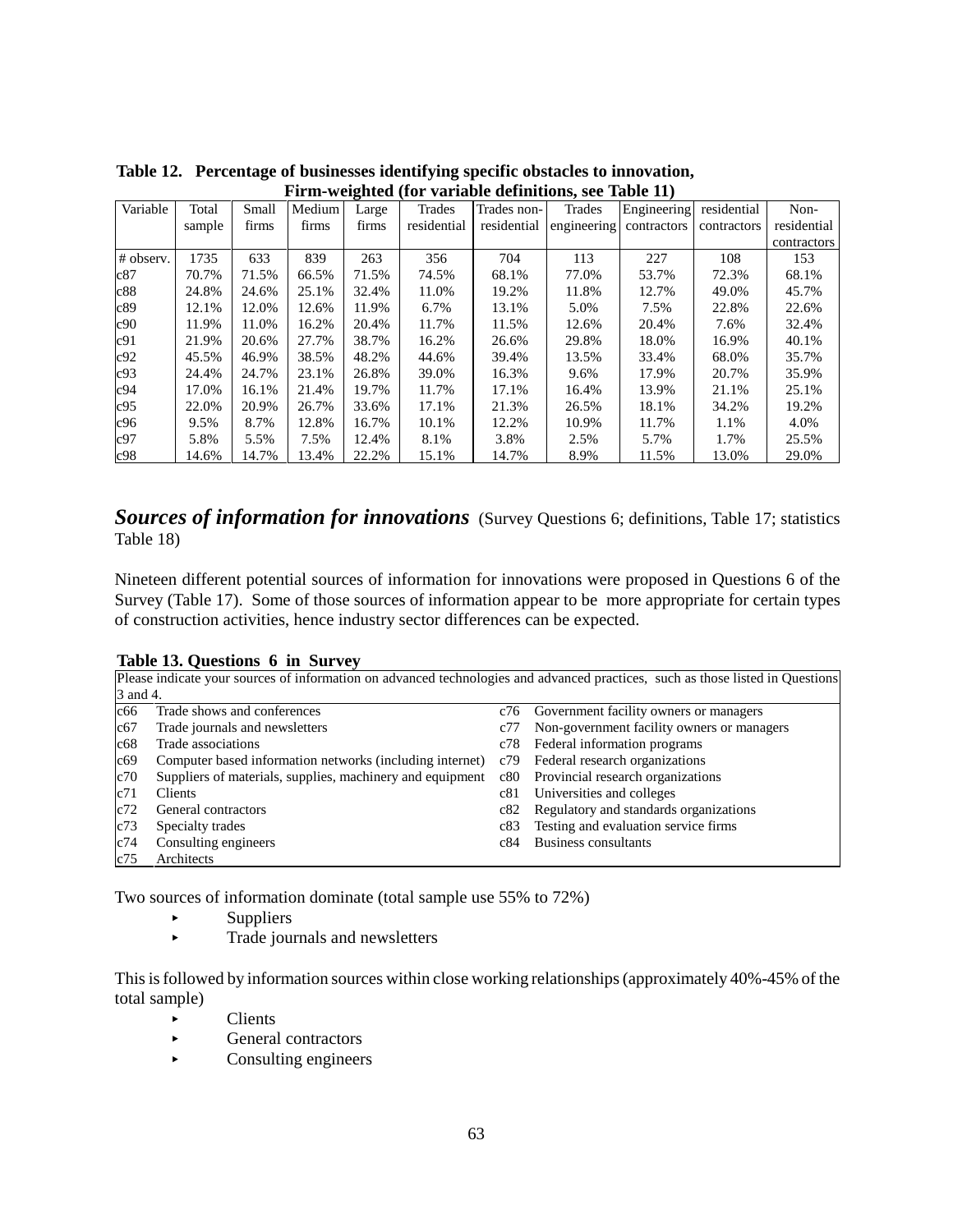**Table 12. Percentage of businesses identifying specific obstacles to innovation, Firm-weighted (for variable definitions, see Table 11)**

| Variable | Total sample | Small firms | Medium firms | Large firms | Trades residential | Trades non-residential | Trades engineering | Engineering contractors | residential contractors | Non-residential contractors |
|---|---|---|---|---|---|---|---|---|---|---|
| # observ. | 1735 | 633 | 839 | 263 | 356 | 704 | 113 | 227 | 108 | 153 |
| c87 | 70.7% | 71.5% | 66.5% | 71.5% | 74.5% | 68.1% | 77.0% | 53.7% | 72.3% | 68.1% |
| c88 | 24.8% | 24.6% | 25.1% | 32.4% | 11.0% | 19.2% | 11.8% | 12.7% | 49.0% | 45.7% |
| c89 | 12.1% | 12.0% | 12.6% | 11.9% | 6.7% | 13.1% | 5.0% | 7.5% | 22.8% | 22.6% |
| c90 | 11.9% | 11.0% | 16.2% | 20.4% | 11.7% | 11.5% | 12.6% | 20.4% | 7.6% | 32.4% |
| c91 | 21.9% | 20.6% | 27.7% | 38.7% | 16.2% | 26.6% | 29.8% | 18.0% | 16.9% | 40.1% |
| c92 | 45.5% | 46.9% | 38.5% | 48.2% | 44.6% | 39.4% | 13.5% | 33.4% | 68.0% | 35.7% |
| c93 | 24.4% | 24.7% | 23.1% | 26.8% | 39.0% | 16.3% | 9.6% | 17.9% | 20.7% | 35.9% |
| c94 | 17.0% | 16.1% | 21.4% | 19.7% | 11.7% | 17.1% | 16.4% | 13.9% | 21.1% | 25.1% |
| c95 | 22.0% | 20.9% | 26.7% | 33.6% | 17.1% | 21.3% | 26.5% | 18.1% | 34.2% | 19.2% |
| c96 | 9.5% | 8.7% | 12.8% | 16.7% | 10.1% | 12.2% | 10.9% | 11.7% | 1.1% | 4.0% |
| c97 | 5.8% | 5.5% | 7.5% | 12.4% | 8.1% | 3.8% | 2.5% | 5.7% | 1.7% | 25.5% |
| c98 | 14.6% | 14.7% | 13.4% | 22.2% | 15.1% | 14.7% | 8.9% | 11.5% | 13.0% | 29.0% |

## *Sources of information for innovations* (Survey Questions 6; definitions, Table 17; statistics Table 18)

Nineteen different potential sources of information for innovations were proposed in Questions 6 of the Survey (Table 17). Some of those sources of information appear to be more appropriate for certain types of construction activities, hence industry sector differences can be expected.

**Table 13. Questions 6 in Survey**

Please indicate your sources of information on advanced technologies and advanced practices, such as those listed in Questions 3 and 4.

| Code | Source | Code | Source |
|---|---|---|---|
| c66 | Trade shows and conferences | c76 | Government facility owners or managers |
| c67 | Trade journals and newsletters | c77 | Non-government facility owners or managers |
| c68 | Trade associations | c78 | Federal information programs |
| c69 | Computer based information networks (including internet) | c79 | Federal research organizations |
| c70 | Suppliers of materials, supplies, machinery and equipment | c80 | Provincial research organizations |
| c71 | Clients | c81 | Universities and colleges |
| c72 | General contractors | c82 | Regulatory and standards organizations |
| c73 | Specialty trades | c83 | Testing and evaluation service firms |
| c74 | Consulting engineers | c84 | Business consultants |
| c75 | Architects | | |

Two sources of information dominate (total sample use 55% to 72%)

- Suppliers
- Trade journals and newsletters

This is followed by information sources within close working relationships (approximately 40%-45% of the total sample)

- Clients
- General contractors
- Consulting engineers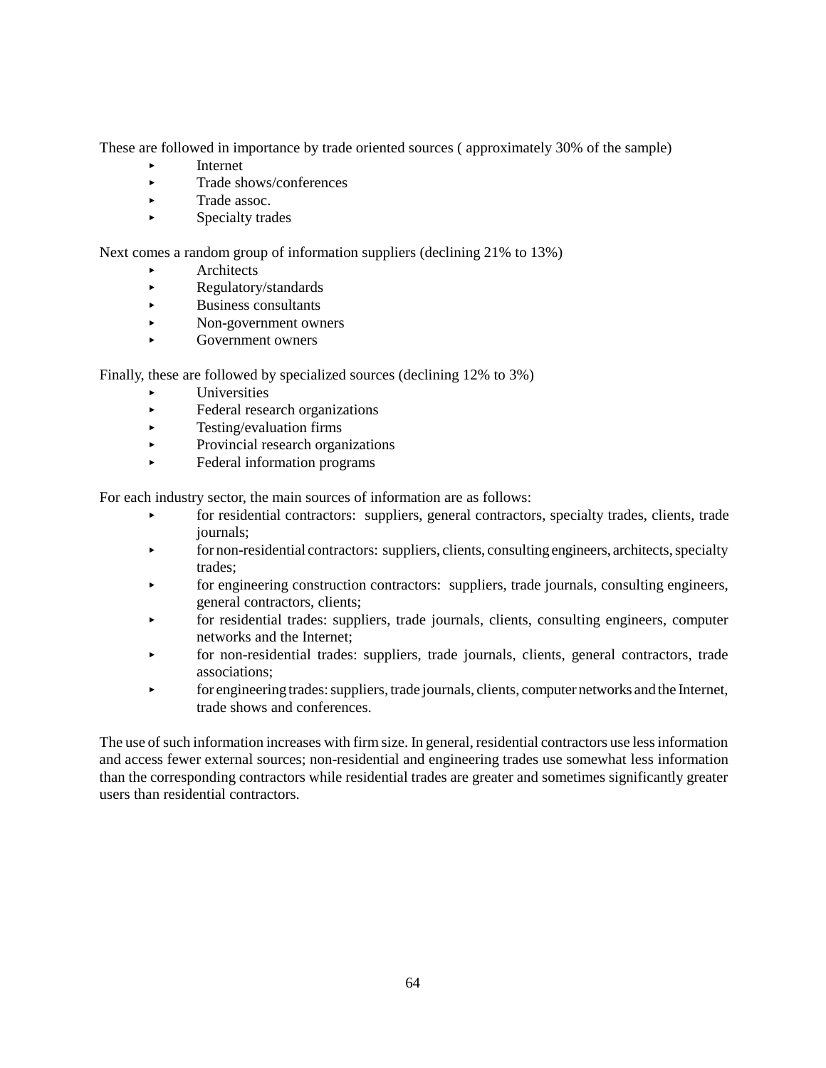These are followed in importance by trade oriented sources ( approximately 30% of the sample)

- Internet
- Trade shows/conferences
- Trade assoc.
- Specialty trades

Next comes a random group of information suppliers (declining 21% to 13%)

- Architects
- Regulatory/standards
- Business consultants
- Non-government owners
- Government owners

Finally, these are followed by specialized sources (declining 12% to 3%)

- Universities
- Federal research organizations
- Testing/evaluation firms
- Provincial research organizations
- Federal information programs

For each industry sector, the main sources of information are as follows:

- for residential contractors: suppliers, general contractors, specialty trades, clients, trade journals;
- for non-residential contractors: suppliers, clients, consulting engineers, architects, specialty trades;
- for engineering construction contractors: suppliers, trade journals, consulting engineers, general contractors, clients;
- for residential trades: suppliers, trade journals, clients, consulting engineers, computer networks and the Internet;
- for non-residential trades: suppliers, trade journals, clients, general contractors, trade associations;
- for engineering trades: suppliers, trade journals, clients, computer networks and the Internet, trade shows and conferences.

The use of such information increases with firm size. In general, residential contractors use less information and access fewer external sources; non-residential and engineering trades use somewhat less information than the corresponding contractors while residential trades are greater and sometimes significantly greater users than residential contractors.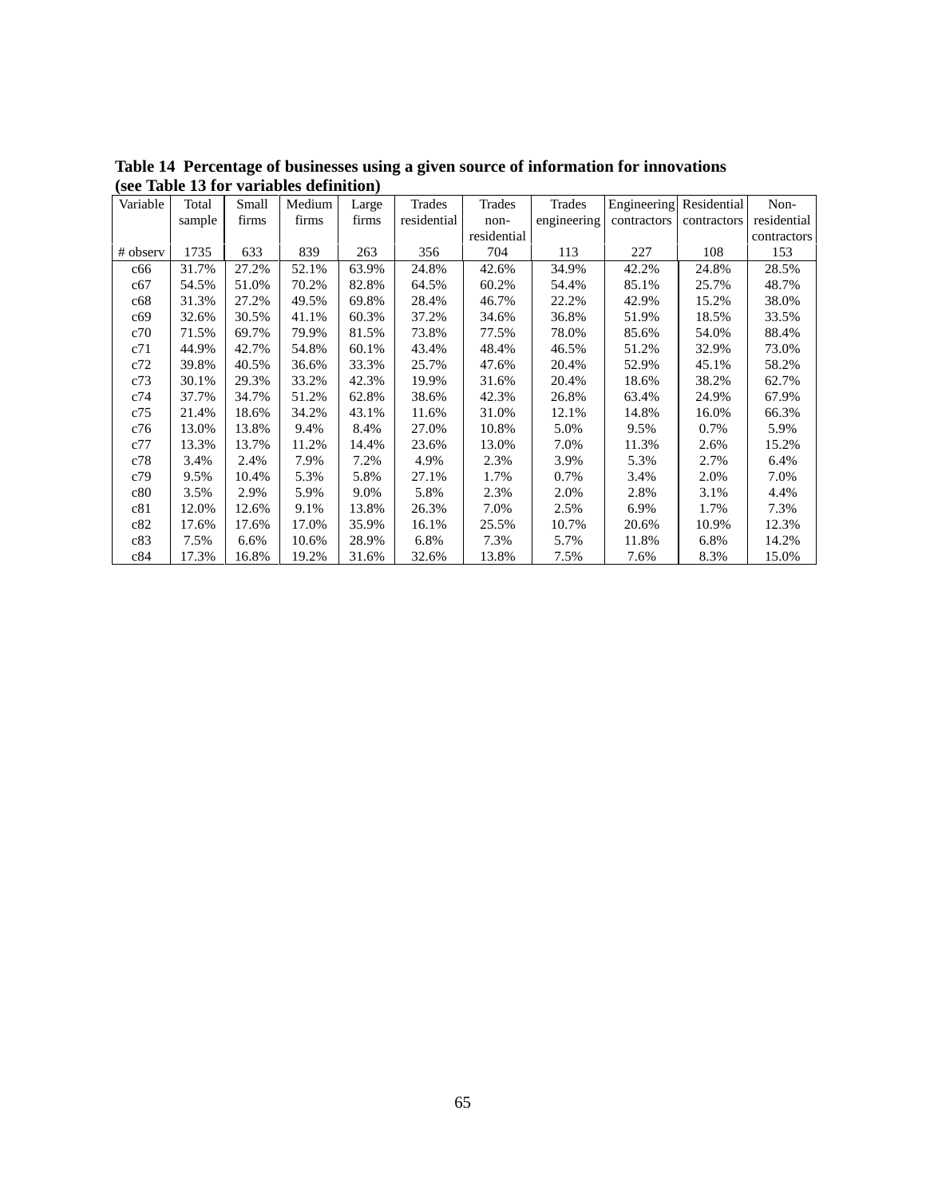**Table 14 Percentage of businesses using a given source of information for innovations (see Table 13 for variables definition)**

| Variable | Total sample | Small firms | Medium firms | Large firms | Trades residential | Trades non-residential | Trades engineering | Engineering contractors | Residential contractors | Non-residential contractors |
|---|---|---|---|---|---|---|---|---|---|---|
| # observ | 1735 | 633 | 839 | 263 | 356 | 704 | 113 | 227 | 108 | 153 |
| c66 | 31.7% | 27.2% | 52.1% | 63.9% | 24.8% | 42.6% | 34.9% | 42.2% | 24.8% | 28.5% |
| c67 | 54.5% | 51.0% | 70.2% | 82.8% | 64.5% | 60.2% | 54.4% | 85.1% | 25.7% | 48.7% |
| c68 | 31.3% | 27.2% | 49.5% | 69.8% | 28.4% | 46.7% | 22.2% | 42.9% | 15.2% | 38.0% |
| c69 | 32.6% | 30.5% | 41.1% | 60.3% | 37.2% | 34.6% | 36.8% | 51.9% | 18.5% | 33.5% |
| c70 | 71.5% | 69.7% | 79.9% | 81.5% | 73.8% | 77.5% | 78.0% | 85.6% | 54.0% | 88.4% |
| c71 | 44.9% | 42.7% | 54.8% | 60.1% | 43.4% | 48.4% | 46.5% | 51.2% | 32.9% | 73.0% |
| c72 | 39.8% | 40.5% | 36.6% | 33.3% | 25.7% | 47.6% | 20.4% | 52.9% | 45.1% | 58.2% |
| c73 | 30.1% | 29.3% | 33.2% | 42.3% | 19.9% | 31.6% | 20.4% | 18.6% | 38.2% | 62.7% |
| c74 | 37.7% | 34.7% | 51.2% | 62.8% | 38.6% | 42.3% | 26.8% | 63.4% | 24.9% | 67.9% |
| c75 | 21.4% | 18.6% | 34.2% | 43.1% | 11.6% | 31.0% | 12.1% | 14.8% | 16.0% | 66.3% |
| c76 | 13.0% | 13.8% | 9.4% | 8.4% | 27.0% | 10.8% | 5.0% | 9.5% | 0.7% | 5.9% |
| c77 | 13.3% | 13.7% | 11.2% | 14.4% | 23.6% | 13.0% | 7.0% | 11.3% | 2.6% | 15.2% |
| c78 | 3.4% | 2.4% | 7.9% | 7.2% | 4.9% | 2.3% | 3.9% | 5.3% | 2.7% | 6.4% |
| c79 | 9.5% | 10.4% | 5.3% | 5.8% | 27.1% | 1.7% | 0.7% | 3.4% | 2.0% | 7.0% |
| c80 | 3.5% | 2.9% | 5.9% | 9.0% | 5.8% | 2.3% | 2.0% | 2.8% | 3.1% | 4.4% |
| c81 | 12.0% | 12.6% | 9.1% | 13.8% | 26.3% | 7.0% | 2.5% | 6.9% | 1.7% | 7.3% |
| c82 | 17.6% | 17.6% | 17.0% | 35.9% | 16.1% | 25.5% | 10.7% | 20.6% | 10.9% | 12.3% |
| c83 | 7.5% | 6.6% | 10.6% | 28.9% | 6.8% | 7.3% | 5.7% | 11.8% | 6.8% | 14.2% |
| c84 | 17.3% | 16.8% | 19.2% | 31.6% | 32.6% | 13.8% | 7.5% | 7.6% | 8.3% | 15.0% |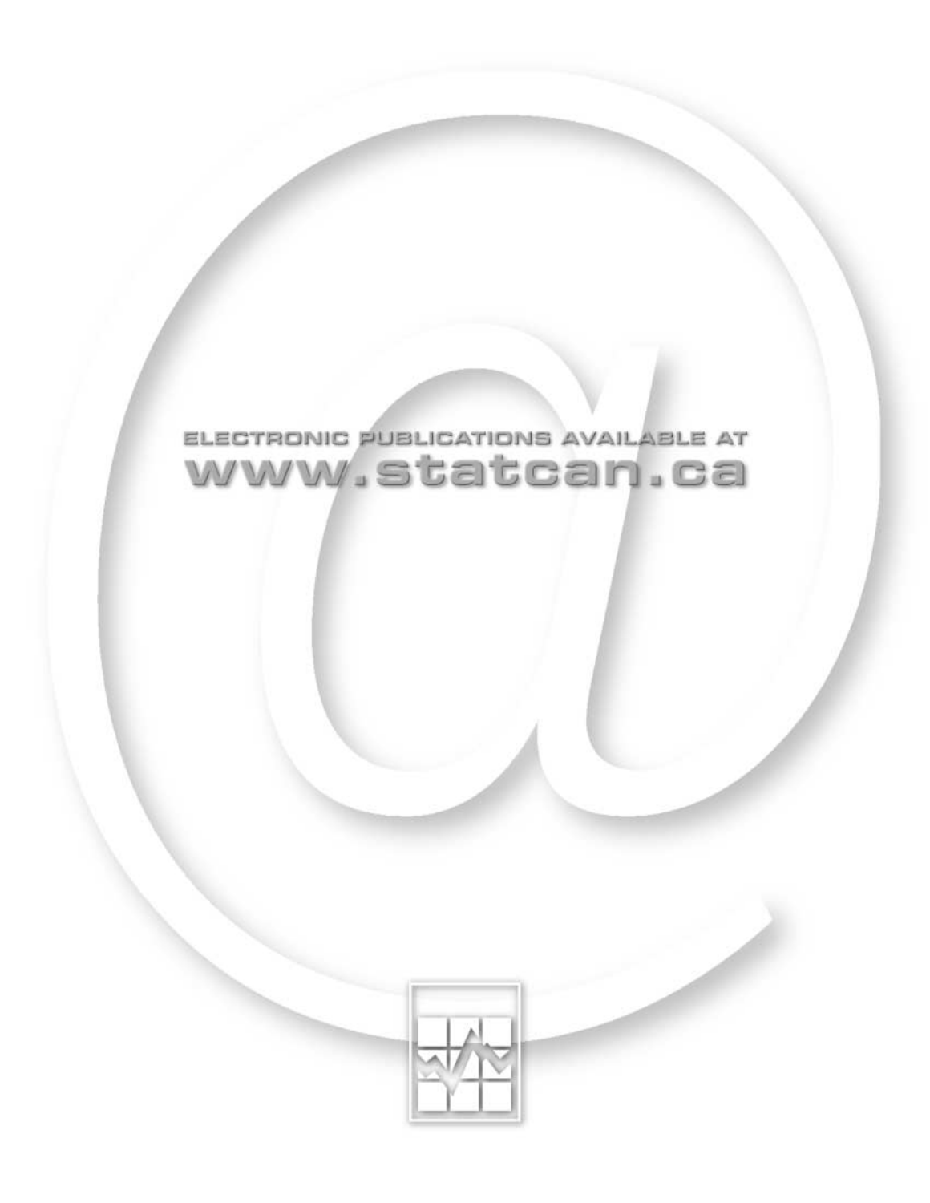ELECTRONIC PUBLICATIONS AVAILABLE AT

www.statcan.ca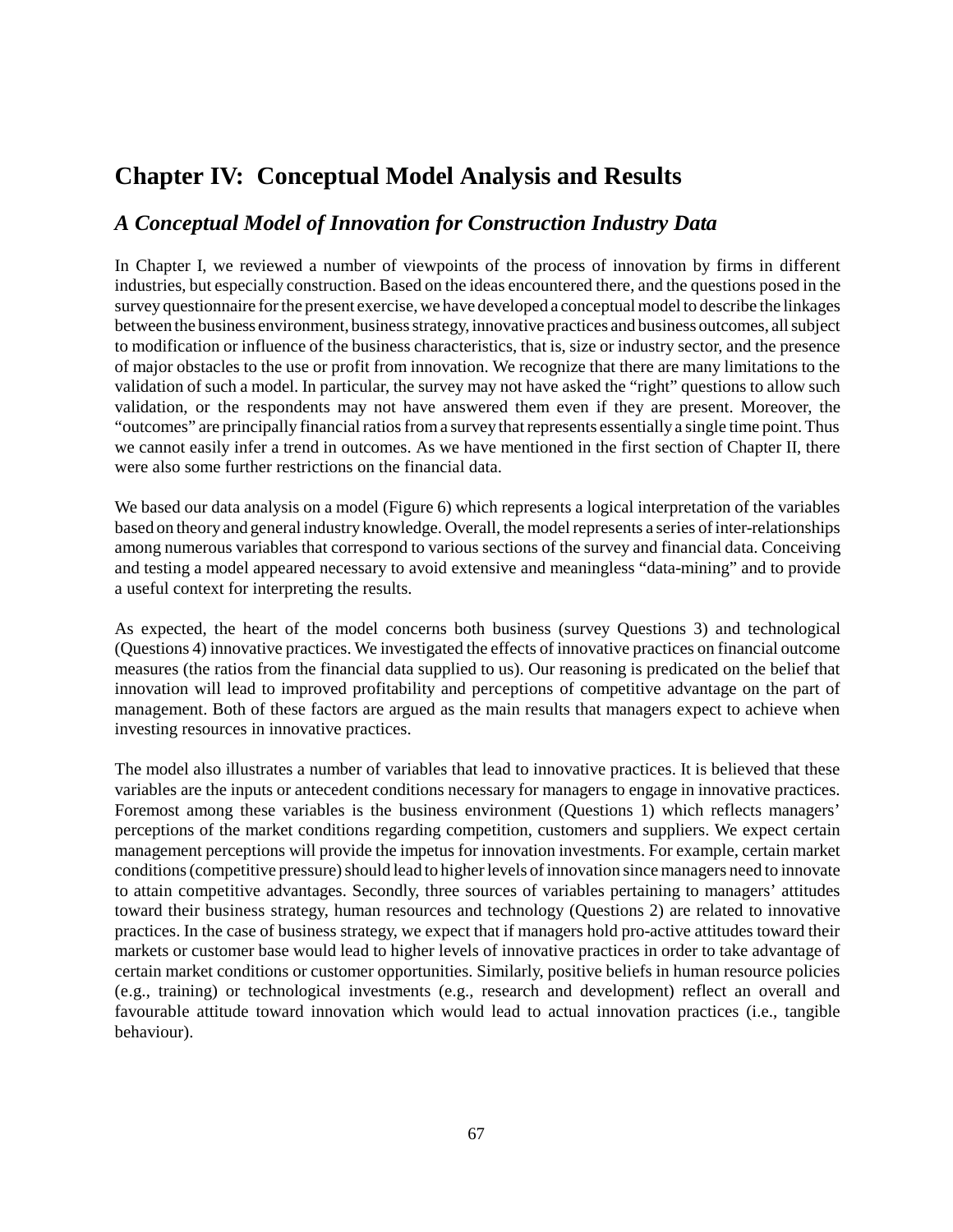# Chapter IV: Conceptual Model Analysis and Results

## *A Conceptual Model of Innovation for Construction Industry Data*

In Chapter I, we reviewed a number of viewpoints of the process of innovation by firms in different industries, but especially construction. Based on the ideas encountered there, and the questions posed in the survey questionnaire for the present exercise, we have developed a conceptual model to describe the linkages between the business environment, business strategy, innovative practices and business outcomes, all subject to modification or influence of the business characteristics, that is, size or industry sector, and the presence of major obstacles to the use or profit from innovation. We recognize that there are many limitations to the validation of such a model. In particular, the survey may not have asked the "right" questions to allow such validation, or the respondents may not have answered them even if they are present. Moreover, the "outcomes" are principally financial ratios from a survey that represents essentially a single time point. Thus we cannot easily infer a trend in outcomes. As we have mentioned in the first section of Chapter II, there were also some further restrictions on the financial data.

We based our data analysis on a model (Figure 6) which represents a logical interpretation of the variables based on theory and general industry knowledge. Overall, the model represents a series of inter-relationships among numerous variables that correspond to various sections of the survey and financial data. Conceiving and testing a model appeared necessary to avoid extensive and meaningless "data-mining" and to provide a useful context for interpreting the results.

As expected, the heart of the model concerns both business (survey Questions 3) and technological (Questions 4) innovative practices. We investigated the effects of innovative practices on financial outcome measures (the ratios from the financial data supplied to us). Our reasoning is predicated on the belief that innovation will lead to improved profitability and perceptions of competitive advantage on the part of management. Both of these factors are argued as the main results that managers expect to achieve when investing resources in innovative practices.

The model also illustrates a number of variables that lead to innovative practices. It is believed that these variables are the inputs or antecedent conditions necessary for managers to engage in innovative practices. Foremost among these variables is the business environment (Questions 1) which reflects managers' perceptions of the market conditions regarding competition, customers and suppliers. We expect certain management perceptions will provide the impetus for innovation investments. For example, certain market conditions (competitive pressure) should lead to higher levels of innovation since managers need to innovate to attain competitive advantages. Secondly, three sources of variables pertaining to managers' attitudes toward their business strategy, human resources and technology (Questions 2) are related to innovative practices. In the case of business strategy, we expect that if managers hold pro-active attitudes toward their markets or customer base would lead to higher levels of innovative practices in order to take advantage of certain market conditions or customer opportunities. Similarly, positive beliefs in human resource policies (e.g., training) or technological investments (e.g., research and development) reflect an overall and favourable attitude toward innovation which would lead to actual innovation practices (i.e., tangible behaviour).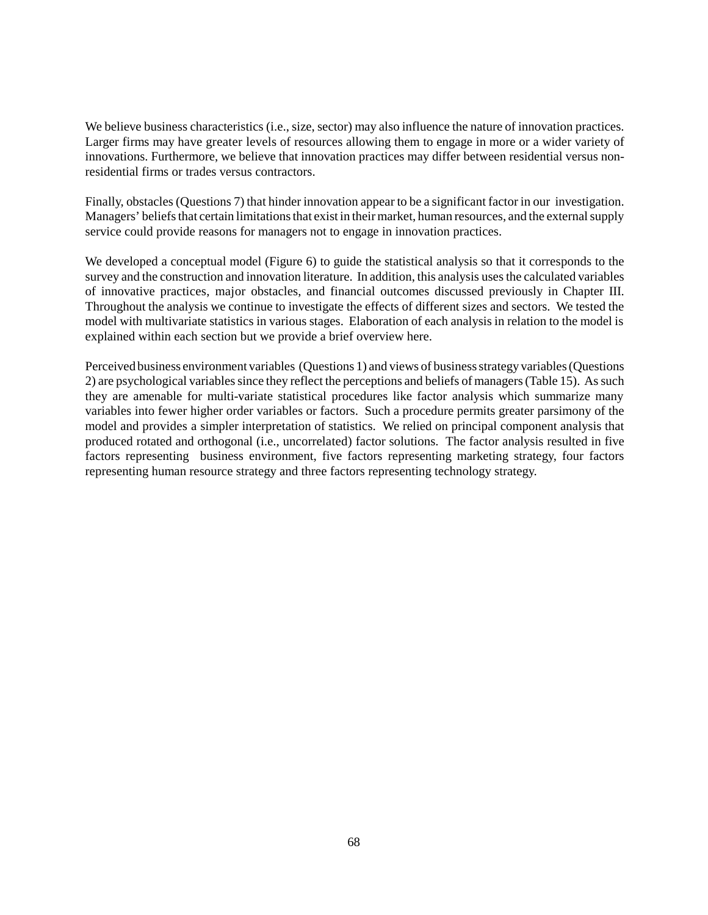We believe business characteristics (i.e., size, sector) may also influence the nature of innovation practices. Larger firms may have greater levels of resources allowing them to engage in more or a wider variety of innovations. Furthermore, we believe that innovation practices may differ between residential versus non-residential firms or trades versus contractors.

Finally, obstacles (Questions 7) that hinder innovation appear to be a significant factor in our investigation. Managers' beliefs that certain limitations that exist in their market, human resources, and the external supply service could provide reasons for managers not to engage in innovation practices.

We developed a conceptual model (Figure 6) to guide the statistical analysis so that it corresponds to the survey and the construction and innovation literature. In addition, this analysis uses the calculated variables of innovative practices, major obstacles, and financial outcomes discussed previously in Chapter III. Throughout the analysis we continue to investigate the effects of different sizes and sectors. We tested the model with multivariate statistics in various stages. Elaboration of each analysis in relation to the model is explained within each section but we provide a brief overview here.

Perceived business environment variables (Questions 1) and views of business strategy variables (Questions 2) are psychological variables since they reflect the perceptions and beliefs of managers (Table 15). As such they are amenable for multi-variate statistical procedures like factor analysis which summarize many variables into fewer higher order variables or factors. Such a procedure permits greater parsimony of the model and provides a simpler interpretation of statistics. We relied on principal component analysis that produced rotated and orthogonal (i.e., uncorrelated) factor solutions. The factor analysis resulted in five factors representing business environment, five factors representing marketing strategy, four factors representing human resource strategy and three factors representing technology strategy.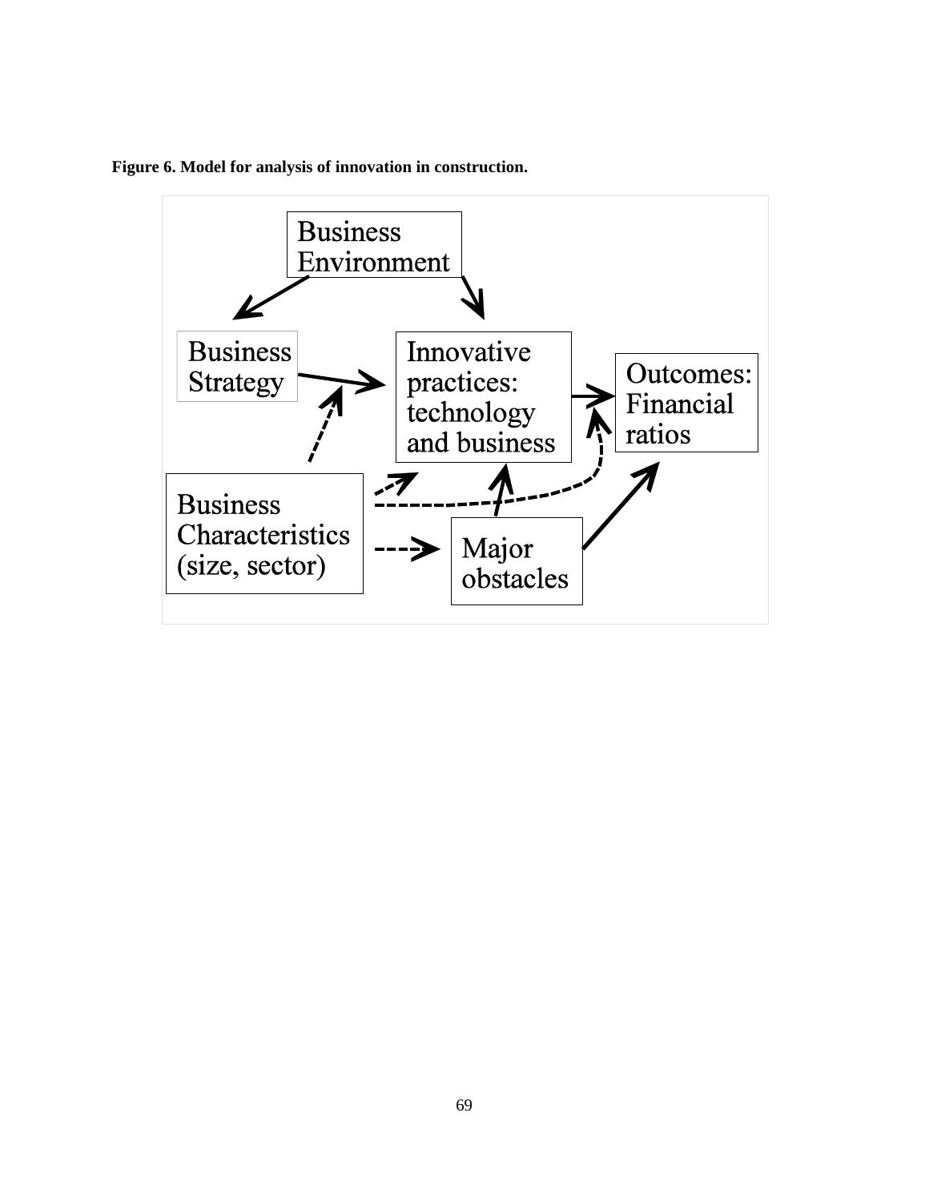**Figure 6. Model for analysis of innovation in construction.**

Business Environment

Business Strategy

Innovative practices: technology and business

Outcomes: Financial ratios

Business Characteristics (size, sector)

Major obstacles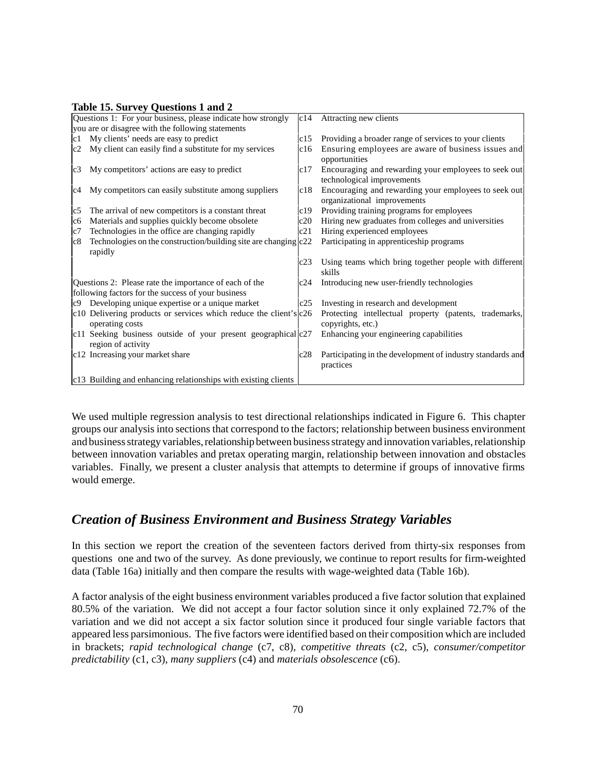**Table 15. Survey Questions 1 and 2**

| | | | |
|---|---|---|---|
| Questions 1: For your business, please indicate how strongly you are or disagree with the following statements | | c14 | Attracting new clients |
| c1 | My clients' needs are easy to predict | c15 | Providing a broader range of services to your clients |
| c2 | My client can easily find a substitute for my services | c16 | Ensuring employees are aware of business issues and opportunities |
| c3 | My competitors' actions are easy to predict | c17 | Encouraging and rewarding your employees to seek out technological improvements |
| c4 | My competitors can easily substitute among suppliers | c18 | Encouraging and rewarding your employees to seek out organizational improvements |
| c5 | The arrival of new competitors is a constant threat | c19 | Providing training programs for employees |
| c6 | Materials and supplies quickly become obsolete | c20 | Hiring new graduates from colleges and universities |
| c7 | Technologies in the office are changing rapidly | c21 | Hiring experienced employees |
| c8 | Technologies on the construction/building site are changing rapidly | c22 | Participating in apprenticeship programs |
| | | c23 | Using teams which bring together people with different skills |
| Questions 2: Please rate the importance of each of the following factors for the success of your business | | c24 | Introducing new user-friendly technologies |
| c9 | Developing unique expertise or a unique market | c25 | Investing in research and development |
| c10 | Delivering products or services which reduce the client's operating costs | c26 | Protecting intellectual property (patents, trademarks, copyrights, etc.) |
| c11 | Seeking business outside of your present geographical region of activity | c27 | Enhancing your engineering capabilities |
| c12 | Increasing your market share | c28 | Participating in the development of industry standards and practices |
| c13 | Building and enhancing relationships with existing clients | | |

We used multiple regression analysis to test directional relationships indicated in Figure 6. This chapter groups our analysis into sections that correspond to the factors; relationship between business environment and business strategy variables, relationship between business strategy and innovation variables, relationship between innovation variables and pretax operating margin, relationship between innovation and obstacles variables. Finally, we present a cluster analysis that attempts to determine if groups of innovative firms would emerge.

## *Creation of Business Environment and Business Strategy Variables*

In this section we report the creation of the seventeen factors derived from thirty-six responses from questions one and two of the survey. As done previously, we continue to report results for firm-weighted data (Table 16a) initially and then compare the results with wage-weighted data (Table 16b).

A factor analysis of the eight business environment variables produced a five factor solution that explained 80.5% of the variation. We did not accept a four factor solution since it only explained 72.7% of the variation and we did not accept a six factor solution since it produced four single variable factors that appeared less parsimonious. The five factors were identified based on their composition which are included in brackets; *rapid technological change* (c7, c8), *competitive threats* (c2, c5), *consumer/competitor predictability* (c1, c3), *many suppliers* (c4) and *materials obsolescence* (c6).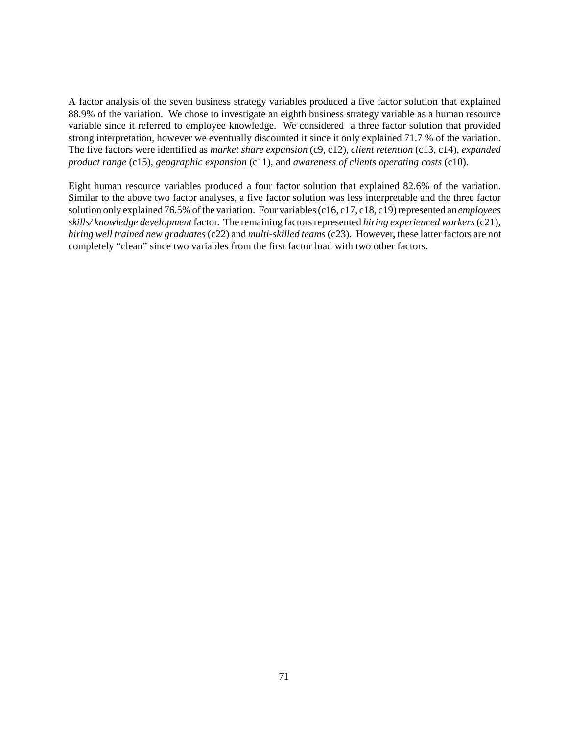A factor analysis of the seven business strategy variables produced a five factor solution that explained 88.9% of the variation. We chose to investigate an eighth business strategy variable as a human resource variable since it referred to employee knowledge. We considered a three factor solution that provided strong interpretation, however we eventually discounted it since it only explained 71.7 % of the variation. The five factors were identified as *market share expansion* (c9, c12), *client retention* (c13, c14), *expanded product range* (c15), *geographic expansion* (c11), and *awareness of clients operating costs* (c10).

Eight human resource variables produced a four factor solution that explained 82.6% of the variation. Similar to the above two factor analyses, a five factor solution was less interpretable and the three factor solution only explained 76.5% of the variation. Four variables (c16, c17, c18, c19) represented an *employees skills/ knowledge development* factor. The remaining factors represented *hiring experienced workers* (c21), *hiring well trained new graduates* (c22) and *multi-skilled teams* (c23). However, these latter factors are not completely "clean" since two variables from the first factor load with two other factors.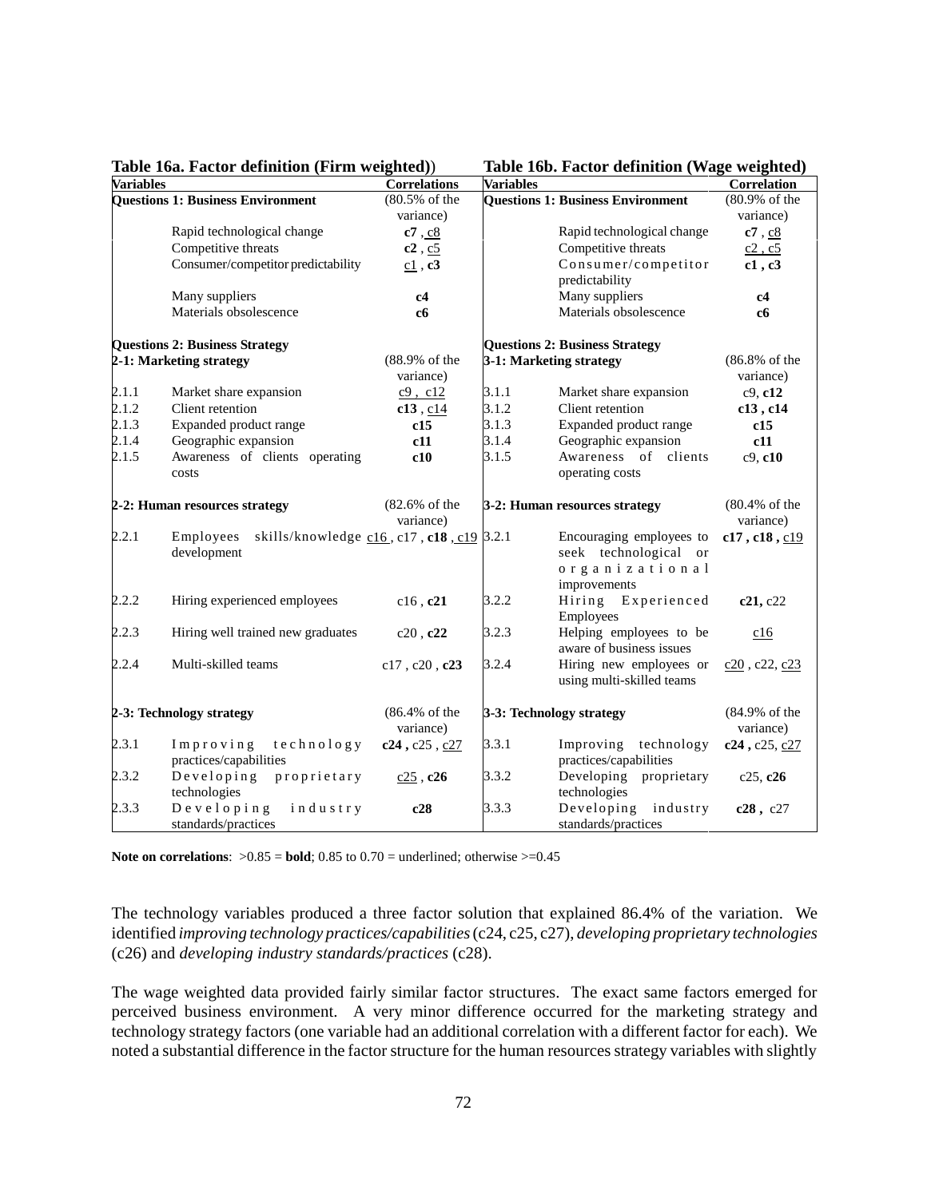| **Table 16a. Factor definition (Firm weighted))** | | | **Table 16b. Factor definition (Wage weighted)** | | |
|---|---|---|---|---|---|
| **Variables** | | **Correlations** | **Variables** | | **Correlation** |
| **Questions 1: Business Environment** | | (80.5% of the variance) | **Questions 1: Business Environment** | | (80.9% of the variance) |
| | Rapid technological change | **c7** , c8 | | Rapid technological change | **c7** , c8 |
| | Competitive threats | **c2** , c5 | | Competitive threats | c2 , c5 |
| | Consumer/competitor predictability | c1 , **c3** | | Consumer/competitor predictability | **c1** , **c3** |
| | Many suppliers | **c4** | | Many suppliers | **c4** |
| | Materials obsolescence | **c6** | | Materials obsolescence | **c6** |
| **Questions 2: Business Strategy** | | | **Questions 2: Business Strategy** | | |
| **2-1: Marketing strategy** | | (88.9% of the variance) | **3-1: Marketing strategy** | | (86.8% of the variance) |
| 2.1.1 | Market share expansion | c9 , c12 | 3.1.1 | Market share expansion | c9, **c12** |
| 2.1.2 | Client retention | **c13** , c14 | 3.1.2 | Client retention | **c13** , **c14** |
| 2.1.3 | Expanded product range | **c15** | 3.1.3 | Expanded product range | **c15** |
| 2.1.4 | Geographic expansion | **c11** | 3.1.4 | Geographic expansion | **c11** |
| 2.1.5 | Awareness of clients operating costs | **c10** | 3.1.5 | Awareness of clients operating costs | c9, **c10** |
| **2-2: Human resources strategy** | | (82.6% of the variance) | **3-2: Human resources strategy** | | (80.4% of the variance) |
| 2.2.1 | Employees skills/knowledge development | c16 , c17 , **c18** , c19 | 3.2.1 | Encouraging employees to seek technological or organizational improvements | **c17** , **c18** , c19 |
| 2.2.2 | Hiring experienced employees | c16 , **c21** | 3.2.2 | Hiring Experienced Employees | **c21,** c22 |
| 2.2.3 | Hiring well trained new graduates | c20 , **c22** | 3.2.3 | Helping employees to be aware of business issues | c16 |
| 2.2.4 | Multi-skilled teams | c17 , c20 , **c23** | 3.2.4 | Hiring new employees or using multi-skilled teams | c20 , c22, c23 |
| **2-3: Technology strategy** | | (86.4% of the variance) | **3-3: Technology strategy** | | (84.9% of the variance) |
| 2.3.1 | Improving technology practices/capabilities | **c24** , c25 , c27 | 3.3.1 | Improving technology practices/capabilities | **c24** , c25, c27 |
| 2.3.2 | Developing proprietary technologies | c25 , **c26** | 3.3.2 | Developing proprietary technologies | c25, **c26** |
| 2.3.3 | Developing industry standards/practices | **c28** | 3.3.3 | Developing industry standards/practices | **c28** , c27 |

**Note on correlations**: >0.85 = **bold**; 0.85 to 0.70 = underlined; otherwise >=0.45

The technology variables produced a three factor solution that explained 86.4% of the variation. We identified *improving technology practices/capabilities* (c24, c25, c27), *developing proprietary technologies* (c26) and *developing industry standards/practices* (c28).

The wage weighted data provided fairly similar factor structures. The exact same factors emerged for perceived business environment. A very minor difference occurred for the marketing strategy and technology strategy factors (one variable had an additional correlation with a different factor for each). We noted a substantial difference in the factor structure for the human resources strategy variables with slightly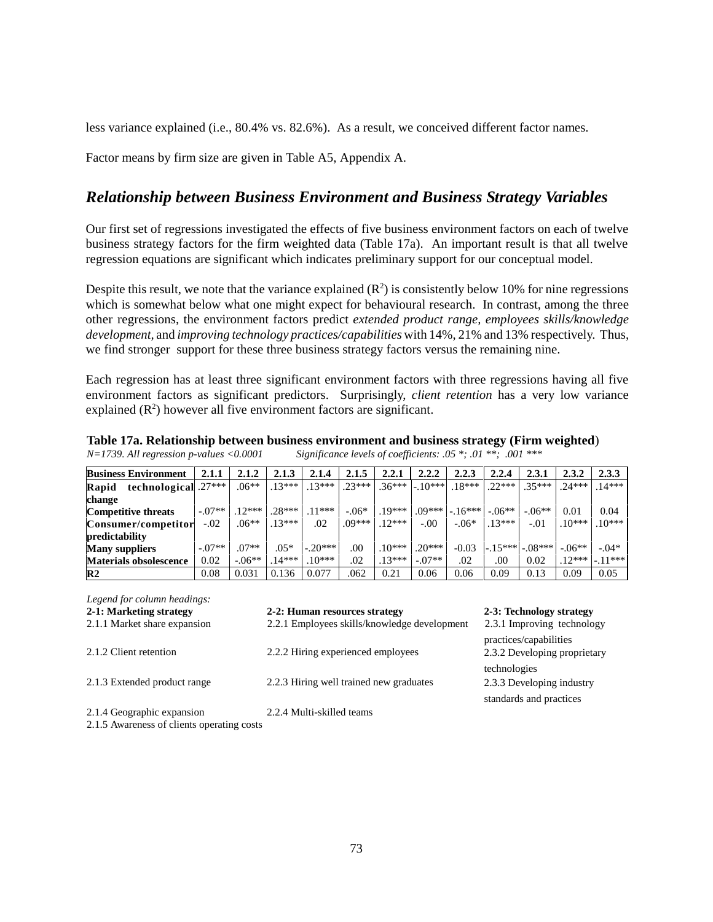less variance explained (i.e., 80.4% vs. 82.6%). As a result, we conceived different factor names.

Factor means by firm size are given in Table A5, Appendix A.

## *Relationship between Business Environment and Business Strategy Variables*

Our first set of regressions investigated the effects of five business environment factors on each of twelve business strategy factors for the firm weighted data (Table 17a). An important result is that all twelve regression equations are significant which indicates preliminary support for our conceptual model.

Despite this result, we note that the variance explained ($R^2$) is consistently below 10% for nine regressions which is somewhat below what one might expect for behavioural research. In contrast, among the three other regressions, the environment factors predict *extended product range, employees skills/knowledge development,* and *improving technology practices/capabilities* with 14%, 21% and 13% respectively. Thus, we find stronger support for these three business strategy factors versus the remaining nine.

Each regression has at least three significant environment factors with three regressions having all five environment factors as significant predictors. Surprisingly, *client retention* has a very low variance explained ($R^2$) however all five environment factors are significant.

**Table 17a. Relationship between business environment and business strategy (Firm weighted)**
*N=1739. All regression p-values <0.0001 Significance levels of coefficients: .05 *; .01 **; .001 ****

| Business Environment | 2.1.1 | 2.1.2 | 2.1.3 | 2.1.4 | 2.1.5 | 2.2.1 | 2.2.2 | 2.2.3 | 2.2.4 | 2.3.1 | 2.3.2 | 2.3.3 |
|---|---|---|---|---|---|---|---|---|---|---|---|---|
| Rapid technological change | .27*** | .06** | .13*** | .13*** | .23*** | .36*** | -.10*** | .18*** | .22*** | .35*** | .24*** | .14*** |
| Competitive threats | -.07** | .12*** | .28*** | .11*** | -.06* | .19*** | .09*** | -.16*** | -.06** | -.06** | 0.01 | 0.04 |
| Consumer/competitor predictability | -.02 | .06** | .13*** | .02 | .09*** | .12*** | -.00 | -.06* | .13*** | -.01 | .10*** | .10*** |
| Many suppliers | -.07** | .07** | .05* | -.20*** | .00 | .10*** | .20*** | -0.03 | -.15*** | -.08*** | -.06** | -.04* |
| Materials obsolescence | 0.02 | -.06** | .14*** | .10*** | .02 | .13*** | -.07** | .02 | .00 | 0.02 | .12*** | -.11*** |
| R2 | 0.08 | 0.031 | 0.136 | 0.077 | .062 | 0.21 | 0.06 | 0.06 | 0.09 | 0.13 | 0.09 | 0.05 |

*Legend for column headings:*

**2-1: Marketing strategy**
2.1.1 Market share expansion
2.1.2 Client retention
2.1.3 Extended product range
2.1.4 Geographic expansion
2.1.5 Awareness of clients operating costs

**2-2: Human resources strategy**
2.2.1 Employees skills/knowledge development
2.2.2 Hiring experienced employees
2.2.3 Hiring well trained new graduates
2.2.4 Multi-skilled teams

**2-3: Technology strategy**
2.3.1 Improving technology practices/capabilities
2.3.2 Developing proprietary technologies
2.3.3 Developing industry standards and practices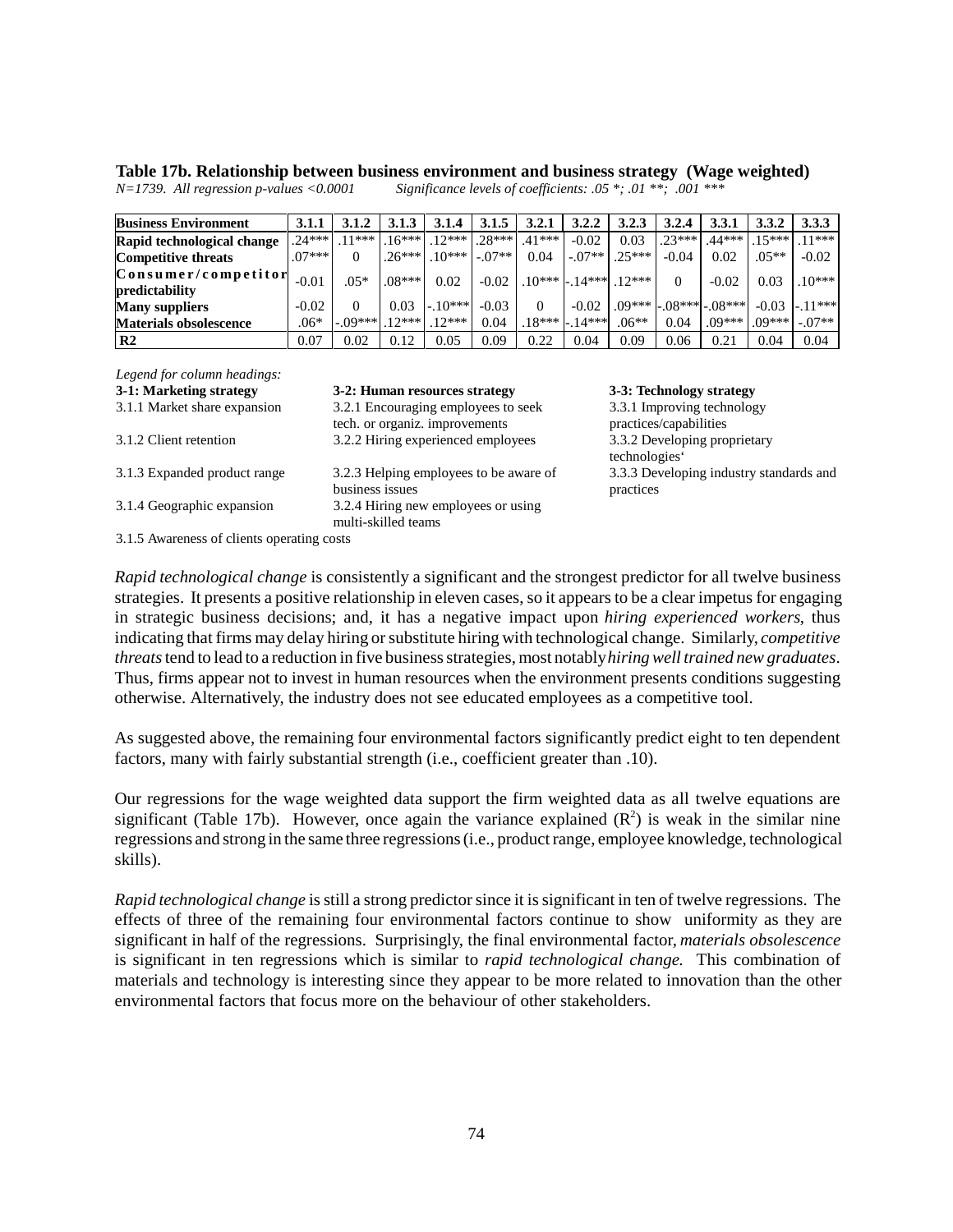**Table 17b. Relationship between business environment and business strategy (Wage weighted)**
*N=1739. All regression p-values <0.0001 Significance levels of coefficients: .05 *; .01 **; .001 ****

| Business Environment | 3.1.1 | 3.1.2 | 3.1.3 | 3.1.4 | 3.1.5 | 3.2.1 | 3.2.2 | 3.2.3 | 3.2.4 | 3.3.1 | 3.3.2 | 3.3.3 |
|---|---|---|---|---|---|---|---|---|---|---|---|---|
| **Rapid technological change** | .24*** | .11*** | .16*** | .12*** | .28*** | .41*** | -0.02 | 0.03 | .23*** | .44*** | .15*** | .11*** |
| **Competitive threats** | .07*** | 0 | .26*** | .10*** | -.07** | 0.04 | -.07** | .25*** | -0.04 | 0.02 | .05** | -0.02 |
| **Consumer/competitor predictability** | -0.01 | .05* | .08*** | 0.02 | -0.02 | .10*** | -.14*** | .12*** | 0 | -0.02 | 0.03 | .10*** |
| **Many suppliers** | -0.02 | 0 | 0.03 | -.10*** | -0.03 | 0 | -0.02 | .09*** | -.08*** | -.08*** | -0.03 | -.11*** |
| **Materials obsolescence** | .06* | -.09*** | .12*** | .12*** | 0.04 | .18*** | -.14*** | .06** | 0.04 | .09*** | .09*** | -.07** |
| **R2** | 0.07 | 0.02 | 0.12 | 0.05 | 0.09 | 0.22 | 0.04 | 0.09 | 0.06 | 0.21 | 0.04 | 0.04 |

*Legend for column headings:*

| **3-1: Marketing strategy** | **3-2: Human resources strategy** | **3-3: Technology strategy** |
|---|---|---|
| 3.1.1 Market share expansion | 3.2.1 Encouraging employees to seek tech. or organiz. improvements | 3.3.1 Improving technology practices/capabilities |
| 3.1.2 Client retention | 3.2.2 Hiring experienced employees | 3.3.2 Developing proprietary technologies' |
| 3.1.3 Expanded product range | 3.2.3 Helping employees to be aware of business issues | 3.3.3 Developing industry standards and practices |
| 3.1.4 Geographic expansion | 3.2.4 Hiring new employees or using multi-skilled teams | |
| 3.1.5 Awareness of clients operating costs | | |

*Rapid technological change* is consistently a significant and the strongest predictor for all twelve business strategies. It presents a positive relationship in eleven cases, so it appears to be a clear impetus for engaging in strategic business decisions; and, it has a negative impact upon *hiring experienced workers*, thus indicating that firms may delay hiring or substitute hiring with technological change. Similarly, *competitive threats* tend to lead to a reduction in five business strategies, most notably *hiring well trained new graduates*. Thus, firms appear not to invest in human resources when the environment presents conditions suggesting otherwise. Alternatively, the industry does not see educated employees as a competitive tool.

As suggested above, the remaining four environmental factors significantly predict eight to ten dependent factors, many with fairly substantial strength (i.e., coefficient greater than .10).

Our regressions for the wage weighted data support the firm weighted data as all twelve equations are significant (Table 17b). However, once again the variance explained ($R^2$) is weak in the similar nine regressions and strong in the same three regressions (i.e., product range, employee knowledge, technological skills).

*Rapid technological change* is still a strong predictor since it is significant in ten of twelve regressions. The effects of three of the remaining four environmental factors continue to show uniformity as they are significant in half of the regressions. Surprisingly, the final environmental factor, *materials obsolescence* is significant in ten regressions which is similar to *rapid technological change.* This combination of materials and technology is interesting since they appear to be more related to innovation than the other environmental factors that focus more on the behaviour of other stakeholders.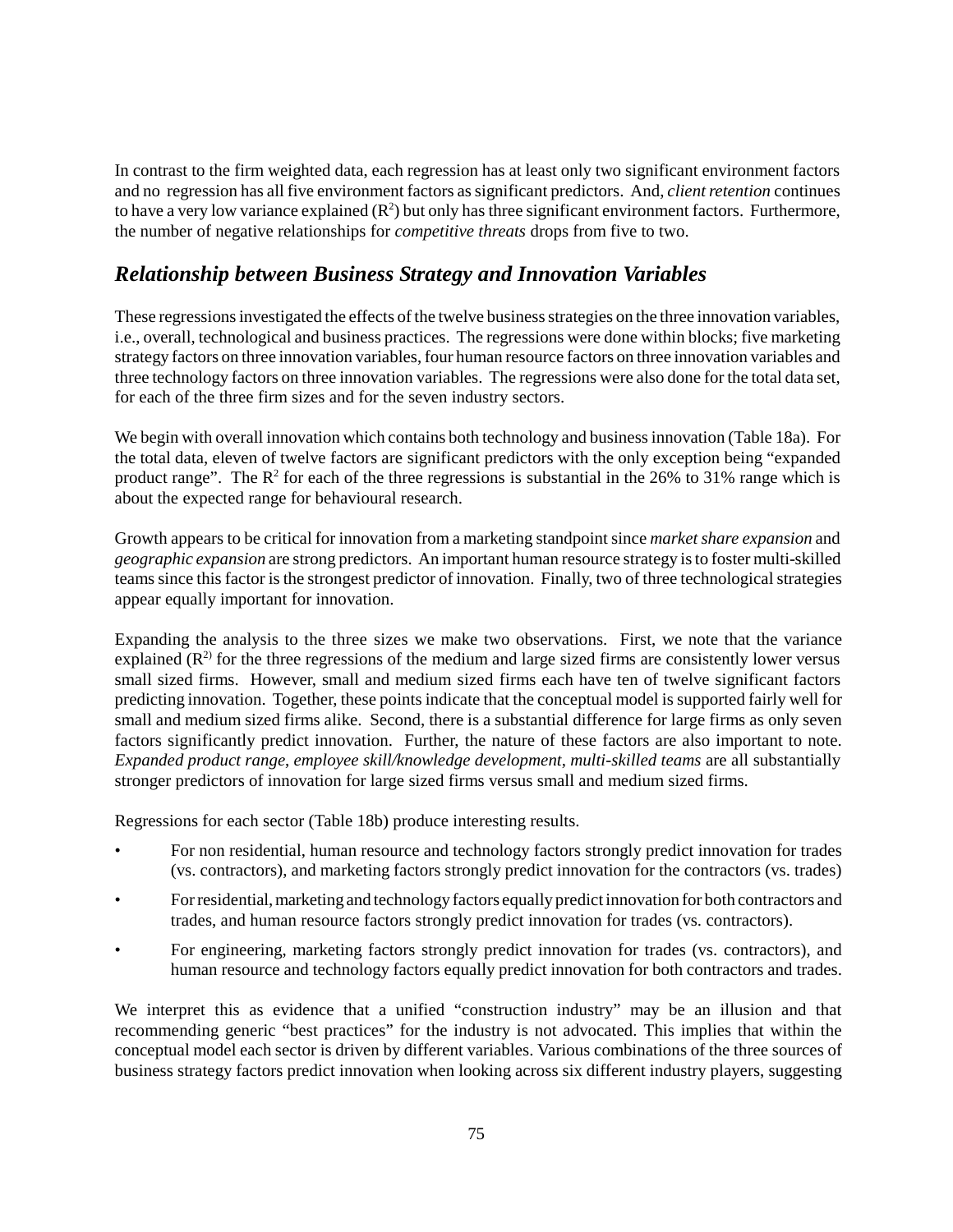In contrast to the firm weighted data, each regression has at least only two significant environment factors and no regression has all five environment factors as significant predictors. And, *client retention* continues to have a very low variance explained ($R^2$) but only has three significant environment factors. Furthermore, the number of negative relationships for *competitive threats* drops from five to two.

## *Relationship between Business Strategy and Innovation Variables*

These regressions investigated the effects of the twelve business strategies on the three innovation variables, i.e., overall, technological and business practices. The regressions were done within blocks; five marketing strategy factors on three innovation variables, four human resource factors on three innovation variables and three technology factors on three innovation variables. The regressions were also done for the total data set, for each of the three firm sizes and for the seven industry sectors.

We begin with overall innovation which contains both technology and business innovation (Table 18a). For the total data, eleven of twelve factors are significant predictors with the only exception being "expanded product range". The $R^2$ for each of the three regressions is substantial in the 26% to 31% range which is about the expected range for behavioural research.

Growth appears to be critical for innovation from a marketing standpoint since *market share expansion* and *geographic expansion* are strong predictors. An important human resource strategy is to foster multi-skilled teams since this factor is the strongest predictor of innovation. Finally, two of three technological strategies appear equally important for innovation.

Expanding the analysis to the three sizes we make two observations. First, we note that the variance explained ($R^2$) for the three regressions of the medium and large sized firms are consistently lower versus small sized firms. However, small and medium sized firms each have ten of twelve significant factors predicting innovation. Together, these points indicate that the conceptual model is supported fairly well for small and medium sized firms alike. Second, there is a substantial difference for large firms as only seven factors significantly predict innovation. Further, the nature of these factors are also important to note. *Expanded product range, employee skill/knowledge development, multi-skilled teams* are all substantially stronger predictors of innovation for large sized firms versus small and medium sized firms.

Regressions for each sector (Table 18b) produce interesting results.

- For non residential, human resource and technology factors strongly predict innovation for trades (vs. contractors), and marketing factors strongly predict innovation for the contractors (vs. trades)
- For residential, marketing and technology factors equally predict innovation for both contractors and trades, and human resource factors strongly predict innovation for trades (vs. contractors).
- For engineering, marketing factors strongly predict innovation for trades (vs. contractors), and human resource and technology factors equally predict innovation for both contractors and trades.

We interpret this as evidence that a unified "construction industry" may be an illusion and that recommending generic "best practices" for the industry is not advocated. This implies that within the conceptual model each sector is driven by different variables. Various combinations of the three sources of business strategy factors predict innovation when looking across six different industry players, suggesting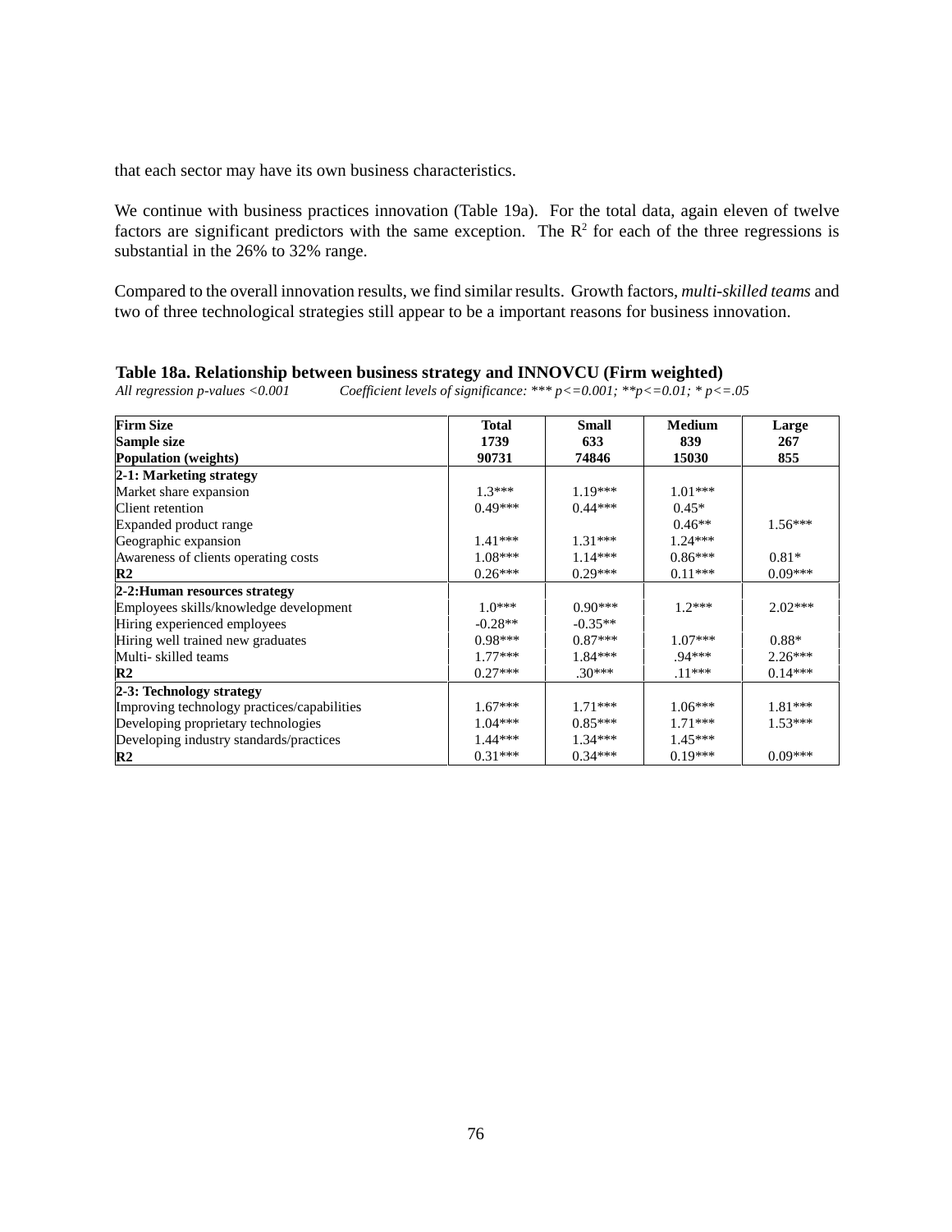that each sector may have its own business characteristics.

We continue with business practices innovation (Table 19a). For the total data, again eleven of twelve factors are significant predictors with the same exception. The $R^2$ for each of the three regressions is substantial in the 26% to 32% range.

Compared to the overall innovation results, we find similar results. Growth factors, *multi-skilled teams* and two of three technological strategies still appear to be a important reasons for business innovation.

**Table 18a. Relationship between business strategy and INNOVCU (Firm weighted)**

*All regression p-values <0.001 Coefficient levels of significance: *** p<=0.001; **p<=0.01; * p<=.05*

| **Firm Size**<br>**Sample size**<br>**Population (weights)** | **Total**<br>**1739**<br>**90731** | **Small**<br>**633**<br>**74846** | **Medium**<br>**839**<br>**15030** | **Large**<br>**267**<br>**855** |
|---|---|---|---|---|
| **2-1: Marketing strategy** | | | | |
| Market share expansion | 1.3*** | 1.19*** | 1.01*** | |
| Client retention | 0.49*** | 0.44*** | 0.45* | |
| Expanded product range | | | 0.46** | 1.56*** |
| Geographic expansion | 1.41*** | 1.31*** | 1.24*** | |
| Awareness of clients operating costs | 1.08*** | 1.14*** | 0.86*** | 0.81* |
| **R2** | 0.26*** | 0.29*** | 0.11*** | 0.09*** |
| **2-2:Human resources strategy** | | | | |
| Employees skills/knowledge development | 1.0*** | 0.90*** | 1.2*** | 2.02*** |
| Hiring experienced employees | -0.28** | -0.35** | | |
| Hiring well trained new graduates | 0.98*** | 0.87*** | 1.07*** | 0.88* |
| Multi- skilled teams | 1.77*** | 1.84*** | .94*** | 2.26*** |
| **R2** | 0.27*** | .30*** | .11*** | 0.14*** |
| **2-3: Technology strategy** | | | | |
| Improving technology practices/capabilities | 1.67*** | 1.71*** | 1.06*** | 1.81*** |
| Developing proprietary technologies | 1.04*** | 0.85*** | 1.71*** | 1.53*** |
| Developing industry standards/practices | 1.44*** | 1.34*** | 1.45*** | |
| **R2** | 0.31*** | 0.34*** | 0.19*** | 0.09*** |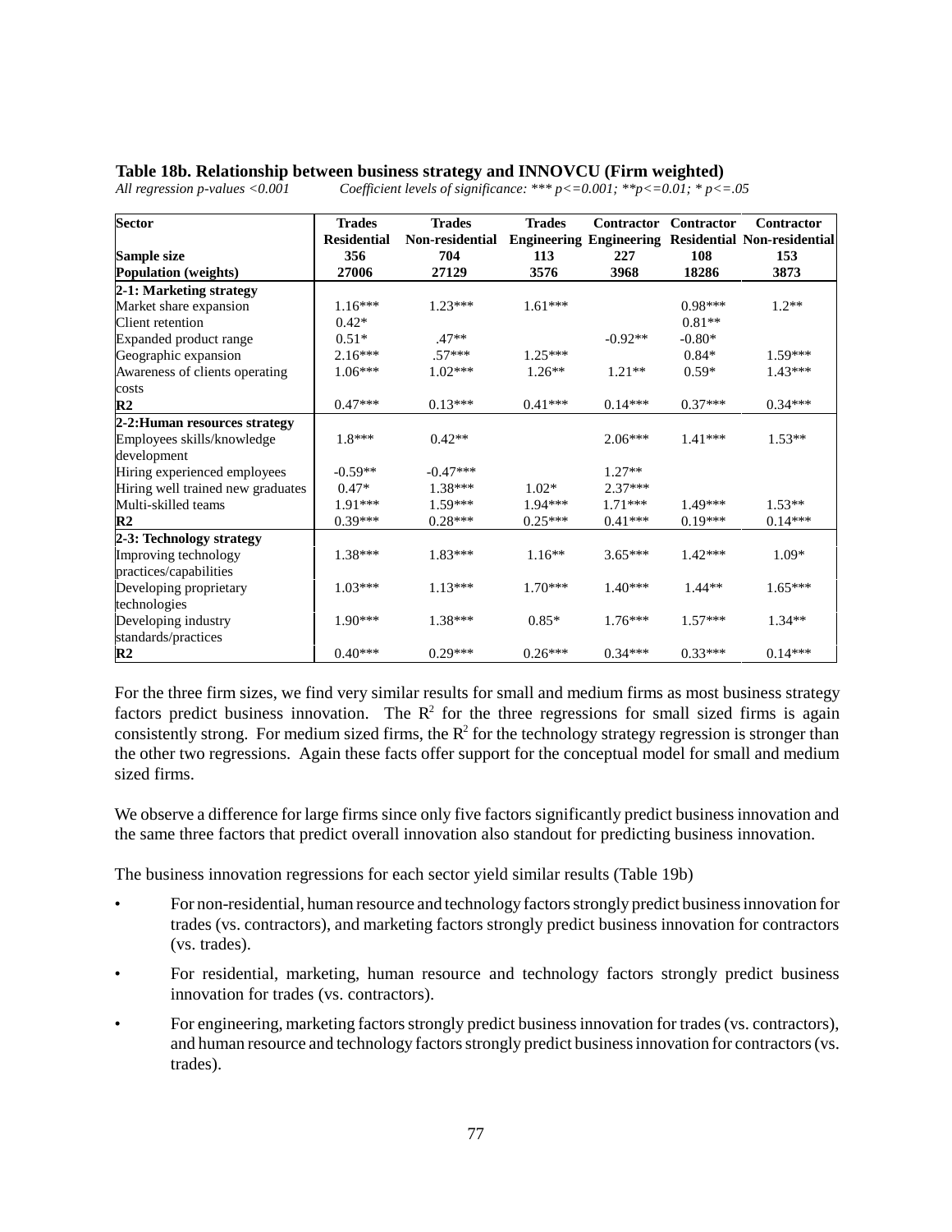**Table 18b. Relationship between business strategy and INNOVCU (Firm weighted)**

*All regression p-values <0.001* *Coefficient levels of significance: *** p<=0.001; **p<=0.01; * p<=.05*

| Sector | Trades Residential | Trades Non-residential | Trades Engineering | Contractor Engineering | Contractor Residential | Contractor Non-residential |
|---|---|---|---|---|---|---|
| **Sample size** | **356** | **704** | **113** | **227** | **108** | **153** |
| **Population (weights)** | **27006** | **27129** | **3576** | **3968** | **18286** | **3873** |
| **2-1: Marketing strategy** | | | | | | |
| Market share expansion | 1.16*** | 1.23*** | 1.61*** | | 0.98*** | 1.2** |
| Client retention | 0.42* | | | | 0.81** | |
| Expanded product range | 0.51* | .47** | | -0.92** | -0.80* | |
| Geographic expansion | 2.16*** | .57*** | 1.25*** | | 0.84* | 1.59*** |
| Awareness of clients operating costs | 1.06*** | 1.02*** | 1.26** | 1.21** | 0.59* | 1.43*** |
| **R2** | 0.47*** | 0.13*** | 0.41*** | 0.14*** | 0.37*** | 0.34*** |
| **2-2:Human resources strategy** | | | | | | |
| Employees skills/knowledge development | 1.8*** | 0.42** | | 2.06*** | 1.41*** | 1.53** |
| Hiring experienced employees | -0.59** | -0.47*** | | 1.27** | | |
| Hiring well trained new graduates | 0.47* | 1.38*** | 1.02* | 2.37*** | | |
| Multi-skilled teams | 1.91*** | 1.59*** | 1.94*** | 1.71*** | 1.49*** | 1.53** |
| **R2** | 0.39*** | 0.28*** | 0.25*** | 0.41*** | 0.19*** | 0.14*** |
| **2-3: Technology strategy** | | | | | | |
| Improving technology practices/capabilities | 1.38*** | 1.83*** | 1.16** | 3.65*** | 1.42*** | 1.09* |
| Developing proprietary technologies | 1.03*** | 1.13*** | 1.70*** | 1.40*** | 1.44** | 1.65*** |
| Developing industry standards/practices | 1.90*** | 1.38*** | 0.85* | 1.76*** | 1.57*** | 1.34** |
| **R2** | 0.40*** | 0.29*** | 0.26*** | 0.34*** | 0.33*** | 0.14*** |

For the three firm sizes, we find very similar results for small and medium firms as most business strategy factors predict business innovation. The $R^2$ for the three regressions for small sized firms is again consistently strong. For medium sized firms, the $R^2$ for the technology strategy regression is stronger than the other two regressions. Again these facts offer support for the conceptual model for small and medium sized firms.

We observe a difference for large firms since only five factors significantly predict business innovation and the same three factors that predict overall innovation also standout for predicting business innovation.

The business innovation regressions for each sector yield similar results (Table 19b)

- For non-residential, human resource and technology factors strongly predict business innovation for trades (vs. contractors), and marketing factors strongly predict business innovation for contractors (vs. trades).
- For residential, marketing, human resource and technology factors strongly predict business innovation for trades (vs. contractors).
- For engineering, marketing factors strongly predict business innovation for trades (vs. contractors), and human resource and technology factors strongly predict business innovation for contractors (vs. trades).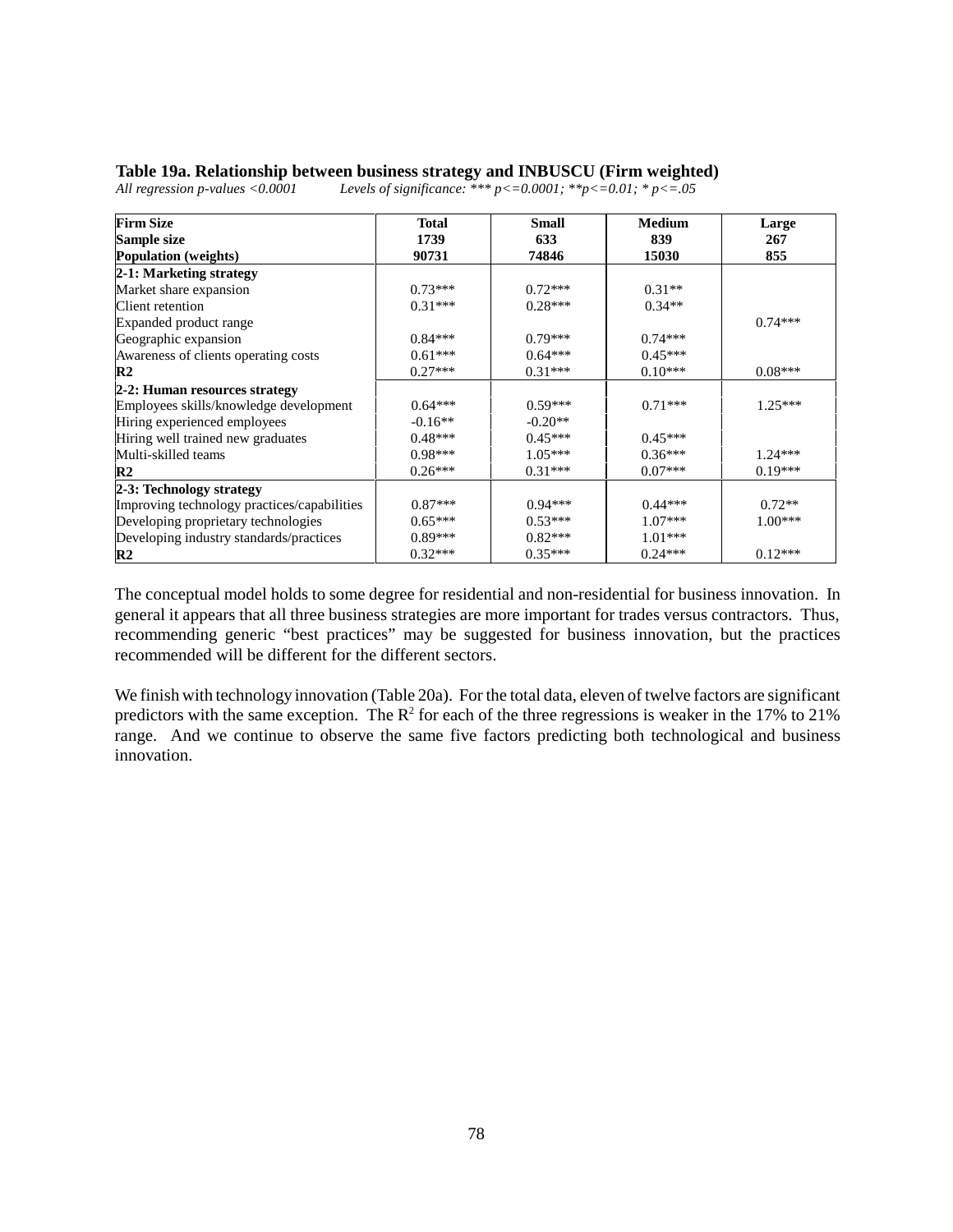**Table 19a. Relationship between business strategy and INBUSCU (Firm weighted)**

*All regression p-values <0.0001          Levels of significance: *** p<=0.0001; **p<=0.01; * p<=.05*

| **Firm Size** | **Total** | **Small** | **Medium** | **Large** |
|---|---|---|---|---|
| **Sample size** | **1739** | **633** | **839** | **267** |
| **Population (weights)** | **90731** | **74846** | **15030** | **855** |
| **2-1: Marketing strategy** | | | | |
| Market share expansion | 0.73*** | 0.72*** | 0.31** | |
| Client retention | 0.31*** | 0.28*** | 0.34** | |
| Expanded product range | | | | 0.74*** |
| Geographic expansion | 0.84*** | 0.79*** | 0.74*** | |
| Awareness of clients operating costs | 0.61*** | 0.64*** | 0.45*** | |
| **R2** | 0.27*** | 0.31*** | 0.10*** | 0.08*** |
| **2-2: Human resources strategy** | | | | |
| Employees skills/knowledge development | 0.64*** | 0.59*** | 0.71*** | 1.25*** |
| Hiring experienced employees | -0.16** | -0.20** | | |
| Hiring well trained new graduates | 0.48*** | 0.45*** | 0.45*** | |
| Multi-skilled teams | 0.98*** | 1.05*** | 0.36*** | 1.24*** |
| **R2** | 0.26*** | 0.31*** | 0.07*** | 0.19*** |
| **2-3: Technology strategy** | | | | |
| Improving technology practices/capabilities | 0.87*** | 0.94*** | 0.44*** | 0.72** |
| Developing proprietary technologies | 0.65*** | 0.53*** | 1.07*** | 1.00*** |
| Developing industry standards/practices | 0.89*** | 0.82*** | 1.01*** | |
| **R2** | 0.32*** | 0.35*** | 0.24*** | 0.12*** |

The conceptual model holds to some degree for residential and non-residential for business innovation. In general it appears that all three business strategies are more important for trades versus contractors. Thus, recommending generic "best practices" may be suggested for business innovation, but the practices recommended will be different for the different sectors.

We finish with technology innovation (Table 20a). For the total data, eleven of twelve factors are significant predictors with the same exception. The $R^2$ for each of the three regressions is weaker in the 17% to 21% range. And we continue to observe the same five factors predicting both technological and business innovation.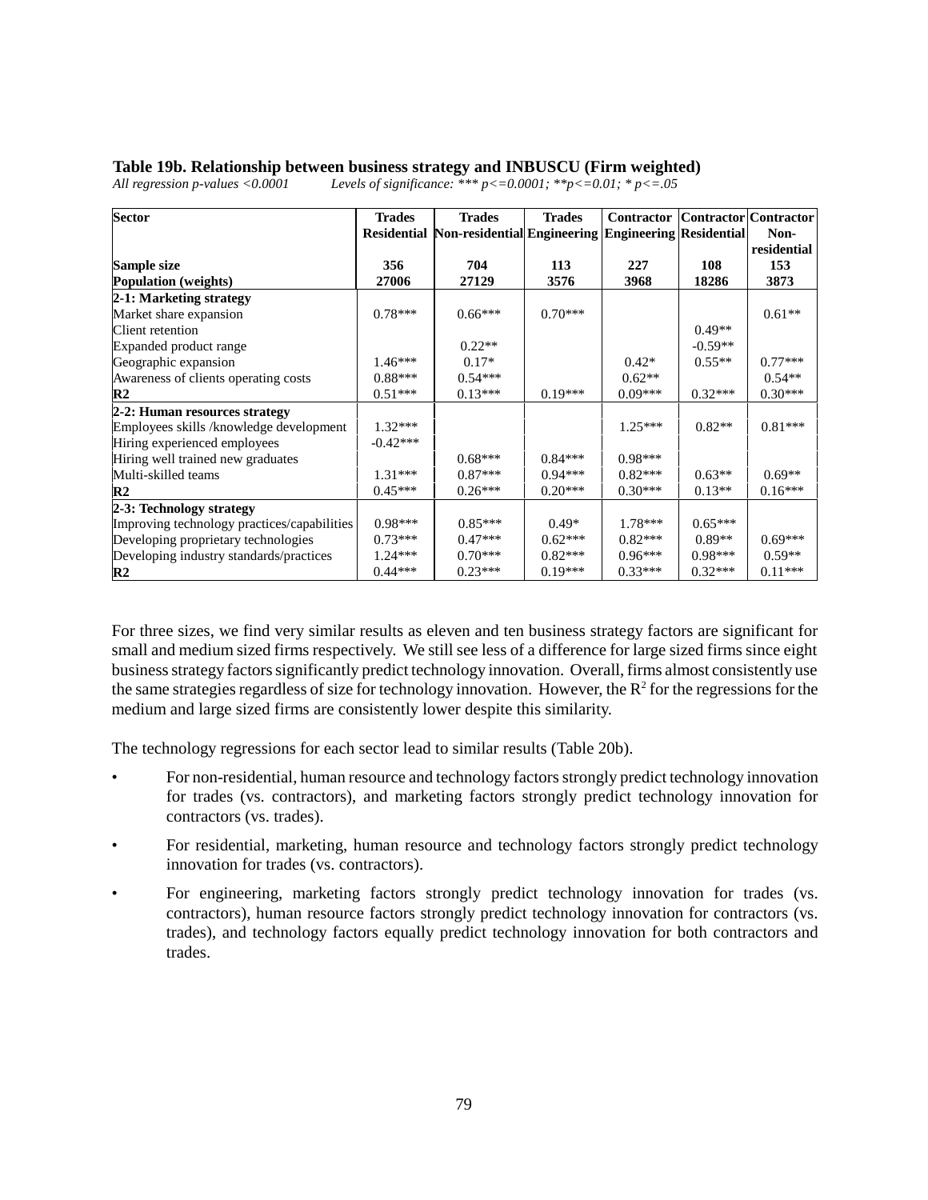**Table 19b. Relationship between business strategy and INBUSCU (Firm weighted)**

*All regression p-values <0.0001* *Levels of significance: *** p<=0.0001; **p<=0.01; * p<=.05*

| Sector | Trades Residential | Trades Non-residential | Trades Engineering | Contractor Engineering | Contractor Residential | Contractor Non-residential |
|---|---|---|---|---|---|---|
| **Sample size** | **356** | **704** | **113** | **227** | **108** | **153** |
| **Population (weights)** | **27006** | **27129** | **3576** | **3968** | **18286** | **3873** |
| **2-1: Marketing strategy** | | | | | | |
| Market share expansion | 0.78*** | 0.66*** | 0.70*** | | | 0.61** |
| Client retention | | | | | 0.49** | |
| Expanded product range | | 0.22** | | | -0.59** | |
| Geographic expansion | 1.46*** | 0.17* | | 0.42* | 0.55** | 0.77*** |
| Awareness of clients operating costs | 0.88*** | 0.54*** | | 0.62** | | 0.54** |
| **R2** | 0.51*** | 0.13*** | 0.19*** | 0.09*** | 0.32*** | 0.30*** |
| **2-2: Human resources strategy** | | | | | | |
| Employees skills /knowledge development | 1.32*** | | | 1.25*** | 0.82** | 0.81*** |
| Hiring experienced employees | -0.42*** | | | | | |
| Hiring well trained new graduates | | 0.68*** | 0.84*** | 0.98*** | | |
| Multi-skilled teams | 1.31*** | 0.87*** | 0.94*** | 0.82*** | 0.63** | 0.69** |
| **R2** | 0.45*** | 0.26*** | 0.20*** | 0.30*** | 0.13** | 0.16*** |
| **2-3: Technology strategy** | | | | | | |
| Improving technology practices/capabilities | 0.98*** | 0.85*** | 0.49* | 1.78*** | 0.65*** | |
| Developing proprietary technologies | 0.73*** | 0.47*** | 0.62*** | 0.82*** | 0.89** | 0.69*** |
| Developing industry standards/practices | 1.24*** | 0.70*** | 0.82*** | 0.96*** | 0.98*** | 0.59** |
| **R2** | 0.44*** | 0.23*** | 0.19*** | 0.33*** | 0.32*** | 0.11*** |

For three sizes, we find very similar results as eleven and ten business strategy factors are significant for small and medium sized firms respectively. We still see less of a difference for large sized firms since eight business strategy factors significantly predict technology innovation. Overall, firms almost consistently use the same strategies regardless of size for technology innovation. However, the $R^2$ for the regressions for the medium and large sized firms are consistently lower despite this similarity.

The technology regressions for each sector lead to similar results (Table 20b).

- For non-residential, human resource and technology factors strongly predict technology innovation for trades (vs. contractors), and marketing factors strongly predict technology innovation for contractors (vs. trades).
- For residential, marketing, human resource and technology factors strongly predict technology innovation for trades (vs. contractors).
- For engineering, marketing factors strongly predict technology innovation for trades (vs. contractors), human resource factors strongly predict technology innovation for contractors (vs. trades), and technology factors equally predict technology innovation for both contractors and trades.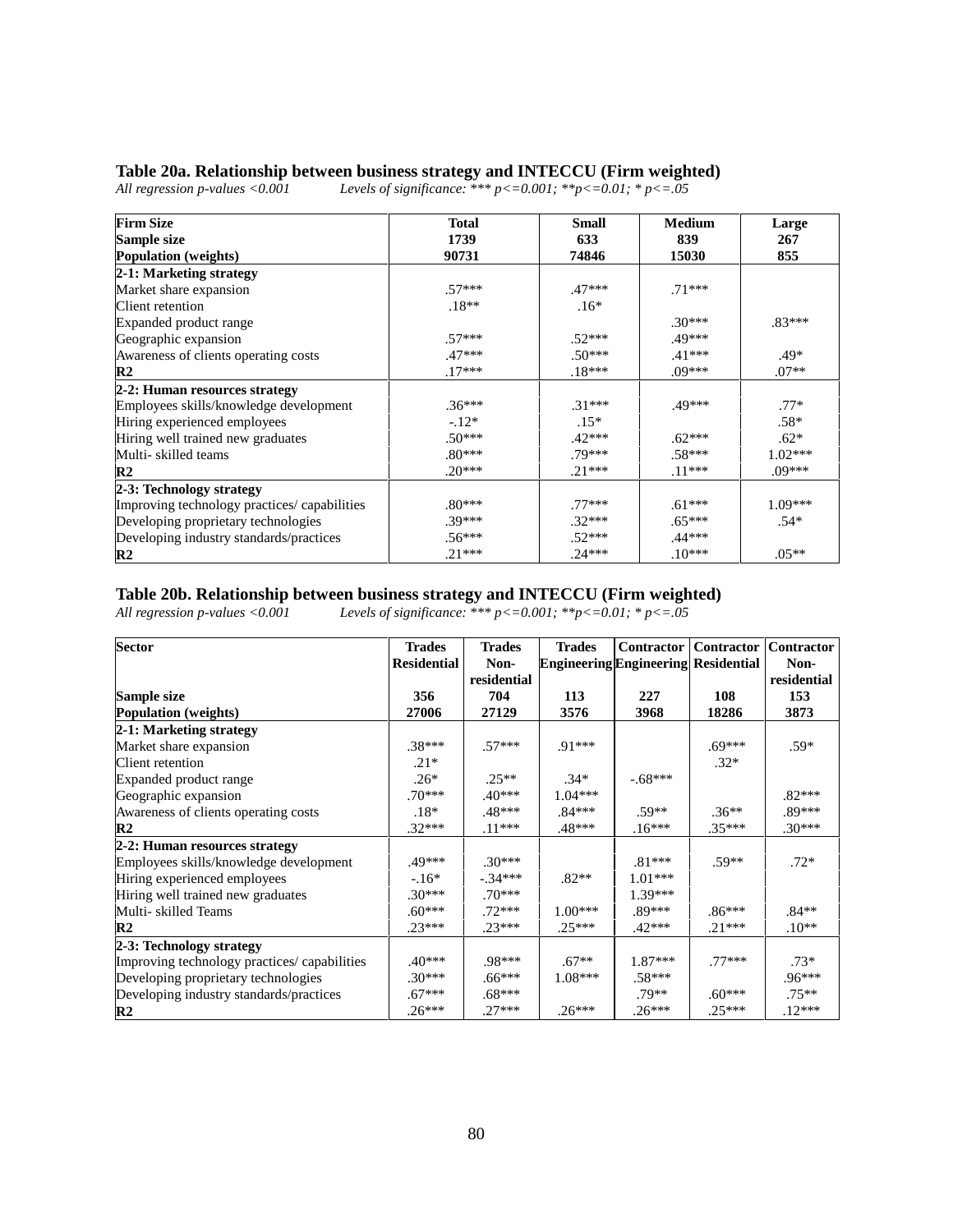### Table 20a. Relationship between business strategy and INTECCU (Firm weighted)

*All regression p-values <0.001        Levels of significance: *** p<=0.001; **p<=0.01; * p<=.05*

| Firm Size | Total | Small | Medium | Large |
|---|---|---|---|---|
| Sample size | 1739 | 633 | 839 | 267 |
| Population (weights) | 90731 | 74846 | 15030 | 855 |
| **2-1: Marketing strategy** | | | | |
| Market share expansion | .57*** | .47*** | .71*** | |
| Client retention | .18** | .16* | | |
| Expanded product range | | | .30*** | .83*** |
| Geographic expansion | .57*** | .52*** | .49*** | |
| Awareness of clients operating costs | .47*** | .50*** | .41*** | .49* |
| **R2** | .17*** | .18*** | .09*** | .07** |
| **2-2: Human resources strategy** | | | | |
| Employees skills/knowledge development | .36*** | .31*** | .49*** | .77* |
| Hiring experienced employees | -.12* | .15* | | .58* |
| Hiring well trained new graduates | .50*** | .42*** | .62*** | .62* |
| Multi- skilled teams | .80*** | .79*** | .58*** | 1.02*** |
| **R2** | .20*** | .21*** | .11*** | .09*** |
| **2-3: Technology strategy** | | | | |
| Improving technology practices/ capabilities | .80*** | .77*** | .61*** | 1.09*** |
| Developing proprietary technologies | .39*** | .32*** | .65*** | .54* |
| Developing industry standards/practices | .56*** | .52*** | .44*** | |
| **R2** | .21*** | .24*** | .10*** | .05** |

### Table 20b. Relationship between business strategy and INTECCU (Firm weighted)

*All regression p-values <0.001        Levels of significance: *** p<=0.001; **p<=0.01; * p<=.05*

| Sector | Trades Residential | Trades Non-residential | Trades Engineering | Contractor Engineering | Contractor Residential | Contractor Non-residential |
|---|---|---|---|---|---|---|
| Sample size | 356 | 704 | 113 | 227 | 108 | 153 |
| Population (weights) | 27006 | 27129 | 3576 | 3968 | 18286 | 3873 |
| **2-1: Marketing strategy** | | | | | | |
| Market share expansion | .38*** | .57*** | .91*** | | .69*** | .59* |
| Client retention | .21* | | | | .32* | |
| Expanded product range | .26* | .25** | .34* | -.68*** | | |
| Geographic expansion | .70*** | .40*** | 1.04*** | | | .82*** |
| Awareness of clients operating costs | .18* | .48*** | .84*** | .59** | .36** | .89*** |
| **R2** | .32*** | .11*** | .48*** | .16*** | .35*** | .30*** |
| **2-2: Human resources strategy** | | | | | | |
| Employees skills/knowledge development | .49*** | .30*** | | .81*** | .59** | .72* |
| Hiring experienced employees | -.16* | -.34*** | .82** | 1.01*** | | |
| Hiring well trained new graduates | .30*** | .70*** | | 1.39*** | | |
| Multi- skilled Teams | .60*** | .72*** | 1.00*** | .89*** | .86*** | .84** |
| **R2** | .23*** | .23*** | .25*** | .42*** | .21*** | .10** |
| **2-3: Technology strategy** | | | | | | |
| Improving technology practices/ capabilities | .40*** | .98*** | .67** | 1.87*** | .77*** | .73* |
| Developing proprietary technologies | .30*** | .66*** | 1.08*** | .58*** | | .96*** |
| Developing industry standards/practices | .67*** | .68*** | | .79** | .60*** | .75** |
| **R2** | .26*** | .27*** | .26*** | .26*** | .25*** | .12*** |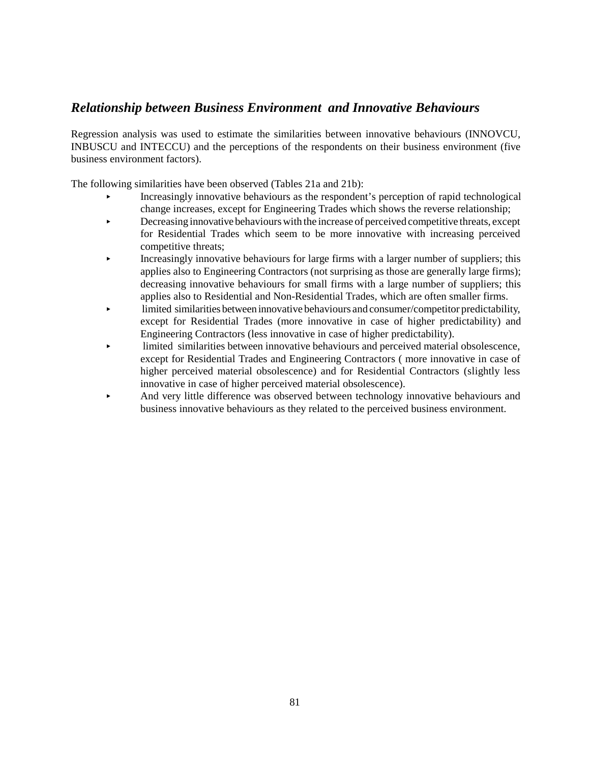### *Relationship between Business Environment and Innovative Behaviours*

Regression analysis was used to estimate the similarities between innovative behaviours (INNOVCU, INBUSCU and INTECCU) and the perceptions of the respondents on their business environment (five business environment factors).

The following similarities have been observed (Tables 21a and 21b):

- Increasingly innovative behaviours as the respondent's perception of rapid technological change increases, except for Engineering Trades which shows the reverse relationship;
- Decreasing innovative behaviours with the increase of perceived competitive threats, except for Residential Trades which seem to be more innovative with increasing perceived competitive threats;
- Increasingly innovative behaviours for large firms with a larger number of suppliers; this applies also to Engineering Contractors (not surprising as those are generally large firms); decreasing innovative behaviours for small firms with a large number of suppliers; this applies also to Residential and Non-Residential Trades, which are often smaller firms.
- limited similarities between innovative behaviours and consumer/competitor predictability, except for Residential Trades (more innovative in case of higher predictability) and Engineering Contractors (less innovative in case of higher predictability).
- limited similarities between innovative behaviours and perceived material obsolescence, except for Residential Trades and Engineering Contractors ( more innovative in case of higher perceived material obsolescence) and for Residential Contractors (slightly less innovative in case of higher perceived material obsolescence).
- And very little difference was observed between technology innovative behaviours and business innovative behaviours as they related to the perceived business environment.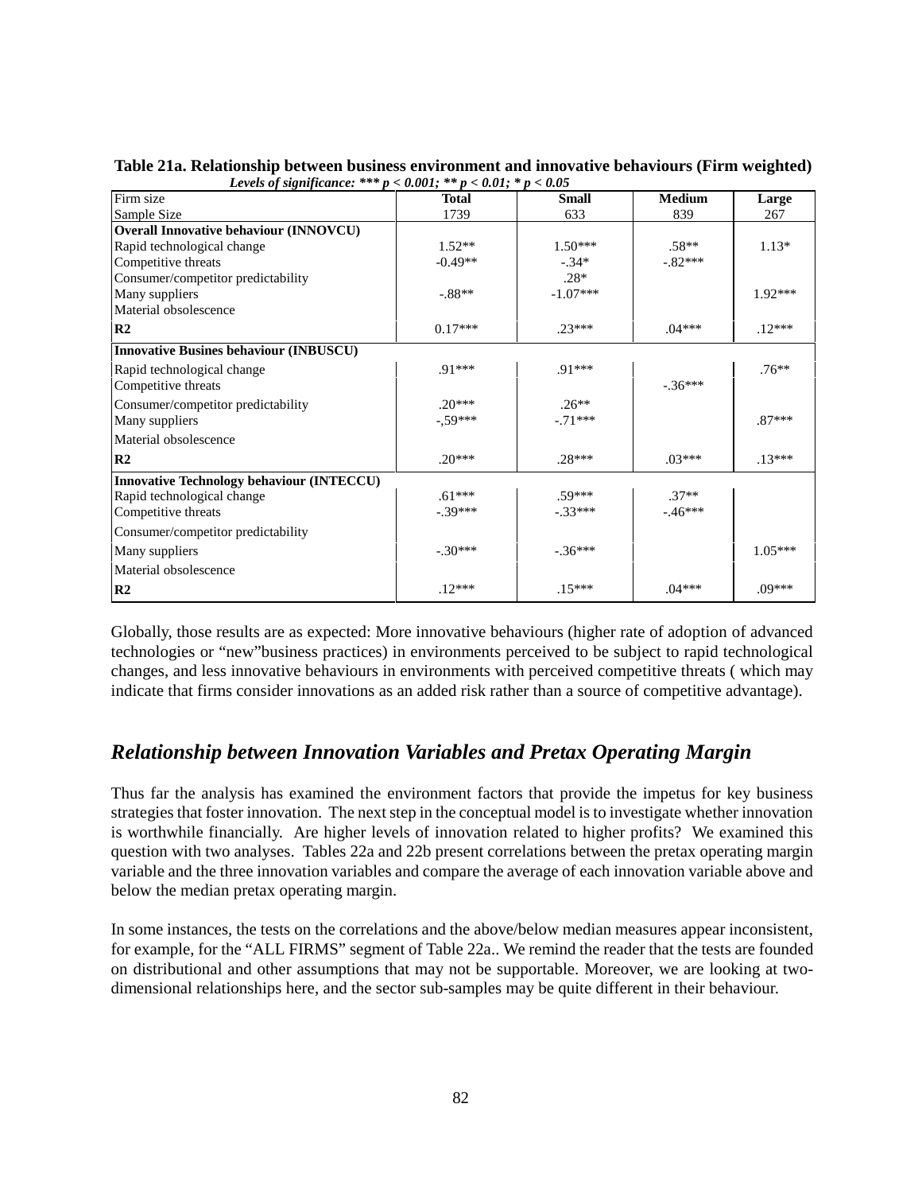**Table 21a. Relationship between business environment and innovative behaviours (Firm weighted)**

*Levels of significance: *** p < 0.001; ** p < 0.01; * p < 0.05*

| Firm size | Total | Small | Medium | Large |
|---|---|---|---|---|
| Sample Size | 1739 | 633 | 839 | 267 |
| **Overall Innovative behaviour (INNOVCU)** | | | | |
| Rapid technological change | 1.52** | 1.50*** | .58** | 1.13* |
| Competitive threats | -0.49** | -.34* | -.82*** | |
| Consumer/competitor predictability | | .28* | | |
| Many suppliers | -.88** | -1.07*** | | 1.92*** |
| Material obsolescence | | | | |
| **R2** | 0.17*** | .23*** | .04*** | .12*** |
| **Innovative Busines behaviour (INBUSCU)** | | | | |
| Rapid technological change | .91*** | .91*** | | .76** |
| Competitive threats | | | -.36*** | |
| Consumer/competitor predictability | .20*** | .26** | | |
| Many suppliers | -,59*** | -.71*** | | .87*** |
| Material obsolescence | | | | |
| **R2** | .20*** | .28*** | .03*** | .13*** |
| **Innovative Technology behaviour (INTECCU)** | | | | |
| Rapid technological change | .61*** | .59*** | .37** | |
| Competitive threats | -.39*** | -.33*** | -.46*** | |
| Consumer/competitor predictability | | | | |
| Many suppliers | -.30*** | -.36*** | | 1.05*** |
| Material obsolescence | | | | |
| **R2** | .12*** | .15*** | .04*** | .09*** |

Globally, those results are as expected: More innovative behaviours (higher rate of adoption of advanced technologies or "new"business practices) in environments perceived to be subject to rapid technological changes, and less innovative behaviours in environments with perceived competitive threats ( which may indicate that firms consider innovations as an added risk rather than a source of competitive advantage).

## *Relationship between Innovation Variables and Pretax Operating Margin*

Thus far the analysis has examined the environment factors that provide the impetus for key business strategies that foster innovation. The next step in the conceptual model is to investigate whether innovation is worthwhile financially. Are higher levels of innovation related to higher profits? We examined this question with two analyses. Tables 22a and 22b present correlations between the pretax operating margin variable and the three innovation variables and compare the average of each innovation variable above and below the median pretax operating margin.

In some instances, the tests on the correlations and the above/below median measures appear inconsistent, for example, for the "ALL FIRMS" segment of Table 22a.. We remind the reader that the tests are founded on distributional and other assumptions that may not be supportable. Moreover, we are looking at two-dimensional relationships here, and the sector sub-samples may be quite different in their behaviour.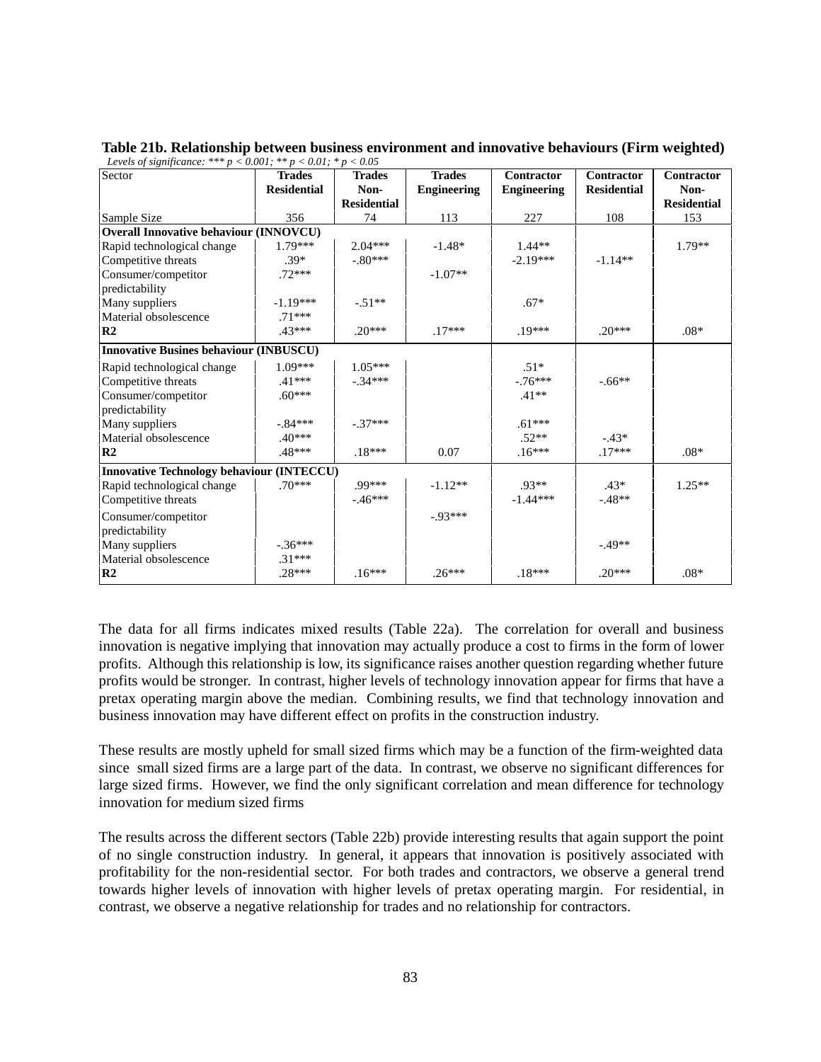**Table 21b. Relationship between business environment and innovative behaviours (Firm weighted)**

*Levels of significance: *** p < 0.001; ** p < 0.01; * p < 0.05*

| Sector | Trades Residential | Trades Non-Residential | Trades Engineering | Contractor Engineering | Contractor Residential | Contractor Non-Residential |
|---|---|---|---|---|---|---|
| Sample Size | 356 | 74 | 113 | 227 | 108 | 153 |
| **Overall Innovative behaviour (INNOVCU)** | | | | | | |
| Rapid technological change | 1.79*** | 2.04*** | -1.48* | 1.44** | | 1.79** |
| Competitive threats | .39* | -.80*** | | -2.19*** | -1.14** | |
| Consumer/competitor predictability | .72*** | | -1.07** | | | |
| Many suppliers | -1.19*** | -.51** | | .67* | | |
| Material obsolescence | .71*** | | | | | |
| **R2** | .43*** | .20*** | .17*** | .19*** | .20*** | .08* |
| **Innovative Busines behaviour (INBUSCU)** | | | | | | |
| Rapid technological change | 1.09*** | 1.05*** | | .51* | | |
| Competitive threats | .41*** | -.34*** | | -.76*** | -.66** | |
| Consumer/competitor predictability | .60*** | | | .41** | | |
| Many suppliers | -.84*** | -.37*** | | .61*** | | |
| Material obsolescence | .40*** | | | .52** | -.43* | |
| **R2** | .48*** | .18*** | 0.07 | .16*** | .17*** | .08* |
| **Innovative Technology behaviour (INTECCU)** | | | | | | |
| Rapid technological change | .70*** | .99*** | -1.12** | .93** | .43* | 1.25** |
| Competitive threats | | -.46*** | | -1.44*** | -.48** | |
| Consumer/competitor predictability | | | -.93*** | | | |
| Many suppliers | -.36*** | | | | -.49** | |
| Material obsolescence | .31*** | | | | | |
| **R2** | .28*** | .16*** | .26*** | .18*** | .20*** | .08* |

The data for all firms indicates mixed results (Table 22a). The correlation for overall and business innovation is negative implying that innovation may actually produce a cost to firms in the form of lower profits. Although this relationship is low, its significance raises another question regarding whether future profits would be stronger. In contrast, higher levels of technology innovation appear for firms that have a pretax operating margin above the median. Combining results, we find that technology innovation and business innovation may have different effect on profits in the construction industry.

These results are mostly upheld for small sized firms which may be a function of the firm-weighted data since small sized firms are a large part of the data. In contrast, we observe no significant differences for large sized firms. However, we find the only significant correlation and mean difference for technology innovation for medium sized firms

The results across the different sectors (Table 22b) provide interesting results that again support the point of no single construction industry. In general, it appears that innovation is positively associated with profitability for the non-residential sector. For both trades and contractors, we observe a general trend towards higher levels of innovation with higher levels of pretax operating margin. For residential, in contrast, we observe a negative relationship for trades and no relationship for contractors.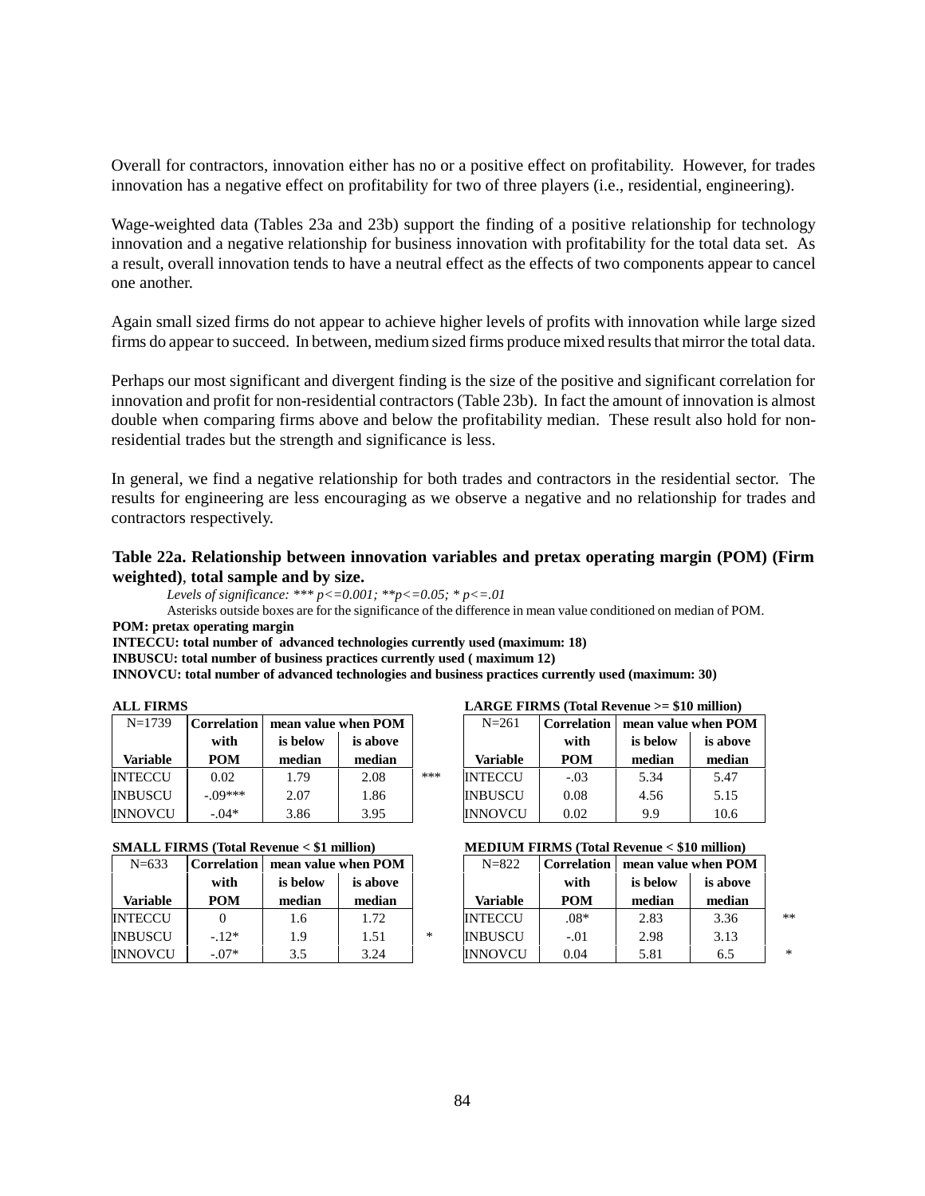Overall for contractors, innovation either has no or a positive effect on profitability. However, for trades innovation has a negative effect on profitability for two of three players (i.e., residential, engineering).

Wage-weighted data (Tables 23a and 23b) support the finding of a positive relationship for technology innovation and a negative relationship for business innovation with profitability for the total data set. As a result, overall innovation tends to have a neutral effect as the effects of two components appear to cancel one another.

Again small sized firms do not appear to achieve higher levels of profits with innovation while large sized firms do appear to succeed. In between, medium sized firms produce mixed results that mirror the total data.

Perhaps our most significant and divergent finding is the size of the positive and significant correlation for innovation and profit for non-residential contractors (Table 23b). In fact the amount of innovation is almost double when comparing firms above and below the profitability median. These result also hold for non-residential trades but the strength and significance is less.

In general, we find a negative relationship for both trades and contractors in the residential sector. The results for engineering are less encouraging as we observe a negative and no relationship for trades and contractors respectively.

### Table 22a. Relationship between innovation variables and pretax operating margin (POM) (Firm weighted), total sample and by size.

*Levels of significance: *** p<=0.001; **p<=0.05; * p<=.01*

Asterisks outside boxes are for the significance of the difference in mean value conditioned on median of POM.

**POM: pretax operating margin**

**INTECCU: total number of advanced technologies currently used (maximum: 18)**

**INBUSCU: total number of business practices currently used ( maximum 12)**

**INNOVCU: total number of advanced technologies and business practices currently used (maximum: 30)**

**ALL FIRMS**

| N=1739 | Correlation | mean value when POM | | |
|---|---|---|---|---|
| | with | is below | is above | |
| Variable | POM | median | median | |
| INTECCU | 0.02 | 1.79 | 2.08 | *** |
| INBUSCU | -.09*** | 2.07 | 1.86 | |
| INNOVCU | -.04* | 3.86 | 3.95 | |

**LARGE FIRMS (Total Revenue >= $10 million)**

| N=261 | Correlation | mean value when POM | |
|---|---|---|---|
| | with | is below | is above |
| Variable | POM | median | median |
| INTECCU | -.03 | 5.34 | 5.47 |
| INBUSCU | 0.08 | 4.56 | 5.15 |
| INNOVCU | 0.02 | 9.9 | 10.6 |

**SMALL FIRMS (Total Revenue < $1 million)**

| N=633 | Correlation | mean value when POM | | |
|---|---|---|---|---|
| | with | is below | is above | |
| Variable | POM | median | median | |
| INTECCU | 0 | 1.6 | 1.72 | |
| INBUSCU | -.12* | 1.9 | 1.51 | * |
| INNOVCU | -.07* | 3.5 | 3.24 | |

**MEDIUM FIRMS (Total Revenue < $10 million)**

| N=822 | Correlation | mean value when POM | | |
|---|---|---|---|---|
| | with | is below | is above | |
| Variable | POM | median | median | |
| INTECCU | .08* | 2.83 | 3.36 | ** |
| INBUSCU | -.01 | 2.98 | 3.13 | |
| INNOVCU | 0.04 | 5.81 | 6.5 | * |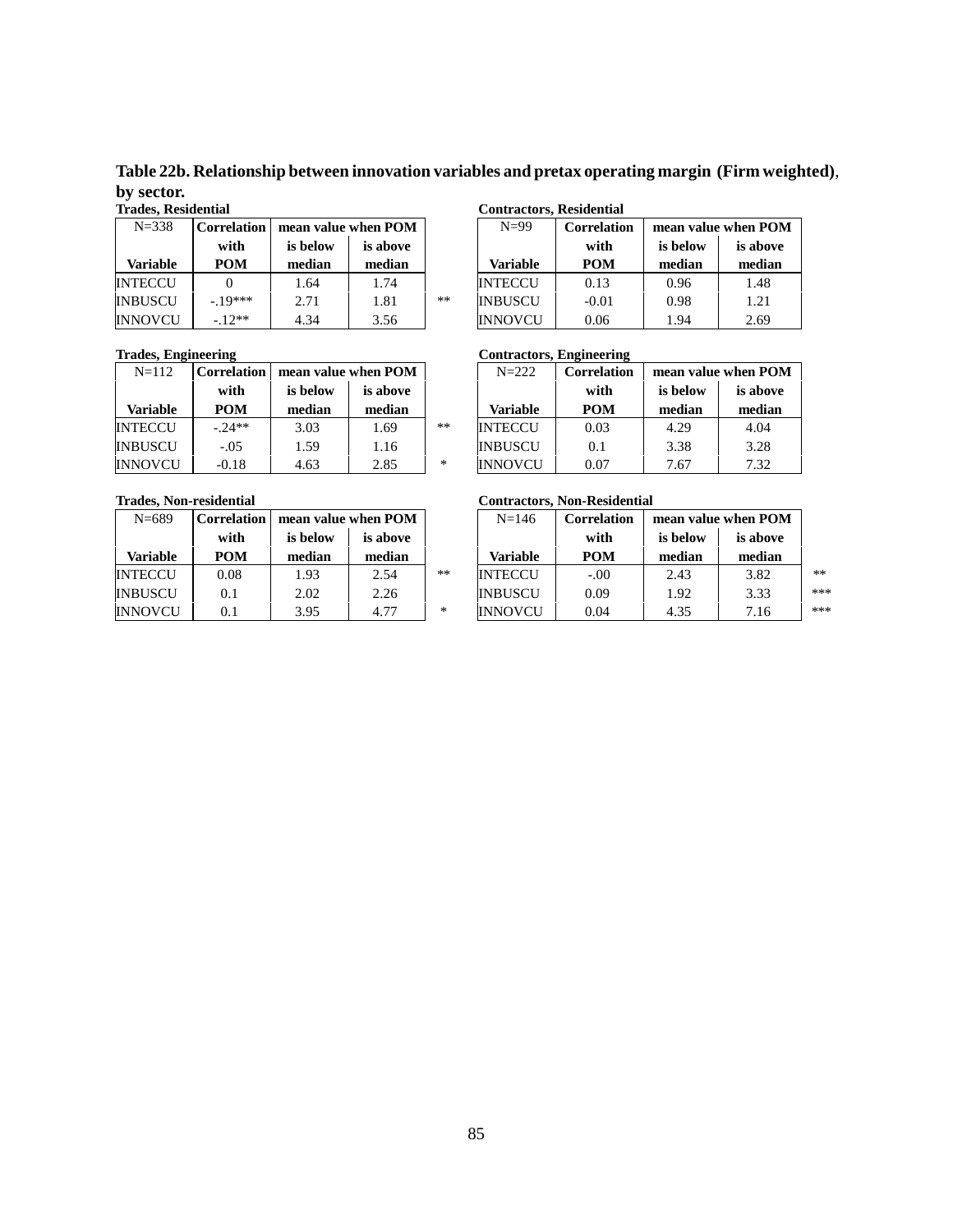**Table 22b. Relationship between innovation variables and pretax operating margin (Firm weighted), by sector.**

**Trades, Residential**

| N=338 | Correlation | mean value when POM | | |
|---|---|---|---|---|
| | with | is below | is above | |
| Variable | POM | median | median | |
| INTECCU | 0 | 1.64 | 1.74 | |
| INBUSCU | -.19*** | 2.71 | 1.81 | ** |
| INNOVCU | -.12** | 4.34 | 3.56 | |

**Contractors, Residential**

| N=99 | Correlation | mean value when POM | |
|---|---|---|---|
| | with | is below | is above |
| Variable | POM | median | median |
| INTECCU | 0.13 | 0.96 | 1.48 |
| INBUSCU | -0.01 | 0.98 | 1.21 |
| INNOVCU | 0.06 | 1.94 | 2.69 |

**Trades, Engineering**

| N=112 | Correlation | mean value when POM | | |
|---|---|---|---|---|
| | with | is below | is above | |
| Variable | POM | median | median | |
| INTECCU | -.24** | 3.03 | 1.69 | ** |
| INBUSCU | -.05 | 1.59 | 1.16 | |
| INNOVCU | -0.18 | 4.63 | 2.85 | * |

**Contractors, Engineering**

| N=222 | Correlation | mean value when POM | |
|---|---|---|---|
| | with | is below | is above |
| Variable | POM | median | median |
| INTECCU | 0.03 | 4.29 | 4.04 |
| INBUSCU | 0.1 | 3.38 | 3.28 |
| INNOVCU | 0.07 | 7.67 | 7.32 |

**Trades, Non-residential**

| N=689 | Correlation | mean value when POM | | |
|---|---|---|---|---|
| | with | is below | is above | |
| Variable | POM | median | median | |
| INTECCU | 0.08 | 1.93 | 2.54 | ** |
| INBUSCU | 0.1 | 2.02 | 2.26 | |
| INNOVCU | 0.1 | 3.95 | 4.77 | * |

**Contractors, Non-Residential**

| N=146 | Correlation | mean value when POM | | |
|---|---|---|---|---|
| | with | is below | is above | |
| Variable | POM | median | median | |
| INTECCU | -.00 | 2.43 | 3.82 | ** |
| INBUSCU | 0.09 | 1.92 | 3.33 | *** |
| INNOVCU | 0.04 | 4.35 | 7.16 | *** |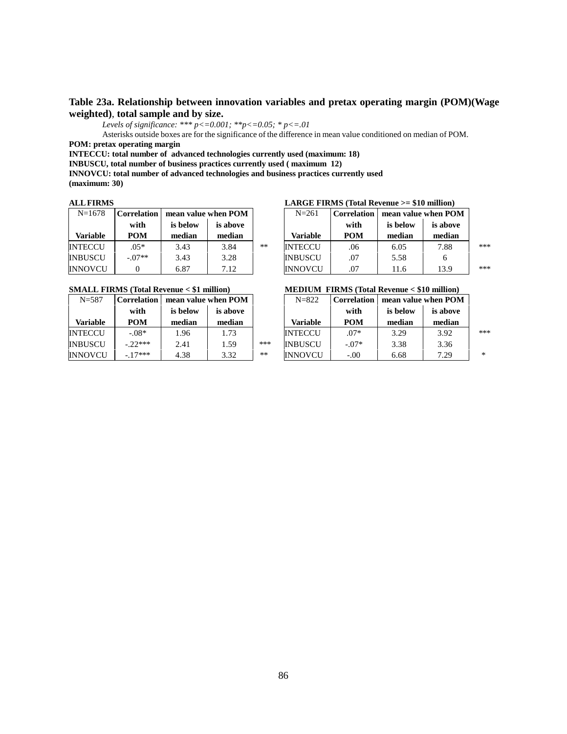**Table 23a. Relationship between innovation variables and pretax operating margin (POM)(Wage weighted), total sample and by size.**

*Levels of significance: *** p<=0.001; **p<=0.05; * p<=.01*

Asterisks outside boxes are for the significance of the difference in mean value conditioned on median of POM.

**POM: pretax operating margin**

**INTECCU: total number of advanced technologies currently used (maximum: 18)**

**INBUSCU, total number of business practices currently used ( maximum 12)**

**INNOVCU: total number of advanced technologies and business practices currently used (maximum: 30)**

**ALL FIRMS**

| N=1678 | Correlation | mean value when POM | | |
|---|---|---|---|---|
| | with | is below | is above | |
| **Variable** | **POM** | **median** | **median** | |
| INTECCU | .05* | 3.43 | 3.84 | ** |
| INBUSCU | -.07** | 3.43 | 3.28 | |
| INNOVCU | 0 | 6.87 | 7.12 | |

**LARGE FIRMS (Total Revenue >= $10 million)**

| N=261 | Correlation | mean value when POM | | |
|---|---|---|---|---|
| | with | is below | is above | |
| **Variable** | **POM** | **median** | **median** | |
| INTECCU | .06 | 6.05 | 7.88 | *** |
| INBUSCU | .07 | 5.58 | 6 | |
| INNOVCU | .07 | 11.6 | 13.9 | *** |

**SMALL FIRMS (Total Revenue < $1 million)**

| N=587 | Correlation | mean value when POM | | |
|---|---|---|---|---|
| | with | is below | is above | |
| **Variable** | **POM** | **median** | **median** | |
| INTECCU | -.08* | 1.96 | 1.73 | |
| INBUSCU | -.22*** | 2.41 | 1.59 | *** |
| INNOVCU | -.17*** | 4.38 | 3.32 | ** |

**MEDIUM FIRMS (Total Revenue < $10 million)**

| N=822 | Correlation | mean value when POM | | |
|---|---|---|---|---|
| | with | is below | is above | |
| **Variable** | **POM** | **median** | **median** | |
| INTECCU | .07* | 3.29 | 3.92 | *** |
| INBUSCU | -.07* | 3.38 | 3.36 | |
| INNOVCU | -.00 | 6.68 | 7.29 | * |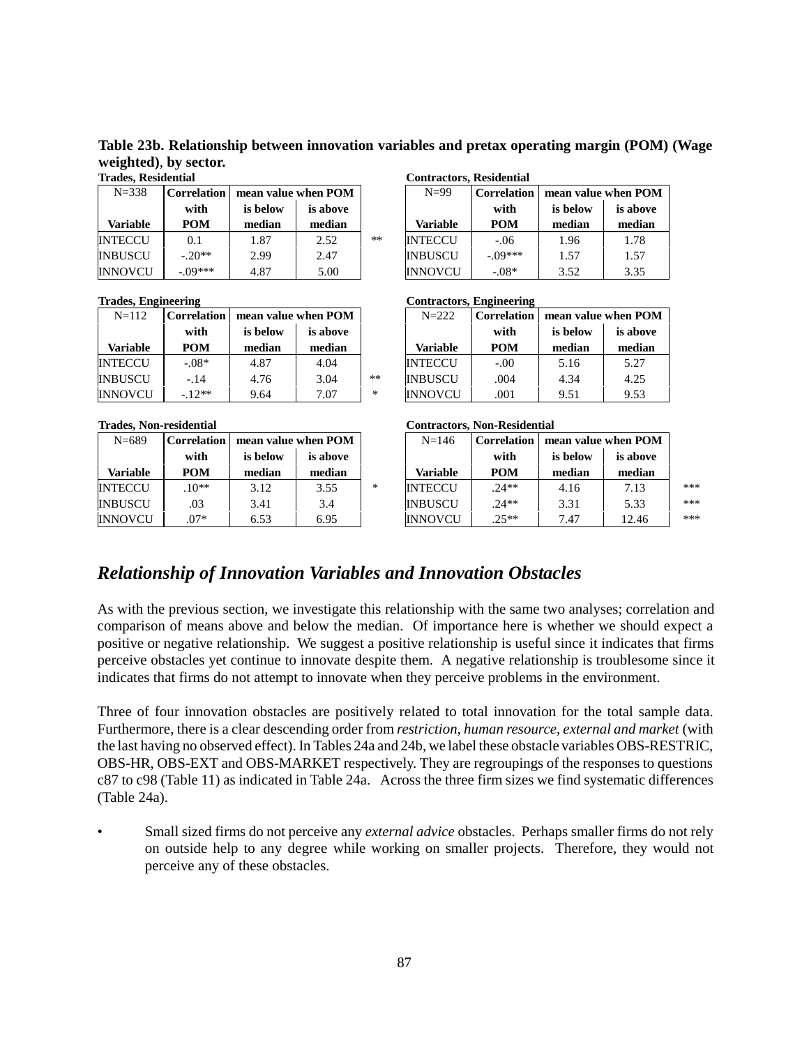**Table 23b. Relationship between innovation variables and pretax operating margin (POM) (Wage weighted), by sector.**

**Trades, Residential**

| N=338 Variable | Correlation with POM | mean value when POM is below median | is above median | |
|---|---|---|---|---|
| INTECCU | 0.1 | 1.87 | 2.52 | ** |
| INBUSCU | -.20** | 2.99 | 2.47 | |
| INNOVCU | -.09*** | 4.87 | 5.00 | |

**Contractors, Residential**

| N=99 Variable | Correlation with POM | mean value when POM is below median | is above median | |
|---|---|---|---|---|
| INTECCU | -.06 | 1.96 | 1.78 | |
| INBUSCU | -.09*** | 1.57 | 1.57 | |
| INNOVCU | -.08* | 3.52 | 3.35 | |

**Trades, Engineering**

| N=112 Variable | Correlation with POM | mean value when POM is below median | is above median | |
|---|---|---|---|---|
| INTECCU | -.08* | 4.87 | 4.04 | |
| INBUSCU | -.14 | 4.76 | 3.04 | ** |
| INNOVCU | -.12** | 9.64 | 7.07 | * |

**Contractors, Engineering**

| N=222 Variable | Correlation with POM | mean value when POM is below median | is above median | |
|---|---|---|---|---|
| INTECCU | -.00 | 5.16 | 5.27 | |
| INBUSCU | .004 | 4.34 | 4.25 | |
| INNOVCU | .001 | 9.51 | 9.53 | |

**Trades, Non-residential**

| N=689 Variable | Correlation with POM | mean value when POM is below median | is above median | |
|---|---|---|---|---|
| INTECCU | .10** | 3.12 | 3.55 | * |
| INBUSCU | .03 | 3.41 | 3.4 | |
| INNOVCU | .07* | 6.53 | 6.95 | |

**Contractors, Non-Residential**

| N=146 Variable | Correlation with POM | mean value when POM is below median | is above median | |
|---|---|---|---|---|
| INTECCU | .24** | 4.16 | 7.13 | *** |
| INBUSCU | .24** | 3.31 | 5.33 | *** |
| INNOVCU | .25** | 7.47 | 12.46 | *** |

## *Relationship of Innovation Variables and Innovation Obstacles*

As with the previous section, we investigate this relationship with the same two analyses; correlation and comparison of means above and below the median. Of importance here is whether we should expect a positive or negative relationship. We suggest a positive relationship is useful since it indicates that firms perceive obstacles yet continue to innovate despite them. A negative relationship is troublesome since it indicates that firms do not attempt to innovate when they perceive problems in the environment.

Three of four innovation obstacles are positively related to total innovation for the total sample data. Furthermore, there is a clear descending order from *restriction, human resource, external and market* (with the last having no observed effect). In Tables 24a and 24b, we label these obstacle variables OBS-RESTRIC, OBS-HR, OBS-EXT and OBS-MARKET respectively. They are regroupings of the responses to questions c87 to c98 (Table 11) as indicated in Table 24a. Across the three firm sizes we find systematic differences (Table 24a).

- Small sized firms do not perceive any *external advice* obstacles. Perhaps smaller firms do not rely on outside help to any degree while working on smaller projects. Therefore, they would not perceive any of these obstacles.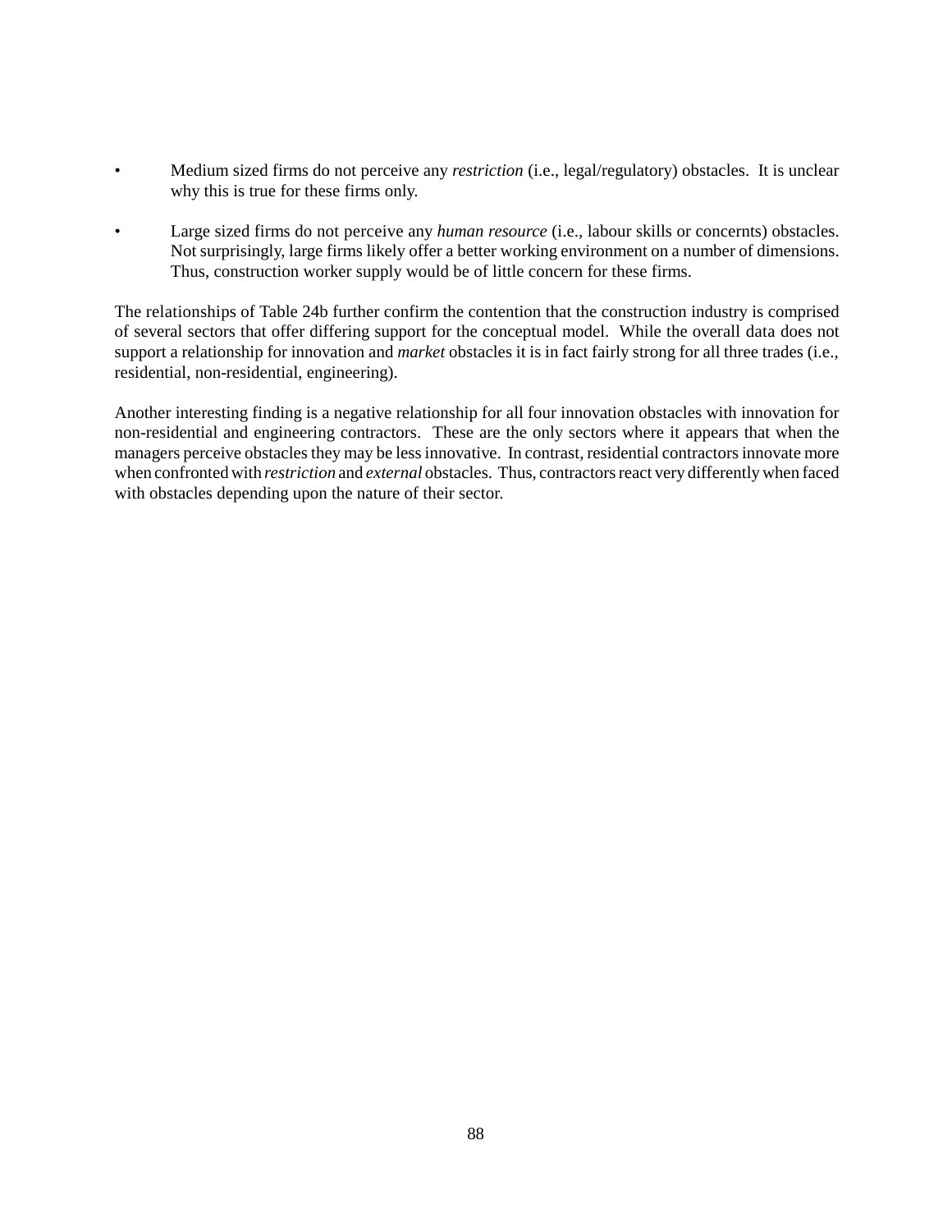- Medium sized firms do not perceive any *restriction* (i.e., legal/regulatory) obstacles. It is unclear why this is true for these firms only.

- Large sized firms do not perceive any *human resource* (i.e., labour skills or concernts) obstacles. Not surprisingly, large firms likely offer a better working environment on a number of dimensions. Thus, construction worker supply would be of little concern for these firms.

The relationships of Table 24b further confirm the contention that the construction industry is comprised of several sectors that offer differing support for the conceptual model. While the overall data does not support a relationship for innovation and *market* obstacles it is in fact fairly strong for all three trades (i.e., residential, non-residential, engineering).

Another interesting finding is a negative relationship for all four innovation obstacles with innovation for non-residential and engineering contractors. These are the only sectors where it appears that when the managers perceive obstacles they may be less innovative. In contrast, residential contractors innovate more when confronted with *restriction* and *external* obstacles. Thus, contractors react very differently when faced with obstacles depending upon the nature of their sector.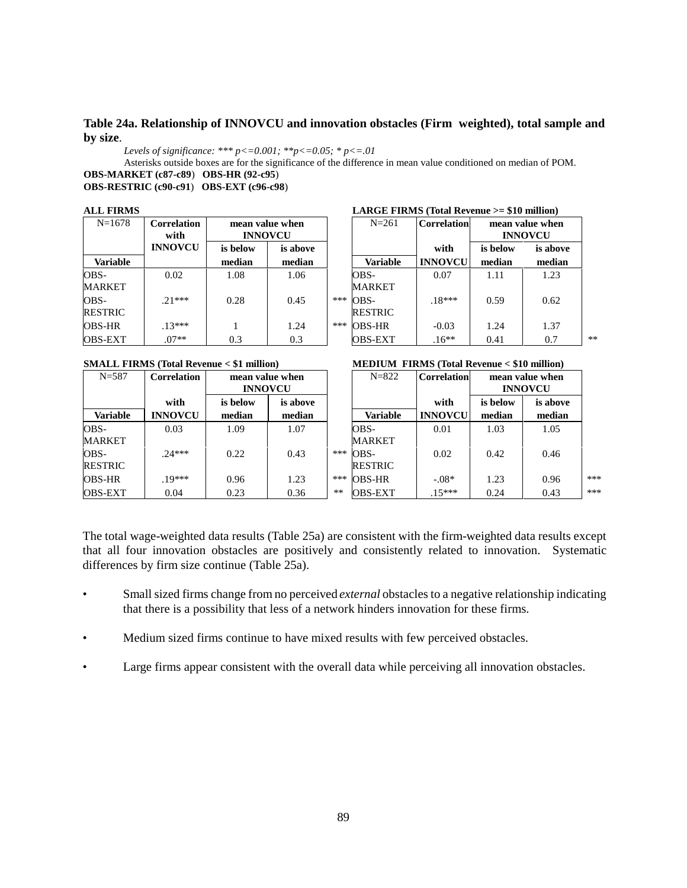**Table 24a. Relationship of INNOVCU and innovation obstacles (Firm weighted), total sample and by size**.

*Levels of significance: \*\*\* p<=0.001; \*\*p<=0.05; \* p<=.01*

Asterisks outside boxes are for the significance of the difference in mean value conditioned on median of POM.

**OBS-MARKET (c87-c89)** **OBS-HR (92-c95)**

**OBS-RESTRIC (c90-c91)** **OBS-EXT (c96-c98)**

**ALL FIRMS**

| N=1678 | Correlation with INNOVCU | mean value when INNOVCU | | |
|---|---|---|---|---|
| | | is below median | is above median | |
| **Variable** | | | | |
| OBS-MARKET | 0.02 | 1.08 | 1.06 | |
| OBS-RESTRIC | .21*** | 0.28 | 0.45 | *** |
| OBS-HR | .13*** | 1 | 1.24 | *** |
| OBS-EXT | .07** | 0.3 | 0.3 | |

**LARGE FIRMS (Total Revenue >= $10 million)**

| N=261 | Correlation | mean value when INNOVCU | | |
|---|---|---|---|---|
| | with | is below | is above | |
| **Variable** | **INNOVCU** | **median** | **median** | |
| OBS-MARKET | 0.07 | 1.11 | 1.23 | |
| OBS-RESTRIC | .18*** | 0.59 | 0.62 | |
| OBS-HR | -0.03 | 1.24 | 1.37 | |
| OBS-EXT | .16** | 0.41 | 0.7 | ** |

**SMALL FIRMS (Total Revenue < $1 million)**

| N=587 | Correlation | mean value when INNOVCU | | |
|---|---|---|---|---|
| | with | is below | is above | |
| **Variable** | **INNOVCU** | **median** | **median** | |
| OBS-MARKET | 0.03 | 1.09 | 1.07 | |
| OBS-RESTRIC | .24*** | 0.22 | 0.43 | *** |
| OBS-HR | .19*** | 0.96 | 1.23 | *** |
| OBS-EXT | 0.04 | 0.23 | 0.36 | ** |

**MEDIUM FIRMS (Total Revenue < $10 million)**

| N=822 | Correlation | mean value when INNOVCU | | |
|---|---|---|---|---|
| | with | is below | is above | |
| **Variable** | **INNOVCU** | **median** | **median** | |
| OBS-MARKET | 0.01 | 1.03 | 1.05 | |
| OBS-RESTRIC | 0.02 | 0.42 | 0.46 | |
| OBS-HR | -.08* | 1.23 | 0.96 | *** |
| OBS-EXT | .15*** | 0.24 | 0.43 | *** |

The total wage-weighted data results (Table 25a) are consistent with the firm-weighted data results except that all four innovation obstacles are positively and consistently related to innovation. Systematic differences by firm size continue (Table 25a).

- Small sized firms change from no perceived *external* obstacles to a negative relationship indicating that there is a possibility that less of a network hinders innovation for these firms.
- Medium sized firms continue to have mixed results with few perceived obstacles.
- Large firms appear consistent with the overall data while perceiving all innovation obstacles.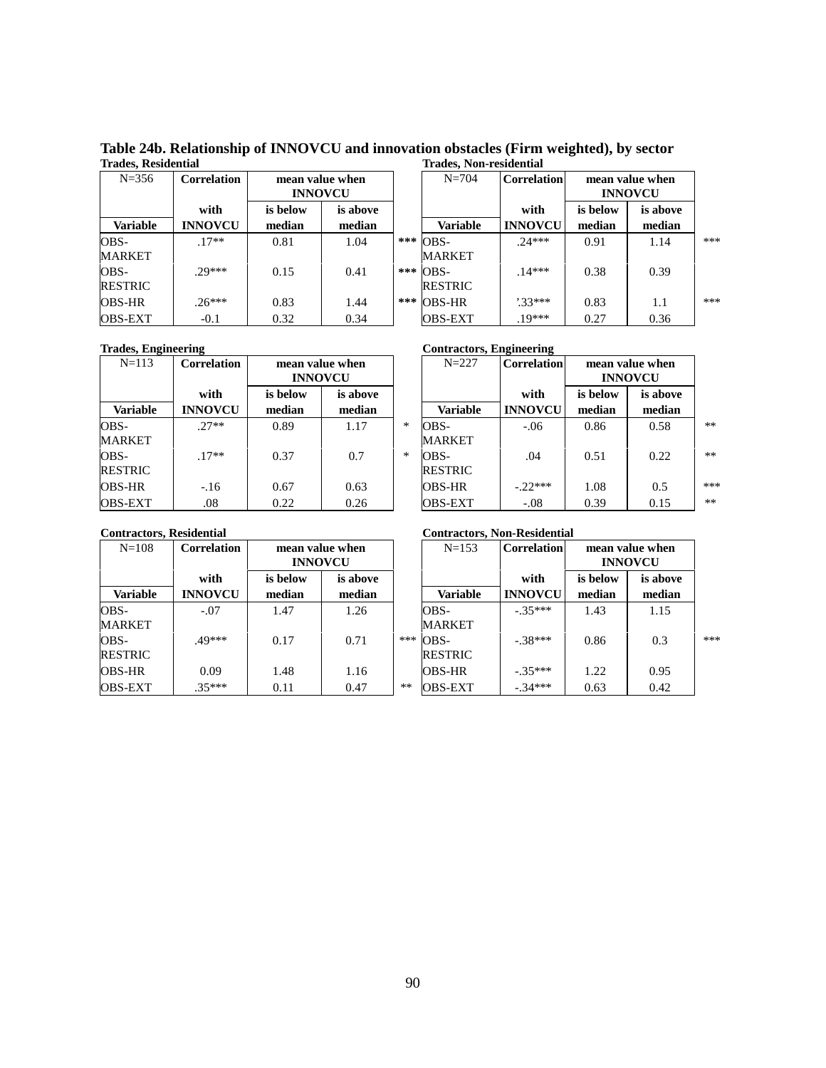**Table 24b. Relationship of INNOVCU and innovation obstacles (Firm weighted), by sector**

**Trades, Residential**

| N=356 | Correlation | mean value when INNOVCU | | |
|---|---|---|---|---|
| | with | is below | is above | |
| **Variable** | **INNOVCU** | **median** | **median** | |
| OBS-MARKET | .17** | 0.81 | 1.04 | *** |
| OBS-RESTRIC | .29*** | 0.15 | 0.41 | *** |
| OBS-HR | .26*** | 0.83 | 1.44 | *** |
| OBS-EXT | -0.1 | 0.32 | 0.34 | |

**Trades, Non-residential**

| N=704 | Correlation | mean value when INNOVCU | | |
|---|---|---|---|---|
| | with | is below | is above | |
| **Variable** | **INNOVCU** | **median** | **median** | |
| OBS-MARKET | .24*** | 0.91 | 1.14 | *** |
| OBS-RESTRIC | .14*** | 0.38 | 0.39 | |
| OBS-HR | ’.33*** | 0.83 | 1.1 | *** |
| OBS-EXT | .19*** | 0.27 | 0.36 | |

**Trades, Engineering**

| N=113 | Correlation | mean value when INNOVCU | | |
|---|---|---|---|---|
| | with | is below | is above | |
| **Variable** | **INNOVCU** | **median** | **median** | |
| OBS-MARKET | .27** | 0.89 | 1.17 | * |
| OBS-RESTRIC | .17** | 0.37 | 0.7 | * |
| OBS-HR | -.16 | 0.67 | 0.63 | |
| OBS-EXT | .08 | 0.22 | 0.26 | |

**Contractors, Engineering**

| N=227 | Correlation | mean value when INNOVCU | | |
|---|---|---|---|---|
| | with | is below | is above | |
| **Variable** | **INNOVCU** | **median** | **median** | |
| OBS-MARKET | -.06 | 0.86 | 0.58 | ** |
| OBS-RESTRIC | .04 | 0.51 | 0.22 | ** |
| OBS-HR | -.22*** | 1.08 | 0.5 | *** |
| OBS-EXT | -.08 | 0.39 | 0.15 | ** |

**Contractors, Residential**

| N=108 | Correlation | mean value when INNOVCU | | |
|---|---|---|---|---|
| | with | is below | is above | |
| **Variable** | **INNOVCU** | **median** | **median** | |
| OBS-MARKET | -.07 | 1.47 | 1.26 | |
| OBS-RESTRIC | .49*** | 0.17 | 0.71 | *** |
| OBS-HR | 0.09 | 1.48 | 1.16 | |
| OBS-EXT | .35*** | 0.11 | 0.47 | ** |

**Contractors, Non-Residential**

| N=153 | Correlation | mean value when INNOVCU | | |
|---|---|---|---|---|
| | with | is below | is above | |
| **Variable** | **INNOVCU** | **median** | **median** | |
| OBS-MARKET | -.35*** | 1.43 | 1.15 | |
| OBS-RESTRIC | -.38*** | 0.86 | 0.3 | *** |
| OBS-HR | -.35*** | 1.22 | 0.95 | |
| OBS-EXT | -.34*** | 0.63 | 0.42 | |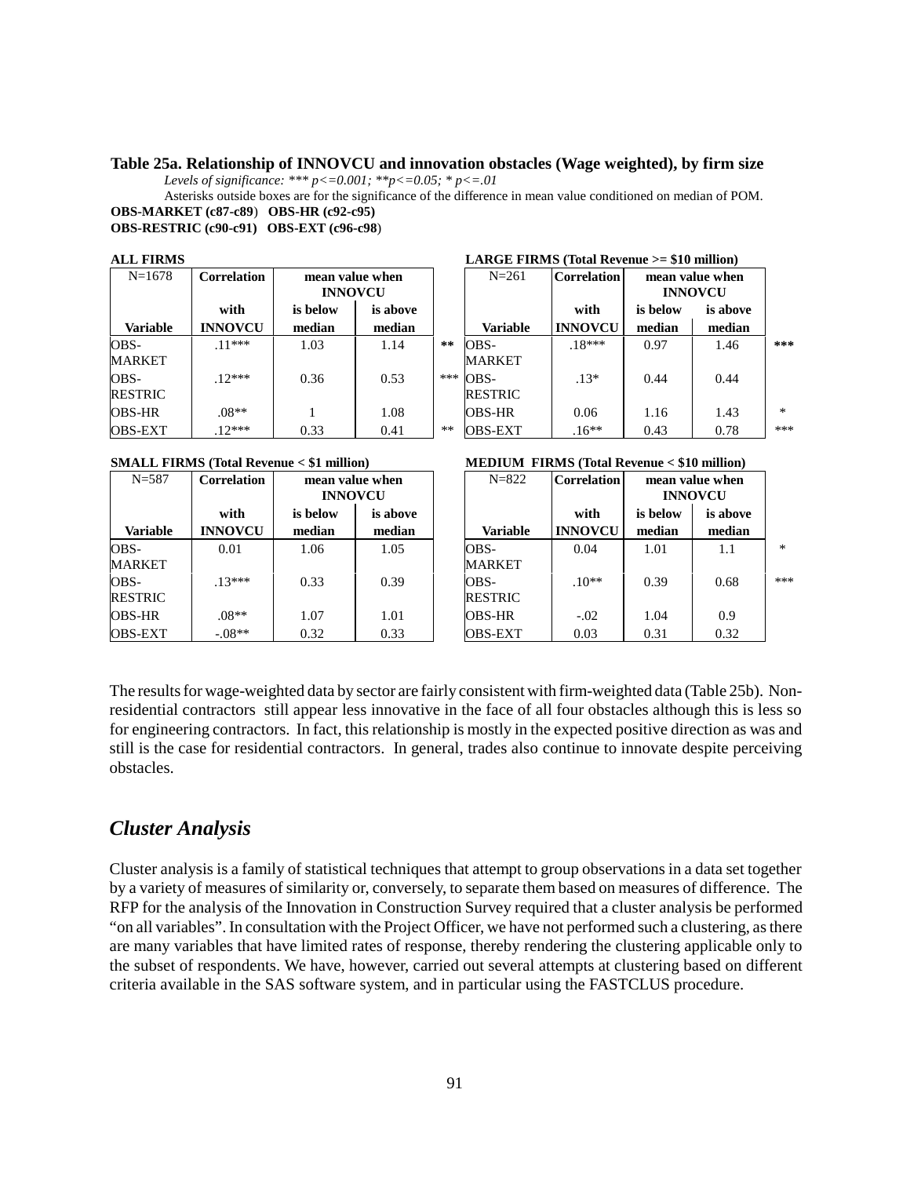**Table 25a. Relationship of INNOVCU and innovation obstacles (Wage weighted), by firm size**

*Levels of significance: *** p<=0.001; **p<=0.05; * p<=.01*

Asterisks outside boxes are for the significance of the difference in mean value conditioned on median of POM.

**OBS-MARKET (c87-c89)** **OBS-HR (c92-c95)**
**OBS-RESTRIC (c90-c91)** **OBS-EXT (c96-c98)**

**ALL FIRMS**

| N=1678 | Correlation | mean value when INNOVCU | | |
|---|---|---|---|---|
| Variable | with INNOVCU | is below median | is above median | |
| OBS-MARKET | .11*** | 1.03 | 1.14 | ** |
| OBS-RESTRIC | .12*** | 0.36 | 0.53 | *** |
| OBS-HR | .08** | 1 | 1.08 | |
| OBS-EXT | .12*** | 0.33 | 0.41 | ** |

**LARGE FIRMS (Total Revenue >= $10 million)**

| N=261 | Correlation | mean value when INNOVCU | | |
|---|---|---|---|---|
| Variable | with INNOVCU | is below median | is above median | |
| OBS-MARKET | .18*** | 0.97 | 1.46 | *** |
| OBS-RESTRIC | .13* | 0.44 | 0.44 | |
| OBS-HR | 0.06 | 1.16 | 1.43 | * |
| OBS-EXT | .16** | 0.43 | 0.78 | *** |

**SMALL FIRMS (Total Revenue < $1 million)**

| N=587 | Correlation | mean value when INNOVCU | |
|---|---|---|---|
| Variable | with INNOVCU | is below median | is above median |
| OBS-MARKET | 0.01 | 1.06 | 1.05 |
| OBS-RESTRIC | .13*** | 0.33 | 0.39 |
| OBS-HR | .08** | 1.07 | 1.01 |
| OBS-EXT | -.08** | 0.32 | 0.33 |

**MEDIUM FIRMS (Total Revenue < $10 million)**

| N=822 | Correlation | mean value when INNOVCU | | |
|---|---|---|---|---|
| Variable | with INNOVCU | is below median | is above median | |
| OBS-MARKET | 0.04 | 1.01 | 1.1 | * |
| OBS-RESTRIC | .10** | 0.39 | 0.68 | *** |
| OBS-HR | -.02 | 1.04 | 0.9 | |
| OBS-EXT | 0.03 | 0.31 | 0.32 | |

The results for wage-weighted data by sector are fairly consistent with firm-weighted data (Table 25b). Non-residential contractors still appear less innovative in the face of all four obstacles although this is less so for engineering contractors. In fact, this relationship is mostly in the expected positive direction as was and still is the case for residential contractors. In general, trades also continue to innovate despite perceiving obstacles.

## *Cluster Analysis*

Cluster analysis is a family of statistical techniques that attempt to group observations in a data set together by a variety of measures of similarity or, conversely, to separate them based on measures of difference. The RFP for the analysis of the Innovation in Construction Survey required that a cluster analysis be performed "on all variables". In consultation with the Project Officer, we have not performed such a clustering, as there are many variables that have limited rates of response, thereby rendering the clustering applicable only to the subset of respondents. We have, however, carried out several attempts at clustering based on different criteria available in the SAS software system, and in particular using the FASTCLUS procedure.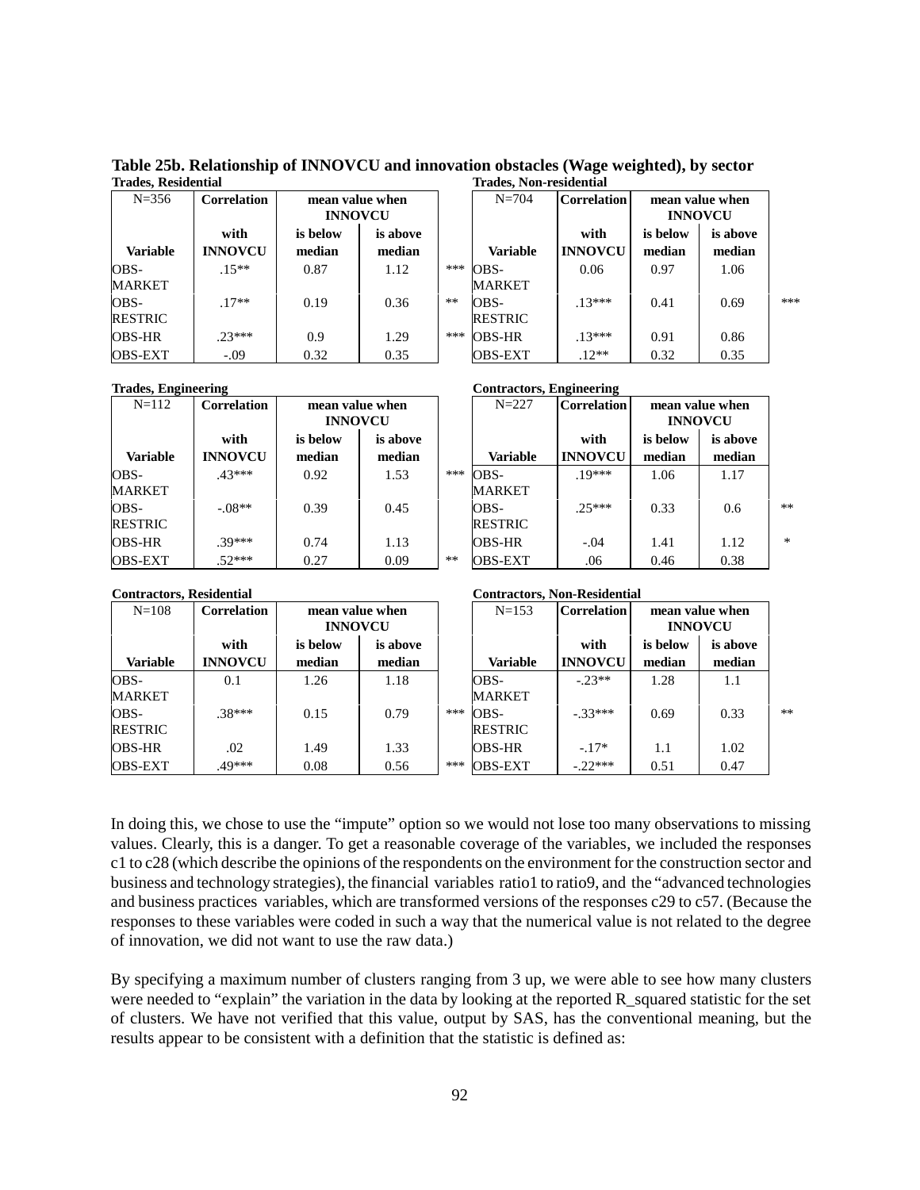**Table 25b. Relationship of INNOVCU and innovation obstacles (Wage weighted), by sector**

**Trades, Residential**

| N=356 | Correlation | mean value when INNOVCU | | |
|---|---|---|---|---|
| **Variable** | **with INNOVCU** | **is below median** | **is above median** | |
| OBS-MARKET | .15** | 0.87 | 1.12 | *** |
| OBS-RESTRIC | .17** | 0.19 | 0.36 | ** |
| OBS-HR | .23*** | 0.9 | 1.29 | *** |
| OBS-EXT | -.09 | 0.32 | 0.35 | |

**Trades, Non-residential**

| N=704 | Correlation | mean value when INNOVCU | | |
|---|---|---|---|---|
| **Variable** | **with INNOVCU** | **is below median** | **is above median** | |
| OBS-MARKET | 0.06 | 0.97 | 1.06 | |
| OBS-RESTRIC | .13*** | 0.41 | 0.69 | *** |
| OBS-HR | .13*** | 0.91 | 0.86 | |
| OBS-EXT | .12** | 0.32 | 0.35 | |

**Trades, Engineering**

| N=112 | Correlation | mean value when INNOVCU | | |
|---|---|---|---|---|
| **Variable** | **with INNOVCU** | **is below median** | **is above median** | |
| OBS-MARKET | .43*** | 0.92 | 1.53 | *** |
| OBS-RESTRIC | -.08** | 0.39 | 0.45 | |
| OBS-HR | .39*** | 0.74 | 1.13 | |
| OBS-EXT | .52*** | 0.27 | 0.09 | ** |

**Contractors, Engineering**

| N=227 | Correlation | mean value when INNOVCU | | |
|---|---|---|---|---|
| **Variable** | **with INNOVCU** | **is below median** | **is above median** | |
| OBS-MARKET | .19*** | 1.06 | 1.17 | |
| OBS-RESTRIC | .25*** | 0.33 | 0.6 | ** |
| OBS-HR | -.04 | 1.41 | 1.12 | * |
| OBS-EXT | .06 | 0.46 | 0.38 | |

**Contractors, Residential**

| N=108 | Correlation | mean value when INNOVCU | | |
|---|---|---|---|---|
| **Variable** | **with INNOVCU** | **is below median** | **is above median** | |
| OBS-MARKET | 0.1 | 1.26 | 1.18 | |
| OBS-RESTRIC | .38*** | 0.15 | 0.79 | *** |
| OBS-HR | .02 | 1.49 | 1.33 | |
| OBS-EXT | .49*** | 0.08 | 0.56 | *** |

**Contractors, Non-Residential**

| N=153 | Correlation | mean value when INNOVCU | | |
|---|---|---|---|---|
| **Variable** | **with INNOVCU** | **is below median** | **is above median** | |
| OBS-MARKET | -.23** | 1.28 | 1.1 | |
| OBS-RESTRIC | -.33*** | 0.69 | 0.33 | ** |
| OBS-HR | -.17* | 1.1 | 1.02 | |
| OBS-EXT | -.22*** | 0.51 | 0.47 | |

In doing this, we chose to use the "impute" option so we would not lose too many observations to missing values. Clearly, this is a danger. To get a reasonable coverage of the variables, we included the responses c1 to c28 (which describe the opinions of the respondents on the environment for the construction sector and business and technology strategies), the financial variables ratio1 to ratio9, and the "advanced technologies and business practices variables, which are transformed versions of the responses c29 to c57. (Because the responses to these variables were coded in such a way that the numerical value is not related to the degree of innovation, we did not want to use the raw data.)

By specifying a maximum number of clusters ranging from 3 up, we were able to see how many clusters were needed to "explain" the variation in the data by looking at the reported R_squared statistic for the set of clusters. We have not verified that this value, output by SAS, has the conventional meaning, but the results appear to be consistent with a definition that the statistic is defined as: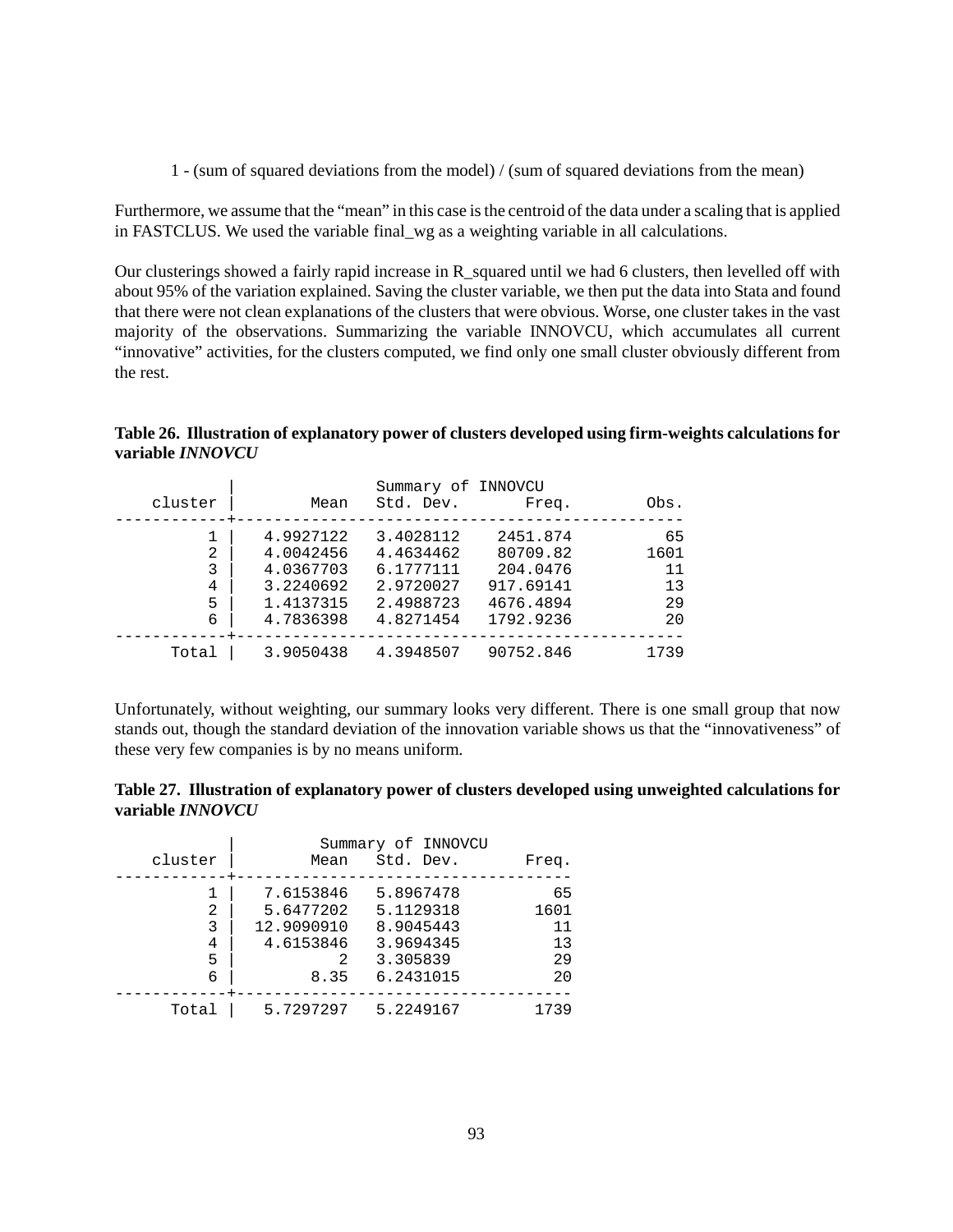1 - (sum of squared deviations from the model) / (sum of squared deviations from the mean)

Furthermore, we assume that the “mean” in this case is the centroid of the data under a scaling that is applied in FASTCLUS. We used the variable final_wg as a weighting variable in all calculations.

Our clusterings showed a fairly rapid increase in R_squared until we had 6 clusters, then levelled off with about 95% of the variation explained. Saving the cluster variable, we then put the data into Stata and found that there were not clean explanations of the clusters that were obvious. Worse, one cluster takes in the vast majority of the observations. Summarizing the variable INNOVCU, which accumulates all current “innovative” activities, for the clusters computed, we find only one small cluster obviously different from the rest.

**Table 26. Illustration of explanatory power of clusters developed using firm-weights calculations for variable *INNOVCU***

| cluster | Summary of INNOVCU Mean | Std. Dev. | Freq. | Obs. |
|---|---|---|---|---|
| 1 | 4.9927122 | 3.4028112 | 2451.874 | 65 |
| 2 | 4.0042456 | 4.4634462 | 80709.82 | 1601 |
| 3 | 4.0367703 | 6.1777111 | 204.0476 | 11 |
| 4 | 3.2240692 | 2.9720027 | 917.69141 | 13 |
| 5 | 1.4137315 | 2.4988723 | 4676.4894 | 29 |
| 6 | 4.7836398 | 4.8271454 | 1792.9236 | 20 |
| Total | 3.9050438 | 4.3948507 | 90752.846 | 1739 |

Unfortunately, without weighting, our summary looks very different. There is one small group that now stands out, though the standard deviation of the innovation variable shows us that the “innovativeness” of these very few companies is by no means uniform.

**Table 27. Illustration of explanatory power of clusters developed using unweighted calculations for variable *INNOVCU***

| cluster | Summary of INNOVCU Mean | Std. Dev. | Freq. |
|---|---|---|---|
| 1 | 7.6153846 | 5.8967478 | 65 |
| 2 | 5.6477202 | 5.1129318 | 1601 |
| 3 | 12.9090910 | 8.9045443 | 11 |
| 4 | 4.6153846 | 3.9694345 | 13 |
| 5 | 2 | 3.305839 | 29 |
| 6 | 8.35 | 6.2431015 | 20 |
| Total | 5.7297297 | 5.2249167 | 1739 |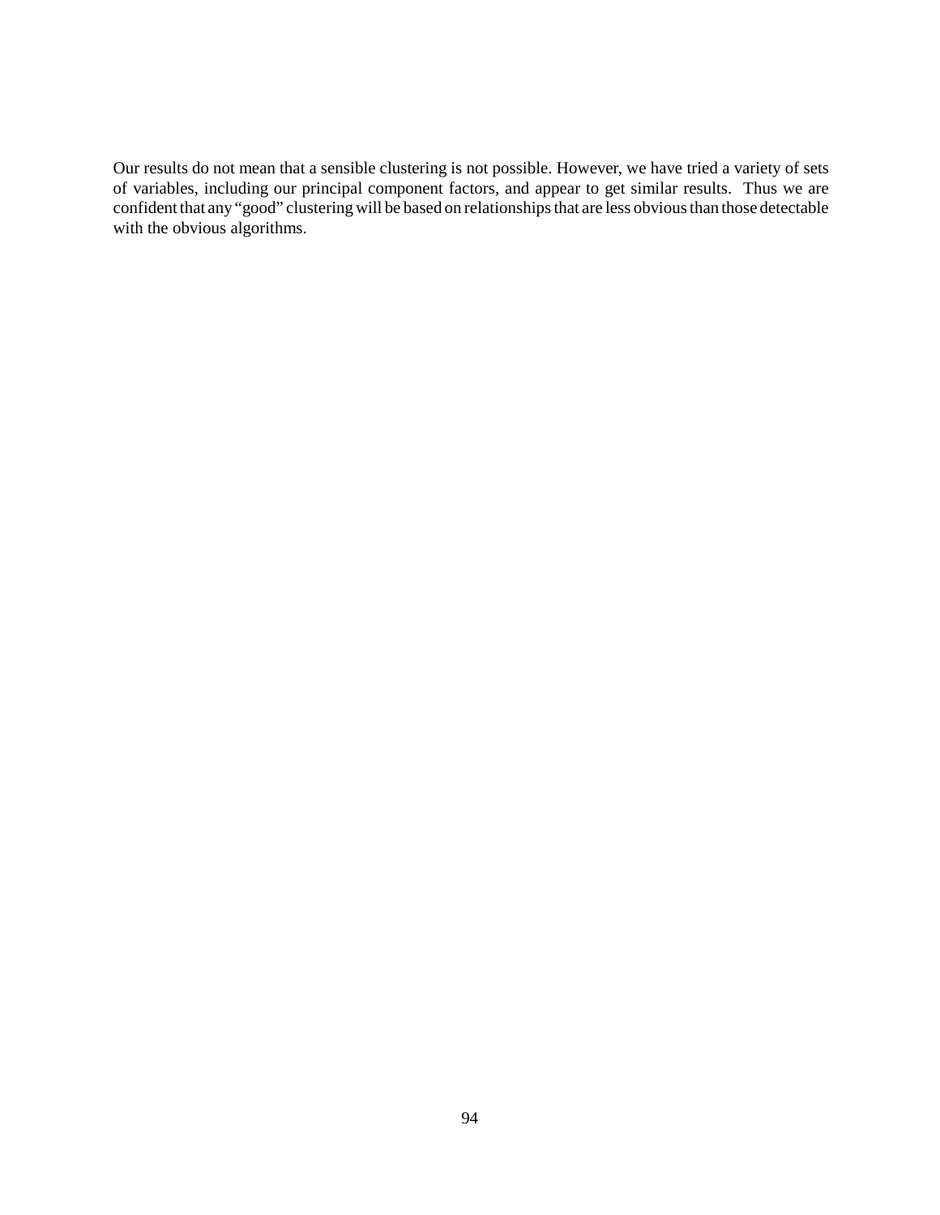Our results do not mean that a sensible clustering is not possible. However, we have tried a variety of sets of variables, including our principal component factors, and appear to get similar results. Thus we are confident that any "good" clustering will be based on relationships that are less obvious than those detectable with the obvious algorithms.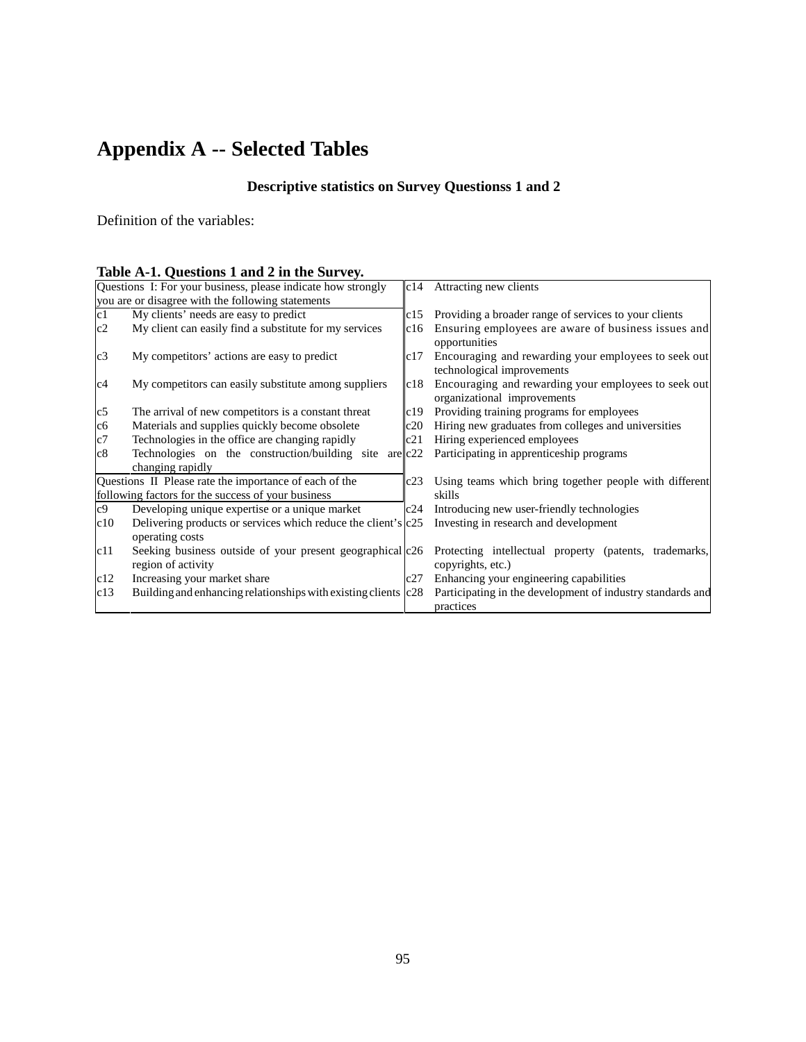# Appendix A -- Selected Tables

**Descriptive statistics on Survey Questionss 1 and 2**

Definition of the variables:

**Table A-1. Questions 1 and 2 in the Survey.**

| Code | Statement | Code | Statement |
|---|---|---|---|
| Questions I: For your business, please indicate how strongly you are or disagree with the following statements | | c14 | Attracting new clients |
| c1 | My clients' needs are easy to predict | c15 | Providing a broader range of services to your clients |
| c2 | My client can easily find a substitute for my services | c16 | Ensuring employees are aware of business issues and opportunities |
| c3 | My competitors' actions are easy to predict | c17 | Encouraging and rewarding your employees to seek out technological improvements |
| c4 | My competitors can easily substitute among suppliers | c18 | Encouraging and rewarding your employees to seek out organizational improvements |
| c5 | The arrival of new competitors is a constant threat | c19 | Providing training programs for employees |
| c6 | Materials and supplies quickly become obsolete | c20 | Hiring new graduates from colleges and universities |
| c7 | Technologies in the office are changing rapidly | c21 | Hiring experienced employees |
| c8 | Technologies on the construction/building site are changing rapidly | c22 | Participating in apprenticeship programs |
| Questions II Please rate the importance of each of the following factors for the success of your business | | c23 | Using teams which bring together people with different skills |
| c9 | Developing unique expertise or a unique market | c24 | Introducing new user-friendly technologies |
| c10 | Delivering products or services which reduce the client's operating costs | c25 | Investing in research and development |
| c11 | Seeking business outside of your present geographical region of activity | c26 | Protecting intellectual property (patents, trademarks, copyrights, etc.) |
| c12 | Increasing your market share | c27 | Enhancing your engineering capabilities |
| c13 | Building and enhancing relationships with existing clients | c28 | Participating in the development of industry standards and practices |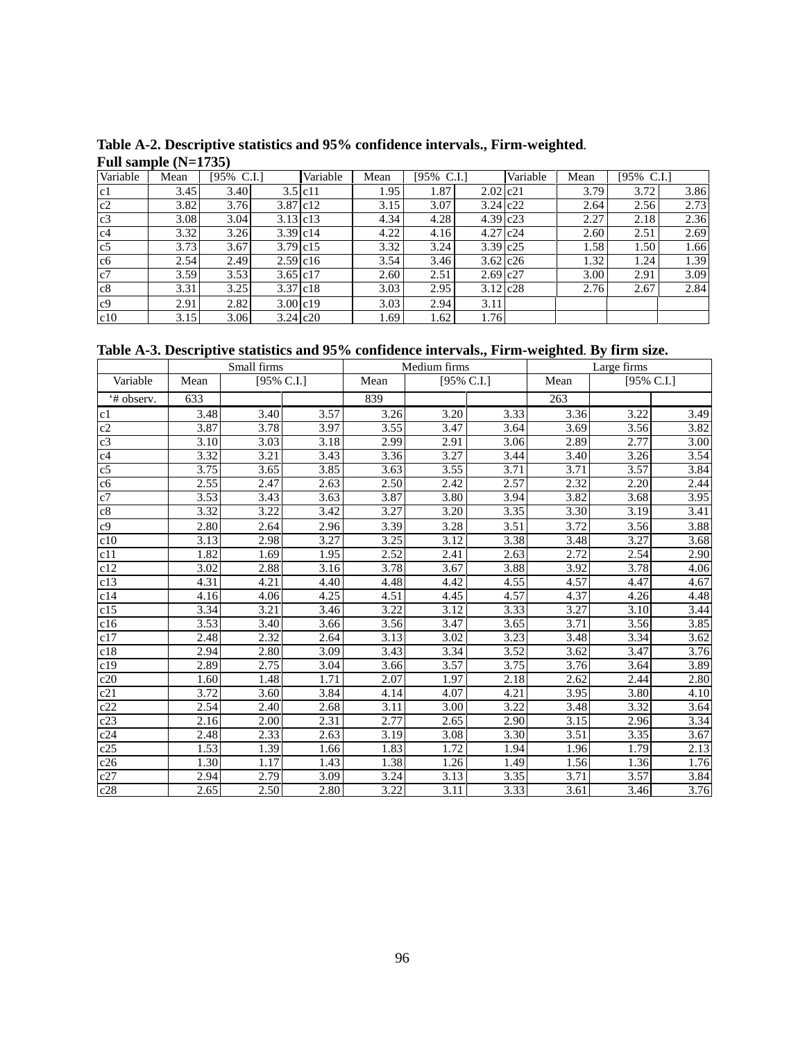**Table A-2. Descriptive statistics and 95% confidence intervals., Firm-weighted.**
**Full sample (N=1735)**

| Variable | Mean | [95% C.I.] | | Variable | Mean | [95% C.I.] | | Variable | Mean | [95% C.I.] | |
|---|---|---|---|---|---|---|---|---|---|---|---|
| c1 | 3.45 | 3.40 | 3.5 | c11 | 1.95 | 1.87 | 2.02 | c21 | 3.79 | 3.72 | 3.86 |
| c2 | 3.82 | 3.76 | 3.87 | c12 | 3.15 | 3.07 | 3.24 | c22 | 2.64 | 2.56 | 2.73 |
| c3 | 3.08 | 3.04 | 3.13 | c13 | 4.34 | 4.28 | 4.39 | c23 | 2.27 | 2.18 | 2.36 |
| c4 | 3.32 | 3.26 | 3.39 | c14 | 4.22 | 4.16 | 4.27 | c24 | 2.60 | 2.51 | 2.69 |
| c5 | 3.73 | 3.67 | 3.79 | c15 | 3.32 | 3.24 | 3.39 | c25 | 1.58 | 1.50 | 1.66 |
| c6 | 2.54 | 2.49 | 2.59 | c16 | 3.54 | 3.46 | 3.62 | c26 | 1.32 | 1.24 | 1.39 |
| c7 | 3.59 | 3.53 | 3.65 | c17 | 2.60 | 2.51 | 2.69 | c27 | 3.00 | 2.91 | 3.09 |
| c8 | 3.31 | 3.25 | 3.37 | c18 | 3.03 | 2.95 | 3.12 | c28 | 2.76 | 2.67 | 2.84 |
| c9 | 2.91 | 2.82 | 3.00 | c19 | 3.03 | 2.94 | 3.11 | | | | |
| c10 | 3.15 | 3.06 | 3.24 | c20 | 1.69 | 1.62 | 1.76 | | | | |

**Table A-3. Descriptive statistics and 95% confidence intervals., Firm-weighted. By firm size.**

| | Small firms | | | Medium firms | | | Large firms | | |
|---|---|---|---|---|---|---|---|---|---|
| Variable | Mean | [95% C.I.] | | Mean | [95% C.I.] | | Mean | [95% C.I.] | |
| '# observ. | 633 | | | 839 | | | 263 | | |
| c1 | 3.48 | 3.40 | 3.57 | 3.26 | 3.20 | 3.33 | 3.36 | 3.22 | 3.49 |
| c2 | 3.87 | 3.78 | 3.97 | 3.55 | 3.47 | 3.64 | 3.69 | 3.56 | 3.82 |
| c3 | 3.10 | 3.03 | 3.18 | 2.99 | 2.91 | 3.06 | 2.89 | 2.77 | 3.00 |
| c4 | 3.32 | 3.21 | 3.43 | 3.36 | 3.27 | 3.44 | 3.40 | 3.26 | 3.54 |
| c5 | 3.75 | 3.65 | 3.85 | 3.63 | 3.55 | 3.71 | 3.71 | 3.57 | 3.84 |
| c6 | 2.55 | 2.47 | 2.63 | 2.50 | 2.42 | 2.57 | 2.32 | 2.20 | 2.44 |
| c7 | 3.53 | 3.43 | 3.63 | 3.87 | 3.80 | 3.94 | 3.82 | 3.68 | 3.95 |
| c8 | 3.32 | 3.22 | 3.42 | 3.27 | 3.20 | 3.35 | 3.30 | 3.19 | 3.41 |
| c9 | 2.80 | 2.64 | 2.96 | 3.39 | 3.28 | 3.51 | 3.72 | 3.56 | 3.88 |
| c10 | 3.13 | 2.98 | 3.27 | 3.25 | 3.12 | 3.38 | 3.48 | 3.27 | 3.68 |
| c11 | 1.82 | 1.69 | 1.95 | 2.52 | 2.41 | 2.63 | 2.72 | 2.54 | 2.90 |
| c12 | 3.02 | 2.88 | 3.16 | 3.78 | 3.67 | 3.88 | 3.92 | 3.78 | 4.06 |
| c13 | 4.31 | 4.21 | 4.40 | 4.48 | 4.42 | 4.55 | 4.57 | 4.47 | 4.67 |
| c14 | 4.16 | 4.06 | 4.25 | 4.51 | 4.45 | 4.57 | 4.37 | 4.26 | 4.48 |
| c15 | 3.34 | 3.21 | 3.46 | 3.22 | 3.12 | 3.33 | 3.27 | 3.10 | 3.44 |
| c16 | 3.53 | 3.40 | 3.66 | 3.56 | 3.47 | 3.65 | 3.71 | 3.56 | 3.85 |
| c17 | 2.48 | 2.32 | 2.64 | 3.13 | 3.02 | 3.23 | 3.48 | 3.34 | 3.62 |
| c18 | 2.94 | 2.80 | 3.09 | 3.43 | 3.34 | 3.52 | 3.62 | 3.47 | 3.76 |
| c19 | 2.89 | 2.75 | 3.04 | 3.66 | 3.57 | 3.75 | 3.76 | 3.64 | 3.89 |
| c20 | 1.60 | 1.48 | 1.71 | 2.07 | 1.97 | 2.18 | 2.62 | 2.44 | 2.80 |
| c21 | 3.72 | 3.60 | 3.84 | 4.14 | 4.07 | 4.21 | 3.95 | 3.80 | 4.10 |
| c22 | 2.54 | 2.40 | 2.68 | 3.11 | 3.00 | 3.22 | 3.48 | 3.32 | 3.64 |
| c23 | 2.16 | 2.00 | 2.31 | 2.77 | 2.65 | 2.90 | 3.15 | 2.96 | 3.34 |
| c24 | 2.48 | 2.33 | 2.63 | 3.19 | 3.08 | 3.30 | 3.51 | 3.35 | 3.67 |
| c25 | 1.53 | 1.39 | 1.66 | 1.83 | 1.72 | 1.94 | 1.96 | 1.79 | 2.13 |
| c26 | 1.30 | 1.17 | 1.43 | 1.38 | 1.26 | 1.49 | 1.56 | 1.36 | 1.76 |
| c27 | 2.94 | 2.79 | 3.09 | 3.24 | 3.13 | 3.35 | 3.71 | 3.57 | 3.84 |
| c28 | 2.65 | 2.50 | 2.80 | 3.22 | 3.11 | 3.33 | 3.61 | 3.46 | 3.76 |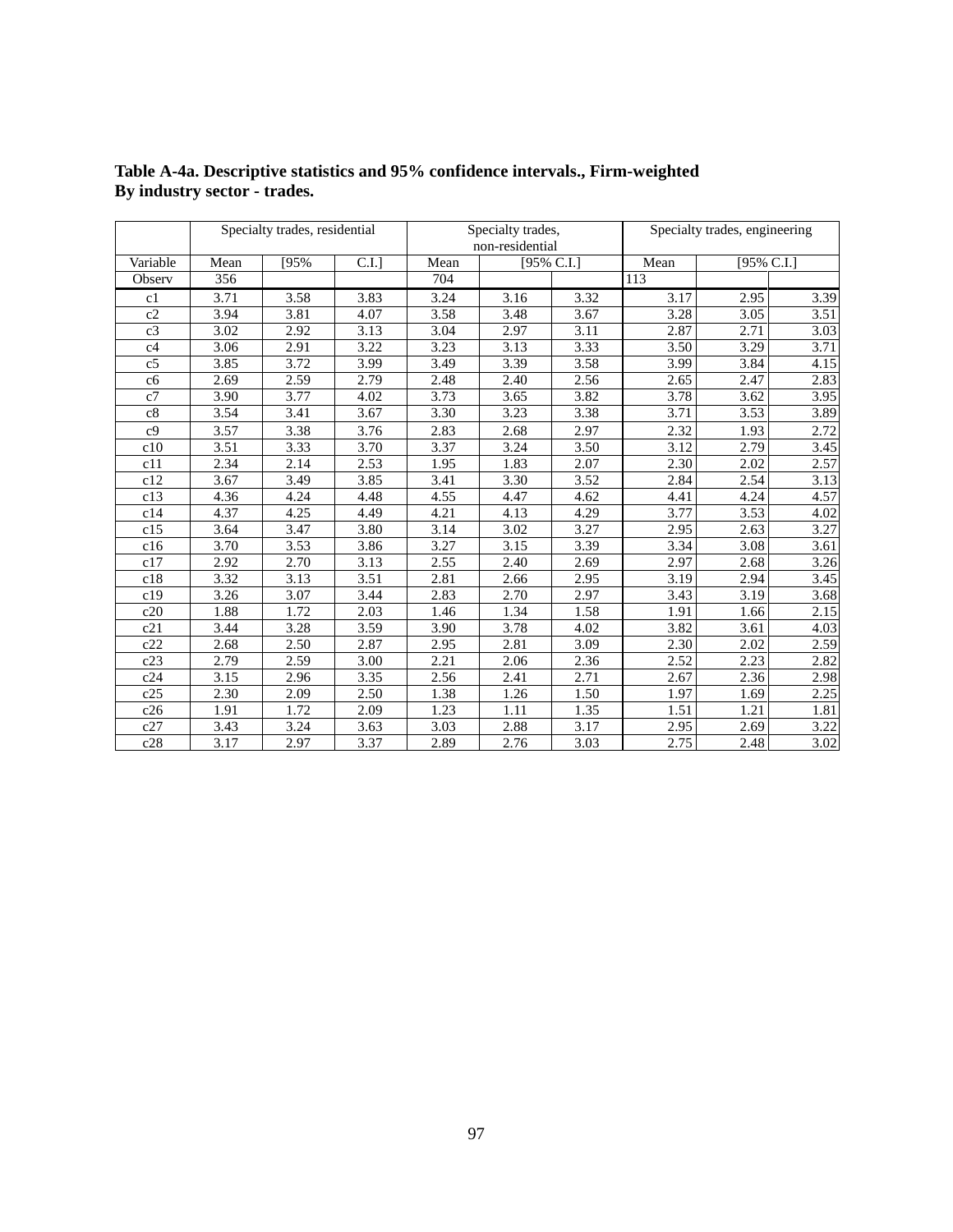**Table A-4a. Descriptive statistics and 95% confidence intervals., Firm-weighted By industry sector - trades.**

| | Specialty trades, residential | | | Specialty trades, non-residential | | | Specialty trades, engineering | | |
|---|---|---|---|---|---|---|---|---|---|
| Variable | Mean | [95% | C.I.] | Mean | [95% C.I.] | | Mean | [95% C.I.] | |
| Observ | 356 | | | 704 | | | 113 | | |
| c1 | 3.71 | 3.58 | 3.83 | 3.24 | 3.16 | 3.32 | 3.17 | 2.95 | 3.39 |
| c2 | 3.94 | 3.81 | 4.07 | 3.58 | 3.48 | 3.67 | 3.28 | 3.05 | 3.51 |
| c3 | 3.02 | 2.92 | 3.13 | 3.04 | 2.97 | 3.11 | 2.87 | 2.71 | 3.03 |
| c4 | 3.06 | 2.91 | 3.22 | 3.23 | 3.13 | 3.33 | 3.50 | 3.29 | 3.71 |
| c5 | 3.85 | 3.72 | 3.99 | 3.49 | 3.39 | 3.58 | 3.99 | 3.84 | 4.15 |
| c6 | 2.69 | 2.59 | 2.79 | 2.48 | 2.40 | 2.56 | 2.65 | 2.47 | 2.83 |
| c7 | 3.90 | 3.77 | 4.02 | 3.73 | 3.65 | 3.82 | 3.78 | 3.62 | 3.95 |
| c8 | 3.54 | 3.41 | 3.67 | 3.30 | 3.23 | 3.38 | 3.71 | 3.53 | 3.89 |
| c9 | 3.57 | 3.38 | 3.76 | 2.83 | 2.68 | 2.97 | 2.32 | 1.93 | 2.72 |
| c10 | 3.51 | 3.33 | 3.70 | 3.37 | 3.24 | 3.50 | 3.12 | 2.79 | 3.45 |
| c11 | 2.34 | 2.14 | 2.53 | 1.95 | 1.83 | 2.07 | 2.30 | 2.02 | 2.57 |
| c12 | 3.67 | 3.49 | 3.85 | 3.41 | 3.30 | 3.52 | 2.84 | 2.54 | 3.13 |
| c13 | 4.36 | 4.24 | 4.48 | 4.55 | 4.47 | 4.62 | 4.41 | 4.24 | 4.57 |
| c14 | 4.37 | 4.25 | 4.49 | 4.21 | 4.13 | 4.29 | 3.77 | 3.53 | 4.02 |
| c15 | 3.64 | 3.47 | 3.80 | 3.14 | 3.02 | 3.27 | 2.95 | 2.63 | 3.27 |
| c16 | 3.70 | 3.53 | 3.86 | 3.27 | 3.15 | 3.39 | 3.34 | 3.08 | 3.61 |
| c17 | 2.92 | 2.70 | 3.13 | 2.55 | 2.40 | 2.69 | 2.97 | 2.68 | 3.26 |
| c18 | 3.32 | 3.13 | 3.51 | 2.81 | 2.66 | 2.95 | 3.19 | 2.94 | 3.45 |
| c19 | 3.26 | 3.07 | 3.44 | 2.83 | 2.70 | 2.97 | 3.43 | 3.19 | 3.68 |
| c20 | 1.88 | 1.72 | 2.03 | 1.46 | 1.34 | 1.58 | 1.91 | 1.66 | 2.15 |
| c21 | 3.44 | 3.28 | 3.59 | 3.90 | 3.78 | 4.02 | 3.82 | 3.61 | 4.03 |
| c22 | 2.68 | 2.50 | 2.87 | 2.95 | 2.81 | 3.09 | 2.30 | 2.02 | 2.59 |
| c23 | 2.79 | 2.59 | 3.00 | 2.21 | 2.06 | 2.36 | 2.52 | 2.23 | 2.82 |
| c24 | 3.15 | 2.96 | 3.35 | 2.56 | 2.41 | 2.71 | 2.67 | 2.36 | 2.98 |
| c25 | 2.30 | 2.09 | 2.50 | 1.38 | 1.26 | 1.50 | 1.97 | 1.69 | 2.25 |
| c26 | 1.91 | 1.72 | 2.09 | 1.23 | 1.11 | 1.35 | 1.51 | 1.21 | 1.81 |
| c27 | 3.43 | 3.24 | 3.63 | 3.03 | 2.88 | 3.17 | 2.95 | 2.69 | 3.22 |
| c28 | 3.17 | 2.97 | 3.37 | 2.89 | 2.76 | 3.03 | 2.75 | 2.48 | 3.02 |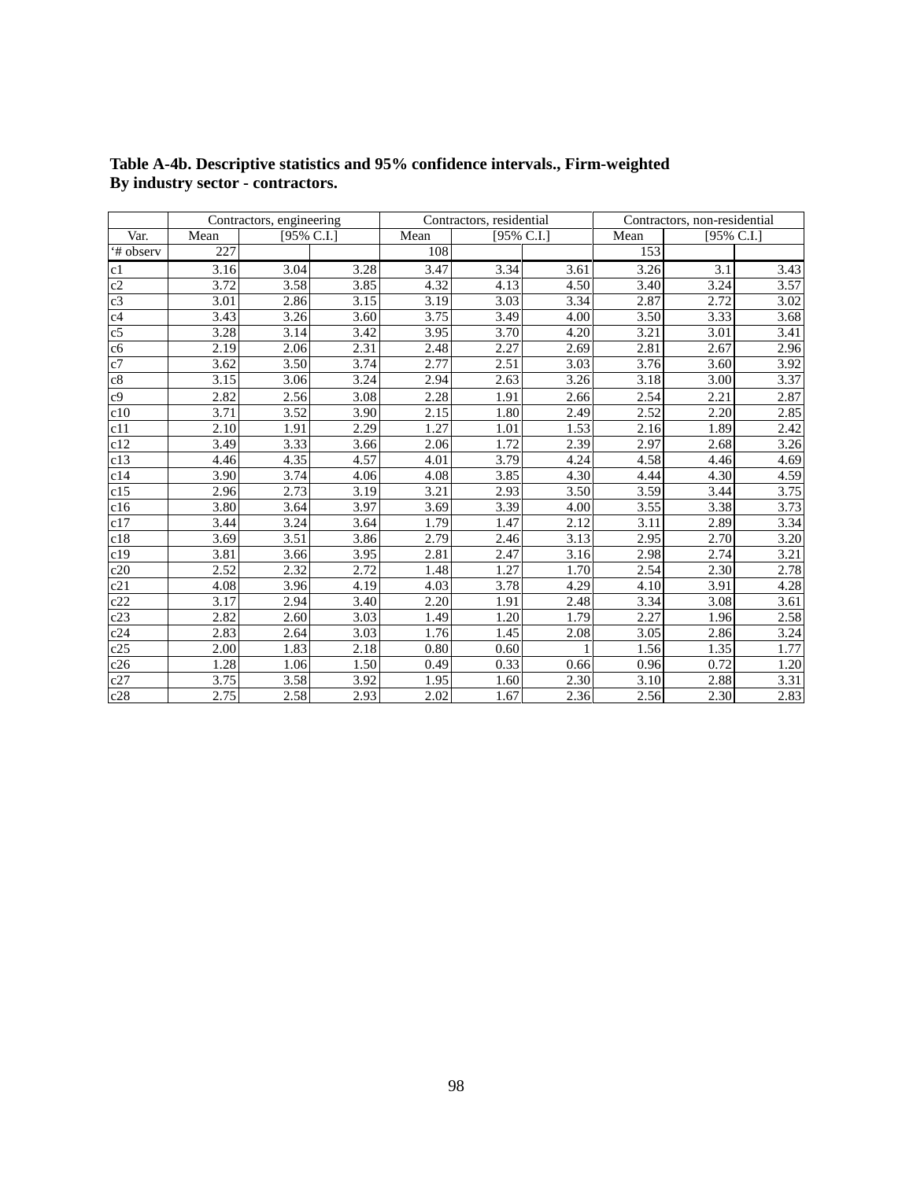**Table A-4b. Descriptive statistics and 95% confidence intervals., Firm-weighted**
**By industry sector - contractors.**

| | Contractors, engineering | | | Contractors, residential | | | Contractors, non-residential | | |
|---|---|---|---|---|---|---|---|---|---|
| Var. | Mean | [95% C.I.] | | Mean | [95% C.I.] | | Mean | [95% C.I.] | |
| '# observ | 227 | | | 108 | | | 153 | | |
| c1 | 3.16 | 3.04 | 3.28 | 3.47 | 3.34 | 3.61 | 3.26 | 3.1 | 3.43 |
| c2 | 3.72 | 3.58 | 3.85 | 4.32 | 4.13 | 4.50 | 3.40 | 3.24 | 3.57 |
| c3 | 3.01 | 2.86 | 3.15 | 3.19 | 3.03 | 3.34 | 2.87 | 2.72 | 3.02 |
| c4 | 3.43 | 3.26 | 3.60 | 3.75 | 3.49 | 4.00 | 3.50 | 3.33 | 3.68 |
| c5 | 3.28 | 3.14 | 3.42 | 3.95 | 3.70 | 4.20 | 3.21 | 3.01 | 3.41 |
| c6 | 2.19 | 2.06 | 2.31 | 2.48 | 2.27 | 2.69 | 2.81 | 2.67 | 2.96 |
| c7 | 3.62 | 3.50 | 3.74 | 2.77 | 2.51 | 3.03 | 3.76 | 3.60 | 3.92 |
| c8 | 3.15 | 3.06 | 3.24 | 2.94 | 2.63 | 3.26 | 3.18 | 3.00 | 3.37 |
| c9 | 2.82 | 2.56 | 3.08 | 2.28 | 1.91 | 2.66 | 2.54 | 2.21 | 2.87 |
| c10 | 3.71 | 3.52 | 3.90 | 2.15 | 1.80 | 2.49 | 2.52 | 2.20 | 2.85 |
| c11 | 2.10 | 1.91 | 2.29 | 1.27 | 1.01 | 1.53 | 2.16 | 1.89 | 2.42 |
| c12 | 3.49 | 3.33 | 3.66 | 2.06 | 1.72 | 2.39 | 2.97 | 2.68 | 3.26 |
| c13 | 4.46 | 4.35 | 4.57 | 4.01 | 3.79 | 4.24 | 4.58 | 4.46 | 4.69 |
| c14 | 3.90 | 3.74 | 4.06 | 4.08 | 3.85 | 4.30 | 4.44 | 4.30 | 4.59 |
| c15 | 2.96 | 2.73 | 3.19 | 3.21 | 2.93 | 3.50 | 3.59 | 3.44 | 3.75 |
| c16 | 3.80 | 3.64 | 3.97 | 3.69 | 3.39 | 4.00 | 3.55 | 3.38 | 3.73 |
| c17 | 3.44 | 3.24 | 3.64 | 1.79 | 1.47 | 2.12 | 3.11 | 2.89 | 3.34 |
| c18 | 3.69 | 3.51 | 3.86 | 2.79 | 2.46 | 3.13 | 2.95 | 2.70 | 3.20 |
| c19 | 3.81 | 3.66 | 3.95 | 2.81 | 2.47 | 3.16 | 2.98 | 2.74 | 3.21 |
| c20 | 2.52 | 2.32 | 2.72 | 1.48 | 1.27 | 1.70 | 2.54 | 2.30 | 2.78 |
| c21 | 4.08 | 3.96 | 4.19 | 4.03 | 3.78 | 4.29 | 4.10 | 3.91 | 4.28 |
| c22 | 3.17 | 2.94 | 3.40 | 2.20 | 1.91 | 2.48 | 3.34 | 3.08 | 3.61 |
| c23 | 2.82 | 2.60 | 3.03 | 1.49 | 1.20 | 1.79 | 2.27 | 1.96 | 2.58 |
| c24 | 2.83 | 2.64 | 3.03 | 1.76 | 1.45 | 2.08 | 3.05 | 2.86 | 3.24 |
| c25 | 2.00 | 1.83 | 2.18 | 0.80 | 0.60 | 1 | 1.56 | 1.35 | 1.77 |
| c26 | 1.28 | 1.06 | 1.50 | 0.49 | 0.33 | 0.66 | 0.96 | 0.72 | 1.20 |
| c27 | 3.75 | 3.58 | 3.92 | 1.95 | 1.60 | 2.30 | 3.10 | 2.88 | 3.31 |
| c28 | 2.75 | 2.58 | 2.93 | 2.02 | 1.67 | 2.36 | 2.56 | 2.30 | 2.83 |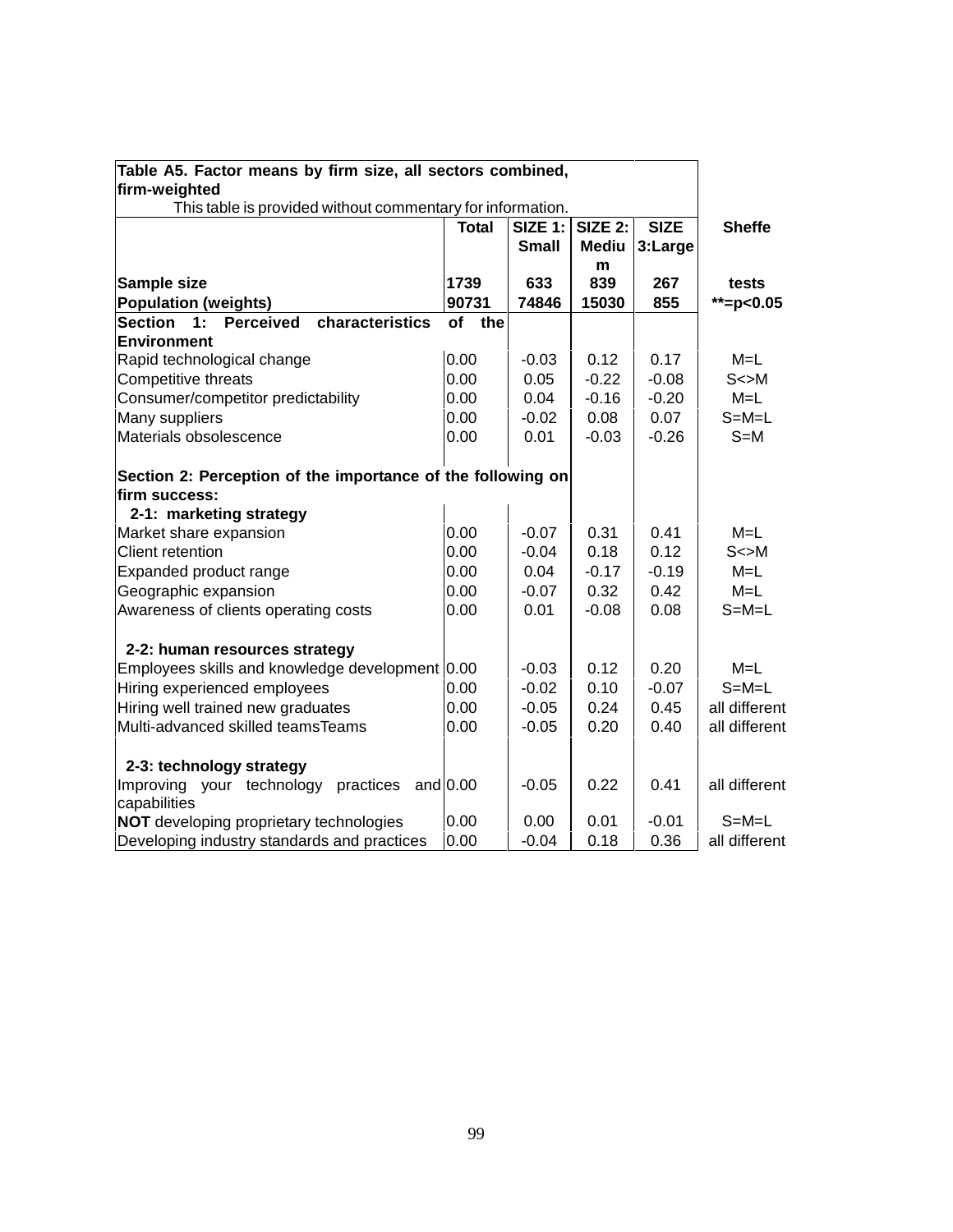**Table A5. Factor means by firm size, all sectors combined, firm-weighted**

This table is provided without commentary for information.

| | Total | SIZE 1: Small | SIZE 2: Medium | SIZE 3:Large | Sheffe |
|---|---|---|---|---|---|
| **Sample size** | **1739** | **633** | **839** | **267** | **tests** |
| **Population (weights)** | **90731** | **74846** | **15030** | **855** | **\*\*=p<0.05** |
| **Section 1: Perceived characteristics of the Environment** | | | | | |
| Rapid technological change | 0.00 | -0.03 | 0.12 | 0.17 | M=L |
| Competitive threats | 0.00 | 0.05 | -0.22 | -0.08 | S<>M |
| Consumer/competitor predictability | 0.00 | 0.04 | -0.16 | -0.20 | M=L |
| Many suppliers | 0.00 | -0.02 | 0.08 | 0.07 | S=M=L |
| Materials obsolescence | 0.00 | 0.01 | -0.03 | -0.26 | S=M |
| **Section 2: Perception of the importance of the following on firm success:** | | | | | |
| **2-1: marketing strategy** | | | | | |
| Market share expansion | 0.00 | -0.07 | 0.31 | 0.41 | M=L |
| Client retention | 0.00 | -0.04 | 0.18 | 0.12 | S<>M |
| Expanded product range | 0.00 | 0.04 | -0.17 | -0.19 | M=L |
| Geographic expansion | 0.00 | -0.07 | 0.32 | 0.42 | M=L |
| Awareness of clients operating costs | 0.00 | 0.01 | -0.08 | 0.08 | S=M=L |
| **2-2: human resources strategy** | | | | | |
| Employees skills and knowledge development | 0.00 | -0.03 | 0.12 | 0.20 | M=L |
| Hiring experienced employees | 0.00 | -0.02 | 0.10 | -0.07 | S=M=L |
| Hiring well trained new graduates | 0.00 | -0.05 | 0.24 | 0.45 | all different |
| Multi-advanced skilled teamsTeams | 0.00 | -0.05 | 0.20 | 0.40 | all different |
| **2-3: technology strategy** | | | | | |
| Improving your technology practices and capabilities | 0.00 | -0.05 | 0.22 | 0.41 | all different |
| **NOT** developing proprietary technologies | 0.00 | 0.00 | 0.01 | -0.01 | S=M=L |
| Developing industry standards and practices | 0.00 | -0.04 | 0.18 | 0.36 | all different |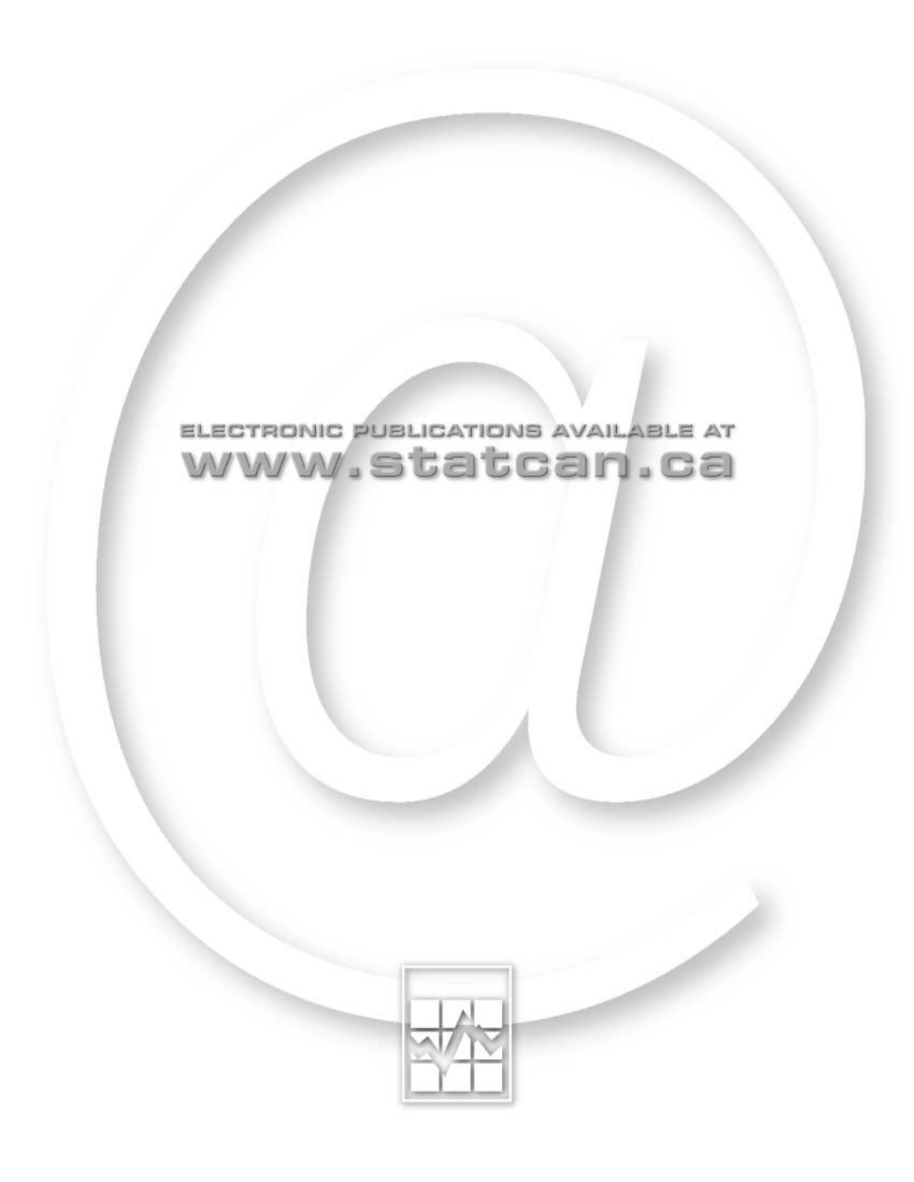ELECTRONIC PUBLICATIONS AVAILABLE AT

www.statcan.ca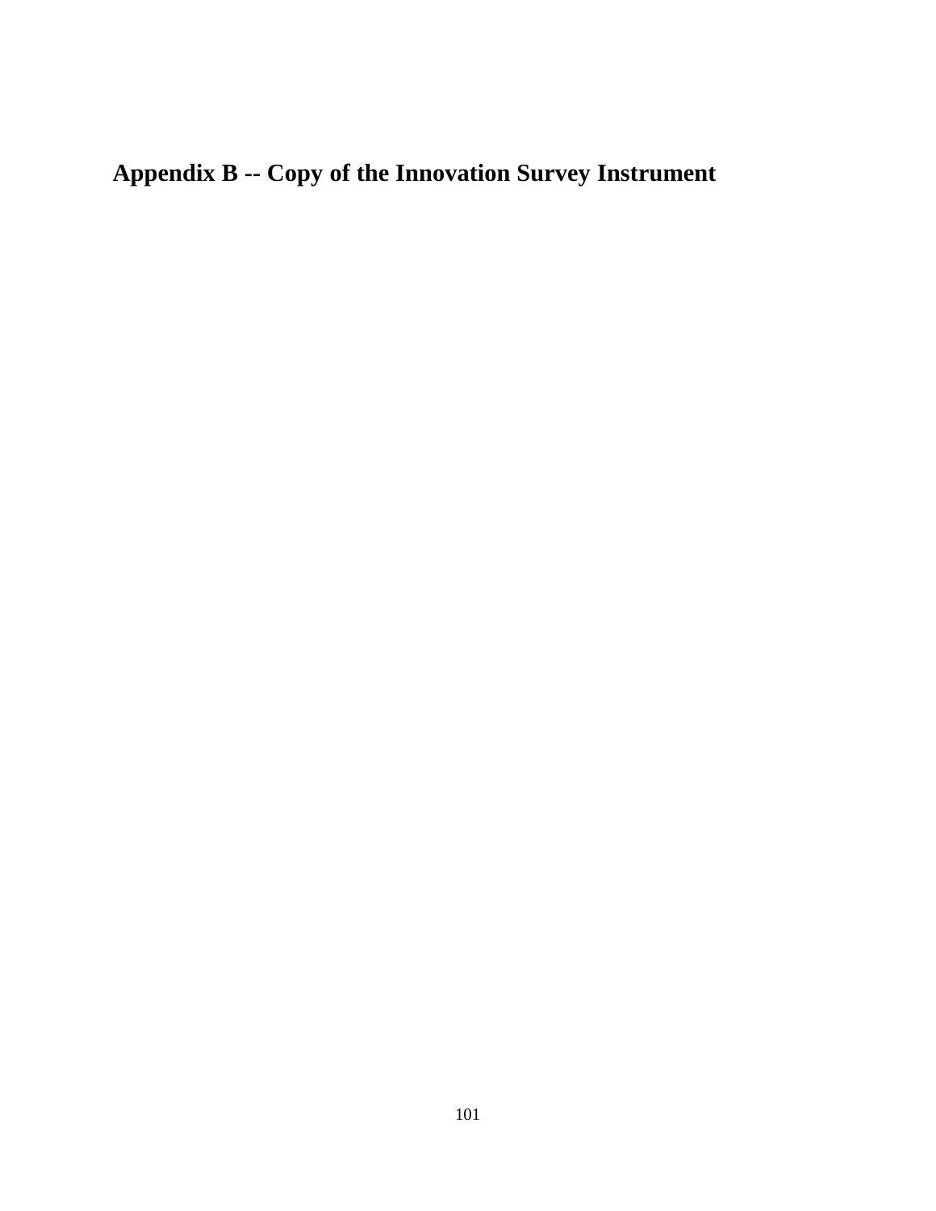# Appendix B -- Copy of the Innovation Survey Instrument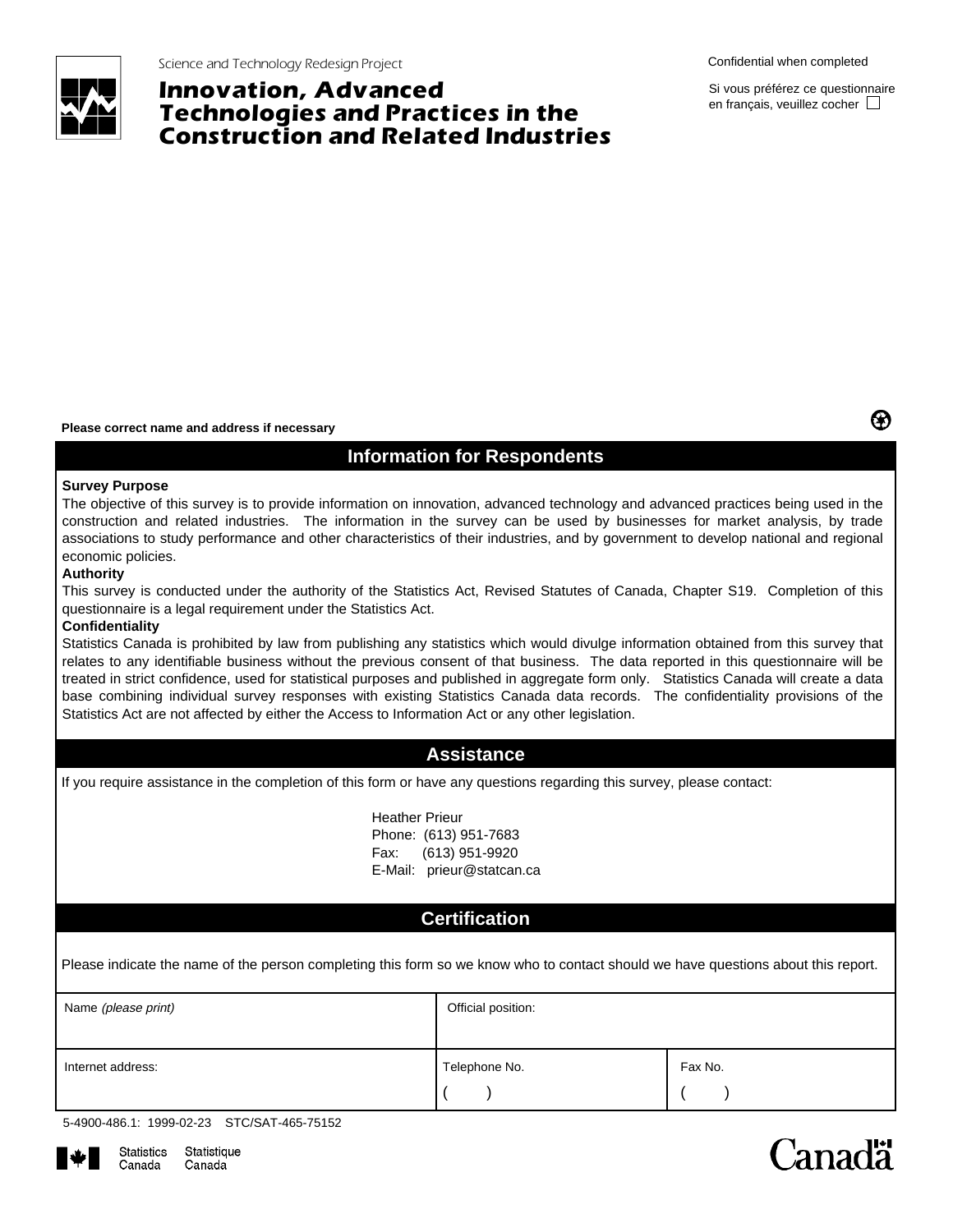Science and Technology Redesign Project

# Innovation, Advanced Technologies and Practices in the Construction and Related Industries

Confidential when completed

Si vous préférez ce questionnaire en français, veuillez cocher ☐

**Please correct name and address if necessary**

## Information for Respondents

**Survey Purpose**

The objective of this survey is to provide information on innovation, advanced technology and advanced practices being used in the construction and related industries. The information in the survey can be used by businesses for market analysis, by trade associations to study performance and other characteristics of their industries, and by government to develop national and regional economic policies.

**Authority**

This survey is conducted under the authority of the Statistics Act, Revised Statutes of Canada, Chapter S19. Completion of this questionnaire is a legal requirement under the Statistics Act.

**Confidentiality**

Statistics Canada is prohibited by law from publishing any statistics which would divulge information obtained from this survey that relates to any identifiable business without the previous consent of that business. The data reported in this questionnaire will be treated in strict confidence, used for statistical purposes and published in aggregate form only. Statistics Canada will create a data base combining individual survey responses with existing Statistics Canada data records. The confidentiality provisions of the Statistics Act are not affected by either the Access to Information Act or any other legislation.

## Assistance

If you require assistance in the completion of this form or have any questions regarding this survey, please contact:

Heather Prieur
Phone: (613) 951-7683
Fax: (613) 951-9920
E-Mail: prieur@statcan.ca

## Certification

Please indicate the name of the person completing this form so we know who to contact should we have questions about this report.

| Name *(please print)* | Official position: | |
|---|---|---|
| Internet address: | Telephone No. ( ) | Fax No. ( ) |

5-4900-486.1: 1999-02-23 STC/SAT-465-75152

Statistics Canada Statistique Canada

Canada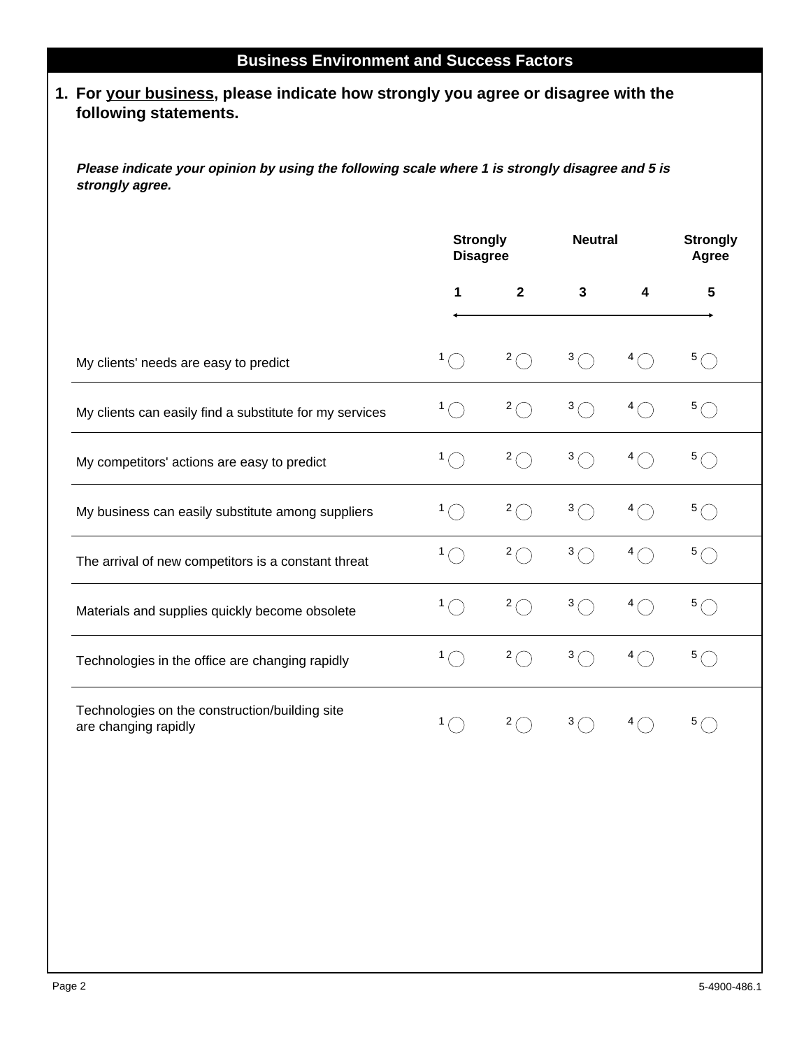## Business Environment and Success Factors

**1. For <u>your business</u>, please indicate how strongly you agree or disagree with the following statements.**

***Please indicate your opinion by using the following scale where 1 is strongly disagree and 5 is strongly agree.***

| | Strongly Disagree 1 | 2 | Neutral 3 | 4 | Strongly Agree 5 |
|---|---|---|---|---|---|
| My clients' needs are easy to predict | 1 ◯ | 2 ◯ | 3 ◯ | 4 ◯ | 5 ◯ |
| My clients can easily find a substitute for my services | 1 ◯ | 2 ◯ | 3 ◯ | 4 ◯ | 5 ◯ |
| My competitors' actions are easy to predict | 1 ◯ | 2 ◯ | 3 ◯ | 4 ◯ | 5 ◯ |
| My business can easily substitute among suppliers | 1 ◯ | 2 ◯ | 3 ◯ | 4 ◯ | 5 ◯ |
| The arrival of new competitors is a constant threat | 1 ◯ | 2 ◯ | 3 ◯ | 4 ◯ | 5 ◯ |
| Materials and supplies quickly become obsolete | 1 ◯ | 2 ◯ | 3 ◯ | 4 ◯ | 5 ◯ |
| Technologies in the office are changing rapidly | 1 ◯ | 2 ◯ | 3 ◯ | 4 ◯ | 5 ◯ |
| Technologies on the construction/building site are changing rapidly | 1 ◯ | 2 ◯ | 3 ◯ | 4 ◯ | 5 ◯ |

5-4900-486.1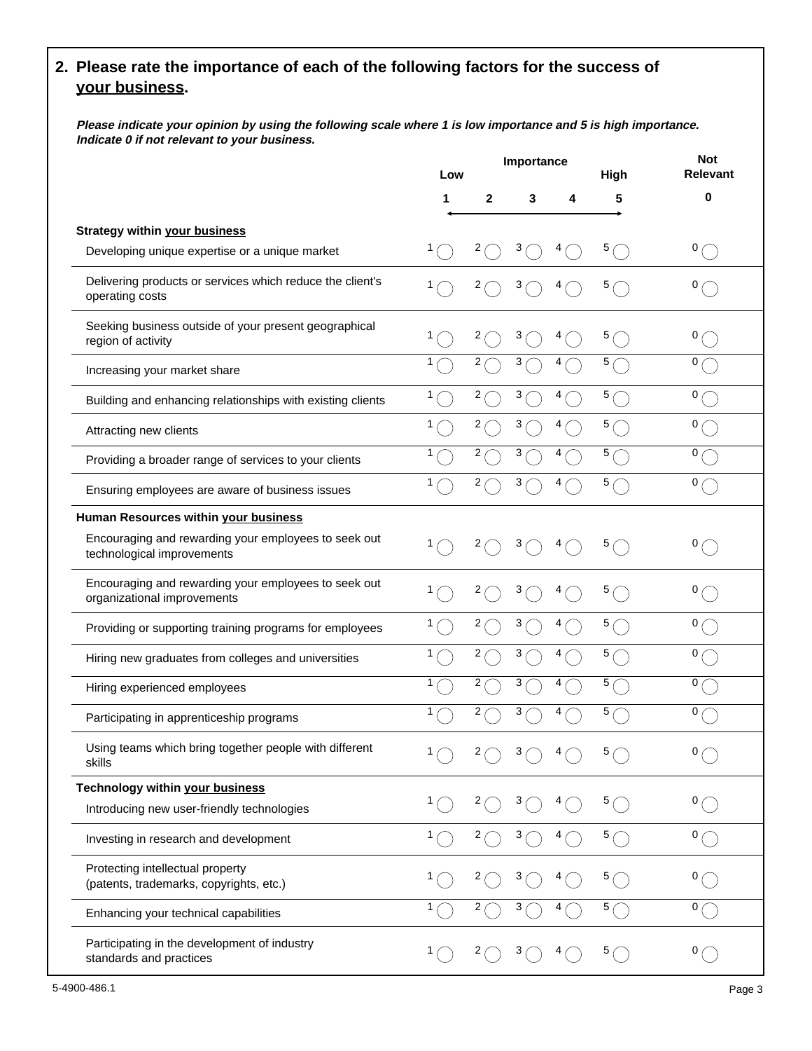## 2. Please rate the importance of each of the following factors for the success of <u>your business</u>.

***Please indicate your opinion by using the following scale where 1 is low importance and 5 is high importance. Indicate 0 if not relevant to your business.***

| | Importance: 1 (Low) | 2 | 3 | 4 | 5 (High) | Not Relevant: 0 |
|---|---|---|---|---|---|---|
| **Strategy within your business** | | | | | | |
| Developing unique expertise or a unique market | 1 ◯ | 2 ◯ | 3 ◯ | 4 ◯ | 5 ◯ | 0 ◯ |
| Delivering products or services which reduce the client's operating costs | 1 ◯ | 2 ◯ | 3 ◯ | 4 ◯ | 5 ◯ | 0 ◯ |
| Seeking business outside of your present geographical region of activity | 1 ◯ | 2 ◯ | 3 ◯ | 4 ◯ | 5 ◯ | 0 ◯ |
| Increasing your market share | 1 ◯ | 2 ◯ | 3 ◯ | 4 ◯ | 5 ◯ | 0 ◯ |
| Building and enhancing relationships with existing clients | 1 ◯ | 2 ◯ | 3 ◯ | 4 ◯ | 5 ◯ | 0 ◯ |
| Attracting new clients | 1 ◯ | 2 ◯ | 3 ◯ | 4 ◯ | 5 ◯ | 0 ◯ |
| Providing a broader range of services to your clients | 1 ◯ | 2 ◯ | 3 ◯ | 4 ◯ | 5 ◯ | 0 ◯ |
| Ensuring employees are aware of business issues | 1 ◯ | 2 ◯ | 3 ◯ | 4 ◯ | 5 ◯ | 0 ◯ |
| **Human Resources within your business** | | | | | | |
| Encouraging and rewarding your employees to seek out technological improvements | 1 ◯ | 2 ◯ | 3 ◯ | 4 ◯ | 5 ◯ | 0 ◯ |
| Encouraging and rewarding your employees to seek out organizational improvements | 1 ◯ | 2 ◯ | 3 ◯ | 4 ◯ | 5 ◯ | 0 ◯ |
| Providing or supporting training programs for employees | 1 ◯ | 2 ◯ | 3 ◯ | 4 ◯ | 5 ◯ | 0 ◯ |
| Hiring new graduates from colleges and universities | 1 ◯ | 2 ◯ | 3 ◯ | 4 ◯ | 5 ◯ | 0 ◯ |
| Hiring experienced employees | 1 ◯ | 2 ◯ | 3 ◯ | 4 ◯ | 5 ◯ | 0 ◯ |
| Participating in apprenticeship programs | 1 ◯ | 2 ◯ | 3 ◯ | 4 ◯ | 5 ◯ | 0 ◯ |
| Using teams which bring together people with different skills | 1 ◯ | 2 ◯ | 3 ◯ | 4 ◯ | 5 ◯ | 0 ◯ |
| **Technology within your business** | | | | | | |
| Introducing new user-friendly technologies | 1 ◯ | 2 ◯ | 3 ◯ | 4 ◯ | 5 ◯ | 0 ◯ |
| Investing in research and development | 1 ◯ | 2 ◯ | 3 ◯ | 4 ◯ | 5 ◯ | 0 ◯ |
| Protecting intellectual property (patents, trademarks, copyrights, etc.) | 1 ◯ | 2 ◯ | 3 ◯ | 4 ◯ | 5 ◯ | 0 ◯ |
| Enhancing your technical capabilities | 1 ◯ | 2 ◯ | 3 ◯ | 4 ◯ | 5 ◯ | 0 ◯ |
| Participating in the development of industry standards and practices | 1 ◯ | 2 ◯ | 3 ◯ | 4 ◯ | 5 ◯ | 0 ◯ |

5-4900-486.1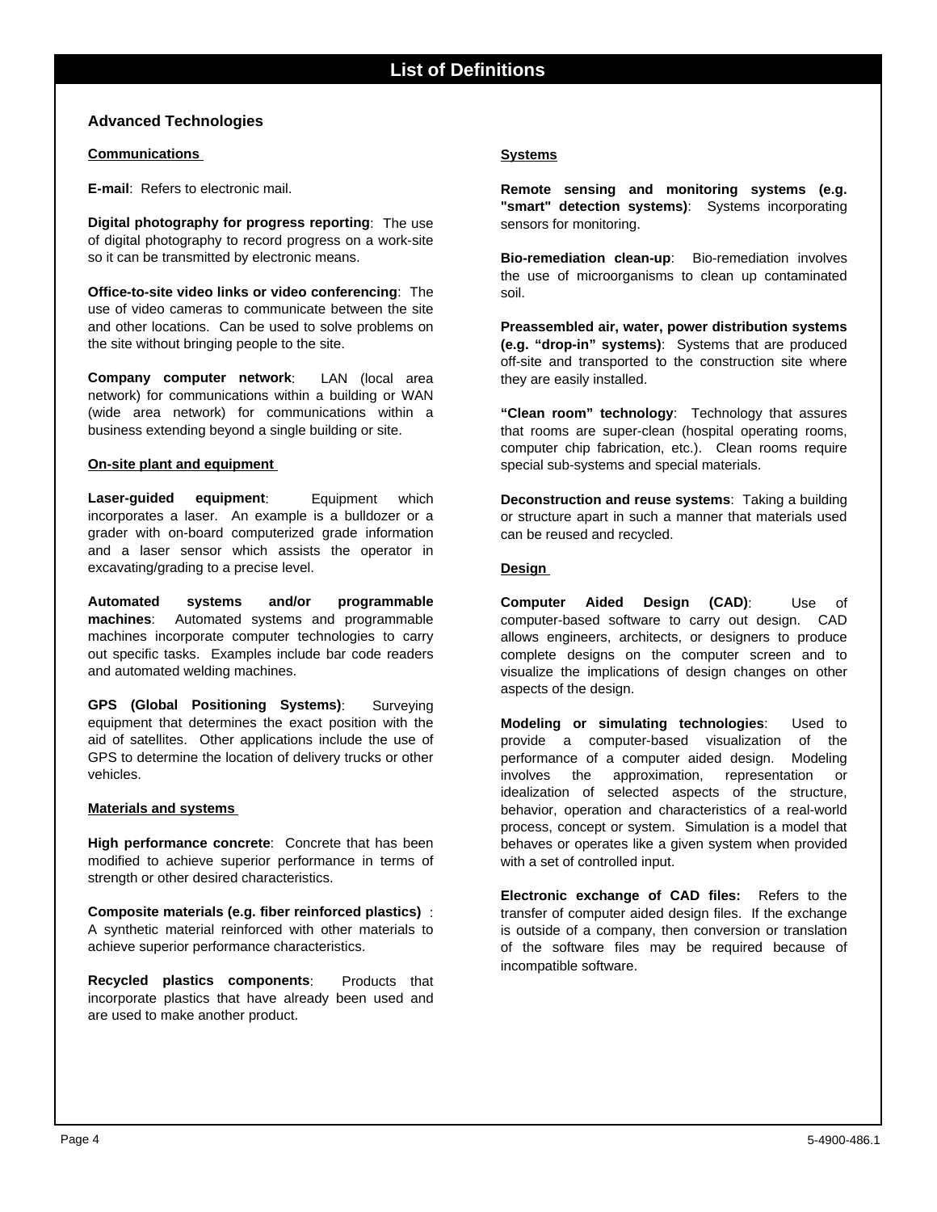# List of Definitions

## Advanced Technologies

### Communications

**E-mail**: Refers to electronic mail.

**Digital photography for progress reporting**: The use of digital photography to record progress on a work-site so it can be transmitted by electronic means.

**Office-to-site video links or video conferencing**: The use of video cameras to communicate between the site and other locations. Can be used to solve problems on the site without bringing people to the site.

**Company computer network**: LAN (local area network) for communications within a building or WAN (wide area network) for communications within a business extending beyond a single building or site.

### On-site plant and equipment

**Laser-guided equipment**: Equipment which incorporates a laser. An example is a bulldozer or a grader with on-board computerized grade information and a laser sensor which assists the operator in excavating/grading to a precise level.

**Automated systems and/or programmable machines**: Automated systems and programmable machines incorporate computer technologies to carry out specific tasks. Examples include bar code readers and automated welding machines.

**GPS (Global Positioning Systems)**: Surveying equipment that determines the exact position with the aid of satellites. Other applications include the use of GPS to determine the location of delivery trucks or other vehicles.

### Materials and systems

**High performance concrete**: Concrete that has been modified to achieve superior performance in terms of strength or other desired characteristics.

**Composite materials (e.g. fiber reinforced plastics)** : A synthetic material reinforced with other materials to achieve superior performance characteristics.

**Recycled plastics components**: Products that incorporate plastics that have already been used and are used to make another product.

### Systems

**Remote sensing and monitoring systems (e.g. "smart" detection systems)**: Systems incorporating sensors for monitoring.

**Bio-remediation clean-up**: Bio-remediation involves the use of microorganisms to clean up contaminated soil.

**Preassembled air, water, power distribution systems (e.g. "drop-in" systems)**: Systems that are produced off-site and transported to the construction site where they are easily installed.

**"Clean room" technology**: Technology that assures that rooms are super-clean (hospital operating rooms, computer chip fabrication, etc.). Clean rooms require special sub-systems and special materials.

**Deconstruction and reuse systems**: Taking a building or structure apart in such a manner that materials used can be reused and recycled.

### Design

**Computer Aided Design (CAD)**: Use of computer-based software to carry out design. CAD allows engineers, architects, or designers to produce complete designs on the computer screen and to visualize the implications of design changes on other aspects of the design.

**Modeling or simulating technologies**: Used to provide a computer-based visualization of the performance of a computer aided design. Modeling involves the approximation, representation or idealization of selected aspects of the structure, behavior, operation and characteristics of a real-world process, concept or system. Simulation is a model that behaves or operates like a given system when provided with a set of controlled input.

**Electronic exchange of CAD files:** Refers to the transfer of computer aided design files. If the exchange is outside of a company, then conversion or translation of the software files may be required because of incompatible software.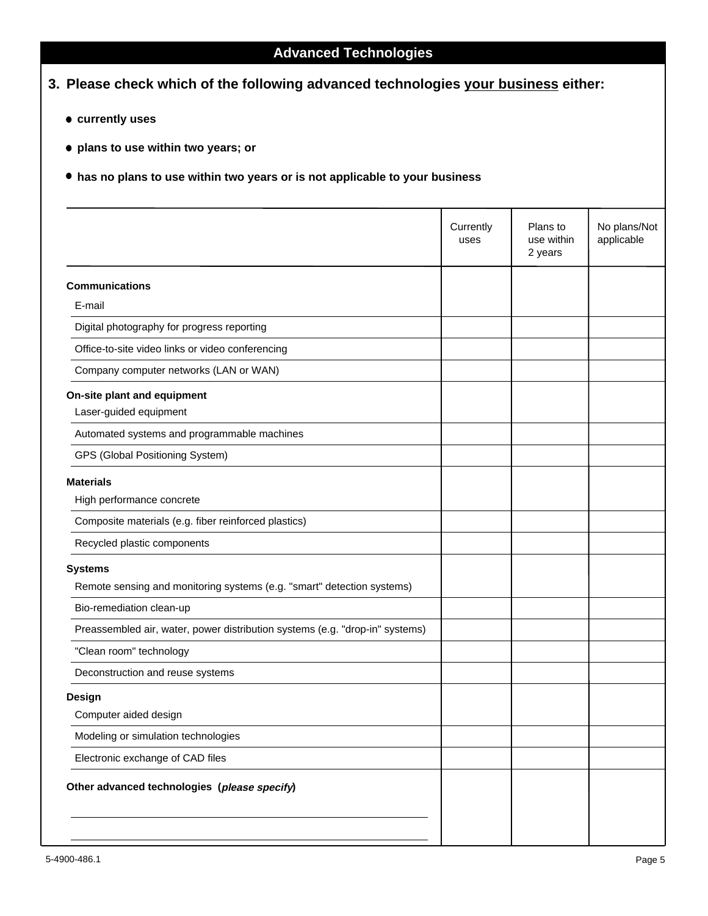## Advanced Technologies

**3. Please check which of the following advanced technologies <u>your business</u> either:**

- **currently uses**
- **plans to use within two years; or**
- **has no plans to use within two years or is not applicable to your business**

| | Currently uses | Plans to use within 2 years | No plans/Not applicable |
|---|---|---|---|
| **Communications** | | | |
| E-mail | | | |
| Digital photography for progress reporting | | | |
| Office-to-site video links or video conferencing | | | |
| Company computer networks (LAN or WAN) | | | |
| **On-site plant and equipment** | | | |
| Laser-guided equipment | | | |
| Automated systems and programmable machines | | | |
| GPS (Global Positioning System) | | | |
| **Materials** | | | |
| High performance concrete | | | |
| Composite materials (e.g. fiber reinforced plastics) | | | |
| Recycled plastic components | | | |
| **Systems** | | | |
| Remote sensing and monitoring systems (e.g. "smart" detection systems) | | | |
| Bio-remediation clean-up | | | |
| Preassembled air, water, power distribution systems (e.g. "drop-in" systems) | | | |
| "Clean room" technology | | | |
| Deconstruction and reuse systems | | | |
| **Design** | | | |
| Computer aided design | | | |
| Modeling or simulation technologies | | | |
| Electronic exchange of CAD files | | | |
| **Other advanced technologies (*please specify*)** | | | |
| ______________________________ | | | |
| ______________________________ | | | |

5-4900-486.1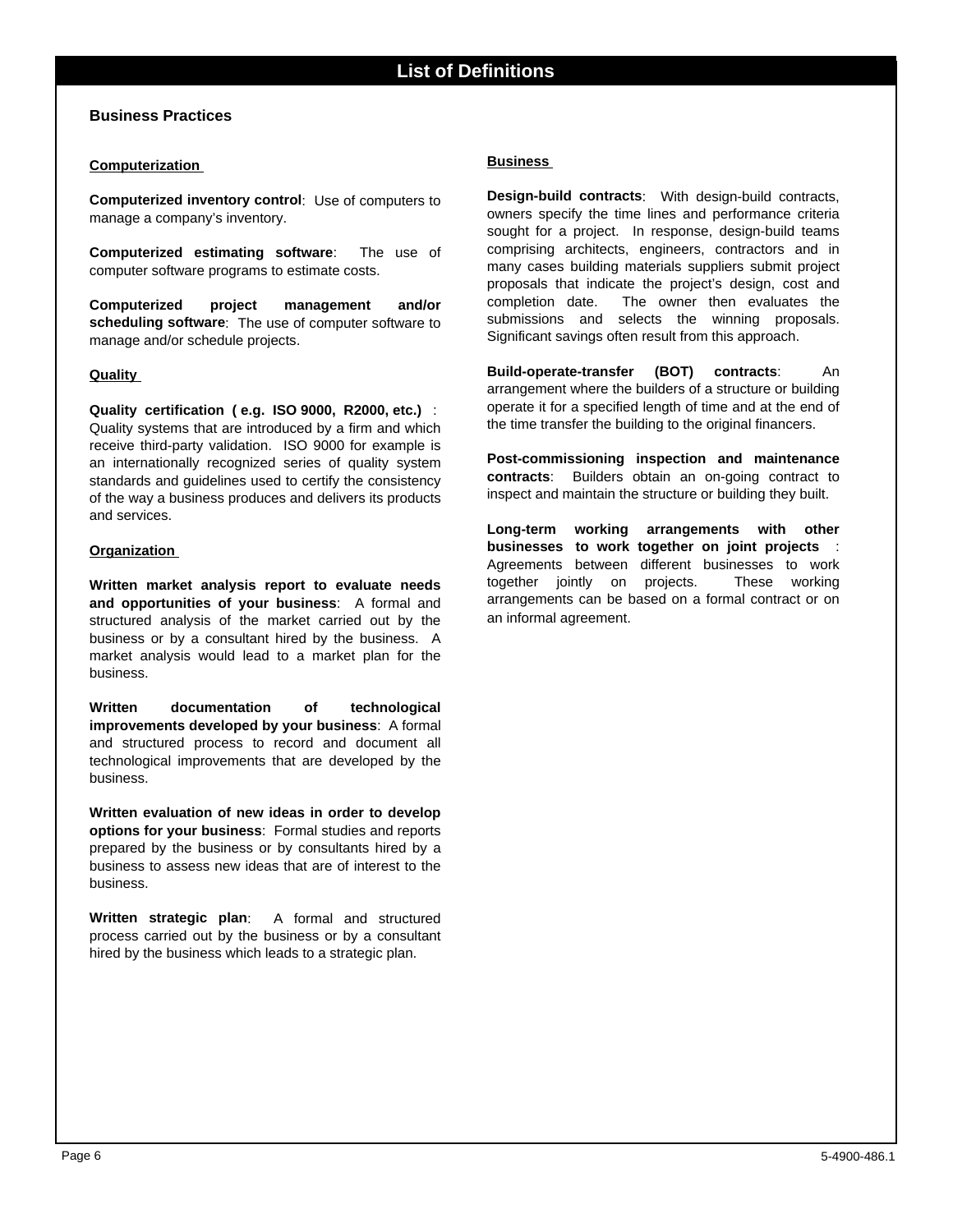# List of Definitions

## Business Practices

### Computerization

**Computerized inventory control**: Use of computers to manage a company's inventory.

**Computerized estimating software**: The use of computer software programs to estimate costs.

**Computerized project management and/or scheduling software**: The use of computer software to manage and/or schedule projects.

### Quality

**Quality certification ( e.g. ISO 9000, R2000, etc.)** : Quality systems that are introduced by a firm and which receive third-party validation. ISO 9000 for example is an internationally recognized series of quality system standards and guidelines used to certify the consistency of the way a business produces and delivers its products and services.

### Organization

**Written market analysis report to evaluate needs and opportunities of your business**: A formal and structured analysis of the market carried out by the business or by a consultant hired by the business. A market analysis would lead to a market plan for the business.

**Written documentation of technological improvements developed by your business**: A formal and structured process to record and document all technological improvements that are developed by the business.

**Written evaluation of new ideas in order to develop options for your business**: Formal studies and reports prepared by the business or by consultants hired by a business to assess new ideas that are of interest to the business.

**Written strategic plan**: A formal and structured process carried out by the business or by a consultant hired by the business which leads to a strategic plan.

### Business

**Design-build contracts**: With design-build contracts, owners specify the time lines and performance criteria sought for a project. In response, design-build teams comprising architects, engineers, contractors and in many cases building materials suppliers submit project proposals that indicate the project's design, cost and completion date. The owner then evaluates the submissions and selects the winning proposals. Significant savings often result from this approach.

**Build-operate-transfer (BOT) contracts**: An arrangement where the builders of a structure or building operate it for a specified length of time and at the end of the time transfer the building to the original financers.

**Post-commissioning inspection and maintenance contracts**: Builders obtain an on-going contract to inspect and maintain the structure or building they built.

**Long-term working arrangements with other businesses to work together on joint projects** : Agreements between different businesses to work together jointly on projects. These working arrangements can be based on a formal contract or on an informal agreement.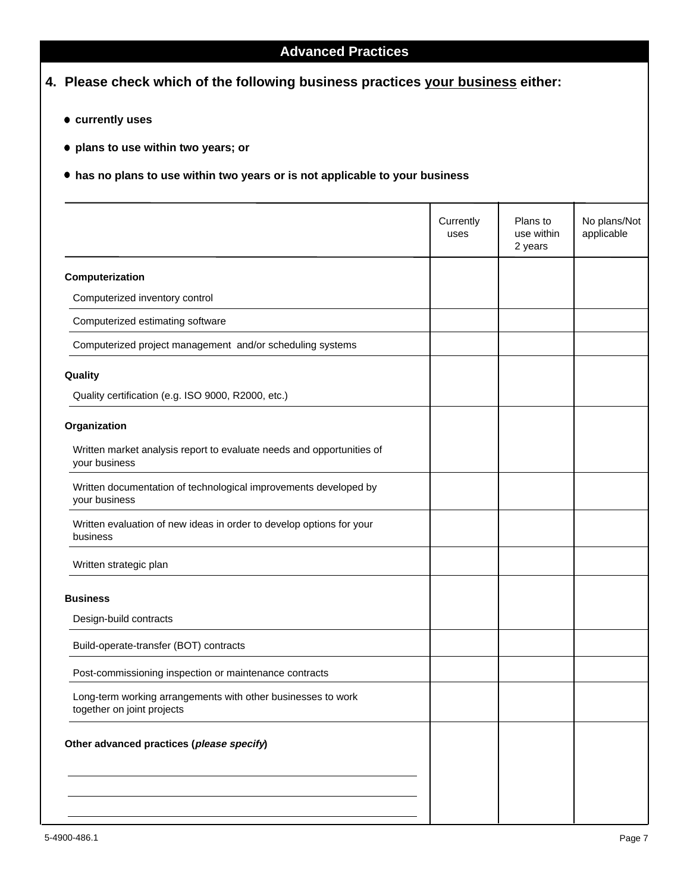## Advanced Practices

**4. Please check which of the following business practices <u>your business</u> either:**

- **currently uses**
- **plans to use within two years; or**
- **has no plans to use within two years or is not applicable to your business**

| | Currently uses | Plans to use within 2 years | No plans/Not applicable |
|---|---|---|---|
| **Computerization** | | | |
| Computerized inventory control | | | |
| Computerized estimating software | | | |
| Computerized project management and/or scheduling systems | | | |
| **Quality** | | | |
| Quality certification (e.g. ISO 9000, R2000, etc.) | | | |
| **Organization** | | | |
| Written market analysis report to evaluate needs and opportunities of your business | | | |
| Written documentation of technological improvements developed by your business | | | |
| Written evaluation of new ideas in order to develop options for your business | | | |
| Written strategic plan | | | |
| **Business** | | | |
| Design-build contracts | | | |
| Build-operate-transfer (BOT) contracts | | | |
| Post-commissioning inspection or maintenance contracts | | | |
| Long-term working arrangements with other businesses to work together on joint projects | | | |
| **Other advanced practices (*please specify*)** | | | |
| ______________________________ | | | |
| ______________________________ | | | |
| ______________________________ | | | |

5-4900-486.1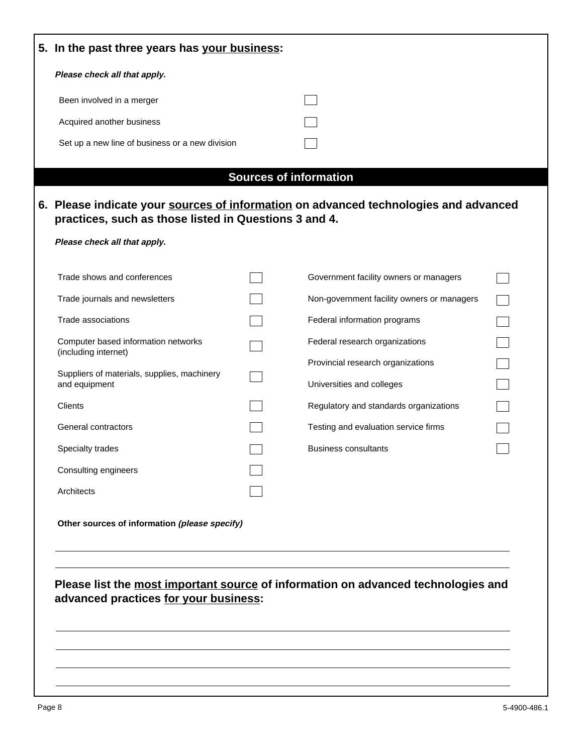**5. In the past three years has your business:**

***Please check all that apply.***

- Been involved in a merger ☐
- Acquired another business ☐
- Set up a new line of business or a new division ☐

## Sources of information

**6. Please indicate your sources of information on advanced technologies and advanced practices, such as those listed in Questions 3 and 4.**

***Please check all that apply.***

- Trade shows and conferences ☐
- Trade journals and newsletters ☐
- Trade associations ☐
- Computer based information networks (including internet) ☐
- Suppliers of materials, supplies, machinery and equipment ☐
- Clients ☐
- General contractors ☐
- Specialty trades ☐
- Consulting engineers ☐
- Architects ☐
- Government facility owners or managers ☐
- Non-government facility owners or managers ☐
- Federal information programs ☐
- Federal research organizations ☐
- Provincial research organizations ☐
- Universities and colleges ☐
- Regulatory and standards organizations ☐
- Testing and evaluation service firms ☐
- Business consultants ☐

**Other sources of information *(please specify)***

______________________________________________

______________________________________________

**Please list the most important source of information on advanced technologies and advanced practices for your business:**

______________________________________________

______________________________________________

______________________________________________

______________________________________________

5-4900-486.1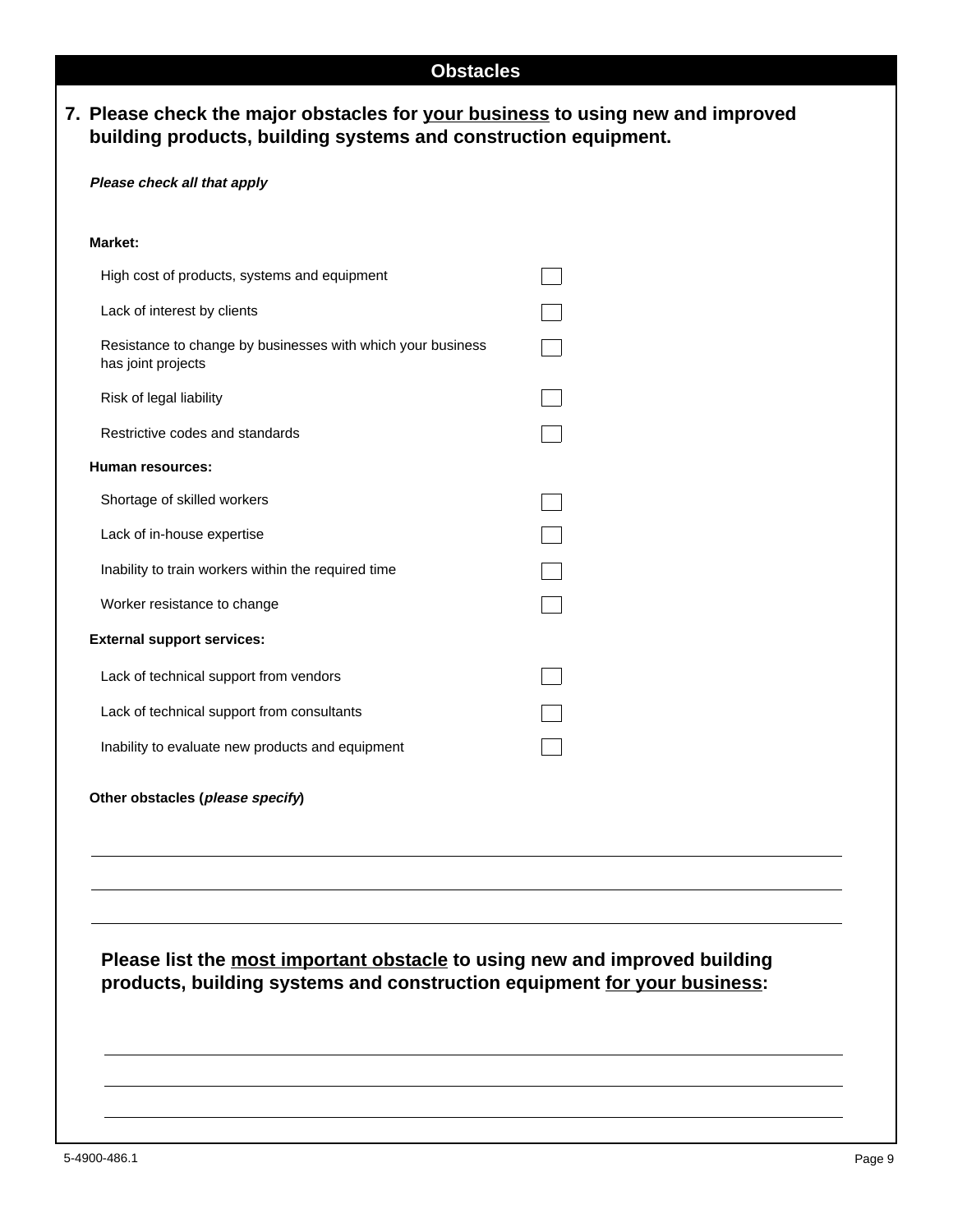## Obstacles

**7. Please check the major obstacles for <u>your business</u> to using new and improved building products, building systems and construction equipment.**

***Please check all that apply***

**Market:**

- High cost of products, systems and equipment ☐
- Lack of interest by clients ☐
- Resistance to change by businesses with which your business has joint projects ☐
- Risk of legal liability ☐
- Restrictive codes and standards ☐

**Human resources:**

- Shortage of skilled workers ☐
- Lack of in-house expertise ☐
- Inability to train workers within the required time ☐
- Worker resistance to change ☐

**External support services:**

- Lack of technical support from vendors ☐
- Lack of technical support from consultants ☐
- Inability to evaluate new products and equipment ☐

**Other obstacles (*please specify*)**

\_\_\_\_\_\_\_\_\_\_\_\_\_\_\_\_\_\_\_\_\_\_\_\_\_\_\_\_\_\_\_\_\_\_\_\_\_\_\_\_

\_\_\_\_\_\_\_\_\_\_\_\_\_\_\_\_\_\_\_\_\_\_\_\_\_\_\_\_\_\_\_\_\_\_\_\_\_\_\_\_

\_\_\_\_\_\_\_\_\_\_\_\_\_\_\_\_\_\_\_\_\_\_\_\_\_\_\_\_\_\_\_\_\_\_\_\_\_\_\_\_

**Please list the <u>most important obstacle</u> to using new and improved building products, building systems and construction equipment <u>for your business</u>:**

\_\_\_\_\_\_\_\_\_\_\_\_\_\_\_\_\_\_\_\_\_\_\_\_\_\_\_\_\_\_\_\_\_\_\_\_\_\_\_\_

\_\_\_\_\_\_\_\_\_\_\_\_\_\_\_\_\_\_\_\_\_\_\_\_\_\_\_\_\_\_\_\_\_\_\_\_\_\_\_\_

\_\_\_\_\_\_\_\_\_\_\_\_\_\_\_\_\_\_\_\_\_\_\_\_\_\_\_\_\_\_\_\_\_\_\_\_\_\_\_\_

5-4900-486.1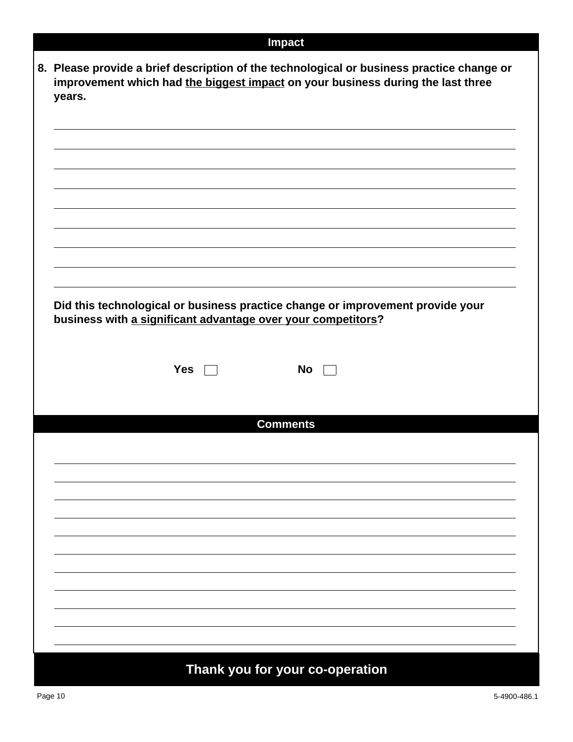## Impact

**8. Please provide a brief description of the technological or business practice change or improvement which had <u>the biggest impact</u> on your business during the last three years.**

**Did this technological or business practice change or improvement provide your business with <u>a significant advantage over your competitors</u>?**

**Yes** ☐ **No** ☐

## Comments

## Thank you for your co-operation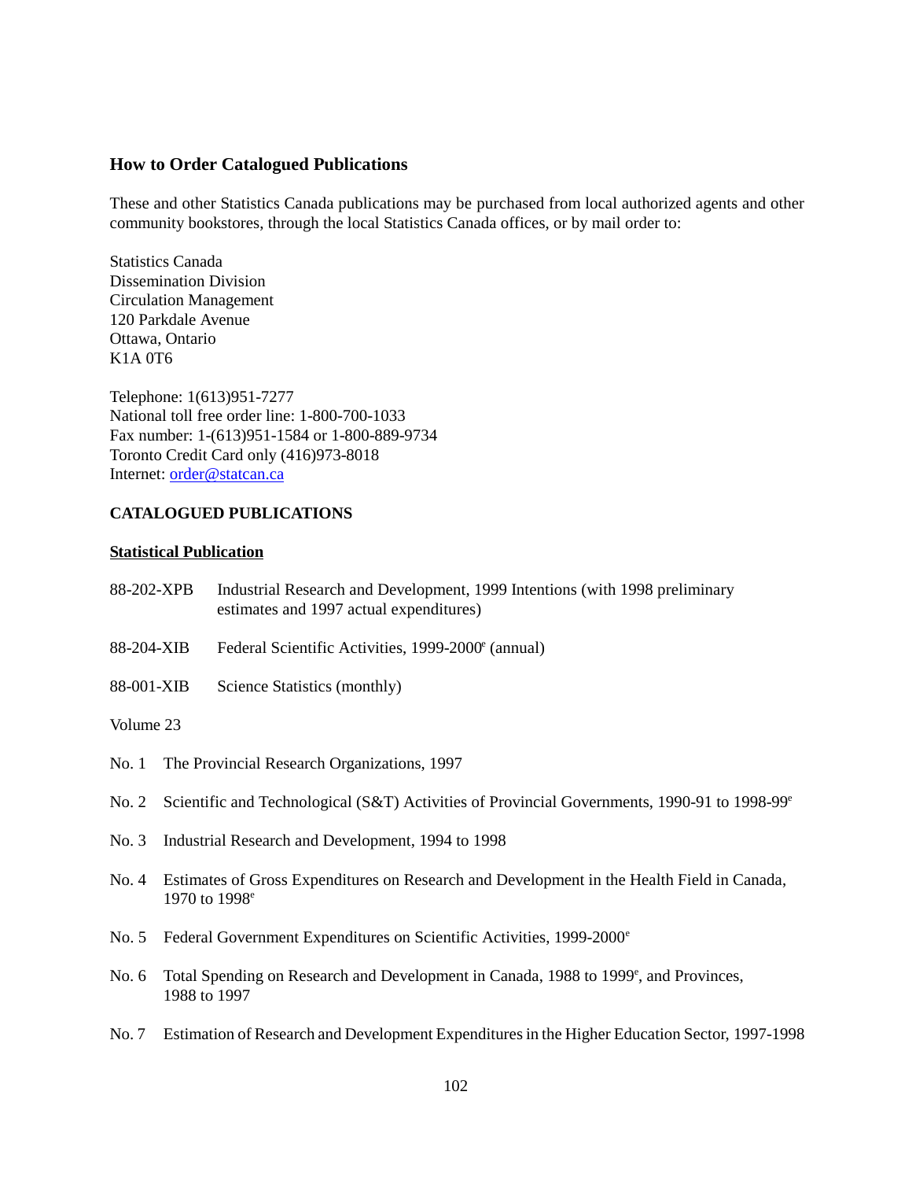### How to Order Catalogued Publications

These and other Statistics Canada publications may be purchased from local authorized agents and other community bookstores, through the local Statistics Canada offices, or by mail order to:

Statistics Canada
Dissemination Division
Circulation Management
120 Parkdale Avenue
Ottawa, Ontario
K1A 0T6

Telephone: 1(613)951-7277
National toll free order line: 1-800-700-1033
Fax number: 1-(613)951-1584 or 1-800-889-9734
Toronto Credit Card only (416)973-8018
Internet: order@statcan.ca

**CATALOGUED PUBLICATIONS**

**Statistical Publication**

88-202-XPB Industrial Research and Development, 1999 Intentions (with 1998 preliminary estimates and 1997 actual expenditures)

88-204-XIB Federal Scientific Activities, 1999-2000[e] (annual)

88-001-XIB Science Statistics (monthly)

Volume 23

No. 1 The Provincial Research Organizations, 1997

No. 2 Scientific and Technological (S&T) Activities of Provincial Governments, 1990-91 to 1998-99[e]

No. 3 Industrial Research and Development, 1994 to 1998

No. 4 Estimates of Gross Expenditures on Research and Development in the Health Field in Canada, 1970 to 1998[e]

No. 5 Federal Government Expenditures on Scientific Activities, 1999-2000[e]

No. 6 Total Spending on Research and Development in Canada, 1988 to 1999[e], and Provinces, 1988 to 1997

No. 7 Estimation of Research and Development Expenditures in the Higher Education Sector, 1997-1998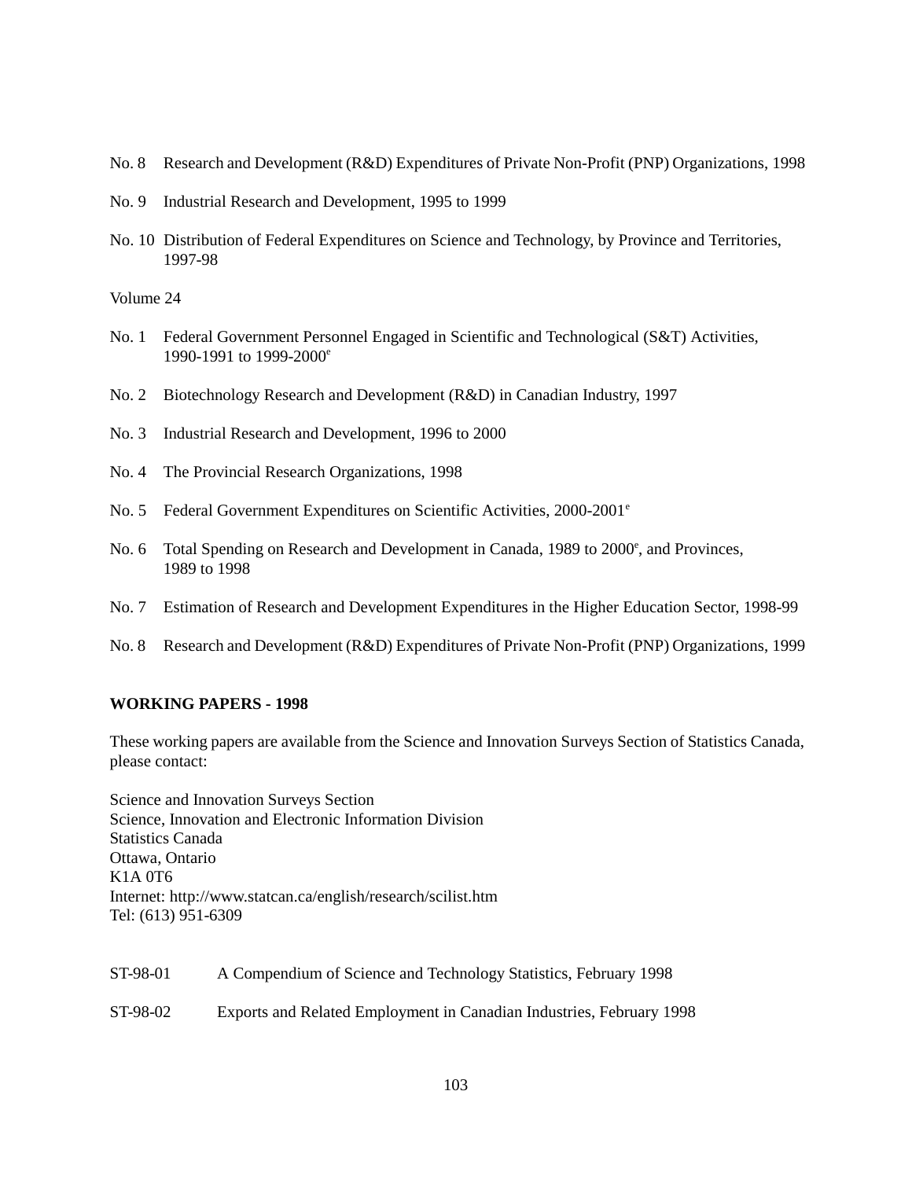No. 8 Research and Development (R&D) Expenditures of Private Non-Profit (PNP) Organizations, 1998

No. 9 Industrial Research and Development, 1995 to 1999

No. 10 Distribution of Federal Expenditures on Science and Technology, by Province and Territories, 1997-98

Volume 24

No. 1 Federal Government Personnel Engaged in Scientific and Technological (S&T) Activities, 1990-1991 to 1999-2000[e]

No. 2 Biotechnology Research and Development (R&D) in Canadian Industry, 1997

No. 3 Industrial Research and Development, 1996 to 2000

No. 4 The Provincial Research Organizations, 1998

No. 5 Federal Government Expenditures on Scientific Activities, 2000-2001[e]

No. 6 Total Spending on Research and Development in Canada, 1989 to 2000[e], and Provinces, 1989 to 1998

No. 7 Estimation of Research and Development Expenditures in the Higher Education Sector, 1998-99

No. 8 Research and Development (R&D) Expenditures of Private Non-Profit (PNP) Organizations, 1999

**WORKING PAPERS - 1998**

These working papers are available from the Science and Innovation Surveys Section of Statistics Canada, please contact:

Science and Innovation Surveys Section
Science, Innovation and Electronic Information Division
Statistics Canada
Ottawa, Ontario
K1A 0T6
Internet: http://www.statcan.ca/english/research/scilist.htm
Tel: (613) 951-6309

ST-98-01 A Compendium of Science and Technology Statistics, February 1998

ST-98-02 Exports and Related Employment in Canadian Industries, February 1998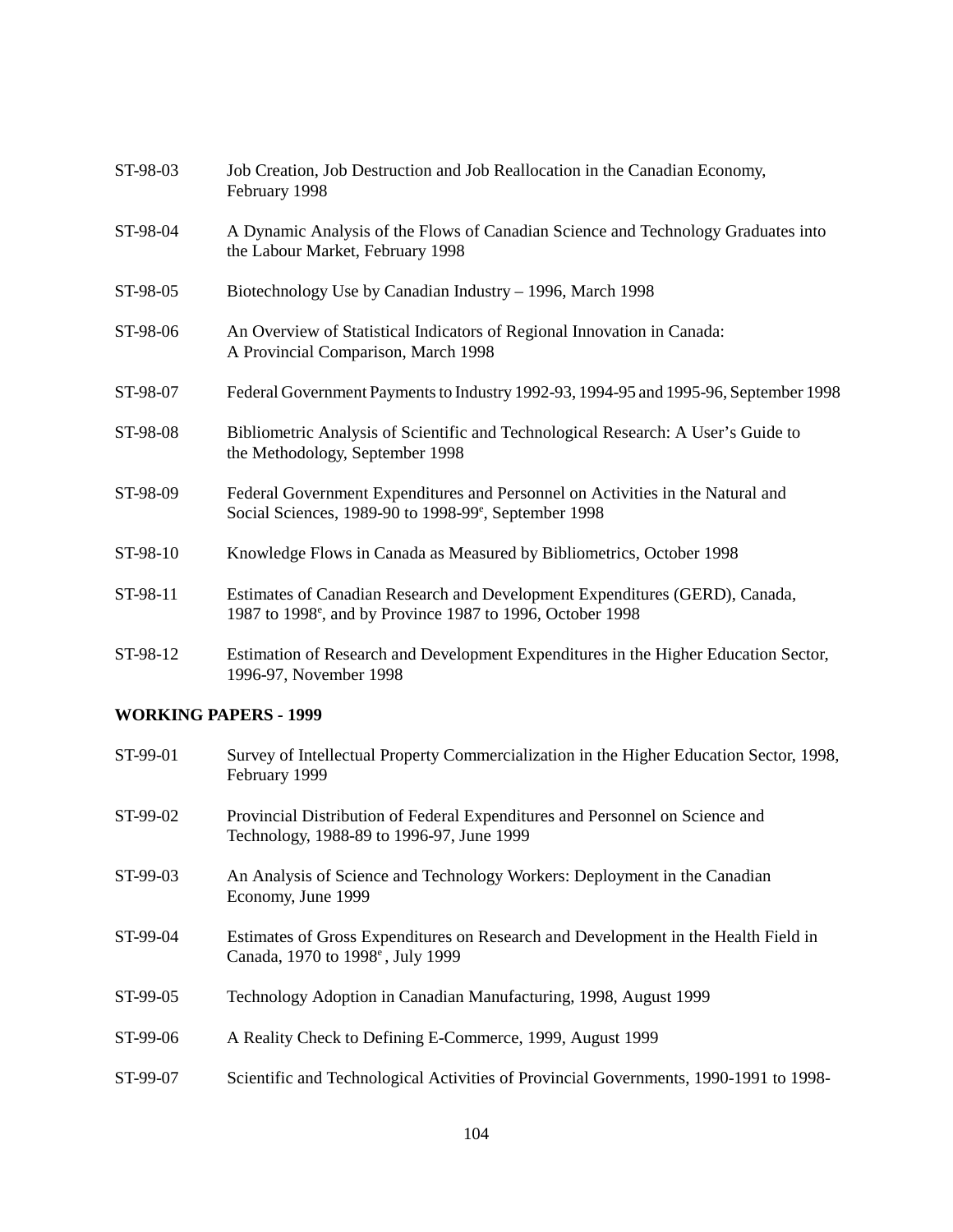ST-98-03 Job Creation, Job Destruction and Job Reallocation in the Canadian Economy, February 1998

ST-98-04 A Dynamic Analysis of the Flows of Canadian Science and Technology Graduates into the Labour Market, February 1998

ST-98-05 Biotechnology Use by Canadian Industry – 1996, March 1998

ST-98-06 An Overview of Statistical Indicators of Regional Innovation in Canada: A Provincial Comparison, March 1998

ST-98-07 Federal Government Payments to Industry 1992-93, 1994-95 and 1995-96, September 1998

ST-98-08 Bibliometric Analysis of Scientific and Technological Research: A User's Guide to the Methodology, September 1998

ST-98-09 Federal Government Expenditures and Personnel on Activities in the Natural and Social Sciences, 1989-90 to 1998-99[e], September 1998

ST-98-10 Knowledge Flows in Canada as Measured by Bibliometrics, October 1998

ST-98-11 Estimates of Canadian Research and Development Expenditures (GERD), Canada, 1987 to 1998[e], and by Province 1987 to 1996, October 1998

ST-98-12 Estimation of Research and Development Expenditures in the Higher Education Sector, 1996-97, November 1998

**WORKING PAPERS - 1999**

ST-99-01 Survey of Intellectual Property Commercialization in the Higher Education Sector, 1998, February 1999

ST-99-02 Provincial Distribution of Federal Expenditures and Personnel on Science and Technology, 1988-89 to 1996-97, June 1999

ST-99-03 An Analysis of Science and Technology Workers: Deployment in the Canadian Economy, June 1999

ST-99-04 Estimates of Gross Expenditures on Research and Development in the Health Field in Canada, 1970 to 1998[e], July 1999

ST-99-05 Technology Adoption in Canadian Manufacturing, 1998, August 1999

ST-99-06 A Reality Check to Defining E-Commerce, 1999, August 1999

ST-99-07 Scientific and Technological Activities of Provincial Governments, 1990-1991 to 1998-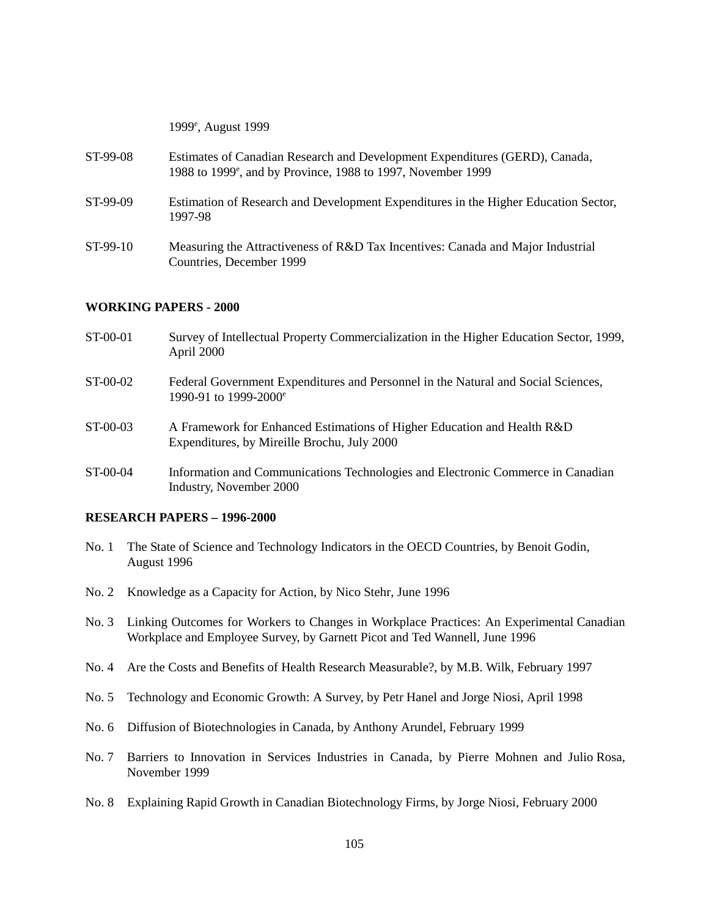1999[e], August 1999

ST-99-08 Estimates of Canadian Research and Development Expenditures (GERD), Canada, 1988 to 1999[e], and by Province, 1988 to 1997, November 1999

ST-99-09 Estimation of Research and Development Expenditures in the Higher Education Sector, 1997-98

ST-99-10 Measuring the Attractiveness of R&D Tax Incentives: Canada and Major Industrial Countries, December 1999

**WORKING PAPERS - 2000**

ST-00-01 Survey of Intellectual Property Commercialization in the Higher Education Sector, 1999, April 2000

ST-00-02 Federal Government Expenditures and Personnel in the Natural and Social Sciences, 1990-91 to 1999-2000[e]

ST-00-03 A Framework for Enhanced Estimations of Higher Education and Health R&D Expenditures, by Mireille Brochu, July 2000

ST-00-04 Information and Communications Technologies and Electronic Commerce in Canadian Industry, November 2000

**RESEARCH PAPERS – 1996-2000**

No. 1 The State of Science and Technology Indicators in the OECD Countries, by Benoit Godin, August 1996

No. 2 Knowledge as a Capacity for Action, by Nico Stehr, June 1996

No. 3 Linking Outcomes for Workers to Changes in Workplace Practices: An Experimental Canadian Workplace and Employee Survey, by Garnett Picot and Ted Wannell, June 1996

No. 4 Are the Costs and Benefits of Health Research Measurable?, by M.B. Wilk, February 1997

No. 5 Technology and Economic Growth: A Survey, by Petr Hanel and Jorge Niosi, April 1998

No. 6 Diffusion of Biotechnologies in Canada, by Anthony Arundel, February 1999

No. 7 Barriers to Innovation in Services Industries in Canada, by Pierre Mohnen and Julio Rosa, November 1999

No. 8 Explaining Rapid Growth in Canadian Biotechnology Firms, by Jorge Niosi, February 2000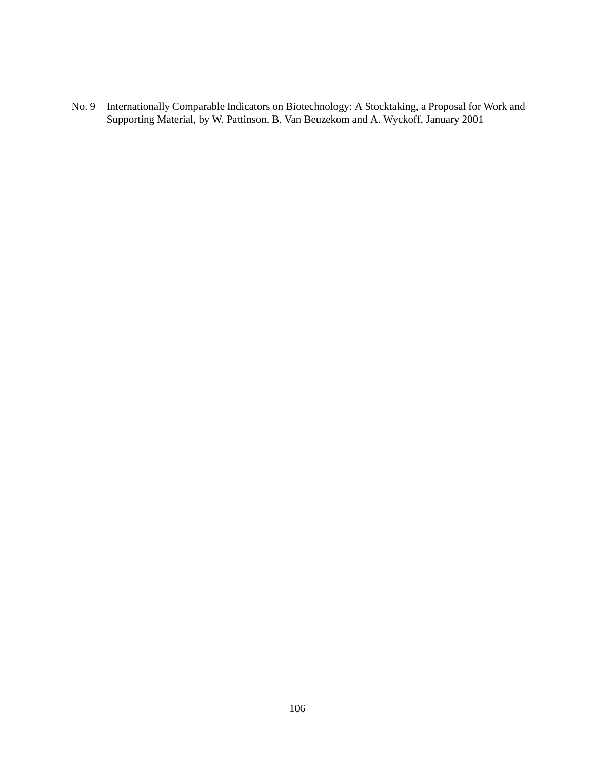No. 9 Internationally Comparable Indicators on Biotechnology: A Stocktaking, a Proposal for Work and Supporting Material, by W. Pattinson, B. Van Beuzekom and A. Wyckoff, January 2001